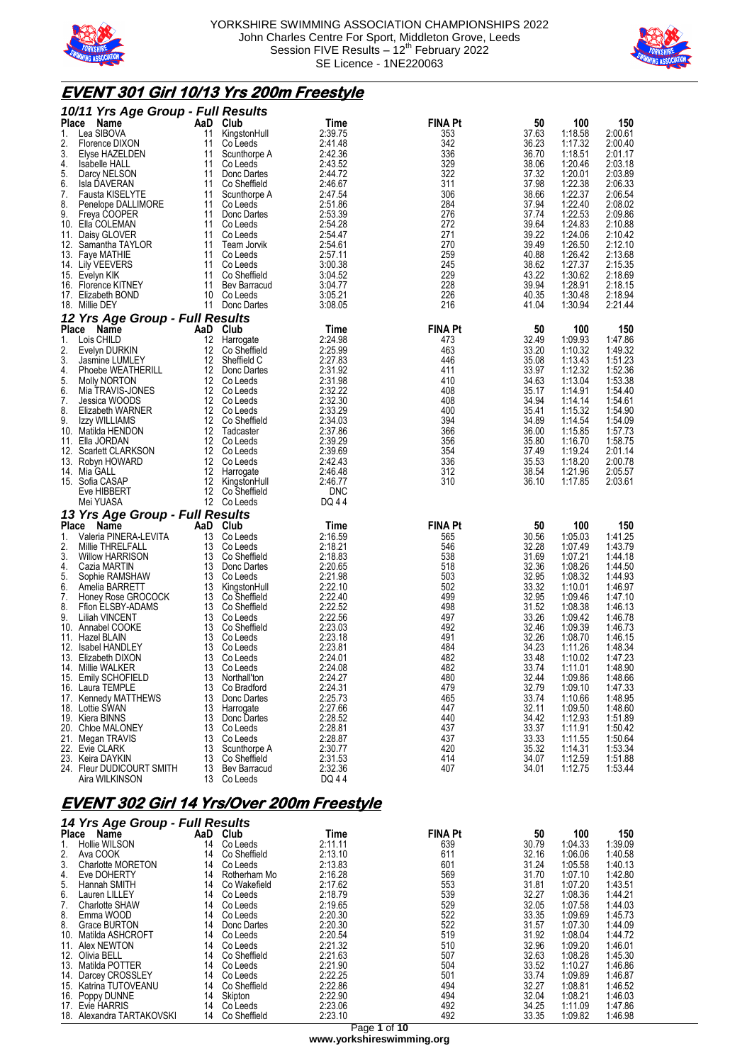# YORKSHIRE SWIMMING ASSOCIATION CHAMPIONSHIPS 2022

John Charles Centre For Sport, Middleton Grove, Leeds
Session FIVE Results – 12th February 2022
SE Licence - 1NE220063

## EVENT 301 Girl 10/13 Yrs 200m Freestyle

### 10/11 Yrs Age Group - Full Results

| Place | Name | AaD | Club | Time | FINA Pt | 50 | 100 | 150 |
|---|---|---|---|---|---|---|---|---|
| 1. | Lea SIBOVA | 11 | KingstonHull | 2:39.75 | 353 | 37.63 | 1:18.58 | 2:00.61 |
| 2. | Florence DIXON | 11 | Co Leeds | 2:41.48 | 342 | 36.23 | 1:17.32 | 2:00.40 |
| 3. | Elyse HAZELDEN | 11 | Scunthorpe A | 2:42.36 | 336 | 36.70 | 1:18.51 | 2:01.17 |
| 4. | Isabelle HALL | 11 | Co Leeds | 2:43.52 | 329 | 38.06 | 1:20.46 | 2:03.18 |
| 5. | Darcy NELSON | 11 | Donc Dartes | 2:44.72 | 322 | 37.32 | 1:20.01 | 2:03.89 |
| 6. | Isla DAVERAN | 11 | Co Sheffield | 2:46.67 | 311 | 37.98 | 1:22.38 | 2:06.33 |
| 7. | Fausta KISELYTE | 11 | Scunthorpe A | 2:47.54 | 306 | 38.66 | 1:22.37 | 2:06.54 |
| 8. | Penelope DALLIMORE | 11 | Co Leeds | 2:51.86 | 284 | 37.94 | 1:22.40 | 2:08.02 |
| 9. | Freya COOPER | 11 | Donc Dartes | 2:53.39 | 276 | 37.74 | 1:22.53 | 2:09.86 |
| 10. | Ella COLEMAN | 11 | Co Leeds | 2:54.28 | 272 | 39.64 | 1:24.83 | 2:10.88 |
| 11. | Daisy GLOVER | 11 | Co Leeds | 2:54.47 | 271 | 39.22 | 1:24.06 | 2:10.42 |
| 12. | Samantha TAYLOR | 11 | Team Jorvik | 2:54.61 | 270 | 39.49 | 1:26.50 | 2:12.10 |
| 13. | Faye MATHIE | 11 | Co Leeds | 2:57.11 | 259 | 40.88 | 1:26.42 | 2:13.68 |
| 14. | Lily VEEVERS | 11 | Co Leeds | 3:00.38 | 245 | 38.62 | 1:27.37 | 2:15.35 |
| 15. | Evelyn KIK | 11 | Co Sheffield | 3:04.52 | 229 | 43.22 | 1:30.62 | 2:18.69 |
| 16. | Florence KITNEY | 11 | Bev Barracud | 3:04.77 | 228 | 39.94 | 1:28.91 | 2:18.15 |
| 17. | Elizabeth BOND | 10 | Co Leeds | 3:05.21 | 226 | 40.35 | 1:30.48 | 2:18.94 |
| 18. | Millie DEY | 11 | Donc Dartes | 3:08.05 | 216 | 41.04 | 1:30.94 | 2:21.44 |

### 12 Yrs Age Group - Full Results

| Place | Name | AaD | Club | Time | FINA Pt | 50 | 100 | 150 |
|---|---|---|---|---|---|---|---|---|
| 1. | Lois CHILD | 12 | Harrogate | 2:24.98 | 473 | 32.49 | 1:09.93 | 1:47.86 |
| 2. | Evelyn DURKIN | 12 | Co Sheffield | 2:25.99 | 463 | 33.20 | 1:10.32 | 1:49.32 |
| 3. | Jasmine LUMLEY | 12 | Sheffield C | 2:27.83 | 446 | 35.08 | 1:13.43 | 1:51.23 |
| 4. | Phoebe WEATHERILL | 12 | Donc Dartes | 2:31.92 | 411 | 33.97 | 1:12.32 | 1:52.36 |
| 5. | Molly NORTON | 12 | Co Leeds | 2:31.98 | 410 | 34.63 | 1:13.04 | 1:53.38 |
| 6. | Mia TRAVIS-JONES | 12 | Co Leeds | 2:32.22 | 408 | 35.17 | 1:14.91 | 1:54.40 |
| 7. | Jessica WOODS | 12 | Co Leeds | 2:32.30 | 408 | 34.94 | 1:14.14 | 1:54.61 |
| 8. | Elizabeth WARNER | 12 | Co Leeds | 2:33.29 | 400 | 35.41 | 1:15.32 | 1:54.90 |
| 9. | Izzy WILLIAMS | 12 | Co Sheffield | 2:34.03 | 394 | 34.89 | 1:14.54 | 1:54.09 |
| 10. | Matilda HENDON | 12 | Tadcaster | 2:37.86 | 366 | 36.00 | 1:15.85 | 1:57.73 |
| 11. | Ella JORDAN | 12 | Co Leeds | 2:39.29 | 356 | 35.80 | 1:16.70 | 1:58.75 |
| 12. | Scarlett CLARKSON | 12 | Co Leeds | 2:39.69 | 354 | 37.49 | 1:19.24 | 2:01.14 |
| 13. | Robyn HOWARD | 12 | Co Leeds | 2:42.43 | 336 | 35.53 | 1:18.20 | 2:00.78 |
| 14. | Mia GALL | 12 | Harrogate | 2:46.48 | 312 | 38.54 | 1:21.96 | 2:05.57 |
| 15. | Sofia CASAP | 12 | KingstonHull | 2:46.77 | 310 | 36.10 | 1:17.85 | 2:03.61 |
| | Eve HIBBERT | 12 | Co Sheffield | DNC | | | | |
| | Mei YUASA | 12 | Co Leeds | DQ 4 4 | | | | |

### 13 Yrs Age Group - Full Results

| Place | Name | AaD | Club | Time | FINA Pt | 50 | 100 | 150 |
|---|---|---|---|---|---|---|---|---|
| 1. | Valeria PINERA-LEVITA | 13 | Co Leeds | 2:16.59 | 565 | 30.56 | 1:05.03 | 1:41.25 |
| 2. | Millie THRELFALL | 13 | Co Leeds | 2:18.21 | 546 | 32.28 | 1:07.49 | 1:43.79 |
| 3. | Willow HARRISON | 13 | Co Sheffield | 2:18.83 | 538 | 31.69 | 1:07.21 | 1:44.18 |
| 4. | Cazia MARTIN | 13 | Donc Dartes | 2:20.65 | 518 | 32.36 | 1:08.26 | 1:44.50 |
| 5. | Sophie RAMSHAW | 13 | Co Leeds | 2:21.98 | 503 | 32.95 | 1:08.32 | 1:44.93 |
| 6. | Amelia BARRETT | 13 | KingstonHull | 2:22.10 | 502 | 33.32 | 1:10.01 | 1:46.97 |
| 7. | Honey Rose GROCOCK | 13 | Co Sheffield | 2:22.40 | 499 | 32.95 | 1:09.46 | 1:47.10 |
| 8. | Ffion ELSBY-ADAMS | 13 | Co Sheffield | 2:22.52 | 498 | 31.52 | 1:08.38 | 1:46.13 |
| 9. | Liliah VINCENT | 13 | Co Leeds | 2:22.56 | 497 | 33.26 | 1:09.42 | 1:46.78 |
| 10. | Annabel COOKE | 13 | Co Sheffield | 2:23.03 | 492 | 32.46 | 1:09.39 | 1:46.73 |
| 11. | Hazel BLAIN | 13 | Co Leeds | 2:23.18 | 491 | 32.26 | 1:08.70 | 1:46.15 |
| 12. | Isabel HANDLEY | 13 | Co Leeds | 2:23.81 | 484 | 34.23 | 1:11.26 | 1:48.34 |
| 13. | Elizabeth DIXON | 13 | Co Leeds | 2:24.01 | 482 | 33.48 | 1:10.02 | 1:47.23 |
| 14. | Millie WALKER | 13 | Co Leeds | 2:24.08 | 482 | 33.74 | 1:11.01 | 1:48.90 |
| 15. | Emily SCHOFIELD | 13 | Northall'ton | 2:24.27 | 480 | 32.44 | 1:09.86 | 1:48.66 |
| 16. | Laura TEMPLE | 13 | Co Bradford | 2:24.31 | 479 | 32.79 | 1:09.10 | 1:47.33 |
| 17. | Kennedy MATTHEWS | 13 | Donc Dartes | 2:25.73 | 465 | 33.74 | 1:10.66 | 1:48.95 |
| 18. | Lottie SWAN | 13 | Harrogate | 2:27.66 | 447 | 32.11 | 1:09.50 | 1:48.60 |
| 19. | Kiera BINNS | 13 | Donc Dartes | 2:28.52 | 440 | 34.42 | 1:12.93 | 1:51.89 |
| 20. | Chloe MALONEY | 13 | Co Leeds | 2:28.81 | 437 | 33.37 | 1:11.91 | 1:50.42 |
| 21. | Megan TRAVIS | 13 | Co Leeds | 2:28.87 | 437 | 33.33 | 1:11.55 | 1:50.64 |
| 22. | Evie CLARK | 13 | Scunthorpe A | 2:30.77 | 420 | 35.32 | 1:14.31 | 1:53.34 |
| 23. | Keira DAYKIN | 13 | Co Sheffield | 2:31.53 | 414 | 34.07 | 1:12.59 | 1:51.88 |
| 24. | Fleur DUDICOURT SMITH | 13 | Bev Barracud | 2:32.36 | 407 | 34.01 | 1:12.75 | 1:53.44 |
| | Aira WILKINSON | 13 | Co Leeds | DQ 4 4 | | | | |

## EVENT 302 Girl 14 Yrs/Over 200m Freestyle

### 14 Yrs Age Group - Full Results

| Place | Name | AaD | Club | Time | FINA Pt | 50 | 100 | 150 |
|---|---|---|---|---|---|---|---|---|
| 1. | Hollie WILSON | 14 | Co Leeds | 2:11.11 | 639 | 30.79 | 1:04.33 | 1:39.09 |
| 2. | Ava COOK | 14 | Co Sheffield | 2:13.10 | 611 | 32.16 | 1:06.06 | 1:40.58 |
| 3. | Charlotte MORETON | 14 | Co Leeds | 2:13.83 | 601 | 31.24 | 1:05.58 | 1:40.13 |
| 4. | Eve DOHERTY | 14 | Rotherham Mo | 2:16.28 | 569 | 31.70 | 1:07.10 | 1:42.80 |
| 5. | Hannah SMITH | 14 | Co Wakefield | 2:17.62 | 553 | 31.81 | 1:07.20 | 1:43.51 |
| 6. | Lauren LILLEY | 14 | Co Leeds | 2:18.79 | 539 | 32.27 | 1:08.36 | 1:44.21 |
| 7. | Charlotte SHAW | 14 | Co Leeds | 2:19.65 | 529 | 32.05 | 1:07.58 | 1:44.03 |
| 8. | Emma WOOD | 14 | Co Leeds | 2:20.30 | 522 | 33.35 | 1:09.69 | 1:45.73 |
| 8. | Grace BURTON | 14 | Donc Dartes | 2:20.30 | 522 | 31.57 | 1:07.30 | 1:44.09 |
| 10. | Matilda ASHCROFT | 14 | Co Leeds | 2:20.54 | 519 | 31.92 | 1:08.04 | 1:44.72 |
| 11. | Alex NEWTON | 14 | Co Leeds | 2:21.32 | 510 | 32.96 | 1:09.20 | 1:46.01 |
| 12. | Olivia BELL | 14 | Co Sheffield | 2:21.63 | 507 | 32.63 | 1:08.28 | 1:45.30 |
| 13. | Matilda POTTER | 14 | Co Leeds | 2:21.90 | 504 | 33.52 | 1:10.27 | 1:46.86 |
| 14. | Darcey CROSSLEY | 14 | Co Leeds | 2:22.25 | 501 | 33.74 | 1:09.89 | 1:46.87 |
| 15. | Katrina TUTOVEANU | 14 | Co Sheffield | 2:22.86 | 494 | 32.27 | 1:08.81 | 1:46.52 |
| 16. | Poppy DUNNE | 14 | Skipton | 2:22.90 | 494 | 32.04 | 1:08.21 | 1:46.03 |
| 17. | Evie HARRIS | 14 | Co Leeds | 2:23.06 | 492 | 34.25 | 1:11.09 | 1:47.86 |
| 18. | Alexandra TARTAKOVSKI | 14 | Co Sheffield | 2:23.10 | 492 | 33.35 | 1:09.82 | 1:46.98 |

www.yorkshireswimming.org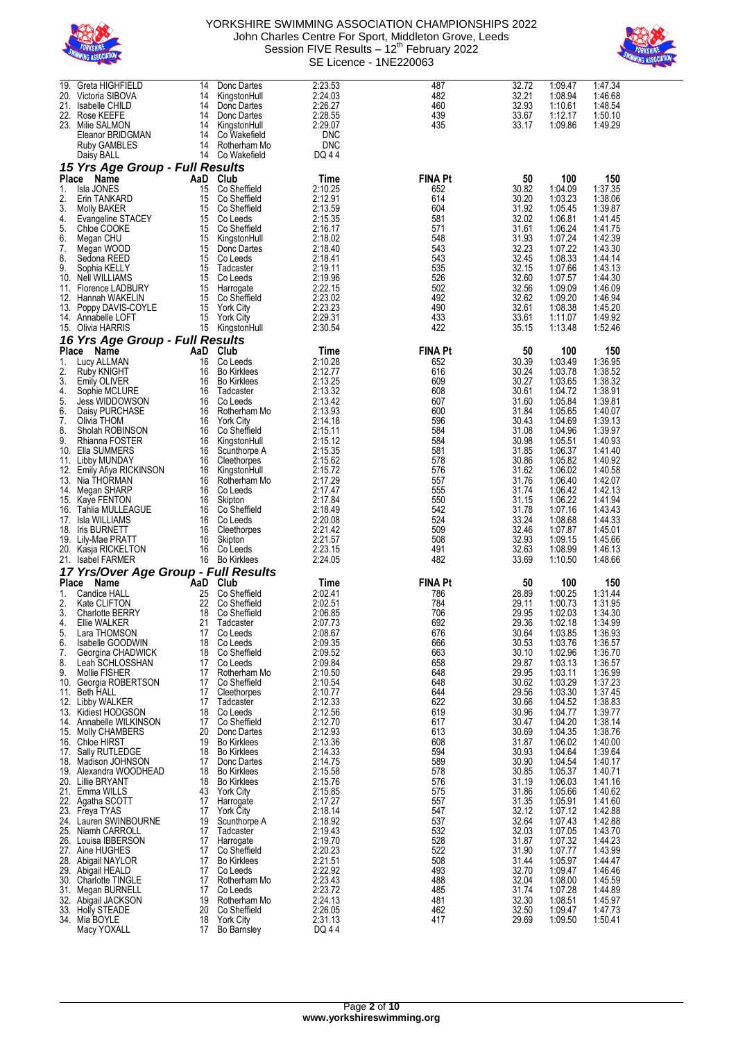| Place | Name | AaD | Club | Time | FINA Pt | 50 | 100 | 150 |
|---|---|---|---|---|---|---|---|---|
| 19. | Greta HIGHFIELD | 14 | Donc Dartes | 2:23.53 | 487 | 32.72 | 1:09.47 | 1:47.34 |
| 20. | Victoria SIBOVA | 14 | KingstonHull | 2:24.03 | 482 | 32.21 | 1:08.94 | 1:46.68 |
| 21. | Isabelle CHILD | 14 | Donc Dartes | 2:26.27 | 460 | 32.93 | 1:10.61 | 1:48.54 |
| 22. | Rose KEEFE | 14 | Donc Dartes | 2:28.55 | 439 | 33.67 | 1:12.17 | 1:50.10 |
| 23. | Milie SALMON | 14 | KingstonHull | 2:29.07 | 435 | 33.17 | 1:09.86 | 1:49.29 |
| | Eleanor BRIDGMAN | 14 | Co Wakefield | DNC | | | | |
| | Ruby GAMBLES | 14 | Rotherham Mo | DNC | | | | |
| | Daisy BALL | 14 | Co Wakefield | DQ 4 4 | | | | |

### 15 Yrs Age Group - Full Results

| Place | Name | AaD | Club | Time | FINA Pt | 50 | 100 | 150 |
|---|---|---|---|---|---|---|---|---|
| 1. | Isla JONES | 15 | Co Sheffield | 2:10.25 | 652 | 30.82 | 1:04.09 | 1:37.35 |
| 2. | Erin TANKARD | 15 | Co Sheffield | 2:12.91 | 614 | 30.20 | 1:03.23 | 1:38.06 |
| 3. | Molly BAKER | 15 | Co Sheffield | 2:13.59 | 604 | 31.92 | 1:05.45 | 1:39.87 |
| 4. | Evangeline STACEY | 15 | Co Leeds | 2:15.35 | 581 | 32.02 | 1:06.81 | 1:41.45 |
| 5. | Chloe COOKE | 15 | Co Sheffield | 2:16.17 | 571 | 31.61 | 1:06.24 | 1:41.75 |
| 6. | Megan CHU | 15 | KingstonHull | 2:18.02 | 548 | 31.93 | 1:07.24 | 1:42.39 |
| 7. | Megan WOOD | 15 | Donc Dartes | 2:18.40 | 543 | 32.23 | 1:07.22 | 1:43.30 |
| 8. | Sedona REED | 15 | Co Leeds | 2:18.41 | 543 | 32.45 | 1:08.33 | 1:44.14 |
| 9. | Sophia KELLY | 15 | Tadcaster | 2:19.11 | 535 | 32.15 | 1:07.66 | 1:43.13 |
| 10. | Nell WILLIAMS | 15 | Co Leeds | 2:19.96 | 526 | 32.60 | 1:07.57 | 1:44.30 |
| 11. | Florence LADBURY | 15 | Harrogate | 2:22.15 | 502 | 32.56 | 1:09.09 | 1:46.09 |
| 12. | Hannah WAKELIN | 15 | Co Sheffield | 2:23.02 | 492 | 32.62 | 1:09.20 | 1:46.94 |
| 13. | Poppy DAVIS-COYLE | 15 | York City | 2:23.23 | 490 | 32.61 | 1:08.38 | 1:45.20 |
| 14. | Annabelle LOFT | 15 | York City | 2:29.31 | 433 | 33.61 | 1:11.07 | 1:49.92 |
| 15. | Olivia HARRIS | 15 | KingstonHull | 2:30.54 | 422 | 35.15 | 1:13.48 | 1:52.46 |

### 16 Yrs Age Group - Full Results

| Place | Name | AaD | Club | Time | FINA Pt | 50 | 100 | 150 |
|---|---|---|---|---|---|---|---|---|
| 1. | Lucy ALLMAN | 16 | Co Leeds | 2:10.28 | 652 | 30.39 | 1:03.49 | 1:36.95 |
| 2. | Ruby KNIGHT | 16 | Bo Kirklees | 2:12.77 | 616 | 30.24 | 1:03.78 | 1:38.52 |
| 3. | Emily OLIVER | 16 | Bo Kirklees | 2:13.25 | 609 | 30.27 | 1:03.65 | 1:38.32 |
| 4. | Sophie MCLURE | 16 | Tadcaster | 2:13.32 | 608 | 30.61 | 1:04.72 | 1:38.91 |
| 5. | Jess WIDDOWSON | 16 | Co Leeds | 2:13.42 | 607 | 31.60 | 1:05.84 | 1:39.81 |
| 6. | Daisy PURCHASE | 16 | Rotherham Mo | 2:13.93 | 600 | 31.84 | 1:05.65 | 1:40.07 |
| 7. | Olivia THOM | 16 | York City | 2:14.18 | 596 | 30.43 | 1:04.69 | 1:39.13 |
| 8. | Sholah ROBINSON | 16 | Co Sheffield | 2:15.11 | 584 | 31.08 | 1:04.96 | 1:39.97 |
| 9. | Rhianna FOSTER | 16 | KingstonHull | 2:15.12 | 584 | 30.98 | 1:05.51 | 1:40.93 |
| 10. | Ella SUMMERS | 16 | Scunthorpe A | 2:15.35 | 581 | 31.85 | 1:06.37 | 1:41.40 |
| 11. | Libby MUNDAY | 16 | Cleethorpes | 2:15.62 | 578 | 30.86 | 1:05.82 | 1:40.92 |
| 12. | Emily Afiya RICKINSON | 16 | KingstonHull | 2:15.72 | 576 | 31.62 | 1:06.02 | 1:40.58 |
| 13. | Nia THORMAN | 16 | Rotherham Mo | 2:17.29 | 557 | 31.76 | 1:06.40 | 1:42.07 |
| 14. | Megan SHARP | 16 | Co Leeds | 2:17.47 | 555 | 31.74 | 1:06.42 | 1:42.13 |
| 15. | Kaye FENTON | 16 | Skipton | 2:17.84 | 550 | 31.15 | 1:06.22 | 1:41.94 |
| 16. | Tahlia MULLEAGUE | 16 | Co Sheffield | 2:18.49 | 542 | 31.78 | 1:07.16 | 1:43.43 |
| 17. | Isla WILLIAMS | 16 | Co Leeds | 2:20.08 | 524 | 33.24 | 1:08.68 | 1:44.33 |
| 18. | Iris BURNETT | 16 | Cleethorpes | 2:21.42 | 509 | 32.46 | 1:07.87 | 1:45.01 |
| 19. | Lily-Mae PRATT | 16 | Skipton | 2:21.57 | 508 | 32.93 | 1:09.15 | 1:45.66 |
| 20. | Kasja RICKELTON | 16 | Co Leeds | 2:23.15 | 491 | 32.63 | 1:08.99 | 1:46.13 |
| 21. | Isabel FARMER | 16 | Bo Kirklees | 2:24.05 | 482 | 33.69 | 1:10.50 | 1:48.66 |

### 17 Yrs/Over Age Group - Full Results

| Place | Name | AaD | Club | Time | FINA Pt | 50 | 100 | 150 |
|---|---|---|---|---|---|---|---|---|
| 1. | Candice HALL | 25 | Co Sheffield | 2:02.41 | 786 | 28.89 | 1:00.25 | 1:31.44 |
| 2. | Kate CLIFTON | 22 | Co Sheffield | 2:02.51 | 784 | 29.11 | 1:00.73 | 1:31.95 |
| 3. | Charlotte BERRY | 18 | Co Sheffield | 2:06.85 | 706 | 29.95 | 1:02.03 | 1:34.30 |
| 4. | Ellie WALKER | 21 | Tadcaster | 2:07.73 | 692 | 29.36 | 1:02.18 | 1:34.99 |
| 5. | Lara THOMSON | 17 | Co Leeds | 2:08.67 | 676 | 30.64 | 1:03.85 | 1:36.93 |
| 6. | Isabelle GOODWIN | 18 | Co Leeds | 2:09.35 | 666 | 30.53 | 1:03.76 | 1:36.57 |
| 7. | Georgina CHADWICK | 18 | Co Sheffield | 2:09.52 | 663 | 30.10 | 1:02.96 | 1:36.70 |
| 8. | Leah SCHLOSSHAN | 17 | Co Leeds | 2:09.84 | 658 | 29.87 | 1:03.13 | 1:36.57 |
| 9. | Mollie FISHER | 17 | Rotherham Mo | 2:10.50 | 648 | 29.95 | 1:03.11 | 1:36.99 |
| 10. | Georgia ROBERTSON | 17 | Co Sheffield | 2:10.54 | 648 | 30.62 | 1:03.29 | 1:37.23 |
| 11. | Beth HALL | 17 | Cleethorpes | 2:10.77 | 644 | 29.56 | 1:03.30 | 1:37.45 |
| 12. | Libby WALKER | 17 | Tadcaster | 2:12.33 | 622 | 30.66 | 1:04.52 | 1:38.83 |
| 13. | Kidiest HODGSON | 18 | Co Leeds | 2:12.56 | 619 | 30.96 | 1:04.77 | 1:39.77 |
| 14. | Annabelle WILKINSON | 17 | Co Sheffield | 2:12.70 | 617 | 30.47 | 1:04.20 | 1:38.14 |
| 15. | Molly CHAMBERS | 20 | Donc Dartes | 2:12.93 | 613 | 30.69 | 1:04.35 | 1:38.76 |
| 16. | Chloe HIRST | 19 | Bo Kirklees | 2:13.36 | 608 | 31.87 | 1:06.02 | 1:40.00 |
| 17. | Sally RUTLEDGE | 18 | Bo Kirklees | 2:14.33 | 594 | 30.93 | 1:04.64 | 1:39.64 |
| 18. | Madison JOHNSON | 17 | Donc Dartes | 2:14.75 | 589 | 30.90 | 1:04.54 | 1:40.17 |
| 19. | Alexandra WOODHEAD | 18 | Bo Kirklees | 2:15.58 | 578 | 30.85 | 1:05.37 | 1:40.71 |
| 20. | Lillie BRYANT | 18 | Bo Kirklees | 2:15.76 | 576 | 31.19 | 1:06.03 | 1:41.16 |
| 21. | Emma WILLS | 43 | York City | 2:15.85 | 575 | 31.86 | 1:05.66 | 1:40.62 |
| 22. | Agatha SCOTT | 17 | Harrogate | 2:17.27 | 557 | 31.35 | 1:05.91 | 1:41.60 |
| 23. | Freya TYAS | 17 | York City | 2:18.14 | 547 | 32.12 | 1:07.12 | 1:42.88 |
| 24. | Lauren SWINBOURNE | 19 | Scunthorpe A | 2:18.92 | 537 | 32.64 | 1:07.43 | 1:42.88 |
| 25. | Niamh CARROLL | 17 | Tadcaster | 2:19.43 | 532 | 32.03 | 1:07.05 | 1:43.70 |
| 26. | Louisa IBBERSON | 17 | Harrogate | 2:19.70 | 528 | 31.87 | 1:07.32 | 1:44.23 |
| 27. | Aine HUGHES | 17 | Co Sheffield | 2:20.23 | 522 | 31.90 | 1:07.77 | 1:43.99 |
| 28. | Abigail NAYLOR | 17 | Bo Kirklees | 2:21.51 | 508 | 31.44 | 1:05.97 | 1:44.47 |
| 29. | Abigail HEALD | 17 | Co Leeds | 2:22.92 | 493 | 32.70 | 1:09.47 | 1:46.46 |
| 30. | Charlotte TINGLE | 17 | Rotherham Mo | 2:23.43 | 488 | 32.04 | 1:08.00 | 1:45.59 |
| 31. | Megan BURNELL | 17 | Co Leeds | 2:23.72 | 485 | 31.74 | 1:07.28 | 1:44.89 |
| 32. | Abigail JACKSON | 19 | Rotherham Mo | 2:24.13 | 481 | 32.30 | 1:08.51 | 1:45.97 |
| 33. | Holly STEADE | 20 | Co Sheffield | 2:26.05 | 462 | 32.50 | 1:09.47 | 1:47.73 |
| 34. | Mia BOYLE | 18 | York City | 2:31.13 | 417 | 29.69 | 1:09.50 | 1:50.41 |
| | Macy YOXALL | 17 | Bo Barnsley | DQ 4 4 | | | | |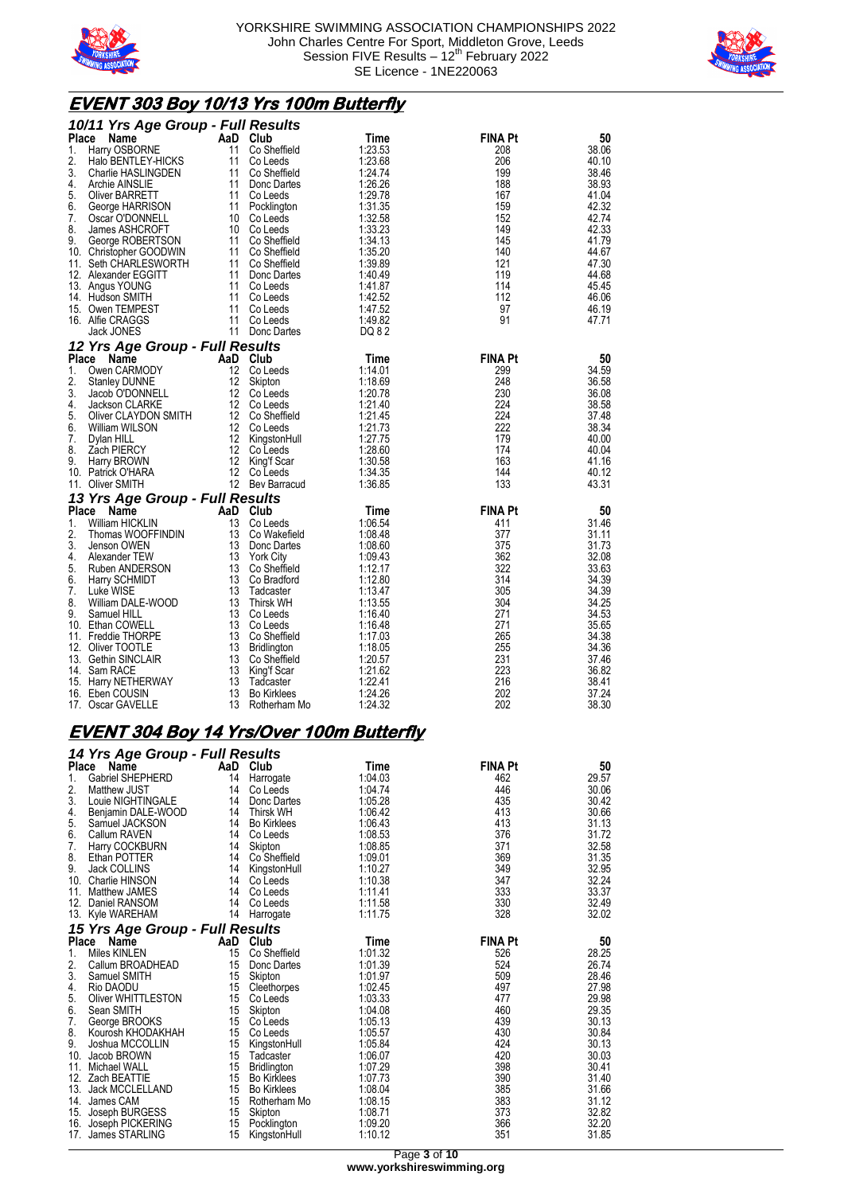YORKSHIRE SWIMMING ASSOCIATION CHAMPIONSHIPS 2022
John Charles Centre For Sport, Middleton Grove, Leeds
Session FIVE Results – 12th February 2022
SE Licence - 1NE220063

## EVENT 303 Boy 10/13 Yrs 100m Butterfly

### 10/11 Yrs Age Group - Full Results

| Place | Name | AaD | Club | Time | FINA Pt | 50 |
|---|---|---|---|---|---|---|
| 1. | Harry OSBORNE | 11 | Co Sheffield | 1:23.53 | 208 | 38.06 |
| 2. | Halo BENTLEY-HICKS | 11 | Co Leeds | 1:23.68 | 206 | 40.10 |
| 3. | Charlie HASLINGDEN | 11 | Co Sheffield | 1:24.74 | 199 | 38.46 |
| 4. | Archie AINSLIE | 11 | Donc Dartes | 1:26.26 | 188 | 38.93 |
| 5. | Oliver BARRETT | 11 | Co Leeds | 1:29.78 | 167 | 41.04 |
| 6. | George HARRISON | 11 | Pocklington | 1:31.35 | 159 | 42.32 |
| 7. | Oscar O'DONNELL | 10 | Co Leeds | 1:32.58 | 152 | 42.74 |
| 8. | James ASHCROFT | 10 | Co Leeds | 1:33.23 | 149 | 42.33 |
| 9. | George ROBERTSON | 11 | Co Sheffield | 1:34.13 | 145 | 41.79 |
| 10. | Christopher GOODWIN | 11 | Co Sheffield | 1:35.20 | 140 | 44.67 |
| 11. | Seth CHARLESWORTH | 11 | Co Sheffield | 1:39.89 | 121 | 47.30 |
| 12. | Alexander EGGITT | 11 | Donc Dartes | 1:40.49 | 119 | 44.68 |
| 13. | Angus YOUNG | 11 | Co Leeds | 1:41.87 | 114 | 45.45 |
| 14. | Hudson SMITH | 11 | Co Leeds | 1:42.52 | 112 | 46.06 |
| 15. | Owen TEMPEST | 11 | Co Leeds | 1:47.52 | 97 | 46.19 |
| 16. | Alfie CRAGGS | 11 | Co Leeds | 1:49.82 | 91 | 47.71 |
| | Jack JONES | 11 | Donc Dartes | DQ 8 2 | | |

### 12 Yrs Age Group - Full Results

| Place | Name | AaD | Club | Time | FINA Pt | 50 |
|---|---|---|---|---|---|---|
| 1. | Owen CARMODY | 12 | Co Leeds | 1:14.01 | 299 | 34.59 |
| 2. | Stanley DUNNE | 12 | Skipton | 1:18.69 | 248 | 36.58 |
| 3. | Jacob O'DONNELL | 12 | Co Leeds | 1:20.78 | 230 | 36.08 |
| 4. | Jackson CLARKE | 12 | Co Leeds | 1:21.40 | 224 | 38.58 |
| 5. | Oliver CLAYDON SMITH | 12 | Co Sheffield | 1:21.45 | 224 | 37.48 |
| 6. | William WILSON | 12 | Co Leeds | 1:21.73 | 222 | 38.34 |
| 7. | Dylan HILL | 12 | KingstonHull | 1:27.75 | 179 | 40.00 |
| 8. | Zach PIERCY | 12 | Co Leeds | 1:28.60 | 174 | 40.04 |
| 9. | Harry BROWN | 12 | King'f Scar | 1:30.58 | 163 | 41.16 |
| 10. | Patrick O'HARA | 12 | Co Leeds | 1:34.35 | 144 | 40.12 |
| 11. | Oliver SMITH | 12 | Bev Barracud | 1:36.85 | 133 | 43.31 |

### 13 Yrs Age Group - Full Results

| Place | Name | AaD | Club | Time | FINA Pt | 50 |
|---|---|---|---|---|---|---|
| 1. | William HICKLIN | 13 | Co Leeds | 1:06.54 | 411 | 31.46 |
| 2. | Thomas WOOFFINDIN | 13 | Co Wakefield | 1:08.48 | 377 | 31.11 |
| 3. | Jenson OWEN | 13 | Donc Dartes | 1:08.60 | 375 | 31.73 |
| 4. | Alexander TEW | 13 | York City | 1:09.43 | 362 | 32.08 |
| 5. | Ruben ANDERSON | 13 | Co Sheffield | 1:12.17 | 322 | 33.63 |
| 6. | Harry SCHMIDT | 13 | Co Bradford | 1:12.80 | 314 | 34.39 |
| 7. | Luke WISE | 13 | Tadcaster | 1:13.47 | 305 | 34.39 |
| 8. | William DALE-WOOD | 13 | Thirsk WH | 1:13.55 | 304 | 34.25 |
| 9. | Samuel HILL | 13 | Co Leeds | 1:16.40 | 271 | 34.53 |
| 10. | Ethan COWELL | 13 | Co Leeds | 1:16.48 | 271 | 35.65 |
| 11. | Freddie THORPE | 13 | Co Sheffield | 1:17.03 | 265 | 34.38 |
| 12. | Oliver TOOTLE | 13 | Bridlington | 1:18.05 | 255 | 34.36 |
| 13. | Gethin SINCLAIR | 13 | Co Sheffield | 1:20.57 | 231 | 37.46 |
| 14. | Sam RACE | 13 | King'f Scar | 1:21.62 | 223 | 36.82 |
| 15. | Harry NETHERWAY | 13 | Tadcaster | 1:22.41 | 216 | 38.41 |
| 16. | Eben COUSIN | 13 | Bo Kirklees | 1:24.26 | 202 | 37.24 |
| 17. | Oscar GAVELLE | 13 | Rotherham Mo | 1:24.32 | 202 | 38.30 |

## EVENT 304 Boy 14 Yrs/Over 100m Butterfly

### 14 Yrs Age Group - Full Results

| Place | Name | AaD | Club | Time | FINA Pt | 50 |
|---|---|---|---|---|---|---|
| 1. | Gabriel SHEPHERD | 14 | Harrogate | 1:04.03 | 462 | 29.57 |
| 2. | Matthew JUST | 14 | Co Leeds | 1:04.74 | 446 | 30.06 |
| 3. | Louie NIGHTINGALE | 14 | Donc Dartes | 1:05.28 | 435 | 30.42 |
| 4. | Benjamin DALE-WOOD | 14 | Thirsk WH | 1:06.42 | 413 | 30.66 |
| 5. | Samuel JACKSON | 14 | Bo Kirklees | 1:06.43 | 413 | 31.13 |
| 6. | Callum RAVEN | 14 | Co Leeds | 1:08.53 | 376 | 31.72 |
| 7. | Harry COCKBURN | 14 | Skipton | 1:08.85 | 371 | 32.58 |
| 8. | Ethan POTTER | 14 | Co Sheffield | 1:09.01 | 369 | 31.35 |
| 9. | Jack COLLINS | 14 | KingstonHull | 1:10.27 | 349 | 32.95 |
| 10. | Charlie HINSON | 14 | Co Leeds | 1:10.38 | 347 | 32.24 |
| 11. | Matthew JAMES | 14 | Co Leeds | 1:11.41 | 333 | 33.37 |
| 12. | Daniel RANSOM | 14 | Co Leeds | 1:11.58 | 330 | 32.49 |
| 13. | Kyle WAREHAM | 14 | Harrogate | 1:11.75 | 328 | 32.02 |

### 15 Yrs Age Group - Full Results

| Place | Name | AaD | Club | Time | FINA Pt | 50 |
|---|---|---|---|---|---|---|
| 1. | Miles KINLEN | 15 | Co Sheffield | 1:01.32 | 526 | 28.25 |
| 2. | Callum BROADHEAD | 15 | Donc Dartes | 1:01.39 | 524 | 26.74 |
| 3. | Samuel SMITH | 15 | Skipton | 1:01.97 | 509 | 28.46 |
| 4. | Rio DAODU | 15 | Cleethorpes | 1:02.45 | 497 | 27.98 |
| 5. | Oliver WHITTLESTON | 15 | Co Leeds | 1:03.33 | 477 | 29.98 |
| 6. | Sean SMITH | 15 | Skipton | 1:04.08 | 460 | 29.35 |
| 7. | George BROOKS | 15 | Co Leeds | 1:05.13 | 439 | 30.13 |
| 8. | Kourosh KHODAKHAH | 15 | Co Leeds | 1:05.57 | 430 | 30.84 |
| 9. | Joshua MCCOLLIN | 15 | KingstonHull | 1:05.84 | 424 | 30.13 |
| 10. | Jacob BROWN | 15 | Tadcaster | 1:06.07 | 420 | 30.03 |
| 11. | Michael WALL | 15 | Bridlington | 1:07.29 | 398 | 30.41 |
| 12. | Zach BEATTIE | 15 | Bo Kirklees | 1:07.73 | 390 | 31.40 |
| 13. | Jack MCCLELLAND | 15 | Bo Kirklees | 1:08.04 | 385 | 31.66 |
| 14. | James CAM | 15 | Rotherham Mo | 1:08.15 | 383 | 31.12 |
| 15. | Joseph BURGESS | 15 | Skipton | 1:08.71 | 373 | 32.82 |
| 16. | Joseph PICKERING | 15 | Pocklington | 1:09.20 | 366 | 32.20 |
| 17. | James STARLING | 15 | KingstonHull | 1:10.12 | 351 | 31.85 |

www.yorkshireswimming.org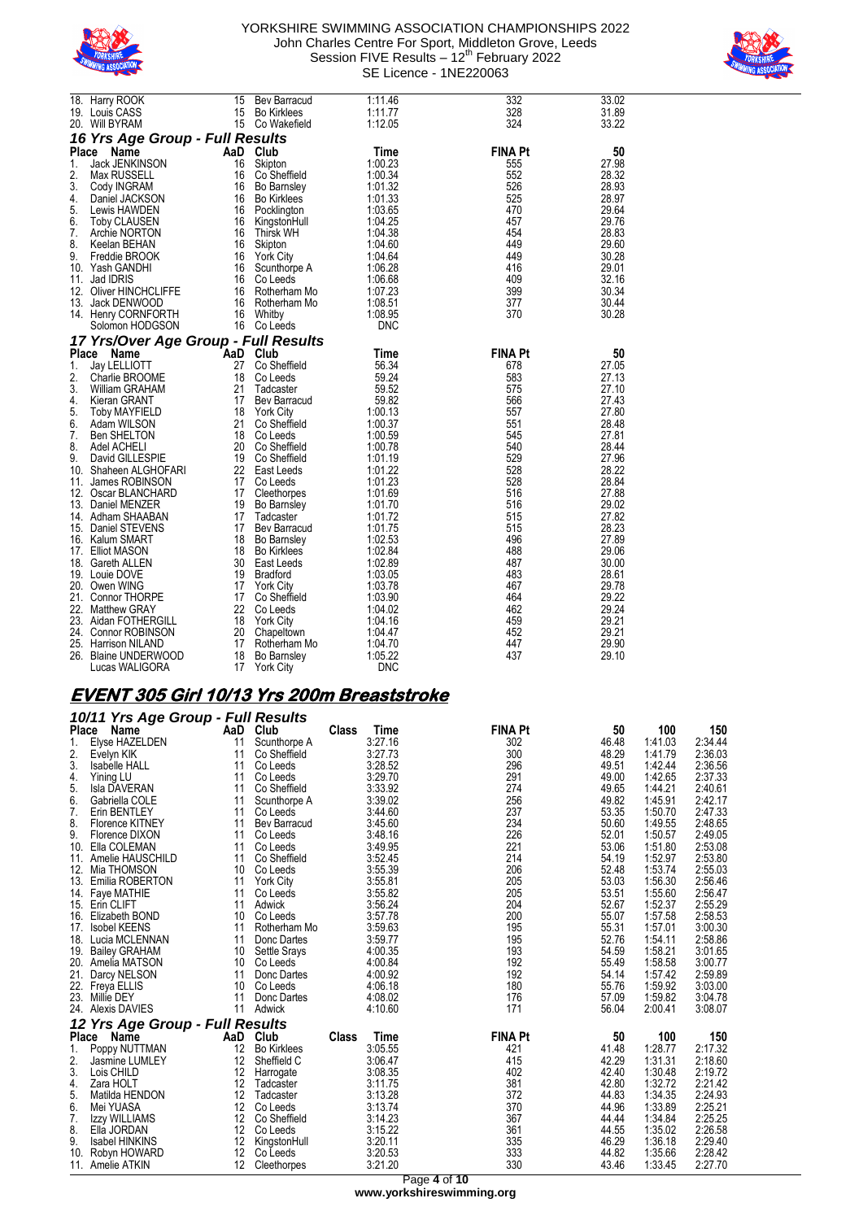| Place | Name | AaD | Club | Time | FINA Pt | 50 |
|---|---|---|---|---|---|---|
| 18. | Harry ROOK | 15 | Bev Barracud | 1:11.46 | 332 | 33.02 |
| 19. | Louis CASS | 15 | Bo Kirklees | 1:11.77 | 328 | 31.89 |
| 20. | Will BYRAM | 15 | Co Wakefield | 1:12.05 | 324 | 33.22 |

### 16 Yrs Age Group - Full Results

| Place | Name | AaD | Club | Time | FINA Pt | 50 |
|---|---|---|---|---|---|---|
| 1. | Jack JENKINSON | 16 | Skipton | 1:00.23 | 555 | 27.98 |
| 2. | Max RUSSELL | 16 | Co Sheffield | 1:00.34 | 552 | 28.32 |
| 3. | Cody INGRAM | 16 | Bo Barnsley | 1:01.32 | 526 | 28.93 |
| 4. | Daniel JACKSON | 16 | Bo Kirklees | 1:01.33 | 525 | 28.97 |
| 5. | Lewis HAWDEN | 16 | Pocklington | 1:03.65 | 470 | 29.64 |
| 6. | Toby CLAUSEN | 16 | KingstonHull | 1:04.25 | 457 | 29.76 |
| 7. | Archie NORTON | 16 | Thirsk WH | 1:04.38 | 454 | 28.83 |
| 8. | Keelan BEHAN | 16 | Skipton | 1:04.60 | 449 | 29.60 |
| 9. | Freddie BROOK | 16 | York City | 1:04.64 | 449 | 30.28 |
| 10. | Yash GANDHI | 16 | Scunthorpe A | 1:06.28 | 416 | 29.01 |
| 11. | Jad IDRIS | 16 | Co Leeds | 1:06.68 | 409 | 32.16 |
| 12. | Oliver HINCHCLIFFE | 16 | Rotherham Mo | 1:07.23 | 399 | 30.34 |
| 13. | Jack DENWOOD | 16 | Rotherham Mo | 1:08.51 | 377 | 30.44 |
| 14. | Henry CORNFORTH | 16 | Whitby | 1:08.95 | 370 | 30.28 |
| | Solomon HODGSON | 16 | Co Leeds | DNC | | |

### 17 Yrs/Over Age Group - Full Results

| Place | Name | AaD | Club | Time | FINA Pt | 50 |
|---|---|---|---|---|---|---|
| 1. | Jay LELLIOTT | 27 | Co Sheffield | 56.34 | 678 | 27.05 |
| 2. | Charlie BROOME | 18 | Co Leeds | 59.24 | 583 | 27.13 |
| 3. | William GRAHAM | 21 | Tadcaster | 59.52 | 575 | 27.10 |
| 4. | Kieran GRANT | 17 | Bev Barracud | 59.82 | 566 | 27.43 |
| 5. | Toby MAYFIELD | 18 | York City | 1:00.13 | 557 | 27.80 |
| 6. | Adam WILSON | 21 | Co Sheffield | 1:00.37 | 551 | 28.48 |
| 7. | Ben SHELTON | 18 | Co Leeds | 1:00.59 | 545 | 27.81 |
| 8. | Adel ACHELI | 20 | Co Sheffield | 1:00.78 | 540 | 28.44 |
| 9. | David GILLESPIE | 19 | Co Sheffield | 1:01.19 | 529 | 27.96 |
| 10. | Shaheen ALGHOFARI | 22 | East Leeds | 1:01.22 | 528 | 28.22 |
| 11. | James ROBINSON | 17 | Co Leeds | 1:01.23 | 528 | 28.84 |
| 12. | Oscar BLANCHARD | 17 | Cleethorpes | 1:01.69 | 516 | 27.88 |
| 13. | Daniel MENZER | 19 | Bo Barnsley | 1:01.70 | 516 | 29.02 |
| 14. | Adham SHAABAN | 17 | Tadcaster | 1:01.72 | 515 | 27.82 |
| 15. | Daniel STEVENS | 17 | Bev Barracud | 1:01.75 | 515 | 28.23 |
| 16. | Kalum SMART | 18 | Bo Barnsley | 1:02.53 | 496 | 27.89 |
| 17. | Elliot MASON | 18 | Bo Kirklees | 1:02.84 | 488 | 29.06 |
| 18. | Gareth ALLEN | 30 | East Leeds | 1:02.89 | 487 | 30.00 |
| 19. | Louie DOVE | 19 | Bradford | 1:03.05 | 483 | 28.61 |
| 20. | Owen WING | 17 | York City | 1:03.78 | 467 | 29.78 |
| 21. | Connor THORPE | 17 | Co Sheffield | 1:03.90 | 464 | 29.22 |
| 22. | Matthew GRAY | 22 | Co Leeds | 1:04.02 | 462 | 29.24 |
| 23. | Aidan FOTHERGILL | 18 | York City | 1:04.16 | 459 | 29.21 |
| 24. | Connor ROBINSON | 20 | Chapeltown | 1:04.47 | 452 | 29.21 |
| 25. | Harrison NILAND | 17 | Rotherham Mo | 1:04.70 | 447 | 29.90 |
| 26. | Blaine UNDERWOOD | 18 | Bo Barnsley | 1:05.22 | 437 | 29.10 |
| | Lucas WALIGORA | 17 | York City | DNC | | |

## EVENT 305 Girl 10/13 Yrs 200m Breaststroke

### 10/11 Yrs Age Group - Full Results

| Place | Name | AaD | Club | Class | Time | FINA Pt | 50 | 100 | 150 |
|---|---|---|---|---|---|---|---|---|---|
| 1. | Elyse HAZELDEN | 11 | Scunthorpe A | | 3:27.16 | 302 | 46.48 | 1:41.03 | 2:34.44 |
| 2. | Evelyn KIK | 11 | Co Sheffield | | 3:27.73 | 300 | 48.29 | 1:41.79 | 2:36.03 |
| 3. | Isabelle HALL | 11 | Co Leeds | | 3:28.52 | 296 | 49.51 | 1:42.44 | 2:36.56 |
| 4. | Yining LU | 11 | Co Leeds | | 3:29.70 | 291 | 49.00 | 1:42.65 | 2:37.33 |
| 5. | Isla DAVERAN | 11 | Co Sheffield | | 3:33.92 | 274 | 49.65 | 1:44.21 | 2:40.61 |
| 6. | Gabriella COLE | 11 | Scunthorpe A | | 3:39.02 | 256 | 49.82 | 1:45.91 | 2:42.17 |
| 7. | Erin BENTLEY | 11 | Co Leeds | | 3:44.60 | 237 | 53.35 | 1:50.70 | 2:47.33 |
| 8. | Florence KITNEY | 11 | Bev Barracud | | 3:45.60 | 234 | 50.60 | 1:49.55 | 2:48.65 |
| 9. | Florence DIXON | 11 | Co Leeds | | 3:48.16 | 226 | 52.01 | 1:50.57 | 2:49.05 |
| 10. | Ella COLEMAN | 11 | Co Leeds | | 3:49.95 | 221 | 53.06 | 1:51.80 | 2:53.08 |
| 11. | Amelie HAUSCHILD | 11 | Co Sheffield | | 3:52.45 | 214 | 54.19 | 1:52.97 | 2:53.80 |
| 12. | Mia THOMSON | 10 | Co Leeds | | 3:55.39 | 206 | 52.48 | 1:53.74 | 2:55.03 |
| 13. | Emilia ROBERTON | 11 | York City | | 3:55.81 | 205 | 53.03 | 1:56.30 | 2:56.46 |
| 14. | Faye MATHIE | 11 | Co Leeds | | 3:55.82 | 205 | 53.51 | 1:55.60 | 2:56.47 |
| 15. | Erin CLIFT | 11 | Adwick | | 3:56.24 | 204 | 52.67 | 1:52.37 | 2:55.29 |
| 16. | Elizabeth BOND | 10 | Co Leeds | | 3:57.78 | 200 | 55.07 | 1:57.58 | 2:58.53 |
| 17. | Isobel KEENS | 11 | Rotherham Mo | | 3:59.63 | 195 | 55.31 | 1:57.01 | 3:00.30 |
| 18. | Lucia MCLENNAN | 11 | Donc Dartes | | 3:59.77 | 195 | 52.76 | 1:54.11 | 2:58.86 |
| 19. | Bailey GRAHAM | 10 | Settle Srays | | 4:00.35 | 193 | 54.59 | 1:58.21 | 3:01.65 |
| 20. | Amelia MATSON | 10 | Co Leeds | | 4:00.84 | 192 | 55.49 | 1:58.58 | 3:00.77 |
| 21. | Darcy NELSON | 11 | Donc Dartes | | 4:00.92 | 192 | 54.14 | 1:57.42 | 2:59.89 |
| 22. | Freya ELLIS | 10 | Co Leeds | | 4:06.18 | 180 | 55.76 | 1:59.92 | 3:03.00 |
| 23. | Millie DEY | 11 | Donc Dartes | | 4:08.02 | 176 | 57.09 | 1:59.82 | 3:04.78 |
| 24. | Alexis DAVIES | 11 | Adwick | | 4:10.60 | 171 | 56.04 | 2:00.41 | 3:08.07 |

### 12 Yrs Age Group - Full Results

| Place | Name | AaD | Club | Class | Time | FINA Pt | 50 | 100 | 150 |
|---|---|---|---|---|---|---|---|---|---|
| 1. | Poppy NUTTMAN | 12 | Bo Kirklees | | 3:05.55 | 421 | 41.48 | 1:28.77 | 2:17.32 |
| 2. | Jasmine LUMLEY | 12 | Sheffield C | | 3:06.47 | 415 | 42.29 | 1:31.31 | 2:18.60 |
| 3. | Lois CHILD | 12 | Harrogate | | 3:08.35 | 402 | 42.40 | 1:30.48 | 2:19.72 |
| 4. | Zara HOLT | 12 | Tadcaster | | 3:11.75 | 381 | 42.80 | 1:32.72 | 2:21.42 |
| 5. | Matilda HENDON | 12 | Tadcaster | | 3:13.28 | 372 | 44.83 | 1:34.35 | 2:24.93 |
| 6. | Mei YUASA | 12 | Co Leeds | | 3:13.74 | 370 | 44.96 | 1:33.89 | 2:25.21 |
| 7. | Izzy WILLIAMS | 12 | Co Sheffield | | 3:14.23 | 367 | 44.44 | 1:34.84 | 2:25.25 |
| 8. | Ella JORDAN | 12 | Co Leeds | | 3:15.22 | 361 | 44.55 | 1:35.02 | 2:26.58 |
| 9. | Isabel HINKINS | 12 | KingstonHull | | 3:20.11 | 335 | 46.29 | 1:36.18 | 2:29.40 |
| 10. | Robyn HOWARD | 12 | Co Leeds | | 3:20.53 | 333 | 44.82 | 1:35.66 | 2:28.42 |
| 11. | Amelie ATKIN | 12 | Cleethorpes | | 3:21.20 | 330 | 43.46 | 1:33.45 | 2:27.70 |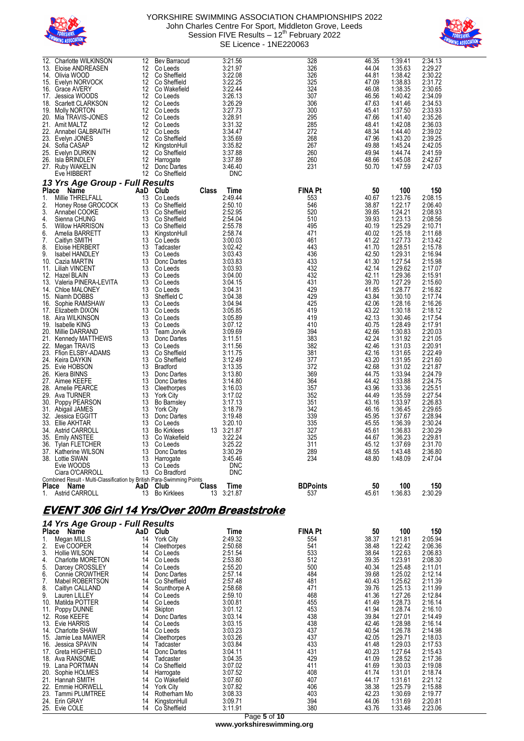| Place | Name | AaD | Club | Class | Time | FINA Pt | 50 | 100 | 150 |
|---|---|---|---|---|---|---|---|---|---|
| 12. | Charlotte WILKINSON | 12 | Bev Barracud | | 3:21.56 | 328 | 46.35 | 1:39.41 | 2:34.13 |
| 13. | Eloise ANDREASEN | 12 | Co Leeds | | 3:21.97 | 326 | 44.04 | 1:35.63 | 2:29.27 |
| 14. | Olivia WOOD | 12 | Co Sheffield | | 3:22.08 | 326 | 44.81 | 1:38.42 | 2:30.22 |
| 15. | Evelyn NORVOCK | 12 | Co Sheffield | | 3:22.25 | 325 | 47.09 | 1:38.83 | 2:31.72 |
| 16. | Grace AVERY | 12 | Co Wakefield | | 3:22.44 | 324 | 46.08 | 1:38.35 | 2:30.65 |
| 17. | Jessica WOODS | 12 | Co Leeds | | 3:26.13 | 307 | 46.56 | 1:40.42 | 2:34.09 |
| 18. | Scarlett CLARKSON | 12 | Co Leeds | | 3:26.29 | 306 | 47.63 | 1:41.46 | 2:34.53 |
| 19. | Molly NORTON | 12 | Co Leeds | | 3:27.73 | 300 | 45.41 | 1:37.50 | 2:33.93 |
| 20. | Mia TRAVIS-JONES | 12 | Co Leeds | | 3:28.91 | 295 | 47.66 | 1:41.40 | 2:35.26 |
| 21. | Amit MALTZ | 12 | Co Leeds | | 3:31.32 | 285 | 48.41 | 1:42.08 | 2:36.03 |
| 22. | Annabel GALBRAITH | 12 | Co Leeds | | 3:34.47 | 272 | 48.34 | 1:44.40 | 2:39.02 |
| 23. | Evelyn JONES | 12 | Co Sheffield | | 3:35.69 | 268 | 47.96 | 1:43.20 | 2:39.25 |
| 24. | Sofia CASAP | 12 | KingstonHull | | 3:35.82 | 267 | 49.88 | 1:45.24 | 2:42.05 |
| 25. | Evelyn DURKIN | 12 | Co Sheffield | | 3:37.88 | 260 | 49.94 | 1:44.74 | 2:41.59 |
| 26. | Isla BRINDLEY | 12 | Harrogate | | 3:37.89 | 260 | 48.66 | 1:45.08 | 2:42.67 |
| 27. | Ruby WAKELIN | 12 | Donc Dartes | | 3:46.40 | 231 | 50.70 | 1:47.59 | 2:47.03 |
| | Eve HIBBERT | 12 | Co Sheffield | | DNC | | | | |

### 13 Yrs Age Group - Full Results

| Place | Name | AaD | Club | Class | Time | FINA Pt | 50 | 100 | 150 |
|---|---|---|---|---|---|---|---|---|---|
| 1. | Millie THRELFALL | 13 | Co Leeds | | 2:49.44 | 553 | 40.67 | 1:23.76 | 2:08.15 |
| 2. | Honey Rose GROCOCK | 13 | Co Sheffield | | 2:50.10 | 546 | 38.87 | 1:22.17 | 2:06.40 |
| 3. | Annabel COOKE | 13 | Co Sheffield | | 2:52.95 | 520 | 39.85 | 1:24.21 | 2:08.93 |
| 4. | Sienna CHUNG | 13 | Co Sheffield | | 2:54.04 | 510 | 39.93 | 1:23.13 | 2:08.56 |
| 5. | Willow HARRISON | 13 | Co Sheffield | | 2:55.78 | 495 | 40.19 | 1:25.29 | 2:10.71 |
| 6. | Amelia BARRETT | 13 | KingstonHull | | 2:58.74 | 471 | 40.02 | 1:25.18 | 2:11.68 |
| 7. | Caitlyn SMITH | 13 | Co Leeds | | 3:00.03 | 461 | 41.22 | 1:27.73 | 2:13.42 |
| 8. | Eloise HERBERT | 13 | Tadcaster | | 3:02.42 | 443 | 41.70 | 1:28.51 | 2:15.78 |
| 9. | Isabel HANDLEY | 13 | Co Leeds | | 3:03.43 | 436 | 42.50 | 1:29.31 | 2:16.94 |
| 10. | Cazia MARTIN | 13 | Donc Dartes | | 3:03.83 | 433 | 41.30 | 1:27.54 | 2:15.98 |
| 11. | Liliah VINCENT | 13 | Co Leeds | | 3:03.93 | 432 | 42.14 | 1:29.62 | 2:17.07 |
| 12. | Hazel BLAIN | 13 | Co Leeds | | 3:04.00 | 432 | 42.11 | 1:29.36 | 2:15.91 |
| 13. | Valeria PINERA-LEVITA | 13 | Co Leeds | | 3:04.15 | 431 | 39.70 | 1:27.29 | 2:15.60 |
| 14. | Chloe MALONEY | 13 | Co Leeds | | 3:04.31 | 429 | 41.85 | 1:28.77 | 2:16.82 |
| 15. | Niamh DOBBS | 13 | Sheffield C | | 3:04.38 | 429 | 43.84 | 1:30.10 | 2:17.74 |
| 16. | Sophie RAMSHAW | 13 | Co Leeds | | 3:04.94 | 425 | 42.06 | 1:28.16 | 2:16.26 |
| 17. | Elizabeth DIXON | 13 | Co Leeds | | 3:05.85 | 419 | 43.22 | 1:30.18 | 2:18.12 |
| 18. | Aira WILKINSON | 13 | Co Leeds | | 3:05.89 | 419 | 42.13 | 1:30.46 | 2:17.54 |
| 19. | Isabelle KING | 13 | Co Leeds | | 3:07.12 | 410 | 40.75 | 1:28.49 | 2:17.91 |
| 20. | Millie DARRAND | 13 | Team Jorvik | | 3:09.69 | 394 | 42.66 | 1:30.83 | 2:20.03 |
| 21. | Kennedy MATTHEWS | 13 | Donc Dartes | | 3:11.51 | 383 | 42.24 | 1:31.92 | 2:21.05 |
| 22. | Megan TRAVIS | 13 | Co Leeds | | 3:11.56 | 382 | 42.46 | 1:31.03 | 2:20.91 |
| 23. | Ffion ELSBY-ADAMS | 13 | Co Sheffield | | 3:11.75 | 381 | 42.16 | 1:31.65 | 2:22.49 |
| 24. | Keira DAYKIN | 13 | Co Sheffield | | 3:12.49 | 377 | 43.20 | 1:31.95 | 2:21.60 |
| 25. | Evie HOBSON | 13 | Bradford | | 3:13.35 | 372 | 42.68 | 1:31.02 | 2:21.87 |
| 26. | Kiera BINNS | 13 | Donc Dartes | | 3:13.80 | 369 | 44.75 | 1:33.94 | 2:24.79 |
| 27. | Aimee KEEFE | 13 | Donc Dartes | | 3:14.80 | 364 | 44.42 | 1:33.88 | 2:24.75 |
| 28. | Amelie PEARCE | 13 | Cleethorpes | | 3:16.03 | 357 | 43.96 | 1:33.36 | 2:25.51 |
| 29. | Ava TURNER | 13 | York City | | 3:17.02 | 352 | 44.49 | 1:35.59 | 2:27.54 |
| 30. | Poppy PEARSON | 13 | Bo Barnsley | | 3:17.13 | 351 | 43.16 | 1:33.97 | 2:26.83 |
| 31. | Abigail JAMES | 13 | York City | | 3:18.79 | 342 | 46.16 | 1:36.45 | 2:29.65 |
| 32. | Jessica EGGITT | 13 | Donc Dartes | | 3:19.48 | 339 | 45.95 | 1:37.67 | 2:28.94 |
| 33. | Ellie AKHTAR | 13 | Co Leeds | | 3:20.10 | 335 | 45.55 | 1:36.39 | 2:30.24 |
| 34. | Astrid CARROLL | 13 | Bo Kirklees | 13 | 3:21.87 | 327 | 45.61 | 1:36.83 | 2:30.29 |
| 35. | Emily ANSTEE | 13 | Co Wakefield | | 3:22.24 | 325 | 44.67 | 1:36.23 | 2:29.81 |
| 36. | Tylan FLETCHER | 13 | Co Leeds | | 3:25.22 | 311 | 45.12 | 1:37.69 | 2:31.70 |
| 37. | Katherine WILSON | 13 | Donc Dartes | | 3:30.29 | 289 | 48.55 | 1:43.48 | 2:36.80 |
| 38. | Lottie SWAN | 13 | Harrogate | | 3:45.46 | 234 | 48.80 | 1:48.09 | 2:47.04 |
| | Evie WOODS | 13 | Co Leeds | | DNC | | | | |
| | Ciara O'CARROLL | 13 | Co Bradford | | DNC | | | | |

Combined Result - Multi-Classification by British Para-Swimming Points

| Place | Name | AaD | Club | Class | Time | BDPoints | 50 | 100 | 150 |
|---|---|---|---|---|---|---|---|---|---|
| 1. | Astrid CARROLL | 13 | Bo Kirklees | 13 | 3:21.87 | 537 | 45.61 | 1:36.83 | 2:30.29 |

## EVENT 306 Girl 14 Yrs/Over 200m Breaststroke

### 14 Yrs Age Group - Full Results

| Place | Name | AaD | Club | Time | FINA Pt | 50 | 100 | 150 |
|---|---|---|---|---|---|---|---|---|
| 1. | Megan MILLS | 14 | York City | 2:49.32 | 554 | 38.37 | 1:21.81 | 2:05.94 |
| 2. | Eve COOPER | 14 | Cleethorpes | 2:50.68 | 541 | 38.48 | 1:22.42 | 2:06.36 |
| 3. | Hollie WILSON | 14 | Co Leeds | 2:51.54 | 533 | 38.64 | 1:22.63 | 2:06.83 |
| 4. | Charlotte MORETON | 14 | Co Leeds | 2:53.80 | 512 | 39.35 | 1:23.91 | 2:08.30 |
| 5. | Darcey CROSSLEY | 14 | Co Leeds | 2:55.20 | 500 | 40.34 | 1:25.48 | 2:11.01 |
| 6. | Connie CROWTHER | 14 | Donc Dartes | 2:57.14 | 484 | 39.68 | 1:25.02 | 2:12.14 |
| 7. | Mabel ROBERTSON | 14 | Co Sheffield | 2:57.48 | 481 | 40.43 | 1:25.62 | 2:11.39 |
| 8. | Caitlyn CALLAND | 14 | Scunthorpe A | 2:58.68 | 471 | 39.76 | 1:25.13 | 2:11.99 |
| 9. | Lauren LILLEY | 14 | Co Leeds | 2:59.10 | 468 | 41.36 | 1:27.26 | 2:12.84 |
| 10. | Matilda POTTER | 14 | Co Leeds | 3:00.81 | 455 | 41.49 | 1:28.73 | 2:16.14 |
| 11. | Poppy DUNNE | 14 | Skipton | 3:01.12 | 453 | 41.94 | 1:28.74 | 2:16.10 |
| 12. | Rose KEEFE | 14 | Donc Dartes | 3:03.14 | 438 | 39.84 | 1:27.01 | 2:14.49 |
| 13. | Evie HARRIS | 14 | Co Leeds | 3:03.15 | 438 | 42.46 | 1:28.98 | 2:16.14 |
| 14. | Charlotte SHAW | 14 | Co Leeds | 3:03.23 | 437 | 40.54 | 1:26.78 | 2:14.98 |
| 15. | Jamie Lea MAWER | 14 | Cleethorpes | 3:03.26 | 437 | 42.05 | 1:29.71 | 2:18.03 |
| 16. | Jessica SPAVIN | 14 | Tadcaster | 3:03.84 | 433 | 41.48 | 1:29.03 | 2:17.53 |
| 17. | Greta HIGHFIELD | 14 | Donc Dartes | 3:04.11 | 431 | 40.23 | 1:27.64 | 2:15.43 |
| 18. | Ava RANSOME | 14 | Tadcaster | 3:04.35 | 429 | 41.09 | 1:28.52 | 2:17.36 |
| 19. | Lana PORTMAN | 14 | Co Sheffield | 3:07.02 | 411 | 41.69 | 1:30.03 | 2:19.08 |
| 20. | Sophie HOLMES | 14 | Harrogate | 3:07.52 | 408 | 41.74 | 1:31.01 | 2:18.74 |
| 21. | Hannah SMITH | 14 | Co Wakefield | 3:07.60 | 407 | 44.17 | 1:31.61 | 2:21.12 |
| 22. | Emmie HORWELL | 14 | York City | 3:07.82 | 406 | 38.38 | 1:25.79 | 2:15.88 |
| 23. | Tammi PLUMTREE | 14 | Rotherham Mo | 3:08.33 | 403 | 42.23 | 1:30.69 | 2:19.77 |
| 24. | Erin GRAY | 14 | KingstonHull | 3:09.71 | 394 | 44.06 | 1:31.69 | 2:20.81 |
| 25. | Evie COLE | 14 | Co Sheffield | 3:11.91 | 380 | 43.76 | 1:33.46 | 2:23.06 |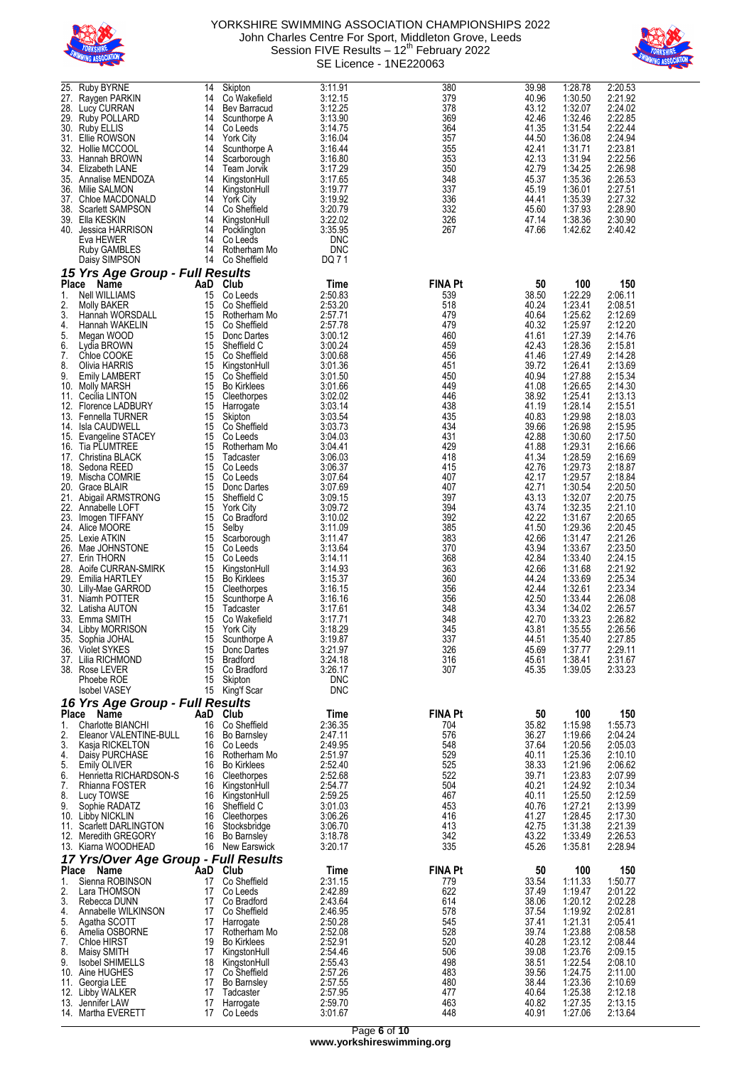| Place | Name | AaD | Club | Time | FINA Pt | 50 | 100 | 150 |
|---|---|---|---|---|---|---|---|---|
| 25. | Ruby BYRNE | 14 | Skipton | 3:11.91 | 380 | 39.98 | 1:28.78 | 2:20.53 |
| 27. | Raygen PARKIN | 14 | Co Wakefield | 3:12.15 | 379 | 40.96 | 1:30.50 | 2:21.92 |
| 28. | Lucy CURRAN | 14 | Bev Barracud | 3:12.25 | 378 | 43.12 | 1:32.07 | 2:24.02 |
| 29. | Ruby POLLARD | 14 | Scunthorpe A | 3:13.90 | 369 | 42.46 | 1:32.46 | 2:22.85 |
| 30. | Ruby ELLIS | 14 | Co Leeds | 3:14.75 | 364 | 41.35 | 1:31.54 | 2:22.44 |
| 31. | Ellie ROWSON | 14 | York City | 3:16.04 | 357 | 44.50 | 1:36.08 | 2:24.94 |
| 32. | Hollie MCCOOL | 14 | Scunthorpe A | 3:16.44 | 355 | 42.41 | 1:31.71 | 2:23.81 |
| 33. | Hannah BROWN | 14 | Scarborough | 3:16.80 | 353 | 42.13 | 1:31.94 | 2:22.56 |
| 34. | Elizabeth LANE | 14 | Team Jorvik | 3:17.29 | 350 | 42.79 | 1:34.25 | 2:26.98 |
| 35. | Annalise MENDOZA | 14 | KingstonHull | 3:17.65 | 348 | 45.37 | 1:35.36 | 2:26.53 |
| 36. | Milie SALMON | 14 | KingstonHull | 3:19.77 | 337 | 45.19 | 1:36.01 | 2:27.51 |
| 37. | Chloe MACDONALD | 14 | York City | 3:19.92 | 336 | 44.41 | 1:35.39 | 2:27.32 |
| 38. | Scarlett SAMPSON | 14 | Co Sheffield | 3:20.79 | 332 | 45.60 | 1:37.93 | 2:28.90 |
| 39. | Ella KESKIN | 14 | KingstonHull | 3:22.02 | 326 | 47.14 | 1:38.36 | 2:30.90 |
| 40. | Jessica HARRISON | 14 | Pocklington | 3:35.95 | 267 | 47.66 | 1:42.62 | 2:40.42 |
| | Eva HEWER | 14 | Co Leeds | DNC | | | | |
| | Ruby GAMBLES | 14 | Rotherham Mo | DNC | | | | |
| | Daisy SIMPSON | 14 | Co Sheffield | DQ 7 1 | | | | |

## 15 Yrs Age Group - Full Results

| Place | Name | AaD | Club | Time | FINA Pt | 50 | 100 | 150 |
|---|---|---|---|---|---|---|---|---|
| 1. | Nell WILLIAMS | 15 | Co Leeds | 2:50.83 | 539 | 38.50 | 1:22.29 | 2:06.11 |
| 2. | Molly BAKER | 15 | Co Sheffield | 2:53.20 | 518 | 40.24 | 1:23.41 | 2:08.51 |
| 3. | Hannah WORSDALL | 15 | Rotherham Mo | 2:57.71 | 479 | 40.64 | 1:25.62 | 2:12.69 |
| 4. | Hannah WAKELIN | 15 | Co Sheffield | 2:57.78 | 479 | 40.32 | 1:25.97 | 2:12.20 |
| 5. | Megan WOOD | 15 | Donc Dartes | 3:00.12 | 460 | 41.61 | 1:27.39 | 2:14.76 |
| 6. | Lydia BROWN | 15 | Sheffield C | 3:00.24 | 459 | 42.43 | 1:28.36 | 2:15.81 |
| 7. | Chloe COOKE | 15 | Co Sheffield | 3:00.68 | 456 | 41.46 | 1:27.49 | 2:14.28 |
| 8. | Olivia HARRIS | 15 | KingstonHull | 3:01.36 | 451 | 39.72 | 1:26.41 | 2:13.69 |
| 9. | Emily LAMBERT | 15 | Co Sheffield | 3:01.50 | 450 | 40.94 | 1:27.88 | 2:15.34 |
| 10. | Molly MARSH | 15 | Bo Kirklees | 3:01.66 | 449 | 41.08 | 1:26.65 | 2:14.30 |
| 11. | Cecilia LINTON | 15 | Cleethorpes | 3:02.02 | 446 | 38.92 | 1:25.41 | 2:13.13 |
| 12. | Florence LADBURY | 15 | Harrogate | 3:03.14 | 438 | 41.19 | 1:28.14 | 2:15.51 |
| 13. | Fennella TURNER | 15 | Skipton | 3:03.54 | 435 | 40.83 | 1:29.98 | 2:18.03 |
| 14. | Isla CAUDWELL | 15 | Co Sheffield | 3:03.73 | 434 | 39.66 | 1:26.98 | 2:15.95 |
| 15. | Evangeline STACEY | 15 | Co Leeds | 3:04.03 | 431 | 42.88 | 1:30.60 | 2:17.50 |
| 16. | Tia PLUMTREE | 15 | Rotherham Mo | 3:04.41 | 429 | 41.88 | 1:29.31 | 2:16.66 |
| 17. | Christina BLACK | 15 | Tadcaster | 3:06.03 | 418 | 41.34 | 1:28.59 | 2:16.69 |
| 18. | Sedona REED | 15 | Co Leeds | 3:06.37 | 415 | 42.76 | 1:29.73 | 2:18.87 |
| 19. | Mischa COMRIE | 15 | Co Leeds | 3:07.64 | 407 | 42.17 | 1:29.57 | 2:18.84 |
| 20. | Grace BLAIR | 15 | Donc Dartes | 3:07.69 | 407 | 42.71 | 1:30.54 | 2:20.50 |
| 21. | Abigail ARMSTRONG | 15 | Sheffield C | 3:09.15 | 397 | 43.13 | 1:32.07 | 2:20.75 |
| 22. | Annabelle LOFT | 15 | York City | 3:09.72 | 394 | 43.74 | 1:32.35 | 2:21.10 |
| 23. | Imogen TIFFANY | 15 | Co Bradford | 3:10.02 | 392 | 42.22 | 1:31.67 | 2:20.65 |
| 24. | Alice MOORE | 15 | Selby | 3:11.09 | 385 | 41.50 | 1:29.36 | 2:20.45 |
| 25. | Lexie ATKIN | 15 | Scarborough | 3:11.47 | 383 | 42.66 | 1:31.47 | 2:21.26 |
| 26. | Mae JOHNSTONE | 15 | Co Leeds | 3:13.64 | 370 | 43.94 | 1:33.67 | 2:23.50 |
| 27. | Erin THORN | 15 | Co Leeds | 3:14.11 | 368 | 42.84 | 1:33.40 | 2:24.15 |
| 28. | Aoife CURRAN-SMIRK | 15 | KingstonHull | 3:14.93 | 363 | 42.66 | 1:31.68 | 2:21.92 |
| 29. | Emilia HARTLEY | 15 | Bo Kirklees | 3:15.37 | 360 | 44.24 | 1:33.69 | 2:25.34 |
| 30. | Lilly-Mae GARROD | 15 | Cleethorpes | 3:16.15 | 356 | 42.44 | 1:32.61 | 2:23.34 |
| 31. | Niamh POTTER | 15 | Scunthorpe A | 3:16.16 | 356 | 42.50 | 1:33.44 | 2:26.08 |
| 32. | Latisha AUTON | 15 | Tadcaster | 3:17.61 | 348 | 43.34 | 1:34.02 | 2:26.57 |
| 33. | Emma SMITH | 15 | Co Wakefield | 3:17.71 | 348 | 42.70 | 1:33.23 | 2:26.82 |
| 34. | Libby MORRISON | 15 | York City | 3:18.29 | 345 | 43.81 | 1:35.55 | 2:26.56 |
| 35. | Sophia JOHAL | 15 | Scunthorpe A | 3:19.87 | 337 | 44.51 | 1:35.40 | 2:27.85 |
| 36. | Violet SYKES | 15 | Donc Dartes | 3:21.97 | 326 | 45.69 | 1:37.77 | 2:29.11 |
| 37. | Lilia RICHMOND | 15 | Bradford | 3:24.18 | 316 | 45.61 | 1:38.41 | 2:31.67 |
| 38. | Rose LEVER | 15 | Co Bradford | 3:26.17 | 307 | 45.35 | 1:39.05 | 2:33.23 |
| | Phoebe ROE | 15 | Skipton | DNC | | | | |
| | Isobel VASEY | 15 | King'f Scar | DNC | | | | |

## 16 Yrs Age Group - Full Results

| Place | Name | AaD | Club | Time | FINA Pt | 50 | 100 | 150 |
|---|---|---|---|---|---|---|---|---|
| 1. | Charlotte BIANCHI | 16 | Co Sheffield | 2:36.35 | 704 | 35.82 | 1:15.98 | 1:55.73 |
| 2. | Eleanor VALENTINE-BULL | 16 | Bo Barnsley | 2:47.11 | 576 | 36.27 | 1:19.66 | 2:04.24 |
| 3. | Kasja RICKELTON | 16 | Co Leeds | 2:49.95 | 548 | 37.64 | 1:20.56 | 2:05.03 |
| 4. | Daisy PURCHASE | 16 | Rotherham Mo | 2:51.97 | 529 | 40.11 | 1:25.36 | 2:10.10 |
| 5. | Emily OLIVER | 16 | Bo Kirklees | 2:52.40 | 525 | 38.33 | 1:21.96 | 2:06.62 |
| 6. | Henrietta RICHARDSON-S | 16 | Cleethorpes | 2:52.68 | 522 | 39.71 | 1:23.83 | 2:07.99 |
| 7. | Rhianna FOSTER | 16 | KingstonHull | 2:54.77 | 504 | 40.21 | 1:24.92 | 2:10.34 |
| 8. | Lucy TOWSE | 16 | KingstonHull | 2:59.25 | 467 | 40.11 | 1:25.50 | 2:12.59 |
| 9. | Sophie RADATZ | 16 | Sheffield C | 3:01.03 | 453 | 40.76 | 1:27.21 | 2:13.99 |
| 10. | Libby NICKLIN | 16 | Cleethorpes | 3:06.26 | 416 | 41.27 | 1:28.45 | 2:17.30 |
| 11. | Scarlett DARLINGTON | 16 | Stocksbridge | 3:06.70 | 413 | 42.75 | 1:31.38 | 2:21.39 |
| 12. | Meredith GREGORY | 16 | Bo Barnsley | 3:18.78 | 342 | 43.22 | 1:33.49 | 2:26.53 |
| 13. | Kiarna WOODHEAD | 16 | New Earswick | 3:20.17 | 335 | 45.26 | 1:35.81 | 2:28.94 |

## 17 Yrs/Over Age Group - Full Results

| Place | Name | AaD | Club | Time | FINA Pt | 50 | 100 | 150 |
|---|---|---|---|---|---|---|---|---|
| 1. | Sienna ROBINSON | 17 | Co Sheffield | 2:31.15 | 779 | 33.54 | 1:11.33 | 1:50.77 |
| 2. | Lara THOMSON | 17 | Co Leeds | 2:42.89 | 622 | 37.49 | 1:19.47 | 2:01.22 |
| 3. | Rebecca DUNN | 17 | Co Bradford | 2:43.64 | 614 | 38.06 | 1:20.12 | 2:02.28 |
| 4. | Annabelle WILKINSON | 17 | Co Sheffield | 2:46.95 | 578 | 37.54 | 1:19.92 | 2:02.81 |
| 5. | Agatha SCOTT | 17 | Harrogate | 2:50.28 | 545 | 37.41 | 1:21.31 | 2:05.41 |
| 6. | Amelia OSBORNE | 17 | Rotherham Mo | 2:52.08 | 528 | 39.74 | 1:23.88 | 2:08.58 |
| 7. | Chloe HIRST | 19 | Bo Kirklees | 2:52.91 | 520 | 40.28 | 1:23.12 | 2:08.44 |
| 8. | Maisy SMITH | 17 | KingstonHull | 2:54.46 | 506 | 39.08 | 1:23.76 | 2:09.15 |
| 9. | Isobel SHIMELLS | 18 | KingstonHull | 2:55.43 | 498 | 38.51 | 1:22.54 | 2:08.10 |
| 10. | Aine HUGHES | 17 | Co Sheffield | 2:57.26 | 483 | 39.56 | 1:24.75 | 2:11.00 |
| 11. | Georgia LEE | 17 | Bo Barnsley | 2:57.55 | 480 | 38.44 | 1:23.36 | 2:10.69 |
| 12. | Libby WALKER | 17 | Tadcaster | 2:57.95 | 477 | 40.64 | 1:25.38 | 2:12.18 |
| 13. | Jennifer LAW | 17 | Harrogate | 2:59.70 | 463 | 40.82 | 1:27.35 | 2:13.15 |
| 14. | Martha EVERETT | 17 | Co Leeds | 3:01.67 | 448 | 40.91 | 1:27.06 | 2:13.64 |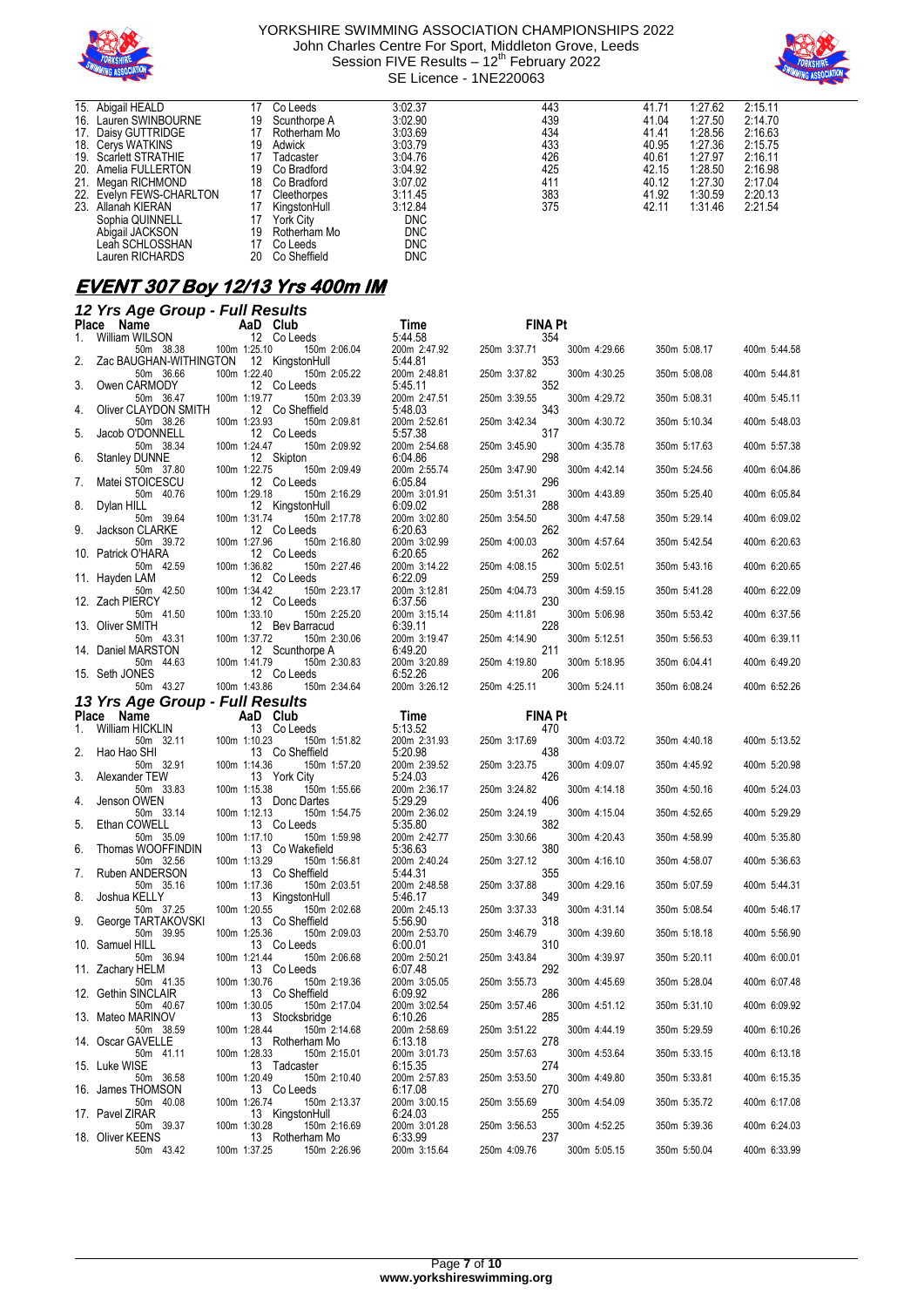| Place | Name | AaD | Club | Time | FINA Pt | 50m | 100m | 150m |
|---|---|---|---|---|---|---|---|---|
| 15. | Abigail HEALD | 17 | Co Leeds | 3:02.37 | 443 | 41.71 | 1:27.62 | 2:15.11 |
| 16. | Lauren SWINBOURNE | 19 | Scunthorpe A | 3:02.90 | 439 | 41.04 | 1:27.50 | 2:14.70 |
| 17. | Daisy GUTTRIDGE | 17 | Rotherham Mo | 3:03.69 | 434 | 41.41 | 1:28.56 | 2:16.63 |
| 18. | Cerys WATKINS | 19 | Adwick | 3:03.79 | 433 | 40.95 | 1:27.36 | 2:15.75 |
| 19. | Scarlett STRATHIE | 17 | Tadcaster | 3:04.76 | 426 | 40.61 | 1:27.97 | 2:16.11 |
| 20. | Amelia FULLERTON | 19 | Co Bradford | 3:04.92 | 425 | 42.15 | 1:28.50 | 2:16.98 |
| 21. | Megan RICHMOND | 18 | Co Bradford | 3:07.02 | 411 | 40.12 | 1:27.30 | 2:17.04 |
| 22. | Evelyn FEWS-CHARLTON | 17 | Cleethorpes | 3:11.45 | 383 | 41.92 | 1:30.59 | 2:20.13 |
| 23. | Allanah KIERAN | 17 | KingstonHull | 3:12.84 | 375 | 42.11 | 1:31.46 | 2:21.54 |
| | Sophia QUINNELL | 17 | York City | DNC | | | | |
| | Abigail JACKSON | 19 | Rotherham Mo | DNC | | | | |
| | Leah SCHLOSSHAN | 17 | Co Leeds | DNC | | | | |
| | Lauren RICHARDS | 20 | Co Sheffield | DNC | | | | |

## EVENT 307 Boy 12/13 Yrs 400m IM

### 12 Yrs Age Group - Full Results

| Place | Name | AaD | Club | Time | FINA Pt | 50m | 100m | 150m | 200m | 250m | 300m | 350m | 400m |
|---|---|---|---|---|---|---|---|---|---|---|---|---|---|
| 1. | William WILSON | 12 | Co Leeds | 5:44.58 | 354 | 38.38 | 1:25.10 | 2:06.04 | 2:47.92 | 3:37.71 | 4:29.66 | 5:08.17 | 5:44.58 |
| 2. | Zac BAUGHAN-WITHINGTON | 12 | KingstonHull | 5:44.81 | 353 | 36.66 | 1:22.40 | 2:05.22 | 2:48.81 | 3:37.82 | 4:30.25 | 5:08.08 | 5:44.81 |
| 3. | Owen CARMODY | 12 | Co Leeds | 5:45.11 | 352 | 36.47 | 1:19.77 | 2:03.39 | 2:47.51 | 3:39.55 | 4:29.72 | 5:08.31 | 5:45.11 |
| 4. | Oliver CLAYDON SMITH | 12 | Co Sheffield | 5:48.03 | 343 | 38.26 | 1:23.93 | 2:09.81 | 2:52.61 | 3:42.34 | 4:30.72 | 5:10.34 | 5:48.03 |
| 5. | Jacob O'DONNELL | 12 | Co Leeds | 5:57.38 | 317 | 38.34 | 1:24.47 | 2:09.92 | 2:54.68 | 3:45.90 | 4:35.78 | 5:17.63 | 5:57.38 |
| 6. | Stanley DUNNE | 12 | Skipton | 6:04.86 | 298 | 37.80 | 1:22.75 | 2:09.49 | 2:55.74 | 3:47.90 | 4:42.14 | 5:24.56 | 6:04.86 |
| 7. | Matei STOICESCU | 12 | Co Leeds | 6:05.84 | 296 | 40.76 | 1:29.18 | 2:16.29 | 3:01.91 | 3:51.31 | 4:43.89 | 5:25.40 | 6:05.84 |
| 8. | Dylan HILL | 12 | KingstonHull | 6:09.02 | 288 | 39.64 | 1:31.74 | 2:17.78 | 3:02.80 | 3:54.50 | 4:47.58 | 5:29.14 | 6:09.02 |
| 9. | Jackson CLARKE | 12 | Co Leeds | 6:20.63 | 262 | 39.72 | 1:27.96 | 2:16.80 | 3:02.99 | 4:00.03 | 4:57.64 | 5:42.54 | 6:20.63 |
| 10. | Patrick O'HARA | 12 | Co Leeds | 6:20.65 | 262 | 42.59 | 1:36.82 | 2:27.46 | 3:14.22 | 4:08.15 | 5:02.51 | 5:43.16 | 6:20.65 |
| 11. | Hayden LAM | 12 | Co Leeds | 6:22.09 | 259 | 42.50 | 1:34.42 | 2:23.17 | 3:12.81 | 4:04.73 | 4:59.15 | 5:41.28 | 6:22.09 |
| 12. | Zach PIERCY | 12 | Co Leeds | 6:37.56 | 230 | 41.50 | 1:33.10 | 2:25.20 | 3:15.14 | 4:11.81 | 5:06.98 | 5:53.42 | 6:37.56 |
| 13. | Oliver SMITH | 12 | Bev Barracud | 6:39.11 | 228 | 43.31 | 1:37.72 | 2:30.06 | 3:19.47 | 4:14.90 | 5:12.51 | 5:56.53 | 6:39.11 |
| 14. | Daniel MARSTON | 12 | Scunthorpe A | 6:49.20 | 211 | 44.63 | 1:41.79 | 2:30.83 | 3:20.89 | 4:19.80 | 5:18.95 | 6:04.41 | 6:49.20 |
| 15. | Seth JONES | 12 | Co Leeds | 6:52.26 | 206 | 43.27 | 1:43.86 | 2:34.64 | 3:26.12 | 4:25.11 | 5:24.11 | 6:08.24 | 6:52.26 |

### 13 Yrs Age Group - Full Results

| Place | Name | AaD | Club | Time | FINA Pt | 50m | 100m | 150m | 200m | 250m | 300m | 350m | 400m |
|---|---|---|---|---|---|---|---|---|---|---|---|---|---|
| 1. | William HICKLIN | 13 | Co Leeds | 5:13.52 | 470 | 32.11 | 1:10.23 | 1:51.82 | 2:31.93 | 3:17.69 | 4:03.72 | 4:40.18 | 5:13.52 |
| 2. | Hao Hao SHI | 13 | Co Sheffield | 5:20.98 | 438 | 32.91 | 1:14.36 | 1:57.20 | 2:39.52 | 3:23.75 | 4:09.07 | 4:45.92 | 5:20.98 |
| 3. | Alexander TEW | 13 | York City | 5:24.03 | 426 | 33.83 | 1:15.38 | 1:55.66 | 2:36.17 | 3:24.82 | 4:14.18 | 4:50.16 | 5:24.03 |
| 4. | Jenson OWEN | 13 | Donc Dartes | 5:29.29 | 406 | 33.14 | 1:12.13 | 1:54.75 | 2:36.02 | 3:24.19 | 4:15.04 | 4:52.65 | 5:29.29 |
| 5. | Ethan COWELL | 13 | Co Leeds | 5:35.80 | 382 | 35.09 | 1:17.10 | 1:59.98 | 2:42.77 | 3:30.66 | 4:20.43 | 4:58.99 | 5:35.80 |
| 6. | Thomas WOOFFINDIN | 13 | Co Wakefield | 5:36.63 | 380 | 32.56 | 1:13.29 | 1:56.81 | 2:40.24 | 3:27.12 | 4:16.10 | 4:58.07 | 5:36.63 |
| 7. | Ruben ANDERSON | 13 | Co Sheffield | 5:44.31 | 355 | 35.16 | 1:17.36 | 2:03.51 | 2:48.58 | 3:37.88 | 4:29.16 | 5:07.59 | 5:44.31 |
| 8. | Joshua KELLY | 13 | KingstonHull | 5:46.17 | 349 | 37.25 | 1:20.55 | 2:02.68 | 2:45.13 | 3:37.33 | 4:31.14 | 5:08.54 | 5:46.17 |
| 9. | George TARTAKOVSKI | 13 | Co Sheffield | 5:56.90 | 318 | 39.95 | 1:25.36 | 2:09.03 | 2:53.70 | 3:46.79 | 4:39.60 | 5:18.18 | 5:56.90 |
| 10. | Samuel HILL | 13 | Co Leeds | 6:00.01 | 310 | 36.94 | 1:21.44 | 2:06.68 | 2:50.21 | 3:43.84 | 4:39.97 | 5:20.11 | 6:00.01 |
| 11. | Zachary HELM | 13 | Co Leeds | 6:07.48 | 292 | 41.35 | 1:30.76 | 2:19.36 | 3:05.05 | 3:55.73 | 4:45.69 | 5:28.04 | 6:07.48 |
| 12. | Gethin SINCLAIR | 13 | Co Sheffield | 6:09.92 | 286 | 40.67 | 1:30.05 | 2:17.04 | 3:02.54 | 3:57.46 | 4:51.12 | 5:31.10 | 6:09.92 |
| 13. | Mateo MARINOV | 13 | Stocksbridge | 6:10.26 | 285 | 38.59 | 1:28.44 | 2:14.68 | 2:58.69 | 3:51.22 | 4:44.19 | 5:29.59 | 6:10.26 |
| 14. | Oscar GAVELLE | 13 | Rotherham Mo | 6:13.18 | 278 | 41.11 | 1:28.33 | 2:15.01 | 3:01.73 | 3:57.63 | 4:53.64 | 5:33.15 | 6:13.18 |
| 15. | Luke WISE | 13 | Tadcaster | 6:15.35 | 274 | 36.58 | 1:20.49 | 2:10.40 | 2:57.83 | 3:53.50 | 4:49.80 | 5:33.81 | 6:15.35 |
| 16. | James THOMSON | 13 | Co Leeds | 6:17.08 | 270 | 40.08 | 1:26.74 | 2:13.37 | 3:00.15 | 3:55.69 | 4:54.09 | 5:35.72 | 6:17.08 |
| 17. | Pavel ZIRAR | 13 | KingstonHull | 6:24.03 | 255 | 39.37 | 1:30.28 | 2:16.69 | 3:01.28 | 3:56.53 | 4:52.25 | 5:39.36 | 6:24.03 |
| 18. | Oliver KEENS | 13 | Rotherham Mo | 6:33.99 | 237 | 43.42 | 1:37.25 | 2:26.96 | 3:15.64 | 4:09.76 | 5:05.15 | 5:50.04 | 6:33.99 |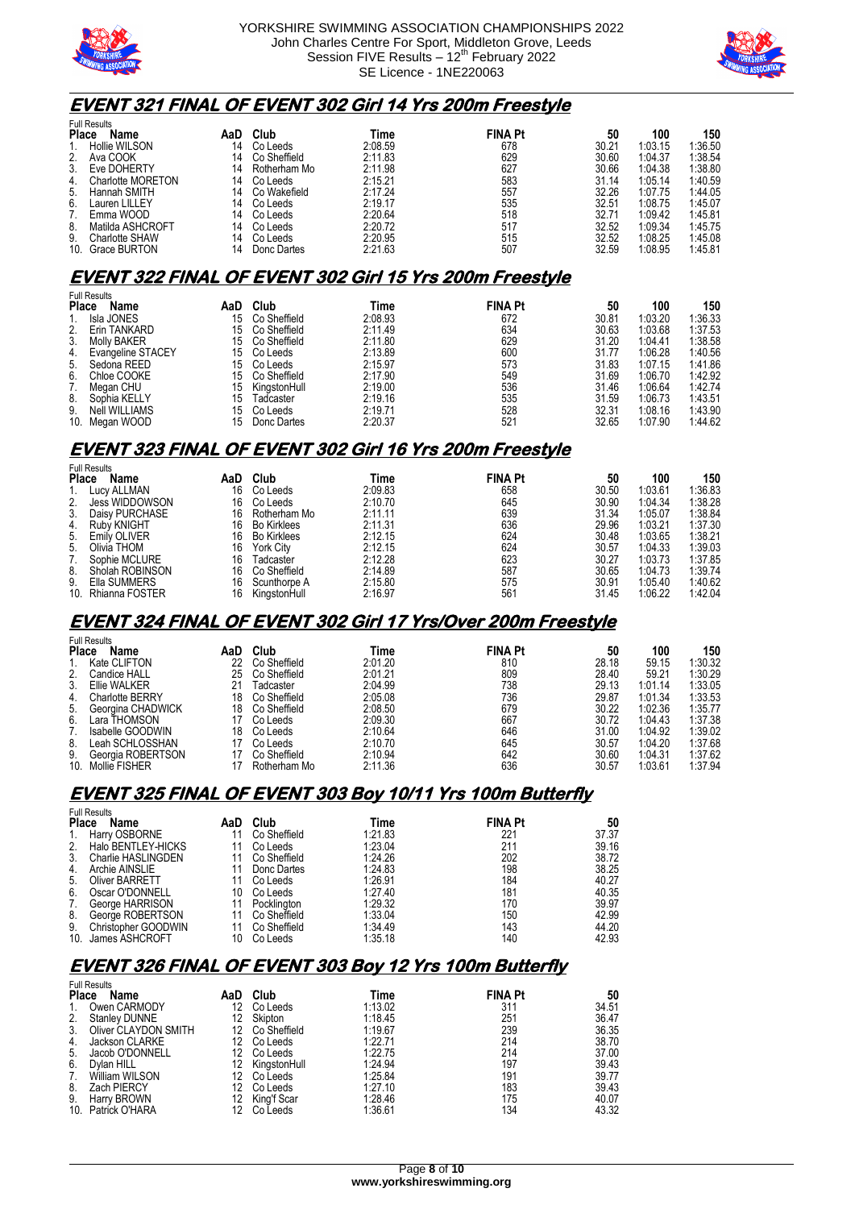## EVENT 321 FINAL OF EVENT 302 Girl 14 Yrs 200m Freestyle

Full Results

| Place | Name | AaD | Club | Time | FINA Pt | 50 | 100 | 150 |
|---|---|---|---|---|---|---|---|---|
| 1. | Hollie WILSON | 14 | Co Leeds | 2:08.59 | 678 | 30.21 | 1:03.15 | 1:36.50 |
| 2. | Ava COOK | 14 | Co Sheffield | 2:11.83 | 629 | 30.60 | 1:04.37 | 1:38.54 |
| 3. | Eve DOHERTY | 14 | Rotherham Mo | 2:11.98 | 627 | 30.66 | 1:04.38 | 1:38.80 |
| 4. | Charlotte MORETON | 14 | Co Leeds | 2:15.21 | 583 | 31.14 | 1:05.14 | 1:40.59 |
| 5. | Hannah SMITH | 14 | Co Wakefield | 2:17.24 | 557 | 32.26 | 1:07.75 | 1:44.05 |
| 6. | Lauren LILLEY | 14 | Co Leeds | 2:19.17 | 535 | 32.51 | 1:08.75 | 1:45.07 |
| 7. | Emma WOOD | 14 | Co Leeds | 2:20.64 | 518 | 32.71 | 1:09.42 | 1:45.81 |
| 8. | Matilda ASHCROFT | 14 | Co Leeds | 2:20.72 | 517 | 32.52 | 1:09.34 | 1:45.75 |
| 9. | Charlotte SHAW | 14 | Co Leeds | 2:20.95 | 515 | 32.52 | 1:08.25 | 1:45.08 |
| 10. | Grace BURTON | 14 | Donc Dartes | 2:21.63 | 507 | 32.59 | 1:08.95 | 1:45.81 |

## EVENT 322 FINAL OF EVENT 302 Girl 15 Yrs 200m Freestyle

Full Results

| Place | Name | AaD | Club | Time | FINA Pt | 50 | 100 | 150 |
|---|---|---|---|---|---|---|---|---|
| 1. | Isla JONES | 15 | Co Sheffield | 2:08.93 | 672 | 30.81 | 1:03.20 | 1:36.33 |
| 2. | Erin TANKARD | 15 | Co Sheffield | 2:11.49 | 634 | 30.63 | 1:03.68 | 1:37.53 |
| 3. | Molly BAKER | 15 | Co Sheffield | 2:11.80 | 629 | 31.20 | 1:04.41 | 1:38.58 |
| 4. | Evangeline STACEY | 15 | Co Leeds | 2:13.89 | 600 | 31.77 | 1:06.28 | 1:40.56 |
| 5. | Sedona REED | 15 | Co Leeds | 2:15.97 | 573 | 31.83 | 1:07.15 | 1:41.86 |
| 6. | Chloe COOKE | 15 | Co Sheffield | 2:17.90 | 549 | 31.69 | 1:06.70 | 1:42.92 |
| 7. | Megan CHU | 15 | KingstonHull | 2:19.00 | 536 | 31.46 | 1:06.64 | 1:42.74 |
| 8. | Sophia KELLY | 15 | Tadcaster | 2:19.16 | 535 | 31.59 | 1:06.73 | 1:43.51 |
| 9. | Nell WILLIAMS | 15 | Co Leeds | 2:19.71 | 528 | 32.31 | 1:08.16 | 1:43.90 |
| 10. | Megan WOOD | 15 | Donc Dartes | 2:20.37 | 521 | 32.65 | 1:07.90 | 1:44.62 |

## EVENT 323 FINAL OF EVENT 302 Girl 16 Yrs 200m Freestyle

Full Results

| Place | Name | AaD | Club | Time | FINA Pt | 50 | 100 | 150 |
|---|---|---|---|---|---|---|---|---|
| 1. | Lucy ALLMAN | 16 | Co Leeds | 2:09.83 | 658 | 30.50 | 1:03.61 | 1:36.83 |
| 2. | Jess WIDDOWSON | 16 | Co Leeds | 2:10.70 | 645 | 30.90 | 1:04.34 | 1:38.28 |
| 3. | Daisy PURCHASE | 16 | Rotherham Mo | 2:11.11 | 639 | 31.34 | 1:05.07 | 1:38.84 |
| 4. | Ruby KNIGHT | 16 | Bo Kirklees | 2:11.31 | 636 | 29.96 | 1:03.21 | 1:37.30 |
| 5. | Emily OLIVER | 16 | Bo Kirklees | 2:12.15 | 624 | 30.48 | 1:03.65 | 1:38.21 |
| 5. | Olivia THOM | 16 | York City | 2:12.15 | 624 | 30.57 | 1:04.33 | 1:39.03 |
| 7. | Sophie MCLURE | 16 | Tadcaster | 2:12.28 | 623 | 30.27 | 1:03.73 | 1:37.85 |
| 8. | Sholah ROBINSON | 16 | Co Sheffield | 2:14.89 | 587 | 30.65 | 1:04.73 | 1:39.74 |
| 9. | Ella SUMMERS | 16 | Scunthorpe A | 2:15.80 | 575 | 30.91 | 1:05.40 | 1:40.62 |
| 10. | Rhianna FOSTER | 16 | KingstonHull | 2:16.97 | 561 | 31.45 | 1:06.22 | 1:42.04 |

## EVENT 324 FINAL OF EVENT 302 Girl 17 Yrs/Over 200m Freestyle

Full Results

| Place | Name | AaD | Club | Time | FINA Pt | 50 | 100 | 150 |
|---|---|---|---|---|---|---|---|---|
| 1. | Kate CLIFTON | 22 | Co Sheffield | 2:01.20 | 810 | 28.18 | 59.15 | 1:30.32 |
| 2. | Candice HALL | 25 | Co Sheffield | 2:01.21 | 809 | 28.40 | 59.21 | 1:30.29 |
| 3. | Ellie WALKER | 21 | Tadcaster | 2:04.99 | 738 | 29.13 | 1:01.14 | 1:33.05 |
| 4. | Charlotte BERRY | 18 | Co Sheffield | 2:05.08 | 736 | 29.87 | 1:01.34 | 1:33.53 |
| 5. | Georgina CHADWICK | 18 | Co Sheffield | 2:08.50 | 679 | 30.22 | 1:02.36 | 1:35.77 |
| 6. | Lara THOMSON | 17 | Co Leeds | 2:09.30 | 667 | 30.72 | 1:04.43 | 1:37.38 |
| 7. | Isabelle GOODWIN | 18 | Co Leeds | 2:10.64 | 646 | 31.00 | 1:04.92 | 1:39.02 |
| 8. | Leah SCHLOSSHAN | 17 | Co Leeds | 2:10.70 | 645 | 30.57 | 1:04.20 | 1:37.68 |
| 9. | Georgia ROBERTSON | 17 | Co Sheffield | 2:10.94 | 642 | 30.60 | 1:04.31 | 1:37.62 |
| 10. | Mollie FISHER | 17 | Rotherham Mo | 2:11.36 | 636 | 30.57 | 1:03.61 | 1:37.94 |

## EVENT 325 FINAL OF EVENT 303 Boy 10/11 Yrs 100m Butterfly

Full Results

| Place | Name | AaD | Club | Time | FINA Pt | 50 |
|---|---|---|---|---|---|---|
| 1. | Harry OSBORNE | 11 | Co Sheffield | 1:21.83 | 221 | 37.37 |
| 2. | Halo BENTLEY-HICKS | 11 | Co Leeds | 1:23.04 | 211 | 39.16 |
| 3. | Charlie HASLINGDEN | 11 | Co Sheffield | 1:24.26 | 202 | 38.72 |
| 4. | Archie AINSLIE | 11 | Donc Dartes | 1:24.83 | 198 | 38.25 |
| 5. | Oliver BARRETT | 11 | Co Leeds | 1:26.91 | 184 | 40.27 |
| 6. | Oscar O'DONNELL | 10 | Co Leeds | 1:27.40 | 181 | 40.35 |
| 7. | George HARRISON | 11 | Pocklington | 1:29.32 | 170 | 39.97 |
| 8. | George ROBERTSON | 11 | Co Sheffield | 1:33.04 | 150 | 42.99 |
| 9. | Christopher GOODWIN | 11 | Co Sheffield | 1:34.49 | 143 | 44.20 |
| 10. | James ASHCROFT | 10 | Co Leeds | 1:35.18 | 140 | 42.93 |

## EVENT 326 FINAL OF EVENT 303 Boy 12 Yrs 100m Butterfly

Full Results

| Place | Name | AaD | Club | Time | FINA Pt | 50 |
|---|---|---|---|---|---|---|
| 1. | Owen CARMODY | 12 | Co Leeds | 1:13.02 | 311 | 34.51 |
| 2. | Stanley DUNNE | 12 | Skipton | 1:18.45 | 251 | 36.47 |
| 3. | Oliver CLAYDON SMITH | 12 | Co Sheffield | 1:19.67 | 239 | 36.35 |
| 4. | Jackson CLARKE | 12 | Co Leeds | 1:22.71 | 214 | 38.70 |
| 5. | Jacob O'DONNELL | 12 | Co Leeds | 1:22.75 | 214 | 37.00 |
| 6. | Dylan HILL | 12 | KingstonHull | 1:24.94 | 197 | 39.43 |
| 7. | William WILSON | 12 | Co Leeds | 1:25.84 | 191 | 39.77 |
| 8. | Zach PIERCY | 12 | Co Leeds | 1:27.10 | 183 | 39.43 |
| 9. | Harry BROWN | 12 | King'f Scar | 1:28.46 | 175 | 40.07 |
| 10. | Patrick O'HARA | 12 | Co Leeds | 1:36.61 | 134 | 43.32 |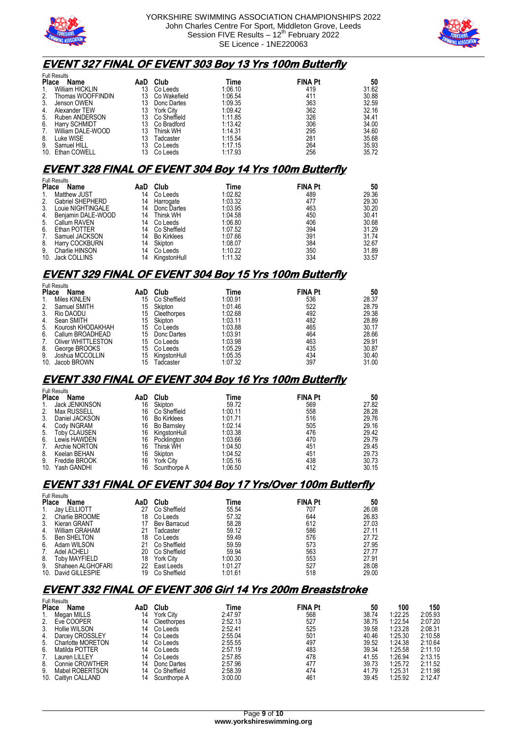## EVENT 327 FINAL OF EVENT 303 Boy 13 Yrs 100m Butterfly

Full Results

| Place | Name | AaD | Club | Time | FINA Pt | 50 |
|---|---|---|---|---|---|---|
| 1. | William HICKLIN | 13 | Co Leeds | 1:06.10 | 419 | 31.62 |
| 2. | Thomas WOOFFINDIN | 13 | Co Wakefield | 1:06.54 | 411 | 30.88 |
| 3. | Jenson OWEN | 13 | Donc Dartes | 1:09.35 | 363 | 32.59 |
| 4. | Alexander TEW | 13 | York City | 1:09.42 | 362 | 32.16 |
| 5. | Ruben ANDERSON | 13 | Co Sheffield | 1:11.85 | 326 | 34.41 |
| 6. | Harry SCHMIDT | 13 | Co Bradford | 1:13.42 | 306 | 34.00 |
| 7. | William DALE-WOOD | 13 | Thirsk WH | 1:14.31 | 295 | 34.60 |
| 8. | Luke WISE | 13 | Tadcaster | 1:15.54 | 281 | 35.68 |
| 9. | Samuel HILL | 13 | Co Leeds | 1:17.15 | 264 | 35.93 |
| 10. | Ethan COWELL | 13 | Co Leeds | 1:17.93 | 256 | 35.72 |

## EVENT 328 FINAL OF EVENT 304 Boy 14 Yrs 100m Butterfly

Full Results

| Place | Name | AaD | Club | Time | FINA Pt | 50 |
|---|---|---|---|---|---|---|
| 1. | Matthew JUST | 14 | Co Leeds | 1:02.82 | 489 | 29.36 |
| 2. | Gabriel SHEPHERD | 14 | Harrogate | 1:03.32 | 477 | 29.30 |
| 3. | Louie NIGHTINGALE | 14 | Donc Dartes | 1:03.95 | 463 | 30.20 |
| 4. | Benjamin DALE-WOOD | 14 | Thirsk WH | 1:04.58 | 450 | 30.41 |
| 5. | Callum RAVEN | 14 | Co Leeds | 1:06.80 | 406 | 30.68 |
| 6. | Ethan POTTER | 14 | Co Sheffield | 1:07.52 | 394 | 31.29 |
| 7. | Samuel JACKSON | 14 | Bo Kirklees | 1:07.66 | 391 | 31.74 |
| 8. | Harry COCKBURN | 14 | Skipton | 1:08.07 | 384 | 32.67 |
| 9. | Charlie HINSON | 14 | Co Leeds | 1:10.22 | 350 | 31.89 |
| 10. | Jack COLLINS | 14 | KingstonHull | 1:11.32 | 334 | 33.57 |

## EVENT 329 FINAL OF EVENT 304 Boy 15 Yrs 100m Butterfly

Full Results

| Place | Name | AaD | Club | Time | FINA Pt | 50 |
|---|---|---|---|---|---|---|
| 1. | Miles KINLEN | 15 | Co Sheffield | 1:00.91 | 536 | 28.37 |
| 2. | Samuel SMITH | 15 | Skipton | 1:01.46 | 522 | 28.79 |
| 3. | Rio DAODU | 15 | Cleethorpes | 1:02.68 | 492 | 29.38 |
| 4. | Sean SMITH | 15 | Skipton | 1:03.11 | 482 | 28.89 |
| 5. | Kourosh KHODAKHAH | 15 | Co Leeds | 1:03.88 | 465 | 30.17 |
| 6. | Callum BROADHEAD | 15 | Donc Dartes | 1:03.91 | 464 | 28.66 |
| 7. | Oliver WHITTLESTON | 15 | Co Leeds | 1:03.98 | 463 | 29.91 |
| 8. | George BROOKS | 15 | Co Leeds | 1:05.29 | 435 | 30.87 |
| 9. | Joshua MCCOLLIN | 15 | KingstonHull | 1:05.35 | 434 | 30.40 |
| 10. | Jacob BROWN | 15 | Tadcaster | 1:07.32 | 397 | 31.00 |

## EVENT 330 FINAL OF EVENT 304 Boy 16 Yrs 100m Butterfly

Full Results

| Place | Name | AaD | Club | Time | FINA Pt | 50 |
|---|---|---|---|---|---|---|
| 1. | Jack JENKINSON | 16 | Skipton | 59.72 | 569 | 27.82 |
| 2. | Max RUSSELL | 16 | Co Sheffield | 1:00.11 | 558 | 28.28 |
| 3. | Daniel JACKSON | 16 | Bo Kirklees | 1:01.71 | 516 | 29.76 |
| 4. | Cody INGRAM | 16 | Bo Barnsley | 1:02.14 | 505 | 29.16 |
| 5. | Toby CLAUSEN | 16 | KingstonHull | 1:03.38 | 476 | 29.42 |
| 6. | Lewis HAWDEN | 16 | Pocklington | 1:03.66 | 470 | 29.79 |
| 7. | Archie NORTON | 16 | Thirsk WH | 1:04.50 | 451 | 29.45 |
| 8. | Keelan BEHAN | 16 | Skipton | 1:04.52 | 451 | 29.73 |
| 9. | Freddie BROOK | 16 | York City | 1:05.16 | 438 | 30.73 |
| 10. | Yash GANDHI | 16 | Scunthorpe A | 1:06.50 | 412 | 30.15 |

## EVENT 331 FINAL OF EVENT 304 Boy 17 Yrs/Over 100m Butterfly

Full Results

| Place | Name | AaD | Club | Time | FINA Pt | 50 |
|---|---|---|---|---|---|---|
| 1. | Jay LELLIOTT | 27 | Co Sheffield | 55.54 | 707 | 26.08 |
| 2. | Charlie BROOME | 18 | Co Leeds | 57.32 | 644 | 26.83 |
| 3. | Kieran GRANT | 17 | Bev Barracud | 58.28 | 612 | 27.03 |
| 4. | William GRAHAM | 21 | Tadcaster | 59.12 | 586 | 27.11 |
| 5. | Ben SHELTON | 18 | Co Leeds | 59.49 | 576 | 27.72 |
| 6. | Adam WILSON | 21 | Co Sheffield | 59.59 | 573 | 27.95 |
| 7. | Adel ACHELI | 20 | Co Sheffield | 59.94 | 563 | 27.77 |
| 8. | Toby MAYFIELD | 18 | York City | 1:00.30 | 553 | 27.91 |
| 9. | Shaheen ALGHOFARI | 22 | East Leeds | 1:01.27 | 527 | 28.08 |
| 10. | David GILLESPIE | 19 | Co Sheffield | 1:01.61 | 518 | 29.00 |

## EVENT 332 FINAL OF EVENT 306 Girl 14 Yrs 200m Breaststroke

Full Results

| Place | Name | AaD | Club | Time | FINA Pt | 50 | 100 | 150 |
|---|---|---|---|---|---|---|---|---|
| 1. | Megan MILLS | 14 | York City | 2:47.97 | 568 | 38.74 | 1:22.25 | 2:05.93 |
| 2. | Eve COOPER | 14 | Cleethorpes | 2:52.13 | 527 | 38.75 | 1:22.54 | 2:07.20 |
| 3. | Hollie WILSON | 14 | Co Leeds | 2:52.41 | 525 | 39.58 | 1:23.28 | 2:08.31 |
| 4. | Darcey CROSSLEY | 14 | Co Leeds | 2:55.04 | 501 | 40.46 | 1:25.30 | 2:10.58 |
| 5. | Charlotte MORETON | 14 | Co Leeds | 2:55.55 | 497 | 39.52 | 1:24.38 | 2:10.64 |
| 6. | Matilda POTTER | 14 | Co Leeds | 2:57.19 | 483 | 39.34 | 1:25.58 | 2:11.10 |
| 7. | Lauren LILLEY | 14 | Co Leeds | 2:57.85 | 478 | 41.55 | 1:26.94 | 2:13.15 |
| 8. | Connie CROWTHER | 14 | Donc Dartes | 2:57.96 | 477 | 39.73 | 1:25.72 | 2:11.52 |
| 9. | Mabel ROBERTSON | 14 | Co Sheffield | 2:58.39 | 474 | 41.79 | 1:25.31 | 2:11.98 |
| 10. | Caitlyn CALLAND | 14 | Scunthorpe A | 3:00.00 | 461 | 39.45 | 1:25.92 | 2:12.47 |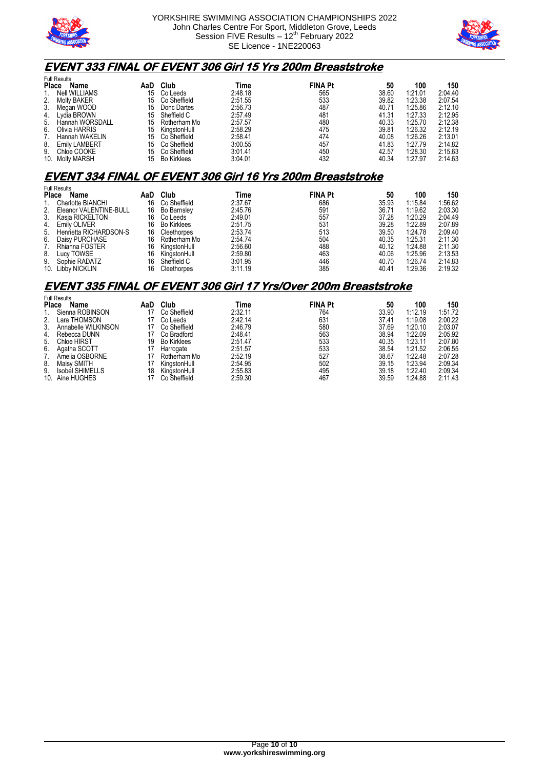## EVENT 333 FINAL OF EVENT 306 Girl 15 Yrs 200m Breaststroke

Full Results

| Place | Name | AaD | Club | Time | FINA Pt | 50 | 100 | 150 |
|---|---|---|---|---|---|---|---|---|
| 1. | Nell WILLIAMS | 15 | Co Leeds | 2:48.18 | 565 | 38.60 | 1:21.01 | 2:04.40 |
| 2. | Molly BAKER | 15 | Co Sheffield | 2:51.55 | 533 | 39.82 | 1:23.38 | 2:07.54 |
| 3. | Megan WOOD | 15 | Donc Dartes | 2:56.73 | 487 | 40.71 | 1:25.86 | 2:12.10 |
| 4. | Lydia BROWN | 15 | Sheffield C | 2:57.49 | 481 | 41.31 | 1:27.33 | 2:12.95 |
| 5. | Hannah WORSDALL | 15 | Rotherham Mo | 2:57.57 | 480 | 40.33 | 1:25.70 | 2:12.38 |
| 6. | Olivia HARRIS | 15 | KingstonHull | 2:58.29 | 475 | 39.81 | 1:26.32 | 2:12.19 |
| 7. | Hannah WAKELIN | 15 | Co Sheffield | 2:58.41 | 474 | 40.08 | 1:26.26 | 2:13.01 |
| 8. | Emily LAMBERT | 15 | Co Sheffield | 3:00.55 | 457 | 41.83 | 1:27.79 | 2:14.82 |
| 9. | Chloe COOKE | 15 | Co Sheffield | 3:01.41 | 450 | 42.57 | 1:28.30 | 2:15.63 |
| 10. | Molly MARSH | 15 | Bo Kirklees | 3:04.01 | 432 | 40.34 | 1:27.97 | 2:14.63 |

## EVENT 334 FINAL OF EVENT 306 Girl 16 Yrs 200m Breaststroke

Full Results

| Place | Name | AaD | Club | Time | FINA Pt | 50 | 100 | 150 |
|---|---|---|---|---|---|---|---|---|
| 1. | Charlotte BIANCHI | 16 | Co Sheffield | 2:37.67 | 686 | 35.93 | 1:15.84 | 1:56.62 |
| 2. | Eleanor VALENTINE-BULL | 16 | Bo Barnsley | 2:45.76 | 591 | 36.71 | 1:19.62 | 2:03.30 |
| 3. | Kasja RICKELTON | 16 | Co Leeds | 2:49.01 | 557 | 37.28 | 1:20.29 | 2:04.49 |
| 4. | Emily OLIVER | 16 | Bo Kirklees | 2:51.75 | 531 | 39.28 | 1:22.89 | 2:07.89 |
| 5. | Henrietta RICHARDSON-S | 16 | Cleethorpes | 2:53.74 | 513 | 39.50 | 1:24.78 | 2:09.40 |
| 6. | Daisy PURCHASE | 16 | Rotherham Mo | 2:54.74 | 504 | 40.35 | 1:25.31 | 2:11.30 |
| 7. | Rhianna FOSTER | 16 | KingstonHull | 2:56.60 | 488 | 40.12 | 1:24.88 | 2:11.30 |
| 8. | Lucy TOWSE | 16 | KingstonHull | 2:59.80 | 463 | 40.06 | 1:25.96 | 2:13.53 |
| 9. | Sophie RADATZ | 16 | Sheffield C | 3:01.95 | 446 | 40.70 | 1:26.74 | 2:14.83 |
| 10. | Libby NICKLIN | 16 | Cleethorpes | 3:11.19 | 385 | 40.41 | 1:29.36 | 2:19.32 |

## EVENT 335 FINAL OF EVENT 306 Girl 17 Yrs/Over 200m Breaststroke

Full Results

| Place | Name | AaD | Club | Time | FINA Pt | 50 | 100 | 150 |
|---|---|---|---|---|---|---|---|---|
| 1. | Sienna ROBINSON | 17 | Co Sheffield | 2:32.11 | 764 | 33.90 | 1:12.19 | 1:51.72 |
| 2. | Lara THOMSON | 17 | Co Leeds | 2:42.14 | 631 | 37.41 | 1:19.08 | 2:00.22 |
| 3. | Annabelle WILKINSON | 17 | Co Sheffield | 2:46.79 | 580 | 37.69 | 1:20.10 | 2:03.07 |
| 4. | Rebecca DUNN | 17 | Co Bradford | 2:48.41 | 563 | 38.94 | 1:22.09 | 2:05.92 |
| 5. | Chloe HIRST | 19 | Bo Kirklees | 2:51.47 | 533 | 40.35 | 1:23.11 | 2:07.80 |
| 6. | Agatha SCOTT | 17 | Harrogate | 2:51.57 | 533 | 38.54 | 1:21.52 | 2:06.55 |
| 7. | Amelia OSBORNE | 17 | Rotherham Mo | 2:52.19 | 527 | 38.67 | 1:22.48 | 2:07.28 |
| 8. | Maisy SMITH | 17 | KingstonHull | 2:54.95 | 502 | 39.15 | 1:23.94 | 2:09.34 |
| 9. | Isobel SHIMELLS | 18 | KingstonHull | 2:55.83 | 495 | 39.18 | 1:22.40 | 2:09.34 |
| 10. | Aine HUGHES | 17 | Co Sheffield | 2:59.30 | 467 | 39.59 | 1:24.88 | 2:11.43 |

www.yorkshireswimming.org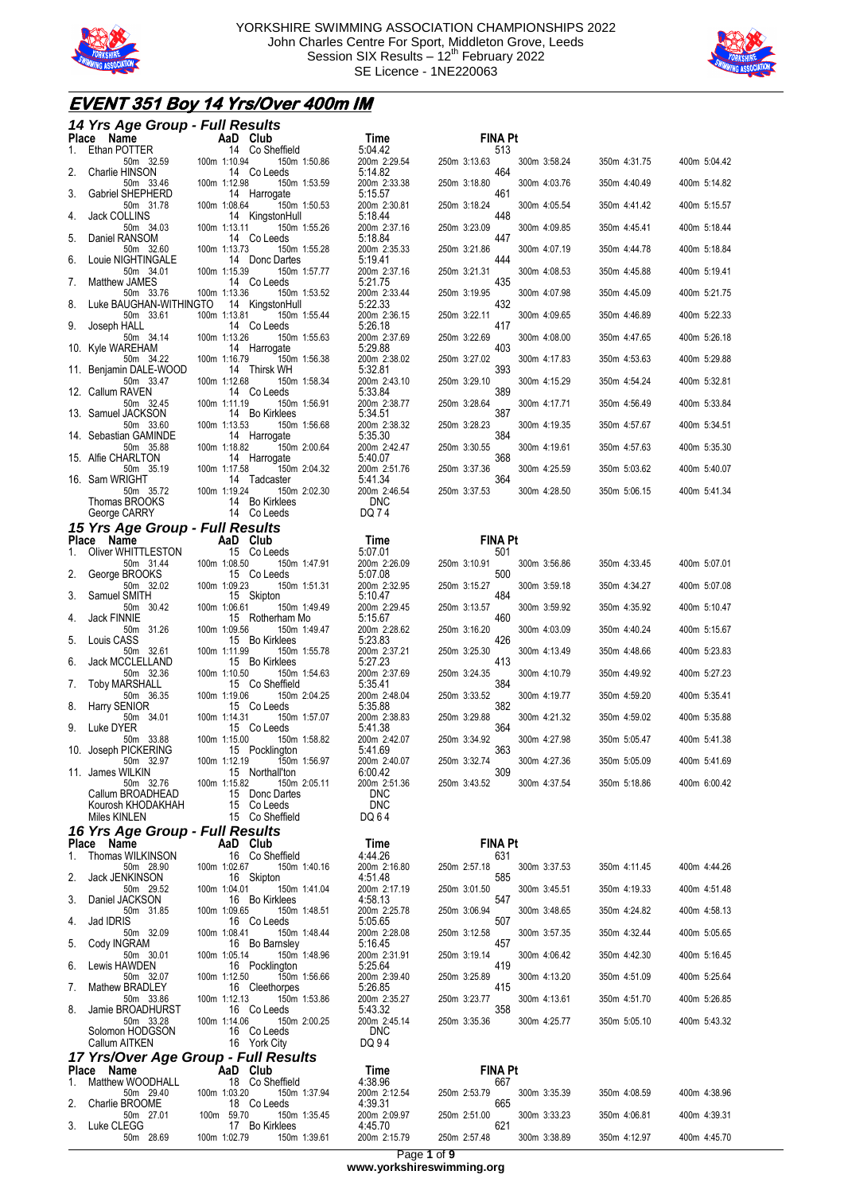YORKSHIRE SWIMMING ASSOCIATION CHAMPIONSHIPS 2022
John Charles Centre For Sport, Middleton Grove, Leeds
Session SIX Results – 12th February 2022
SE Licence - 1NE220063

# EVENT 351 Boy 14 Yrs/Over 400m IM

## 14 Yrs Age Group - Full Results

| Place | Name | AaD | Club | Time | FINA Pt | | | | |
|---|---|---|---|---|---|---|---|---|---|
| 1. | Ethan POTTER | 14 | Co Sheffield | 5:04.42 | 513 | | | | |
| | 50m 32.59 | 100m 1:10.94 | 150m 1:50.86 | 200m 2:29.54 | 250m 3:13.63 | 300m 3:58.24 | 350m 4:31.75 | 400m 5:04.42 | |
| 2. | Charlie HINSON | 14 | Co Leeds | 5:14.82 | 464 | | | | |
| | 50m 33.46 | 100m 1:12.98 | 150m 1:53.59 | 200m 2:33.38 | 250m 3:18.80 | 300m 4:03.76 | 350m 4:40.49 | 400m 5:14.82 | |
| 3. | Gabriel SHEPHERD | 14 | Harrogate | 5:15.57 | 461 | | | | |
| | 50m 31.78 | 100m 1:08.64 | 150m 1:50.53 | 200m 2:30.81 | 250m 3:18.24 | 300m 4:05.54 | 350m 4:41.42 | 400m 5:15.57 | |
| 4. | Jack COLLINS | 14 | KingstonHull | 5:18.44 | 448 | | | | |
| | 50m 34.03 | 100m 1:13.11 | 150m 1:55.26 | 200m 2:37.16 | 250m 3:23.09 | 300m 4:09.85 | 350m 4:45.41 | 400m 5:18.44 | |
| 5. | Daniel RANSOM | 14 | Co Leeds | 5:18.84 | 447 | | | | |
| | 50m 32.60 | 100m 1:13.73 | 150m 1:55.28 | 200m 2:35.33 | 250m 3:21.86 | 300m 4:07.19 | 350m 4:44.78 | 400m 5:18.84 | |
| 6. | Louie NIGHTINGALE | 14 | Donc Dartes | 5:19.41 | 444 | | | | |
| | 50m 34.01 | 100m 1:15.39 | 150m 1:57.77 | 200m 2:37.16 | 250m 3:21.31 | 300m 4:08.53 | 350m 4:45.88 | 400m 5:19.41 | |
| 7. | Matthew JAMES | 14 | Co Leeds | 5:21.75 | 435 | | | | |
| | 50m 33.76 | 100m 1:13.36 | 150m 1:53.52 | 200m 2:33.44 | 250m 3:19.95 | 300m 4:07.98 | 350m 4:45.09 | 400m 5:21.75 | |
| 8. | Luke BAUGHAN-WITHINGTO | 14 | KingstonHull | 5:22.33 | 432 | | | | |
| | 50m 33.61 | 100m 1:13.81 | 150m 1:55.44 | 200m 2:36.15 | 250m 3:22.11 | 300m 4:09.65 | 350m 4:46.89 | 400m 5:22.33 | |
| 9. | Joseph HALL | 14 | Co Leeds | 5:26.18 | 417 | | | | |
| | 50m 34.14 | 100m 1:13.26 | 150m 1:55.63 | 200m 2:37.69 | 250m 3:22.69 | 300m 4:08.00 | 350m 4:47.65 | 400m 5:26.18 | |
| 10. | Kyle WAREHAM | 14 | Harrogate | 5:29.88 | 403 | | | | |
| | 50m 34.22 | 100m 1:16.79 | 150m 1:56.38 | 200m 2:38.02 | 250m 3:27.02 | 300m 4:17.83 | 350m 4:53.63 | 400m 5:29.88 | |
| 11. | Benjamin DALE-WOOD | 14 | Thirsk WH | 5:32.81 | 393 | | | | |
| | 50m 33.47 | 100m 1:12.68 | 150m 1:58.34 | 200m 2:43.10 | 250m 3:29.10 | 300m 4:15.29 | 350m 4:54.24 | 400m 5:32.81 | |
| 12. | Callum RAVEN | 14 | Co Leeds | 5:33.84 | 389 | | | | |
| | 50m 32.45 | 100m 1:11.19 | 150m 1:56.91 | 200m 2:38.77 | 250m 3:28.64 | 300m 4:17.71 | 350m 4:56.49 | 400m 5:33.84 | |
| 13. | Samuel JACKSON | 14 | Bo Kirklees | 5:34.51 | 387 | | | | |
| | 50m 33.60 | 100m 1:13.53 | 150m 1:56.68 | 200m 2:38.32 | 250m 3:28.23 | 300m 4:19.35 | 350m 4:57.67 | 400m 5:34.51 | |
| 14. | Sebastian GAMINDE | 14 | Harrogate | 5:35.30 | 384 | | | | |
| | 50m 35.88 | 100m 1:18.82 | 150m 2:00.64 | 200m 2:42.47 | 250m 3:30.55 | 300m 4:19.61 | 350m 4:57.63 | 400m 5:35.30 | |
| 15. | Alfie CHARLTON | 14 | Harrogate | 5:40.07 | 368 | | | | |
| | 50m 35.19 | 100m 1:17.58 | 150m 2:04.32 | 200m 2:51.76 | 250m 3:37.36 | 300m 4:25.59 | 350m 5:03.62 | 400m 5:40.07 | |
| 16. | Sam WRIGHT | 14 | Tadcaster | 5:41.34 | 364 | | | | |
| | 50m 35.72 | 100m 1:19.24 | 150m 2:02.30 | 200m 2:46.54 | 250m 3:37.53 | 300m 4:28.50 | 350m 5:06.15 | 400m 5:41.34 | |
| | Thomas BROOKS | 14 | Bo Kirklees | DNC | | | | | |
| | George CARRY | 14 | Co Leeds | DQ 7 4 | | | | | |

## 15 Yrs Age Group - Full Results

| Place | Name | AaD | Club | Time | FINA Pt | | | | |
|---|---|---|---|---|---|---|---|---|---|
| 1. | Oliver WHITTLESTON | 15 | Co Leeds | 5:07.01 | 501 | | | | |
| | 50m 31.44 | 100m 1:08.50 | 150m 1:47.91 | 200m 2:26.09 | 250m 3:10.91 | 300m 3:56.86 | 350m 4:33.45 | 400m 5:07.01 | |
| 2. | George BROOKS | 15 | Co Leeds | 5:07.08 | 500 | | | | |
| | 50m 32.02 | 100m 1:09.23 | 150m 1:51.31 | 200m 2:32.95 | 250m 3:15.27 | 300m 3:59.18 | 350m 4:34.27 | 400m 5:07.08 | |
| 3. | Samuel SMITH | 15 | Skipton | 5:10.47 | 484 | | | | |
| | 50m 30.42 | 100m 1:06.61 | 150m 1:49.49 | 200m 2:29.45 | 250m 3:13.57 | 300m 3:59.92 | 350m 4:35.92 | 400m 5:10.47 | |
| 4. | Jack FINNIE | 15 | Rotherham Mo | 5:15.67 | 460 | | | | |
| | 50m 31.26 | 100m 1:09.56 | 150m 1:49.47 | 200m 2:28.62 | 250m 3:16.20 | 300m 4:03.09 | 350m 4:40.24 | 400m 5:15.67 | |
| 5. | Louis CASS | 15 | Bo Kirklees | 5:23.83 | 426 | | | | |
| | 50m 32.61 | 100m 1:11.99 | 150m 1:55.78 | 200m 2:37.21 | 250m 3:25.30 | 300m 4:13.49 | 350m 4:48.66 | 400m 5:23.83 | |
| 6. | Jack MCCLELLAND | 15 | Bo Kirklees | 5:27.23 | 413 | | | | |
| | 50m 32.36 | 100m 1:10.50 | 150m 1:54.63 | 200m 2:37.69 | 250m 3:24.35 | 300m 4:10.79 | 350m 4:49.92 | 400m 5:27.23 | |
| 7. | Toby MARSHALL | 15 | Co Sheffield | 5:35.41 | 384 | | | | |
| | 50m 36.35 | 100m 1:19.06 | 150m 2:04.25 | 200m 2:48.04 | 250m 3:33.52 | 300m 4:19.77 | 350m 4:59.20 | 400m 5:35.41 | |
| 8. | Harry SENIOR | 15 | Co Leeds | 5:35.88 | 382 | | | | |
| | 50m 34.01 | 100m 1:14.31 | 150m 1:57.07 | 200m 2:38.83 | 250m 3:29.88 | 300m 4:21.32 | 350m 4:59.02 | 400m 5:35.88 | |
| 9. | Luke DYER | 15 | Co Leeds | 5:41.38 | 364 | | | | |
| | 50m 33.88 | 100m 1:15.00 | 150m 1:58.82 | 200m 2:42.07 | 250m 3:34.92 | 300m 4:27.98 | 350m 5:05.47 | 400m 5:41.38 | |
| 10. | Joseph PICKERING | 15 | Pocklington | 5:41.69 | 363 | | | | |
| | 50m 32.97 | 100m 1:12.19 | 150m 1:56.97 | 200m 2:40.07 | 250m 3:32.74 | 300m 4:27.36 | 350m 5:05.09 | 400m 5:41.69 | |
| 11. | James WILKIN | 15 | Northall'ton | 6:00.42 | 309 | | | | |
| | 50m 32.76 | 100m 1:15.82 | 150m 2:05.11 | 200m 2:51.36 | 250m 3:43.52 | 300m 4:37.54 | 350m 5:18.86 | 400m 6:00.42 | |
| | Callum BROADHEAD | 15 | Donc Dartes | DNC | | | | | |
| | Kourosh KHODAKHAH | 15 | Co Leeds | DNC | | | | | |
| | Miles KINLEN | 15 | Co Sheffield | DQ 6 4 | | | | | |

## 16 Yrs Age Group - Full Results

| Place | Name | AaD | Club | Time | FINA Pt | | | | |
|---|---|---|---|---|---|---|---|---|---|
| 1. | Thomas WILKINSON | 16 | Co Sheffield | 4:44.26 | 631 | | | | |
| | 50m 28.90 | 100m 1:02.67 | 150m 1:40.16 | 200m 2:16.80 | 250m 2:57.18 | 300m 3:37.53 | 350m 4:11.45 | 400m 4:44.26 | |
| 2. | Jack JENKINSON | 16 | Skipton | 4:51.48 | 585 | | | | |
| | 50m 29.52 | 100m 1:04.01 | 150m 1:41.04 | 200m 2:17.19 | 250m 3:01.50 | 300m 3:45.51 | 350m 4:19.33 | 400m 4:51.48 | |
| 3. | Daniel JACKSON | 16 | Bo Kirklees | 4:58.13 | 547 | | | | |
| | 50m 31.85 | 100m 1:09.65 | 150m 1:48.51 | 200m 2:25.78 | 250m 3:06.94 | 300m 3:48.65 | 350m 4:24.82 | 400m 4:58.13 | |
| 4. | Jad IDRIS | 16 | Co Leeds | 5:05.65 | 507 | | | | |
| | 50m 32.09 | 100m 1:08.41 | 150m 1:48.44 | 200m 2:28.08 | 250m 3:12.58 | 300m 3:57.35 | 350m 4:32.44 | 400m 5:05.65 | |
| 5. | Cody INGRAM | 16 | Bo Barnsley | 5:16.45 | 457 | | | | |
| | 50m 30.01 | 100m 1:05.14 | 150m 1:48.96 | 200m 2:31.91 | 250m 3:19.14 | 300m 4:06.42 | 350m 4:42.30 | 400m 5:16.45 | |
| 6. | Lewis HAWDEN | 16 | Pocklington | 5:25.64 | 419 | | | | |
| | 50m 32.07 | 100m 1:12.50 | 150m 1:56.66 | 200m 2:39.40 | 250m 3:25.89 | 300m 4:13.20 | 350m 4:51.09 | 400m 5:25.64 | |
| 7. | Mathew BRADLEY | 16 | Cleethorpes | 5:26.85 | 415 | | | | |
| | 50m 33.86 | 100m 1:12.13 | 150m 1:53.86 | 200m 2:35.27 | 250m 3:23.77 | 300m 4:13.61 | 350m 4:51.70 | 400m 5:26.85 | |
| 8. | Jamie BROADHURST | 16 | Co Leeds | 5:43.32 | 358 | | | | |
| | 50m 33.28 | 100m 1:14.06 | 150m 2:00.25 | 200m 2:45.14 | 250m 3:35.36 | 300m 4:25.77 | 350m 5:05.10 | 400m 5:43.32 | |
| | Solomon HODGSON | 16 | Co Leeds | DNC | | | | | |
| | Callum AITKEN | 16 | York City | DQ 9 4 | | | | | |

## 17 Yrs/Over Age Group - Full Results

| Place | Name | AaD | Club | Time | FINA Pt | | | | |
|---|---|---|---|---|---|---|---|---|---|
| 1. | Matthew WOODHALL | 18 | Co Sheffield | 4:38.96 | 667 | | | | |
| | 50m 29.40 | 100m 1:03.20 | 150m 1:37.94 | 200m 2:12.54 | 250m 2:53.79 | 300m 3:35.39 | 350m 4:08.59 | 400m 4:38.96 | |
| 2. | Charlie BROOME | 18 | Co Leeds | 4:39.31 | 665 | | | | |
| | 50m 27.01 | 100m 59.70 | 150m 1:35.45 | 200m 2:09.97 | 250m 2:51.00 | 300m 3:33.23 | 350m 4:06.81 | 400m 4:39.31 | |
| 3. | Luke CLEGG | 17 | Bo Kirklees | 4:45.70 | 621 | | | | |
| | 50m 28.69 | 100m 1:02.79 | 150m 1:39.61 | 200m 2:15.79 | 250m 2:57.48 | 300m 3:38.89 | 350m 4:12.97 | 400m 4:45.70 | |

www.yorkshireswimming.org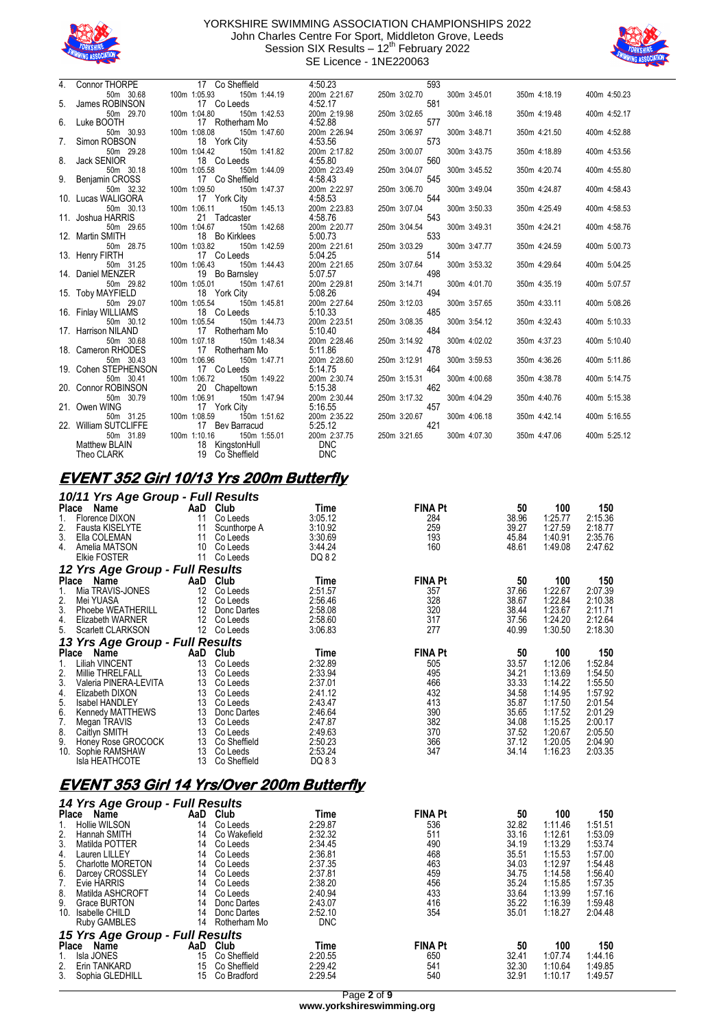| Place | Name | AaD | Club | Time | FINA Pt | | | | |
|---|---|---|---|---|---|---|---|---|---|
| 4. | Connor THORPE | 17 | Co Sheffield | 4:50.23 | 593 | | | | |
| | 50m 30.68 | 100m 1:05.93 | 150m 1:44.19 | 200m 2:21.67 | 250m 3:02.70 | 300m 3:45.01 | 350m 4:18.19 | 400m 4:50.23 | |
| 5. | James ROBINSON | 17 | Co Leeds | 4:52.17 | 581 | | | | |
| | 50m 29.70 | 100m 1:04.80 | 150m 1:42.53 | 200m 2:19.98 | 250m 3:02.65 | 300m 3:46.18 | 350m 4:19.48 | 400m 4:52.17 | |
| 6. | Luke BOOTH | 17 | Rotherham Mo | 4:52.88 | 577 | | | | |
| | 50m 30.93 | 100m 1:08.08 | 150m 1:47.60 | 200m 2:26.94 | 250m 3:06.97 | 300m 3:48.71 | 350m 4:21.50 | 400m 4:52.88 | |
| 7. | Simon ROBSON | 18 | York City | 4:53.56 | 573 | | | | |
| | 50m 29.28 | 100m 1:04.42 | 150m 1:41.82 | 200m 2:17.82 | 250m 3:00.07 | 300m 3:43.75 | 350m 4:18.89 | 400m 4:53.56 | |
| 8. | Jack SENIOR | 18 | Co Leeds | 4:55.80 | 560 | | | | |
| | 50m 30.18 | 100m 1:05.58 | 150m 1:44.09 | 200m 2:23.49 | 250m 3:04.07 | 300m 3:45.52 | 350m 4:20.74 | 400m 4:55.80 | |
| 9. | Benjamin CROSS | 17 | Co Sheffield | 4:58.43 | 545 | | | | |
| | 50m 32.32 | 100m 1:09.50 | 150m 1:47.37 | 200m 2:22.97 | 250m 3:06.70 | 300m 3:49.04 | 350m 4:24.87 | 400m 4:58.43 | |
| 10. | Lucas WALIGORA | 17 | York City | 4:58.53 | 544 | | | | |
| | 50m 30.13 | 100m 1:06.11 | 150m 1:45.13 | 200m 2:23.83 | 250m 3:07.04 | 300m 3:50.33 | 350m 4:25.49 | 400m 4:58.53 | |
| 11. | Joshua HARRIS | 21 | Tadcaster | 4:58.76 | 543 | | | | |
| | 50m 29.65 | 100m 1:04.67 | 150m 1:42.68 | 200m 2:20.77 | 250m 3:04.54 | 300m 3:49.31 | 350m 4:24.21 | 400m 4:58.76 | |
| 12. | Martin SMITH | 18 | Bo Kirklees | 5:00.73 | 533 | | | | |
| | 50m 28.75 | 100m 1:03.82 | 150m 1:42.59 | 200m 2:21.61 | 250m 3:03.29 | 300m 3:47.77 | 350m 4:24.59 | 400m 5:00.73 | |
| 13. | Henry FIRTH | 17 | Co Leeds | 5:04.25 | 514 | | | | |
| | 50m 31.25 | 100m 1:06.43 | 150m 1:44.43 | 200m 2:21.65 | 250m 3:07.64 | 300m 3:53.32 | 350m 4:29.64 | 400m 5:04.25 | |
| 14. | Daniel MENZER | 19 | Bo Barnsley | 5:07.57 | 498 | | | | |
| | 50m 29.82 | 100m 1:05.01 | 150m 1:47.61 | 200m 2:29.81 | 250m 3:14.71 | 300m 4:01.70 | 350m 4:35.19 | 400m 5:07.57 | |
| 15. | Toby MAYFIELD | 18 | York City | 5:08.26 | 494 | | | | |
| | 50m 29.07 | 100m 1:05.54 | 150m 1:45.81 | 200m 2:27.64 | 250m 3:12.03 | 300m 3:57.65 | 350m 4:33.11 | 400m 5:08.26 | |
| 16. | Finlay WILLIAMS | 18 | Co Leeds | 5:10.33 | 485 | | | | |
| | 50m 30.12 | 100m 1:05.54 | 150m 1:44.73 | 200m 2:23.51 | 250m 3:08.35 | 300m 3:54.12 | 350m 4:32.43 | 400m 5:10.33 | |
| 17. | Harrison NILAND | 17 | Rotherham Mo | 5:10.40 | 484 | | | | |
| | 50m 30.68 | 100m 1:07.18 | 150m 1:48.34 | 200m 2:28.46 | 250m 3:14.92 | 300m 4:02.02 | 350m 4:37.23 | 400m 5:10.40 | |
| 18. | Cameron RHODES | 17 | Rotherham Mo | 5:11.86 | 478 | | | | |
| | 50m 30.43 | 100m 1:06.96 | 150m 1:47.71 | 200m 2:28.60 | 250m 3:12.91 | 300m 3:59.53 | 350m 4:36.26 | 400m 5:11.86 | |
| 19. | Cohen STEPHENSON | 17 | Co Leeds | 5:14.75 | 464 | | | | |
| | 50m 30.41 | 100m 1:06.72 | 150m 1:49.22 | 200m 2:30.74 | 250m 3:15.31 | 300m 4:00.68 | 350m 4:38.78 | 400m 5:14.75 | |
| 20. | Connor ROBINSON | 20 | Chapeltown | 5:15.38 | 462 | | | | |
| | 50m 30.79 | 100m 1:06.91 | 150m 1:47.94 | 200m 2:30.44 | 250m 3:17.32 | 300m 4:04.29 | 350m 4:40.76 | 400m 5:15.38 | |
| 21. | Owen WING | 17 | York City | 5:16.55 | 457 | | | | |
| | 50m 31.25 | 100m 1:08.59 | 150m 1:51.62 | 200m 2:35.22 | 250m 3:20.67 | 300m 4:06.18 | 350m 4:42.14 | 400m 5:16.55 | |
| 22. | William SUTCLIFFE | 17 | Bev Barracud | 5:25.12 | 421 | | | | |
| | 50m 31.89 | 100m 1:10.16 | 150m 1:55.01 | 200m 2:37.75 | 250m 3:21.65 | 300m 4:07.30 | 350m 4:47.06 | 400m 5:25.12 | |
| | Matthew BLAIN | 18 | KingstonHull | DNC | | | | | |
| | Theo CLARK | 19 | Co Sheffield | DNC | | | | | |

## EVENT 352 Girl 10/13 Yrs 200m Butterfly

### 10/11 Yrs Age Group - Full Results

| Place | Name | AaD | Club | Time | FINA Pt | 50 | 100 | 150 |
|---|---|---|---|---|---|---|---|---|
| 1. | Florence DIXON | 11 | Co Leeds | 3:05.12 | 284 | 38.96 | 1:25.77 | 2:15.36 |
| 2. | Fausta KISELYTE | 11 | Scunthorpe A | 3:10.92 | 259 | 39.27 | 1:27.59 | 2:18.77 |
| 3. | Ella COLEMAN | 11 | Co Leeds | 3:30.69 | 193 | 45.84 | 1:40.91 | 2:35.76 |
| 4. | Amelia MATSON | 10 | Co Leeds | 3:44.24 | 160 | 48.61 | 1:49.08 | 2:47.62 |
| | Elkie FOSTER | 11 | Co Leeds | DQ 8 2 | | | | |

### 12 Yrs Age Group - Full Results

| Place | Name | AaD | Club | Time | FINA Pt | 50 | 100 | 150 |
|---|---|---|---|---|---|---|---|---|
| 1. | Mia TRAVIS-JONES | 12 | Co Leeds | 2:51.57 | 357 | 37.66 | 1:22.67 | 2:07.39 |
| 2. | Mei YUASA | 12 | Co Leeds | 2:56.46 | 328 | 38.67 | 1:22.84 | 2:10.38 |
| 3. | Phoebe WEATHERILL | 12 | Donc Dartes | 2:58.08 | 320 | 38.44 | 1:23.67 | 2:11.71 |
| 4. | Elizabeth WARNER | 12 | Co Leeds | 2:58.60 | 317 | 37.56 | 1:24.20 | 2:12.64 |
| 5. | Scarlett CLARKSON | 12 | Co Leeds | 3:06.83 | 277 | 40.99 | 1:30.50 | 2:18.30 |

### 13 Yrs Age Group - Full Results

| Place | Name | AaD | Club | Time | FINA Pt | 50 | 100 | 150 |
|---|---|---|---|---|---|---|---|---|
| 1. | Liliah VINCENT | 13 | Co Leeds | 2:32.89 | 505 | 33.57 | 1:12.06 | 1:52.84 |
| 2. | Millie THRELFALL | 13 | Co Leeds | 2:33.94 | 495 | 34.21 | 1:13.69 | 1:54.50 |
| 3. | Valeria PINERA-LEVITA | 13 | Co Leeds | 2:37.01 | 466 | 33.33 | 1:14.22 | 1:55.50 |
| 4. | Elizabeth DIXON | 13 | Co Leeds | 2:41.12 | 432 | 34.58 | 1:14.95 | 1:57.92 |
| 5. | Isabel HANDLEY | 13 | Co Leeds | 2:43.47 | 413 | 35.87 | 1:17.50 | 2:01.54 |
| 6. | Kennedy MATTHEWS | 13 | Donc Dartes | 2:46.64 | 390 | 35.65 | 1:17.52 | 2:01.29 |
| 7. | Megan TRAVIS | 13 | Co Leeds | 2:47.87 | 382 | 34.08 | 1:15.25 | 2:00.17 |
| 8. | Caitlyn SMITH | 13 | Co Leeds | 2:49.63 | 370 | 37.52 | 1:20.67 | 2:05.50 |
| 9. | Honey Rose GROCOCK | 13 | Co Sheffield | 2:50.23 | 366 | 37.12 | 1:20.05 | 2:04.90 |
| 10. | Sophie RAMSHAW | 13 | Co Leeds | 2:53.24 | 347 | 34.14 | 1:16.23 | 2:03.35 |
| | Isla HEATHCOTE | 13 | Co Sheffield | DQ 8 3 | | | | |

## EVENT 353 Girl 14 Yrs/Over 200m Butterfly

### 14 Yrs Age Group - Full Results

| Place | Name | AaD | Club | Time | FINA Pt | 50 | 100 | 150 |
|---|---|---|---|---|---|---|---|---|
| 1. | Hollie WILSON | 14 | Co Leeds | 2:29.87 | 536 | 32.82 | 1:11.46 | 1:51.51 |
| 2. | Hannah SMITH | 14 | Co Wakefield | 2:32.32 | 511 | 33.16 | 1:12.61 | 1:53.09 |
| 3. | Matilda POTTER | 14 | Co Leeds | 2:34.45 | 490 | 34.19 | 1:13.29 | 1:53.74 |
| 4. | Lauren LILLEY | 14 | Co Leeds | 2:36.81 | 468 | 35.51 | 1:15.53 | 1:57.00 |
| 5. | Charlotte MORETON | 14 | Co Leeds | 2:37.35 | 463 | 34.03 | 1:12.97 | 1:54.48 |
| 6. | Darcey CROSSLEY | 14 | Co Leeds | 2:37.81 | 459 | 34.75 | 1:14.58 | 1:56.40 |
| 7. | Evie HARRIS | 14 | Co Leeds | 2:38.20 | 456 | 35.24 | 1:15.85 | 1:57.35 |
| 8. | Matilda ASHCROFT | 14 | Co Leeds | 2:40.94 | 433 | 33.64 | 1:13.99 | 1:57.16 |
| 9. | Grace BURTON | 14 | Donc Dartes | 2:43.07 | 416 | 35.22 | 1:16.39 | 1:59.48 |
| 10. | Isabelle CHILD | 14 | Donc Dartes | 2:52.10 | 354 | 35.01 | 1:18.27 | 2:04.48 |
| | Ruby GAMBLES | 14 | Rotherham Mo | DNC | | | | |

### 15 Yrs Age Group - Full Results

| Place | Name | AaD | Club | Time | FINA Pt | 50 | 100 | 150 |
|---|---|---|---|---|---|---|---|---|
| 1. | Isla JONES | 15 | Co Sheffield | 2:20.55 | 650 | 32.41 | 1:07.74 | 1:44.16 |
| 2. | Erin TANKARD | 15 | Co Sheffield | 2:29.42 | 541 | 32.30 | 1:10.64 | 1:49.85 |
| 3. | Sophia GLEDHILL | 15 | Co Bradford | 2:29.54 | 540 | 32.91 | 1:10.17 | 1:49.57 |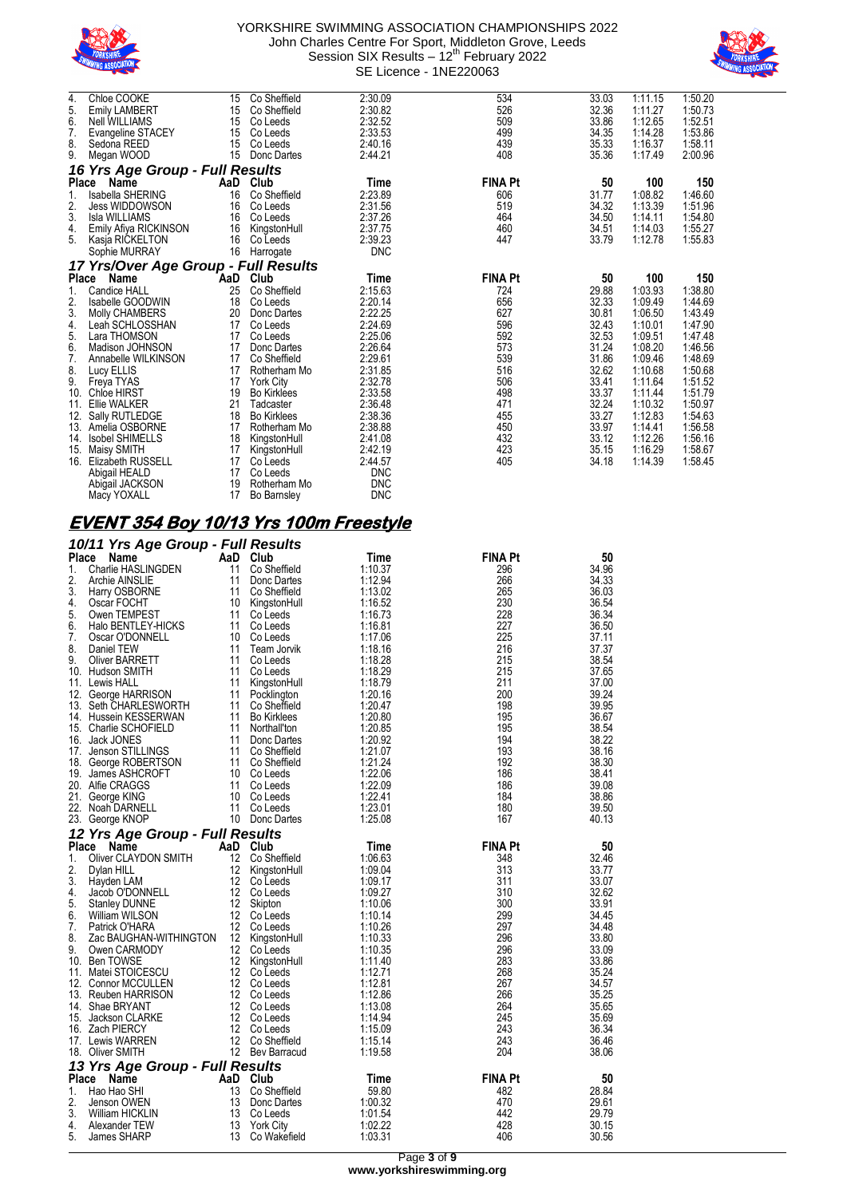| Place | Name | AaD | Club | Time | FINA Pt | 50 | 100 | 150 |
|---|---|---|---|---|---|---|---|---|
| 4. | Chloe COOKE | 15 | Co Sheffield | 2:30.09 | 534 | 33.03 | 1:11.15 | 1:50.20 |
| 5. | Emily LAMBERT | 15 | Co Sheffield | 2:30.82 | 526 | 32.36 | 1:11.27 | 1:50.73 |
| 6. | Nell WILLIAMS | 15 | Co Leeds | 2:32.52 | 509 | 33.86 | 1:12.65 | 1:52.51 |
| 7. | Evangeline STACEY | 15 | Co Leeds | 2:33.53 | 499 | 34.35 | 1:14.28 | 1:53.86 |
| 8. | Sedona REED | 15 | Co Leeds | 2:40.16 | 439 | 35.33 | 1:16.37 | 1:58.11 |
| 9. | Megan WOOD | 15 | Donc Dartes | 2:44.21 | 408 | 35.36 | 1:17.49 | 2:00.96 |

### 16 Yrs Age Group - Full Results

| Place | Name | AaD | Club | Time | FINA Pt | 50 | 100 | 150 |
|---|---|---|---|---|---|---|---|---|
| 1. | Isabella SHERING | 16 | Co Sheffield | 2:23.89 | 606 | 31.77 | 1:08.82 | 1:46.60 |
| 2. | Jess WIDDOWSON | 16 | Co Leeds | 2:31.56 | 519 | 34.32 | 1:13.39 | 1:51.96 |
| 3. | Isla WILLIAMS | 16 | Co Leeds | 2:37.26 | 464 | 34.50 | 1:14.11 | 1:54.80 |
| 4. | Emily Afiya RICKINSON | 16 | KingstonHull | 2:37.75 | 460 | 34.51 | 1:14.03 | 1:55.27 |
| 5. | Kasja RICKELTON | 16 | Co Leeds | 2:39.23 | 447 | 33.79 | 1:12.78 | 1:55.83 |
| | Sophie MURRAY | 16 | Harrogate | DNC | | | | |

### 17 Yrs/Over Age Group - Full Results

| Place | Name | AaD | Club | Time | FINA Pt | 50 | 100 | 150 |
|---|---|---|---|---|---|---|---|---|
| 1. | Candice HALL | 25 | Co Sheffield | 2:15.63 | 724 | 29.88 | 1:03.93 | 1:38.80 |
| 2. | Isabelle GOODWIN | 18 | Co Leeds | 2:20.14 | 656 | 32.33 | 1:09.49 | 1:44.69 |
| 3. | Molly CHAMBERS | 20 | Donc Dartes | 2:22.25 | 627 | 30.81 | 1:06.50 | 1:43.49 |
| 4. | Leah SCHLOSSHAN | 17 | Co Leeds | 2:24.69 | 596 | 32.43 | 1:10.01 | 1:47.90 |
| 5. | Lara THOMSON | 17 | Co Leeds | 2:25.06 | 592 | 32.53 | 1:09.51 | 1:47.48 |
| 6. | Madison JOHNSON | 17 | Donc Dartes | 2:26.64 | 573 | 31.24 | 1:08.20 | 1:46.56 |
| 7. | Annabelle WILKINSON | 17 | Co Sheffield | 2:29.61 | 539 | 31.86 | 1:09.46 | 1:48.69 |
| 8. | Lucy ELLIS | 17 | Rotherham Mo | 2:31.85 | 516 | 32.62 | 1:10.68 | 1:50.68 |
| 9. | Freya TYAS | 17 | York City | 2:32.78 | 506 | 33.41 | 1:11.64 | 1:51.52 |
| 10. | Chloe HIRST | 19 | Bo Kirklees | 2:33.58 | 498 | 33.37 | 1:11.44 | 1:51.79 |
| 11. | Ellie WALKER | 21 | Tadcaster | 2:36.48 | 471 | 32.24 | 1:10.32 | 1:50.97 |
| 12. | Sally RUTLEDGE | 18 | Bo Kirklees | 2:38.36 | 455 | 33.27 | 1:12.83 | 1:54.63 |
| 13. | Amelia OSBORNE | 17 | Rotherham Mo | 2:38.88 | 450 | 33.97 | 1:14.41 | 1:56.58 |
| 14. | Isobel SHIMELLS | 18 | KingstonHull | 2:41.08 | 432 | 33.12 | 1:12.26 | 1:56.16 |
| 15. | Maisy SMITH | 17 | KingstonHull | 2:42.19 | 423 | 35.15 | 1:16.29 | 1:58.67 |
| 16. | Elizabeth RUSSELL | 17 | Co Leeds | 2:44.57 | 405 | 34.18 | 1:14.39 | 1:58.45 |
| | Abigail HEALD | 17 | Co Leeds | DNC | | | | |
| | Abigail JACKSON | 19 | Rotherham Mo | DNC | | | | |
| | Macy YOXALL | 17 | Bo Barnsley | DNC | | | | |

## EVENT 354 Boy 10/13 Yrs 100m Freestyle

### 10/11 Yrs Age Group - Full Results

| Place | Name | AaD | Club | Time | FINA Pt | 50 |
|---|---|---|---|---|---|---|
| 1. | Charlie HASLINGDEN | 11 | Co Sheffield | 1:10.37 | 296 | 34.96 |
| 2. | Archie AINSLIE | 11 | Donc Dartes | 1:12.94 | 266 | 34.33 |
| 3. | Harry OSBORNE | 11 | Co Sheffield | 1:13.02 | 265 | 36.03 |
| 4. | Oscar FOCHT | 10 | KingstonHull | 1:16.52 | 230 | 36.54 |
| 5. | Owen TEMPEST | 11 | Co Leeds | 1:16.73 | 228 | 36.34 |
| 6. | Halo BENTLEY-HICKS | 11 | Co Leeds | 1:16.81 | 227 | 36.50 |
| 7. | Oscar O'DONNELL | 10 | Co Leeds | 1:17.06 | 225 | 37.11 |
| 8. | Daniel TEW | 11 | Team Jorvik | 1:18.16 | 216 | 37.37 |
| 9. | Oliver BARRETT | 11 | Co Leeds | 1:18.28 | 215 | 38.54 |
| 10. | Hudson SMITH | 11 | Co Leeds | 1:18.29 | 215 | 37.65 |
| 11. | Lewis HALL | 11 | KingstonHull | 1:18.79 | 211 | 37.00 |
| 12. | George HARRISON | 11 | Pocklington | 1:20.16 | 200 | 39.24 |
| 13. | Seth CHARLESWORTH | 11 | Co Sheffield | 1:20.47 | 198 | 39.95 |
| 14. | Hussein KESSERWAN | 11 | Bo Kirklees | 1:20.80 | 195 | 36.67 |
| 15. | Charlie SCHOFIELD | 11 | Northall'ton | 1:20.85 | 195 | 38.54 |
| 16. | Jack JONES | 11 | Donc Dartes | 1:20.92 | 194 | 38.22 |
| 17. | Jenson STILLINGS | 11 | Co Sheffield | 1:21.07 | 193 | 38.16 |
| 18. | George ROBERTSON | 11 | Co Sheffield | 1:21.24 | 192 | 38.30 |
| 19. | James ASHCROFT | 10 | Co Leeds | 1:22.06 | 186 | 38.41 |
| 20. | Alfie CRAGGS | 11 | Co Leeds | 1:22.09 | 186 | 39.08 |
| 21. | George KING | 10 | Co Leeds | 1:22.41 | 184 | 38.86 |
| 22. | Noah DARNELL | 11 | Co Leeds | 1:23.01 | 180 | 39.50 |
| 23. | George KNOP | 10 | Donc Dartes | 1:25.08 | 167 | 40.13 |

### 12 Yrs Age Group - Full Results

| Place | Name | AaD | Club | Time | FINA Pt | 50 |
|---|---|---|---|---|---|---|
| 1. | Oliver CLAYDON SMITH | 12 | Co Sheffield | 1:06.63 | 348 | 32.46 |
| 2. | Dylan HILL | 12 | KingstonHull | 1:09.04 | 313 | 33.77 |
| 3. | Hayden LAM | 12 | Co Leeds | 1:09.17 | 311 | 33.07 |
| 4. | Jacob O'DONNELL | 12 | Co Leeds | 1:09.27 | 310 | 32.62 |
| 5. | Stanley DUNNE | 12 | Skipton | 1:10.06 | 300 | 33.91 |
| 6. | William WILSON | 12 | Co Leeds | 1:10.14 | 299 | 34.45 |
| 7. | Patrick O'HARA | 12 | Co Leeds | 1:10.26 | 297 | 34.48 |
| 8. | Zac BAUGHAN-WITHINGTON | 12 | KingstonHull | 1:10.33 | 296 | 33.80 |
| 9. | Owen CARMODY | 12 | Co Leeds | 1:10.35 | 296 | 33.09 |
| 10. | Ben TOWSE | 12 | KingstonHull | 1:11.40 | 283 | 33.86 |
| 11. | Matei STOICESCU | 12 | Co Leeds | 1:12.71 | 268 | 35.24 |
| 12. | Connor MCCULLEN | 12 | Co Leeds | 1:12.81 | 267 | 34.57 |
| 13. | Reuben HARRISON | 12 | Co Leeds | 1:12.86 | 266 | 35.25 |
| 14. | Shae BRYANT | 12 | Co Leeds | 1:13.08 | 264 | 35.65 |
| 15. | Jackson CLARKE | 12 | Co Leeds | 1:14.94 | 245 | 35.69 |
| 16. | Zach PIERCY | 12 | Co Leeds | 1:15.09 | 243 | 36.34 |
| 17. | Lewis WARREN | 12 | Co Sheffield | 1:15.14 | 243 | 36.46 |
| 18. | Oliver SMITH | 12 | Bev Barracud | 1:19.58 | 204 | 38.06 |

### 13 Yrs Age Group - Full Results

| Place | Name | AaD | Club | Time | FINA Pt | 50 |
|---|---|---|---|---|---|---|
| 1. | Hao Hao SHI | 13 | Co Sheffield | 59.80 | 482 | 28.84 |
| 2. | Jenson OWEN | 13 | Donc Dartes | 1:00.32 | 470 | 29.61 |
| 3. | William HICKLIN | 13 | Co Leeds | 1:01.54 | 442 | 29.79 |
| 4. | Alexander TEW | 13 | York City | 1:02.22 | 428 | 30.15 |
| 5. | James SHARP | 13 | Co Wakefield | 1:03.31 | 406 | 30.56 |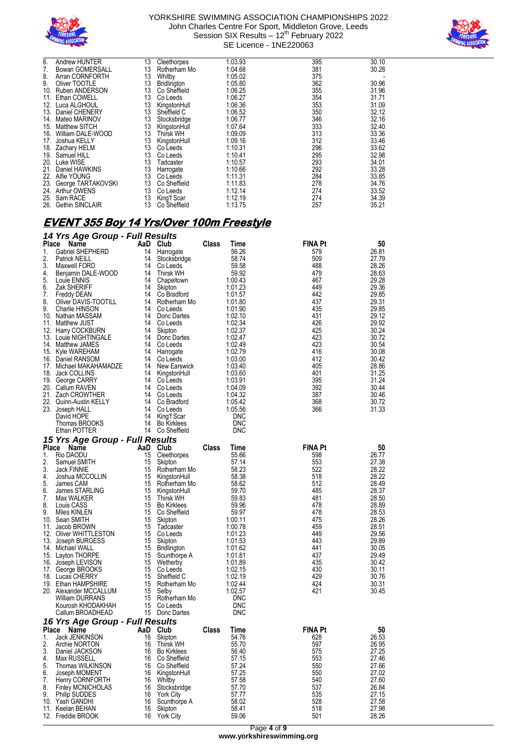| Place | Name | AaD | Club | Time | FINA Pt | 50 |
|---|---|---|---|---|---|---|
| 6. | Andrew HUNTER | 13 | Cleethorpes | 1:03.93 | 395 | 30.10 |
| 7. | Bowan GOMERSALL | 13 | Rotherham Mo | 1:04.68 | 381 | 30.28 |
| 8. | Arran CORNFORTH | 13 | Whitby | 1:05.02 | 375 | - |
| 9. | Oliver TOOTLE | 13 | Bridlington | 1:05.80 | 362 | 30.96 |
| 10. | Ruben ANDERSON | 13 | Co Sheffield | 1:06.25 | 355 | 31.96 |
| 11. | Ethan COWELL | 13 | Co Leeds | 1:06.27 | 354 | 31.71 |
| 12. | Luca ALGHOUL | 13 | KingstonHull | 1:06.36 | 353 | 31.09 |
| 13. | Daniel CHENERY | 13 | Sheffield C | 1:06.52 | 350 | 32.12 |
| 14. | Mateo MARINOV | 13 | Stocksbridge | 1:06.77 | 346 | 32.16 |
| 15. | Matthew SITCH | 13 | KingstonHull | 1:07.64 | 333 | 32.40 |
| 16. | William DALE-WOOD | 13 | Thirsk WH | 1:09.09 | 313 | 33.36 |
| 17. | Joshua KELLY | 13 | KingstonHull | 1:09.16 | 312 | 33.46 |
| 18. | Zachary HELM | 13 | Co Leeds | 1:10.31 | 296 | 33.62 |
| 19. | Samuel HILL | 13 | Co Leeds | 1:10.41 | 295 | 32.98 |
| 20. | Luke WISE | 13 | Tadcaster | 1:10.57 | 293 | 34.01 |
| 21. | Daniel HAWKINS | 13 | Harrogate | 1:10.66 | 292 | 33.28 |
| 22. | Alfie YOUNG | 13 | Co Leeds | 1:11.31 | 284 | 33.85 |
| 23. | George TARTAKOVSKI | 13 | Co Sheffield | 1:11.83 | 278 | 34.76 |
| 24. | Arthur OWENS | 13 | Co Leeds | 1:12.14 | 274 | 33.52 |
| 25. | Sam RACE | 13 | King'f Scar | 1:12.19 | 274 | 34.39 |
| 26. | Gethin SINCLAIR | 13 | Co Sheffield | 1:13.75 | 257 | 35.21 |

## EVENT 355 Boy 14 Yrs/Over 100m Freestyle

### 14 Yrs Age Group - Full Results

| Place | Name | AaD | Club | Class | Time | FINA Pt | 50 |
|---|---|---|---|---|---|---|---|
| 1. | Gabriel SHEPHERD | 14 | Harrogate | | 56.26 | 579 | 26.81 |
| 2. | Patrick NEILL | 14 | Stocksbridge | | 58.74 | 509 | 27.79 |
| 3. | Maxwell FORD | 14 | Co Leeds | | 59.58 | 488 | 28.26 |
| 4. | Benjamin DALE-WOOD | 14 | Thirsk WH | | 59.92 | 479 | 28.63 |
| 5. | Louie ENNIS | 14 | Chapeltown | | 1:00.43 | 467 | 29.28 |
| 6. | Zak SHERIFF | 14 | Skipton | | 1:01.23 | 449 | 29.36 |
| 7. | Freddy DEAN | 14 | Co Bradford | | 1:01.57 | 442 | 29.85 |
| 8. | Oliver DAVIS-TOOTILL | 14 | Rotherham Mo | | 1:01.80 | 437 | 29.31 |
| 9. | Charlie HINSON | 14 | Co Leeds | | 1:01.90 | 435 | 29.85 |
| 10. | Nathan MASSAM | 14 | Donc Dartes | | 1:02.10 | 431 | 29.12 |
| 11. | Matthew JUST | 14 | Co Leeds | | 1:02.34 | 426 | 29.92 |
| 12. | Harry COCKBURN | 14 | Skipton | | 1:02.37 | 425 | 30.24 |
| 13. | Louie NIGHTINGALE | 14 | Donc Dartes | | 1:02.47 | 423 | 30.72 |
| 14. | Matthew JAMES | 14 | Co Leeds | | 1:02.49 | 423 | 30.54 |
| 15. | Kyle WAREHAM | 14 | Harrogate | | 1:02.79 | 416 | 30.08 |
| 16. | Daniel RANSOM | 14 | Co Leeds | | 1:03.00 | 412 | 30.42 |
| 17. | Michael MAKAHAMADZE | 14 | New Earswick | | 1:03.40 | 405 | 28.86 |
| 18. | Jack COLLINS | 14 | KingstonHull | | 1:03.60 | 401 | 31.25 |
| 19. | George CARRY | 14 | Co Leeds | | 1:03.91 | 395 | 31.24 |
| 20. | Callum RAVEN | 14 | Co Leeds | | 1:04.09 | 392 | 30.44 |
| 21. | Zach CROWTHER | 14 | Co Leeds | | 1:04.32 | 387 | 30.46 |
| 22. | Quinn-Austin KELLY | 14 | Co Bradford | | 1:05.42 | 368 | 30.72 |
| 23. | Joseph HALL | 14 | Co Leeds | | 1:05.56 | 366 | 31.33 |
| | David HOPE | 14 | King'f Scar | | DNC | | |
| | Thomas BROOKS | 14 | Bo Kirklees | | DNC | | |
| | Ethan POTTER | 14 | Co Sheffield | | DNC | | |

### 15 Yrs Age Group - Full Results

| Place | Name | AaD | Club | Class | Time | FINA Pt | 50 |
|---|---|---|---|---|---|---|---|
| 1. | Rio DAODU | 15 | Cleethorpes | | 55.66 | 598 | 26.77 |
| 2. | Samuel SMITH | 15 | Skipton | | 57.14 | 553 | 27.38 |
| 3. | Jack FINNIE | 15 | Rotherham Mo | | 58.23 | 522 | 28.22 |
| 4. | Joshua MCCOLLIN | 15 | KingstonHull | | 58.38 | 518 | 28.22 |
| 5. | James CAM | 15 | Rotherham Mo | | 58.62 | 512 | 28.49 |
| 6. | James STARLING | 15 | KingstonHull | | 59.70 | 485 | 28.37 |
| 7. | Max WALKER | 15 | Thirsk WH | | 59.83 | 481 | 28.50 |
| 8. | Louis CASS | 15 | Bo Kirklees | | 59.96 | 478 | 28.89 |
| 9. | Miles KINLEN | 15 | Co Sheffield | | 59.97 | 478 | 28.53 |
| 10. | Sean SMITH | 15 | Skipton | | 1:00.11 | 475 | 28.26 |
| 11. | Jacob BROWN | 15 | Tadcaster | | 1:00.78 | 459 | 28.51 |
| 12. | Oliver WHITTLESTON | 15 | Co Leeds | | 1:01.23 | 449 | 29.56 |
| 13. | Joseph BURGESS | 15 | Skipton | | 1:01.53 | 443 | 29.89 |
| 14. | Michael WALL | 15 | Bridlington | | 1:01.62 | 441 | 30.05 |
| 15. | Layton THORPE | 15 | Scunthorpe A | | 1:01.81 | 437 | 29.49 |
| 16. | Joseph LEVISON | 15 | Wetherby | | 1:01.89 | 435 | 30.42 |
| 17. | George BROOKS | 15 | Co Leeds | | 1:02.15 | 430 | 30.11 |
| 18. | Lucas CHERRY | 15 | Sheffield C | | 1:02.19 | 429 | 30.76 |
| 19. | Ethan HAMPSHIRE | 15 | Rotherham Mo | | 1:02.44 | 424 | 30.31 |
| 20. | Alexander MCCALLUM | 15 | Selby | | 1:02.57 | 421 | 30.45 |
| | William DURRANS | 15 | Rotherham Mo | | DNC | | |
| | Kourosh KHODAKHAH | 15 | Co Leeds | | DNC | | |
| | Callum BROADHEAD | 15 | Donc Dartes | | DNC | | |

### 16 Yrs Age Group - Full Results

| Place | Name | AaD | Club | Class | Time | FINA Pt | 50 |
|---|---|---|---|---|---|---|---|
| 1. | Jack JENKINSON | 16 | Skipton | | 54.76 | 628 | 26.53 |
| 2. | Archie NORTON | 16 | Thirsk WH | | 55.70 | 597 | 26.95 |
| 3. | Daniel JACKSON | 16 | Bo Kirklees | | 56.40 | 575 | 27.25 |
| 4. | Max RUSSELL | 16 | Co Sheffield | | 57.15 | 553 | 27.46 |
| 5. | Thomas WILKINSON | 16 | Co Sheffield | | 57.24 | 550 | 27.66 |
| 6. | Joseph MOMENT | 16 | KingstonHull | | 57.25 | 550 | 27.02 |
| 7. | Henry CORNFORTH | 16 | Whitby | | 57.58 | 540 | 27.60 |
| 8. | Finley MCNICHOLAS | 16 | Stocksbridge | | 57.70 | 537 | 26.84 |
| 9. | Philip SUDDES | 16 | York City | | 57.77 | 535 | 27.15 |
| 10. | Yash GANDHI | 16 | Scunthorpe A | | 58.02 | 528 | 27.58 |
| 11. | Keelan BEHAN | 16 | Skipton | | 58.41 | 518 | 27.98 |
| 12. | Freddie BROOK | 16 | York City | | 59.06 | 501 | 28.26 |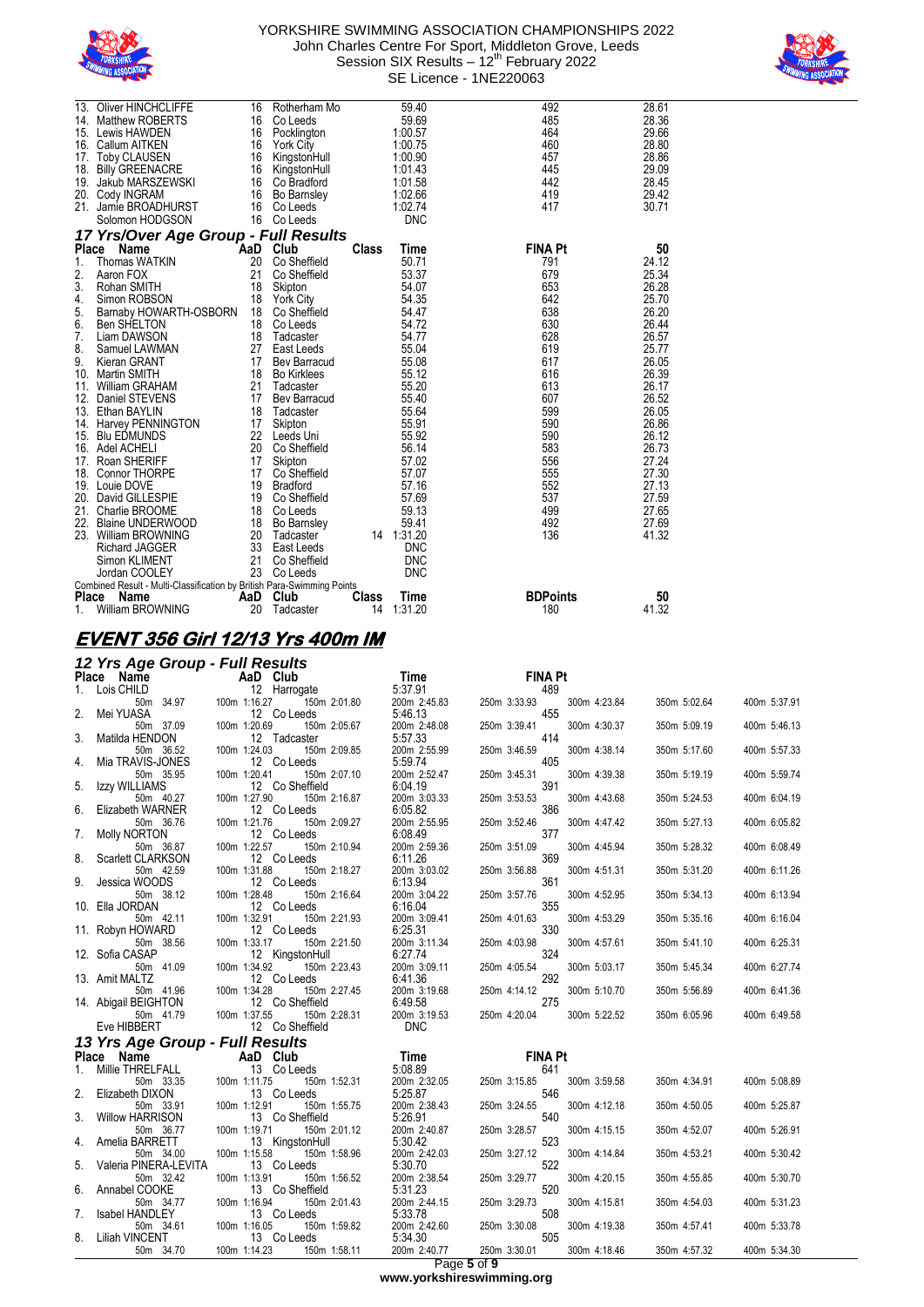| Place | Name | AaD | Club | Time | FINA Pt | 50 |
|---|---|---|---|---|---|---|
| 13. | Oliver HINCHCLIFFE | 16 | Rotherham Mo | 59.40 | 492 | 28.61 |
| 14. | Matthew ROBERTS | 16 | Co Leeds | 59.69 | 485 | 28.36 |
| 15. | Lewis HAWDEN | 16 | Pocklington | 1:00.57 | 464 | 29.66 |
| 16. | Callum AITKEN | 16 | York City | 1:00.75 | 460 | 28.80 |
| 17. | Toby CLAUSEN | 16 | KingstonHull | 1:00.90 | 457 | 28.86 |
| 18. | Billy GREENACRE | 16 | KingstonHull | 1:01.43 | 445 | 29.09 |
| 19. | Jakub MARSZEWSKI | 16 | Co Bradford | 1:01.58 | 442 | 28.45 |
| 20. | Cody INGRAM | 16 | Bo Barnsley | 1:02.66 | 419 | 29.42 |
| 21. | Jamie BROADHURST | 16 | Co Leeds | 1:02.74 | 417 | 30.71 |
| | Solomon HODGSON | 16 | Co Leeds | DNC | | |

### 17 Yrs/Over Age Group - Full Results

| Place | Name | AaD | Club | Class | Time | FINA Pt | 50 |
|---|---|---|---|---|---|---|---|
| 1. | Thomas WATKIN | 20 | Co Sheffield | | 50.71 | 791 | 24.12 |
| 2. | Aaron FOX | 21 | Co Sheffield | | 53.37 | 679 | 25.34 |
| 3. | Rohan SMITH | 18 | Skipton | | 54.07 | 653 | 26.28 |
| 4. | Simon ROBSON | 18 | York City | | 54.35 | 642 | 25.70 |
| 5. | Barnaby HOWARTH-OSBORN | 18 | Co Sheffield | | 54.47 | 638 | 26.20 |
| 6. | Ben SHELTON | 18 | Co Leeds | | 54.72 | 630 | 26.44 |
| 7. | Liam DAWSON | 18 | Tadcaster | | 54.77 | 628 | 26.57 |
| 8. | Samuel LAWMAN | 27 | East Leeds | | 55.04 | 619 | 25.77 |
| 9. | Kieran GRANT | 17 | Bev Barracud | | 55.08 | 617 | 26.05 |
| 10. | Martin SMITH | 18 | Bo Kirklees | | 55.12 | 616 | 26.39 |
| 11. | William GRAHAM | 21 | Tadcaster | | 55.20 | 613 | 26.17 |
| 12. | Daniel STEVENS | 17 | Bev Barracud | | 55.40 | 607 | 26.52 |
| 13. | Ethan BAYLIN | 18 | Tadcaster | | 55.64 | 599 | 26.05 |
| 14. | Harvey PENNINGTON | 17 | Skipton | | 55.91 | 590 | 26.86 |
| 15. | Blu EDMUNDS | 22 | Leeds Uni | | 55.92 | 590 | 26.12 |
| 16. | Adel ACHELI | 20 | Co Sheffield | | 56.14 | 583 | 26.73 |
| 17. | Roan SHERIFF | 17 | Skipton | | 57.02 | 556 | 27.24 |
| 18. | Connor THORPE | 17 | Co Sheffield | | 57.07 | 555 | 27.30 |
| 19. | Louie DOVE | 19 | Bradford | | 57.16 | 552 | 27.13 |
| 20. | David GILLESPIE | 19 | Co Sheffield | | 57.69 | 537 | 27.59 |
| 21. | Charlie BROOME | 18 | Co Leeds | | 59.13 | 499 | 27.65 |
| 22. | Blaine UNDERWOOD | 18 | Bo Barnsley | | 59.41 | 492 | 27.69 |
| 23. | William BROWNING | 20 | Tadcaster | 14 | 1:31.20 | 136 | 41.32 |
| | Richard JAGGER | 33 | East Leeds | | DNC | | |
| | Simon KLIMENT | 21 | Co Sheffield | | DNC | | |
| | Jordan COOLEY | 23 | Co Leeds | | DNC | | |

Combined Result - Multi-Classification by British Para-Swimming Points

| Place | Name | AaD | Club | Class | Time | BDPoints | 50 |
|---|---|---|---|---|---|---|---|
| 1. | William BROWNING | 20 | Tadcaster | 14 | 1:31.20 | 180 | 41.32 |

## EVENT 356 Girl 12/13 Yrs 400m IM

### 12 Yrs Age Group - Full Results

| Place | Name | AaD | Club | Time | FINA Pt | | | |
|---|---|---|---|---|---|---|---|---|
| 1. | Lois CHILD | 12 | Harrogate | 5:37.91 | 489 | | | |
| | 50m 34.97 | 100m 1:16.27 | 150m 2:01.80 | 200m 2:45.83 | 250m 3:33.93 | 300m 4:23.84 | 350m 5:02.64 | 400m 5:37.91 |
| 2. | Mei YUASA | 12 | Co Leeds | 5:46.13 | 455 | | | |
| | 50m 37.09 | 100m 1:20.69 | 150m 2:05.67 | 200m 2:48.08 | 250m 3:39.41 | 300m 4:30.37 | 350m 5:09.19 | 400m 5:46.13 |
| 3. | Matilda HENDON | 12 | Tadcaster | 5:57.33 | 414 | | | |
| | 50m 36.52 | 100m 1:24.03 | 150m 2:09.85 | 200m 2:55.99 | 250m 3:46.59 | 300m 4:38.14 | 350m 5:17.60 | 400m 5:57.33 |
| 4. | Mia TRAVIS-JONES | 12 | Co Leeds | 5:59.74 | 405 | | | |
| | 50m 35.95 | 100m 1:20.41 | 150m 2:07.10 | 200m 2:52.47 | 250m 3:45.31 | 300m 4:39.38 | 350m 5:19.19 | 400m 5:59.74 |
| 5. | Izzy WILLIAMS | 12 | Co Sheffield | 6:04.19 | 391 | | | |
| | 50m 40.27 | 100m 1:27.90 | 150m 2:16.87 | 200m 3:03.33 | 250m 3:53.53 | 300m 4:43.68 | 350m 5:24.53 | 400m 6:04.19 |
| 6. | Elizabeth WARNER | 12 | Co Leeds | 6:05.82 | 386 | | | |
| | 50m 36.76 | 100m 1:21.76 | 150m 2:09.27 | 200m 2:55.95 | 250m 3:52.46 | 300m 4:47.42 | 350m 5:27.13 | 400m 6:05.82 |
| 7. | Molly NORTON | 12 | Co Leeds | 6:08.49 | 377 | | | |
| | 50m 36.87 | 100m 1:22.57 | 150m 2:10.94 | 200m 2:59.36 | 250m 3:51.09 | 300m 4:45.94 | 350m 5:28.32 | 400m 6:08.49 |
| 8. | Scarlett CLARKSON | 12 | Co Leeds | 6:11.26 | 369 | | | |
| | 50m 42.59 | 100m 1:31.88 | 150m 2:18.27 | 200m 3:03.02 | 250m 3:56.88 | 300m 4:51.31 | 350m 5:31.20 | 400m 6:11.26 |
| 9. | Jessica WOODS | 12 | Co Leeds | 6:13.94 | 361 | | | |
| | 50m 38.12 | 100m 1:28.48 | 150m 2:16.64 | 200m 3:04.22 | 250m 3:57.76 | 300m 4:52.95 | 350m 5:34.13 | 400m 6:13.94 |
| 10. | Ella JORDAN | 12 | Co Leeds | 6:16.04 | 355 | | | |
| | 50m 42.11 | 100m 1:32.91 | 150m 2:21.93 | 200m 3:09.41 | 250m 4:01.63 | 300m 4:53.29 | 350m 5:35.16 | 400m 6:16.04 |
| 11. | Robyn HOWARD | 12 | Co Leeds | 6:25.31 | 330 | | | |
| | 50m 38.56 | 100m 1:33.17 | 150m 2:21.50 | 200m 3:11.34 | 250m 4:03.98 | 300m 4:57.61 | 350m 5:41.10 | 400m 6:25.31 |
| 12. | Sofia CASAP | 12 | KingstonHull | 6:27.74 | 324 | | | |
| | 50m 41.09 | 100m 1:34.92 | 150m 2:23.43 | 200m 3:09.11 | 250m 4:05.54 | 300m 5:03.17 | 350m 5:45.34 | 400m 6:27.74 |
| 13. | Amit MALTZ | 12 | Co Leeds | 6:41.36 | 292 | | | |
| | 50m 41.96 | 100m 1:34.28 | 150m 2:27.45 | 200m 3:19.68 | 250m 4:14.12 | 300m 5:10.70 | 350m 5:56.89 | 400m 6:41.36 |
| 14. | Abigail BEIGHTON | 12 | Co Sheffield | 6:49.58 | 275 | | | |
| | 50m 41.79 | 100m 1:37.55 | 150m 2:28.31 | 200m 3:19.53 | 250m 4:20.04 | 300m 5:22.52 | 350m 6:05.96 | 400m 6:49.58 |
| | Eve HIBBERT | 12 | Co Sheffield | DNC | | | | |

### 13 Yrs Age Group - Full Results

| Place | Name | AaD | Club | Time | FINA Pt | | | |
|---|---|---|---|---|---|---|---|---|
| 1. | Millie THRELFALL | 13 | Co Leeds | 5:08.89 | 641 | | | |
| | 50m 33.35 | 100m 1:11.75 | 150m 1:52.31 | 200m 2:32.05 | 250m 3:15.85 | 300m 3:59.58 | 350m 4:34.91 | 400m 5:08.89 |
| 2. | Elizabeth DIXON | 13 | Co Leeds | 5:25.87 | 546 | | | |
| | 50m 33.91 | 100m 1:12.91 | 150m 1:55.75 | 200m 2:38.43 | 250m 3:24.55 | 300m 4:12.18 | 350m 4:50.05 | 400m 5:25.87 |
| 3. | Willow HARRISON | 13 | Co Sheffield | 5:26.91 | 540 | | | |
| | 50m 36.77 | 100m 1:19.71 | 150m 2:01.12 | 200m 2:40.87 | 250m 3:28.57 | 300m 4:15.15 | 350m 4:52.07 | 400m 5:26.91 |
| 4. | Amelia BARRETT | 13 | KingstonHull | 5:30.42 | 523 | | | |
| | 50m 34.00 | 100m 1:15.58 | 150m 1:58.96 | 200m 2:42.03 | 250m 3:27.12 | 300m 4:14.84 | 350m 4:53.21 | 400m 5:30.42 |
| 5. | Valeria PINERA-LEVITA | 13 | Co Leeds | 5:30.70 | 522 | | | |
| | 50m 32.42 | 100m 1:13.91 | 150m 1:56.52 | 200m 2:38.54 | 250m 3:29.77 | 300m 4:20.15 | 350m 4:55.85 | 400m 5:30.70 |
| 6. | Annabel COOKE | 13 | Co Sheffield | 5:31.23 | 520 | | | |
| | 50m 34.77 | 100m 1:16.94 | 150m 2:01.43 | 200m 2:44.15 | 250m 3:29.73 | 300m 4:15.81 | 350m 4:54.03 | 400m 5:31.23 |
| 7. | Isabel HANDLEY | 13 | Co Leeds | 5:33.78 | 508 | | | |
| | 50m 34.61 | 100m 1:16.05 | 150m 1:59.82 | 200m 2:42.60 | 250m 3:30.08 | 300m 4:19.38 | 350m 4:57.41 | 400m 5:33.78 |
| 8. | Liliah VINCENT | 13 | Co Leeds | 5:34.30 | 505 | | | |
| | 50m 34.70 | 100m 1:14.23 | 150m 1:58.11 | 200m 2:40.77 | 250m 3:30.01 | 300m 4:18.46 | 350m 4:57.32 | 400m 5:34.30 |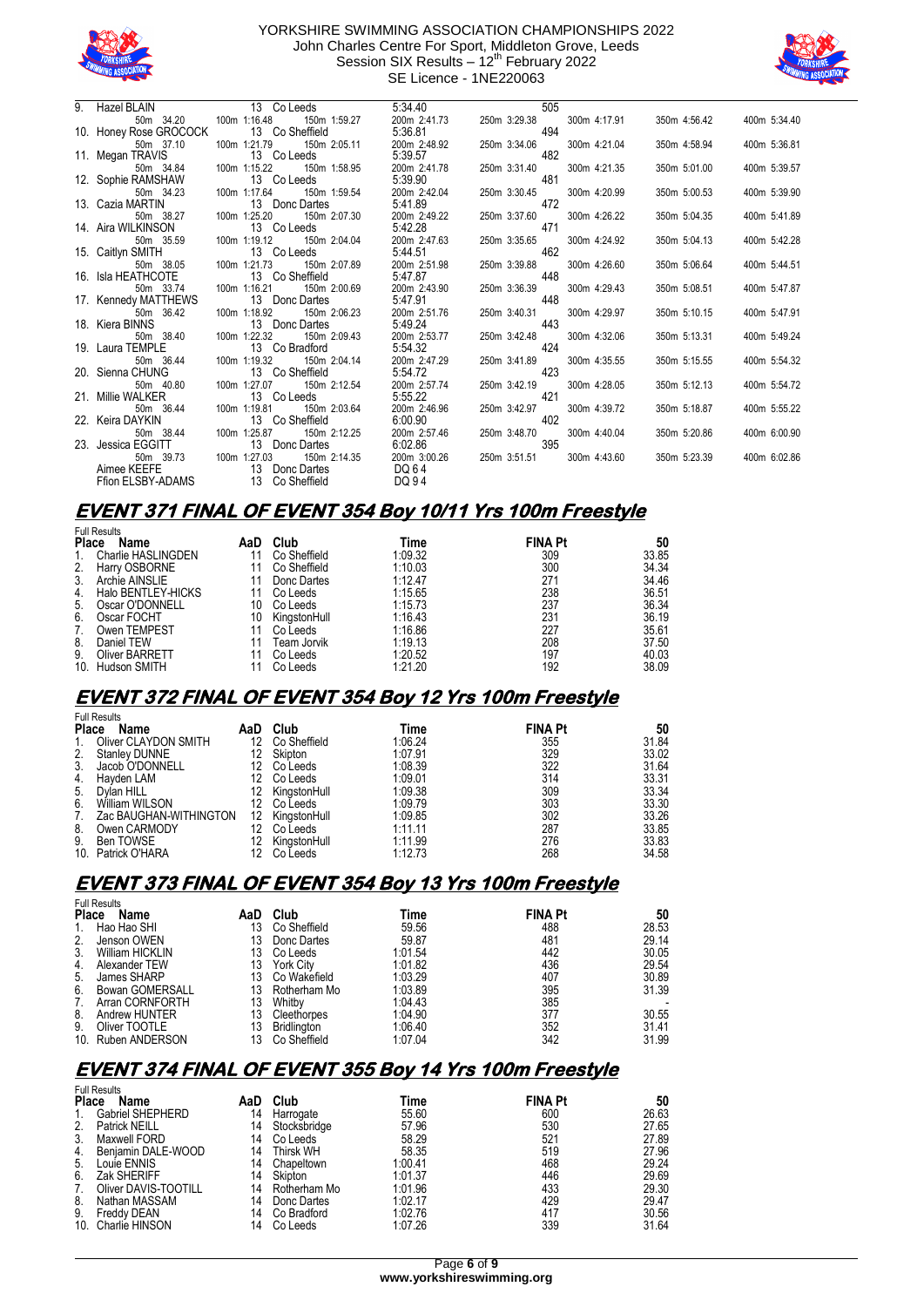| Place | Name | AaD | Club | Time | FINA Pt |
|---|---|---|---|---|---|
| 9. | Hazel BLAIN | 13 | Co Leeds | 5:34.40 | 505 |
| | 50m 34.20 | 100m 1:16.48 | 150m 1:59.27 | 200m 2:41.73 | 250m 3:29.38 | 
| | | | | | 300m 4:17.91, 350m 4:56.42, 400m 5:34.40 |
| 10. | Honey Rose GROCOCK | 13 | Co Sheffield | 5:36.81 | 494 |
| | 50m 37.10, 100m 1:21.79, 150m 2:05.11, 200m 2:48.92, 250m 3:34.06, 300m 4:21.04, 350m 4:58.94, 400m 5:36.81 | | | | |
| 11. | Megan TRAVIS | 13 | Co Leeds | 5:39.57 | 482 |
| | 50m 34.84, 100m 1:15.22, 150m 1:58.95, 200m 2:41.78, 250m 3:31.40, 300m 4:21.35, 350m 5:01.00, 400m 5:39.57 | | | | |
| 12. | Sophie RAMSHAW | 13 | Co Leeds | 5:39.90 | 481 |
| | 50m 34.23, 100m 1:17.64, 150m 1:59.54, 200m 2:42.04, 250m 3:30.45, 300m 4:20.99, 350m 5:00.53, 400m 5:39.90 | | | | |
| 13. | Cazia MARTIN | 13 | Donc Dartes | 5:41.89 | 472 |
| | 50m 38.27, 100m 1:25.20, 150m 2:07.30, 200m 2:49.22, 250m 3:37.60, 300m 4:26.22, 350m 5:04.35, 400m 5:41.89 | | | | |
| 14. | Aira WILKINSON | 13 | Co Leeds | 5:42.28 | 471 |
| | 50m 35.59, 100m 1:19.12, 150m 2:04.04, 200m 2:47.63, 250m 3:35.65, 300m 4:24.92, 350m 5:04.13, 400m 5:42.28 | | | | |
| 15. | Caitlyn SMITH | 13 | Co Leeds | 5:44.51 | 462 |
| | 50m 38.05, 100m 1:21.73, 150m 2:07.89, 200m 2:51.98, 250m 3:39.88, 300m 4:26.60, 350m 5:06.64, 400m 5:44.51 | | | | |
| 16. | Isla HEATHCOTE | 13 | Co Sheffield | 5:47.87 | 448 |
| | 50m 33.74, 100m 1:16.21, 150m 2:00.69, 200m 2:43.90, 250m 3:36.39, 300m 4:29.43, 350m 5:08.51, 400m 5:47.87 | | | | |
| 17. | Kennedy MATTHEWS | 13 | Donc Dartes | 5:47.91 | 448 |
| | 50m 36.42, 100m 1:18.92, 150m 2:06.23, 200m 2:51.76, 250m 3:40.31, 300m 4:29.97, 350m 5:10.15, 400m 5:47.91 | | | | |
| 18. | Kiera BINNS | 13 | Donc Dartes | 5:49.24 | 443 |
| | 50m 38.40, 100m 1:22.32, 150m 2:09.43, 200m 2:53.77, 250m 3:42.48, 300m 4:32.06, 350m 5:13.31, 400m 5:49.24 | | | | |
| 19. | Laura TEMPLE | 13 | Co Bradford | 5:54.32 | 424 |
| | 50m 36.44, 100m 1:19.32, 150m 2:04.14, 200m 2:47.29, 250m 3:41.89, 300m 4:35.55, 350m 5:15.55, 400m 5:54.32 | | | | |
| 20. | Sienna CHUNG | 13 | Co Sheffield | 5:54.72 | 423 |
| | 50m 40.80, 100m 1:27.07, 150m 2:12.54, 200m 2:57.74, 250m 3:42.19, 300m 4:28.05, 350m 5:12.13, 400m 5:54.72 | | | | |
| 21. | Millie WALKER | 13 | Co Leeds | 5:55.22 | 421 |
| | 50m 36.44, 100m 1:19.81, 150m 2:03.64, 200m 2:46.96, 250m 3:42.97, 300m 4:39.72, 350m 5:18.87, 400m 5:55.22 | | | | |
| 22. | Keira DAYKIN | 13 | Co Sheffield | 6:00.90 | 402 |
| | 50m 38.44, 100m 1:25.87, 150m 2:12.25, 200m 2:57.46, 250m 3:48.70, 300m 4:40.04, 350m 5:20.86, 400m 6:00.90 | | | | |
| 23. | Jessica EGGITT | 13 | Donc Dartes | 6:02.86 | 395 |
| | 50m 39.73, 100m 1:27.03, 150m 2:14.35, 200m 3:00.26, 250m 3:51.51, 300m 4:43.60, 350m 5:23.39, 400m 6:02.86 | | | | |
| | Aimee KEEFE | 13 | Donc Dartes | DQ 6 4 | |
| | Ffion ELSBY-ADAMS | 13 | Co Sheffield | DQ 9 4 | |

## EVENT 371 FINAL OF EVENT 354 Boy 10/11 Yrs 100m Freestyle

Full Results

| Place | Name | AaD | Club | Time | FINA Pt | 50 |
|---|---|---|---|---|---|---|
| 1. | Charlie HASLINGDEN | 11 | Co Sheffield | 1:09.32 | 309 | 33.85 |
| 2. | Harry OSBORNE | 11 | Co Sheffield | 1:10.03 | 300 | 34.34 |
| 3. | Archie AINSLIE | 11 | Donc Dartes | 1:12.47 | 271 | 34.46 |
| 4. | Halo BENTLEY-HICKS | 11 | Co Leeds | 1:15.65 | 238 | 36.51 |
| 5. | Oscar O'DONNELL | 10 | Co Leeds | 1:15.73 | 237 | 36.34 |
| 6. | Oscar FOCHT | 10 | KingstonHull | 1:16.43 | 231 | 36.19 |
| 7. | Owen TEMPEST | 11 | Co Leeds | 1:16.86 | 227 | 35.61 |
| 8. | Daniel TEW | 11 | Team Jorvik | 1:19.13 | 208 | 37.50 |
| 9. | Oliver BARRETT | 11 | Co Leeds | 1:20.52 | 197 | 40.03 |
| 10. | Hudson SMITH | 11 | Co Leeds | 1:21.20 | 192 | 38.09 |

## EVENT 372 FINAL OF EVENT 354 Boy 12 Yrs 100m Freestyle

Full Results

| Place | Name | AaD | Club | Time | FINA Pt | 50 |
|---|---|---|---|---|---|---|
| 1. | Oliver CLAYDON SMITH | 12 | Co Sheffield | 1:06.24 | 355 | 31.84 |
| 2. | Stanley DUNNE | 12 | Skipton | 1:07.91 | 329 | 33.02 |
| 3. | Jacob O'DONNELL | 12 | Co Leeds | 1:08.39 | 322 | 31.64 |
| 4. | Hayden LAM | 12 | Co Leeds | 1:09.01 | 314 | 33.31 |
| 5. | Dylan HILL | 12 | KingstonHull | 1:09.38 | 309 | 33.34 |
| 6. | William WILSON | 12 | Co Leeds | 1:09.79 | 303 | 33.30 |
| 7. | Zac BAUGHAN-WITHINGTON | 12 | KingstonHull | 1:09.85 | 302 | 33.26 |
| 8. | Owen CARMODY | 12 | Co Leeds | 1:11.11 | 287 | 33.85 |
| 9. | Ben TOWSE | 12 | KingstonHull | 1:11.99 | 276 | 33.83 |
| 10. | Patrick O'HARA | 12 | Co Leeds | 1:12.73 | 268 | 34.58 |

## EVENT 373 FINAL OF EVENT 354 Boy 13 Yrs 100m Freestyle

Full Results

| Place | Name | AaD | Club | Time | FINA Pt | 50 |
|---|---|---|---|---|---|---|
| 1. | Hao Hao SHI | 13 | Co Sheffield | 59.56 | 488 | 28.53 |
| 2. | Jenson OWEN | 13 | Donc Dartes | 59.87 | 481 | 29.14 |
| 3. | William HICKLIN | 13 | Co Leeds | 1:01.54 | 442 | 30.05 |
| 4. | Alexander TEW | 13 | York City | 1:01.82 | 436 | 29.54 |
| 5. | James SHARP | 13 | Co Wakefield | 1:03.29 | 407 | 30.89 |
| 6. | Bowan GOMERSALL | 13 | Rotherham Mo | 1:03.89 | 395 | 31.39 |
| 7. | Arran CORNFORTH | 13 | Whitby | 1:04.43 | 385 | - |
| 8. | Andrew HUNTER | 13 | Cleethorpes | 1:04.90 | 377 | 30.55 |
| 9. | Oliver TOOTLE | 13 | Bridlington | 1:06.40 | 352 | 31.41 |
| 10. | Ruben ANDERSON | 13 | Co Sheffield | 1:07.04 | 342 | 31.99 |

## EVENT 374 FINAL OF EVENT 355 Boy 14 Yrs 100m Freestyle

Full Results

| Place | Name | AaD | Club | Time | FINA Pt | 50 |
|---|---|---|---|---|---|---|
| 1. | Gabriel SHEPHERD | 14 | Harrogate | 55.60 | 600 | 26.63 |
| 2. | Patrick NEILL | 14 | Stocksbridge | 57.96 | 530 | 27.65 |
| 3. | Maxwell FORD | 14 | Co Leeds | 58.29 | 521 | 27.89 |
| 4. | Benjamin DALE-WOOD | 14 | Thirsk WH | 58.35 | 519 | 27.96 |
| 5. | Louie ENNIS | 14 | Chapeltown | 1:00.41 | 468 | 29.24 |
| 6. | Zak SHERIFF | 14 | Skipton | 1:01.37 | 446 | 29.69 |
| 7. | Oliver DAVIS-TOOTILL | 14 | Rotherham Mo | 1:01.96 | 433 | 29.30 |
| 8. | Nathan MASSAM | 14 | Donc Dartes | 1:02.17 | 429 | 29.47 |
| 9. | Freddy DEAN | 14 | Co Bradford | 1:02.76 | 417 | 30.56 |
| 10. | Charlie HINSON | 14 | Co Leeds | 1:07.26 | 339 | 31.64 |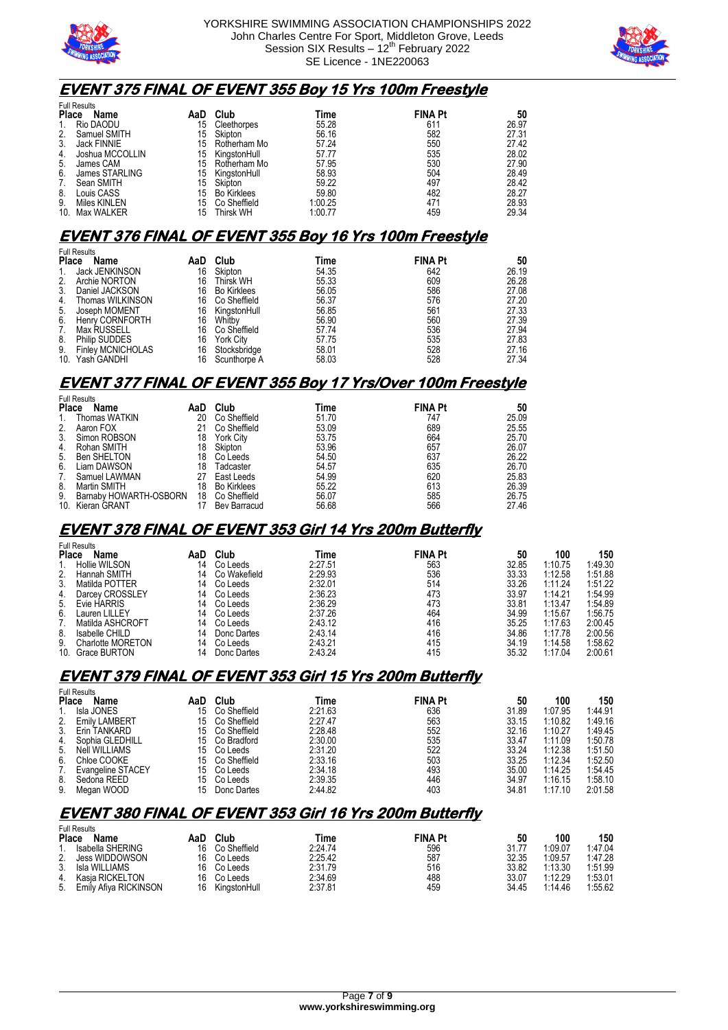## EVENT 375 FINAL OF EVENT 355 Boy 15 Yrs 100m Freestyle

Full Results

| Place | Name | AaD | Club | Time | FINA Pt | 50 |
|---|---|---|---|---|---|---|
| 1. | Rio DAODU | 15 | Cleethorpes | 55.28 | 611 | 26.97 |
| 2. | Samuel SMITH | 15 | Skipton | 56.16 | 582 | 27.31 |
| 3. | Jack FINNIE | 15 | Rotherham Mo | 57.24 | 550 | 27.42 |
| 4. | Joshua MCCOLLIN | 15 | KingstonHull | 57.77 | 535 | 28.02 |
| 5. | James CAM | 15 | Rotherham Mo | 57.95 | 530 | 27.90 |
| 6. | James STARLING | 15 | KingstonHull | 58.93 | 504 | 28.49 |
| 7. | Sean SMITH | 15 | Skipton | 59.22 | 497 | 28.42 |
| 8. | Louis CASS | 15 | Bo Kirklees | 59.80 | 482 | 28.27 |
| 9. | Miles KINLEN | 15 | Co Sheffield | 1:00.25 | 471 | 28.93 |
| 10. | Max WALKER | 15 | Thirsk WH | 1:00.77 | 459 | 29.34 |

## EVENT 376 FINAL OF EVENT 355 Boy 16 Yrs 100m Freestyle

Full Results

| Place | Name | AaD | Club | Time | FINA Pt | 50 |
|---|---|---|---|---|---|---|
| 1. | Jack JENKINSON | 16 | Skipton | 54.35 | 642 | 26.19 |
| 2. | Archie NORTON | 16 | Thirsk WH | 55.33 | 609 | 26.28 |
| 3. | Daniel JACKSON | 16 | Bo Kirklees | 56.05 | 586 | 27.08 |
| 4. | Thomas WILKINSON | 16 | Co Sheffield | 56.37 | 576 | 27.20 |
| 5. | Joseph MOMENT | 16 | KingstonHull | 56.85 | 561 | 27.33 |
| 6. | Henry CORNFORTH | 16 | Whitby | 56.90 | 560 | 27.39 |
| 7. | Max RUSSELL | 16 | Co Sheffield | 57.74 | 536 | 27.94 |
| 8. | Philip SUDDES | 16 | York City | 57.75 | 535 | 27.83 |
| 9. | Finley MCNICHOLAS | 16 | Stocksbridge | 58.01 | 528 | 27.16 |
| 10. | Yash GANDHI | 16 | Scunthorpe A | 58.03 | 528 | 27.34 |

## EVENT 377 FINAL OF EVENT 355 Boy 17 Yrs/Over 100m Freestyle

Full Results

| Place | Name | AaD | Club | Time | FINA Pt | 50 |
|---|---|---|---|---|---|---|
| 1. | Thomas WATKIN | 20 | Co Sheffield | 51.70 | 747 | 25.09 |
| 2. | Aaron FOX | 21 | Co Sheffield | 53.09 | 689 | 25.55 |
| 3. | Simon ROBSON | 18 | York City | 53.75 | 664 | 25.70 |
| 4. | Rohan SMITH | 18 | Skipton | 53.96 | 657 | 26.07 |
| 5. | Ben SHELTON | 18 | Co Leeds | 54.50 | 637 | 26.22 |
| 6. | Liam DAWSON | 18 | Tadcaster | 54.57 | 635 | 26.70 |
| 7. | Samuel LAWMAN | 27 | East Leeds | 54.99 | 620 | 25.83 |
| 8. | Martin SMITH | 18 | Bo Kirklees | 55.22 | 613 | 26.39 |
| 9. | Barnaby HOWARTH-OSBORN | 18 | Co Sheffield | 56.07 | 585 | 26.75 |
| 10. | Kieran GRANT | 17 | Bev Barracud | 56.68 | 566 | 27.46 |

## EVENT 378 FINAL OF EVENT 353 Girl 14 Yrs 200m Butterfly

Full Results

| Place | Name | AaD | Club | Time | FINA Pt | 50 | 100 | 150 |
|---|---|---|---|---|---|---|---|---|
| 1. | Hollie WILSON | 14 | Co Leeds | 2:27.51 | 563 | 32.85 | 1:10.75 | 1:49.30 |
| 2. | Hannah SMITH | 14 | Co Wakefield | 2:29.93 | 536 | 33.33 | 1:12.58 | 1:51.88 |
| 3. | Matilda POTTER | 14 | Co Leeds | 2:32.01 | 514 | 33.26 | 1:11.24 | 1:51.22 |
| 4. | Darcey CROSSLEY | 14 | Co Leeds | 2:36.23 | 473 | 33.97 | 1:14.21 | 1:54.99 |
| 5. | Evie HARRIS | 14 | Co Leeds | 2:36.29 | 473 | 33.81 | 1:13.47 | 1:54.89 |
| 6. | Lauren LILLEY | 14 | Co Leeds | 2:37.26 | 464 | 34.99 | 1:15.67 | 1:56.75 |
| 7. | Matilda ASHCROFT | 14 | Co Leeds | 2:43.12 | 416 | 35.25 | 1:17.63 | 2:00.45 |
| 8. | Isabelle CHILD | 14 | Donc Dartes | 2:43.14 | 416 | 34.86 | 1:17.78 | 2:00.56 |
| 9. | Charlotte MORETON | 14 | Co Leeds | 2:43.21 | 415 | 34.19 | 1:14.58 | 1:58.62 |
| 10. | Grace BURTON | 14 | Donc Dartes | 2:43.24 | 415 | 35.32 | 1:17.04 | 2:00.61 |

## EVENT 379 FINAL OF EVENT 353 Girl 15 Yrs 200m Butterfly

Full Results

| Place | Name | AaD | Club | Time | FINA Pt | 50 | 100 | 150 |
|---|---|---|---|---|---|---|---|---|
| 1. | Isla JONES | 15 | Co Sheffield | 2:21.63 | 636 | 31.89 | 1:07.95 | 1:44.91 |
| 2. | Emily LAMBERT | 15 | Co Sheffield | 2:27.47 | 563 | 33.15 | 1:10.82 | 1:49.16 |
| 3. | Erin TANKARD | 15 | Co Sheffield | 2:28.48 | 552 | 32.16 | 1:10.27 | 1:49.45 |
| 4. | Sophia GLEDHILL | 15 | Co Bradford | 2:30.00 | 535 | 33.47 | 1:11.09 | 1:50.78 |
| 5. | Nell WILLIAMS | 15 | Co Leeds | 2:31.20 | 522 | 33.24 | 1:12.38 | 1:51.50 |
| 6. | Chloe COOKE | 15 | Co Sheffield | 2:33.16 | 503 | 33.25 | 1:12.34 | 1:52.50 |
| 7. | Evangeline STACEY | 15 | Co Leeds | 2:34.18 | 493 | 35.00 | 1:14.25 | 1:54.45 |
| 8. | Sedona REED | 15 | Co Leeds | 2:39.35 | 446 | 34.97 | 1:16.15 | 1:58.10 |
| 9. | Megan WOOD | 15 | Donc Dartes | 2:44.82 | 403 | 34.81 | 1:17.10 | 2:01.58 |

## EVENT 380 FINAL OF EVENT 353 Girl 16 Yrs 200m Butterfly

Full Results

| Place | Name | AaD | Club | Time | FINA Pt | 50 | 100 | 150 |
|---|---|---|---|---|---|---|---|---|
| 1. | Isabella SHERING | 16 | Co Sheffield | 2:24.74 | 596 | 31.77 | 1:09.07 | 1:47.04 |
| 2. | Jess WIDDOWSON | 16 | Co Leeds | 2:25.42 | 587 | 32.35 | 1:09.57 | 1:47.28 |
| 3. | Isla WILLIAMS | 16 | Co Leeds | 2:31.79 | 516 | 33.82 | 1:13.30 | 1:51.99 |
| 4. | Kasja RICKELTON | 16 | Co Leeds | 2:34.69 | 488 | 33.07 | 1:12.29 | 1:53.01 |
| 5. | Emily Afiya RICKINSON | 16 | KingstonHull | 2:37.81 | 459 | 34.45 | 1:14.46 | 1:55.62 |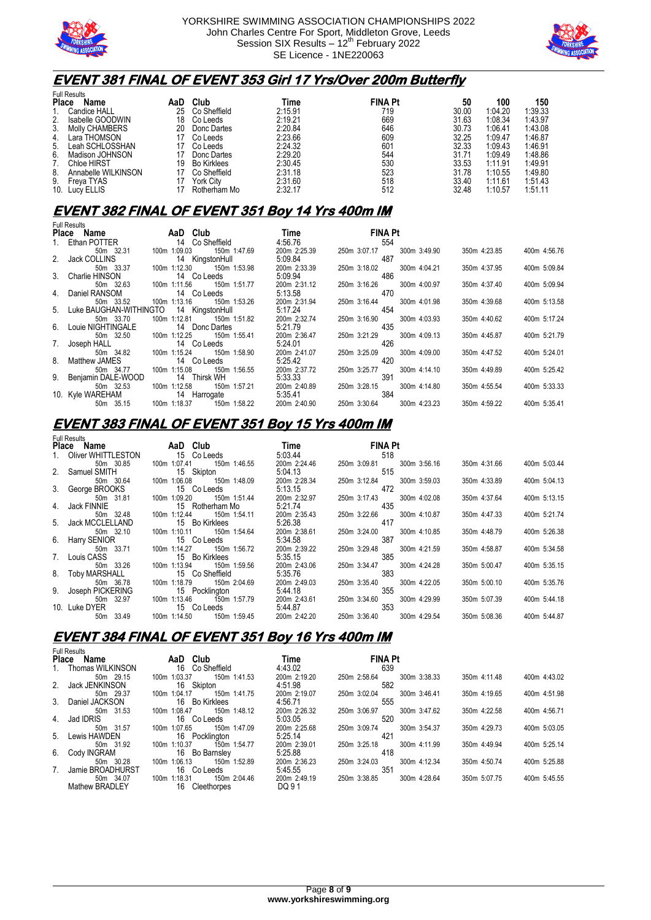## EVENT 381 FINAL OF EVENT 353 Girl 17 Yrs/Over 200m Butterfly

Full Results

| Place | Name | AaD | Club | Time | FINA Pt | 50 | 100 | 150 |
|---|---|---|---|---|---|---|---|---|
| 1. | Candice HALL | 25 | Co Sheffield | 2:15.91 | 719 | 30.00 | 1:04.20 | 1:39.33 |
| 2. | Isabelle GOODWIN | 18 | Co Leeds | 2:19.21 | 669 | 31.63 | 1:08.34 | 1:43.97 |
| 3. | Molly CHAMBERS | 20 | Donc Dartes | 2:20.84 | 646 | 30.73 | 1:06.41 | 1:43.08 |
| 4. | Lara THOMSON | 17 | Co Leeds | 2:23.66 | 609 | 32.25 | 1:09.47 | 1:46.87 |
| 5. | Leah SCHLOSSHAN | 17 | Co Leeds | 2:24.32 | 601 | 32.33 | 1:09.43 | 1:46.91 |
| 6. | Madison JOHNSON | 17 | Donc Dartes | 2:29.20 | 544 | 31.71 | 1:09.49 | 1:48.86 |
| 7. | Chloe HIRST | 19 | Bo Kirklees | 2:30.45 | 530 | 33.53 | 1:11.91 | 1:49.91 |
| 8. | Annabelle WILKINSON | 17 | Co Sheffield | 2:31.18 | 523 | 31.78 | 1:10.55 | 1:49.80 |
| 9. | Freya TYAS | 17 | York City | 2:31.60 | 518 | 33.40 | 1:11.61 | 1:51.43 |
| 10. | Lucy ELLIS | 17 | Rotherham Mo | 2:32.17 | 512 | 32.48 | 1:10.57 | 1:51.11 |

## EVENT 382 FINAL OF EVENT 351 Boy 14 Yrs 400m IM

Full Results

| Place | Name | AaD | Club | Time | FINA Pt |
|---|---|---|---|---|---|
| 1. | Ethan POTTER | 14 | Co Sheffield | 4:56.76 | 554 |
| | 50m 32.31 | 100m 1:09.03 | 150m 1:47.69 | 200m 2:25.39 | 250m 3:07.17 |
| | 300m 3:49.90 | 350m 4:23.85 | 400m 4:56.76 | | |
| 2. | Jack COLLINS | 14 | KingstonHull | 5:09.84 | 487 |
| | 50m 33.37 | 100m 1:12.30 | 150m 1:53.98 | 200m 2:33.39 | 250m 3:18.02 |
| | 300m 4:04.21 | 350m 4:37.95 | 400m 5:09.84 | | |
| 3. | Charlie HINSON | 14 | Co Leeds | 5:09.94 | 486 |
| | 50m 32.63 | 100m 1:11.56 | 150m 1:51.77 | 200m 2:31.12 | 250m 3:16.26 |
| | 300m 4:00.97 | 350m 4:37.40 | 400m 5:09.94 | | |
| 4. | Daniel RANSOM | 14 | Co Leeds | 5:13.58 | 470 |
| | 50m 33.52 | 100m 1:13.16 | 150m 1:53.26 | 200m 2:31.94 | 250m 3:16.44 |
| | 300m 4:01.98 | 350m 4:39.68 | 400m 5:13.58 | | |
| 5. | Luke BAUGHAN-WITHINGTO | 14 | KingstonHull | 5:17.24 | 454 |
| | 50m 33.70 | 100m 1:12.81 | 150m 1:51.82 | 200m 2:32.74 | 250m 3:16.90 |
| | 300m 4:03.93 | 350m 4:40.62 | 400m 5:17.24 | | |
| 6. | Louie NIGHTINGALE | 14 | Donc Dartes | 5:21.79 | 435 |
| | 50m 32.50 | 100m 1:12.25 | 150m 1:55.41 | 200m 2:36.47 | 250m 3:21.29 |
| | 300m 4:09.13 | 350m 4:45.87 | 400m 5:21.79 | | |
| 7. | Joseph HALL | 14 | Co Leeds | 5:24.01 | 426 |
| | 50m 34.82 | 100m 1:15.24 | 150m 1:58.90 | 200m 2:41.07 | 250m 3:25.09 |
| | 300m 4:09.00 | 350m 4:47.52 | 400m 5:24.01 | | |
| 8. | Matthew JAMES | 14 | Co Leeds | 5:25.42 | 420 |
| | 50m 34.77 | 100m 1:15.08 | 150m 1:56.55 | 200m 2:37.72 | 250m 3:25.77 |
| | 300m 4:14.10 | 350m 4:49.89 | 400m 5:25.42 | | |
| 9. | Benjamin DALE-WOOD | 14 | Thirsk WH | 5:33.33 | 391 |
| | 50m 32.53 | 100m 1:12.58 | 150m 1:57.21 | 200m 2:40.89 | 250m 3:28.15 |
| | 300m 4:14.80 | 350m 4:55.54 | 400m 5:33.33 | | |
| 10. | Kyle WAREHAM | 14 | Harrogate | 5:35.41 | 384 |
| | 50m 35.15 | 100m 1:18.37 | 150m 1:58.22 | 200m 2:40.90 | 250m 3:30.64 |
| | 300m 4:23.23 | 350m 4:59.22 | 400m 5:35.41 | | |

## EVENT 383 FINAL OF EVENT 351 Boy 15 Yrs 400m IM

Full Results

| Place | Name | AaD | Club | Time | FINA Pt |
|---|---|---|---|---|---|
| 1. | Oliver WHITTLESTON | 15 | Co Leeds | 5:03.44 | 518 |
| | 50m 30.85 | 100m 1:07.41 | 150m 1:46.55 | 200m 2:24.46 | 250m 3:09.81 |
| | 300m 3:56.16 | 350m 4:31.66 | 400m 5:03.44 | | |
| 2. | Samuel SMITH | 15 | Skipton | 5:04.13 | 515 |
| | 50m 30.64 | 100m 1:06.08 | 150m 1:48.09 | 200m 2:28.34 | 250m 3:12.84 |
| | 300m 3:59.03 | 350m 4:33.89 | 400m 5:04.13 | | |
| 3. | George BROOKS | 15 | Co Leeds | 5:13.15 | 472 |
| | 50m 31.81 | 100m 1:09.20 | 150m 1:51.44 | 200m 2:32.97 | 250m 3:17.43 |
| | 300m 4:02.08 | 350m 4:37.64 | 400m 5:13.15 | | |
| 4. | Jack FINNIE | 15 | Rotherham Mo | 5:21.74 | 435 |
| | 50m 32.48 | 100m 1:12.44 | 150m 1:54.11 | 200m 2:35.43 | 250m 3:22.66 |
| | 300m 4:10.87 | 350m 4:47.33 | 400m 5:21.74 | | |
| 5. | Jack MCCLELLAND | 15 | Bo Kirklees | 5:26.38 | 417 |
| | 50m 32.10 | 100m 1:10.11 | 150m 1:54.64 | 200m 2:38.61 | 250m 3:24.00 |
| | 300m 4:10.85 | 350m 4:48.79 | 400m 5:26.38 | | |
| 6. | Harry SENIOR | 15 | Co Leeds | 5:34.58 | 387 |
| | 50m 33.71 | 100m 1:14.27 | 150m 1:56.72 | 200m 2:39.22 | 250m 3:29.48 |
| | 300m 4:21.59 | 350m 4:58.87 | 400m 5:34.58 | | |
| 7. | Louis CASS | 15 | Bo Kirklees | 5:35.15 | 385 |
| | 50m 33.26 | 100m 1:13.94 | 150m 1:59.56 | 200m 2:43.06 | 250m 3:34.47 |
| | 300m 4:24.28 | 350m 5:00.47 | 400m 5:35.15 | | |
| 8. | Toby MARSHALL | 15 | Co Sheffield | 5:35.76 | 383 |
| | 50m 36.78 | 100m 1:18.79 | 150m 2:04.69 | 200m 2:49.03 | 250m 3:35.40 |
| | 300m 4:22.05 | 350m 5:00.10 | 400m 5:35.76 | | |
| 9. | Joseph PICKERING | 15 | Pocklington | 5:44.18 | 355 |
| | 50m 32.97 | 100m 1:13.46 | 150m 1:57.79 | 200m 2:43.61 | 250m 3:34.60 |
| | 300m 4:29.99 | 350m 5:07.39 | 400m 5:44.18 | | |
| 10. | Luke DYER | 15 | Co Leeds | 5:44.87 | 353 |
| | 50m 33.49 | 100m 1:14.50 | 150m 1:59.45 | 200m 2:42.20 | 250m 3:36.40 |
| | 300m 4:29.54 | 350m 5:08.36 | 400m 5:44.87 | | |

## EVENT 384 FINAL OF EVENT 351 Boy 16 Yrs 400m IM

Full Results

| Place | Name | AaD | Club | Time | FINA Pt |
|---|---|---|---|---|---|
| 1. | Thomas WILKINSON | 16 | Co Sheffield | 4:43.02 | 639 |
| | 50m 29.15 | 100m 1:03.37 | 150m 1:41.53 | 200m 2:19.20 | 250m 2:58.64 |
| | 300m 3:38.33 | 350m 4:11.48 | 400m 4:43.02 | | |
| 2. | Jack JENKINSON | 16 | Skipton | 4:51.98 | 582 |
| | 50m 29.37 | 100m 1:04.17 | 150m 1:41.75 | 200m 2:19.07 | 250m 3:02.04 |
| | 300m 3:46.41 | 350m 4:19.65 | 400m 4:51.98 | | |
| 3. | Daniel JACKSON | 16 | Bo Kirklees | 4:56.71 | 555 |
| | 50m 31.53 | 100m 1:08.47 | 150m 1:48.12 | 200m 2:26.32 | 250m 3:06.97 |
| | 300m 3:47.62 | 350m 4:22.58 | 400m 4:56.71 | | |
| 4. | Jad IDRIS | 16 | Co Leeds | 5:03.05 | 520 |
| | 50m 31.57 | 100m 1:07.65 | 150m 1:47.09 | 200m 2:25.68 | 250m 3:09.74 |
| | 300m 3:54.37 | 350m 4:29.73 | 400m 5:03.05 | | |
| 5. | Lewis HAWDEN | 16 | Pocklington | 5:25.14 | 421 |
| | 50m 31.92 | 100m 1:10.37 | 150m 1:54.77 | 200m 2:39.01 | 250m 3:25.18 |
| | 300m 4:11.99 | 350m 4:49.94 | 400m 5:25.14 | | |
| 6. | Cody INGRAM | 16 | Bo Barnsley | 5:25.88 | 418 |
| | 50m 30.28 | 100m 1:06.13 | 150m 1:52.89 | 200m 2:36.23 | 250m 3:24.03 |
| | 300m 4:12.34 | 350m 4:50.74 | 400m 5:25.88 | | |
| 7. | Jamie BROADHURST | 16 | Co Leeds | 5:45.55 | 351 |
| | 50m 34.07 | 100m 1:18.31 | 150m 2:04.46 | 200m 2:49.19 | 250m 3:38.85 |
| | 300m 4:28.64 | 350m 5:07.75 | 400m 5:45.55 | | |
| | Mathew BRADLEY | 16 | Cleethorpes | DQ 9 1 | |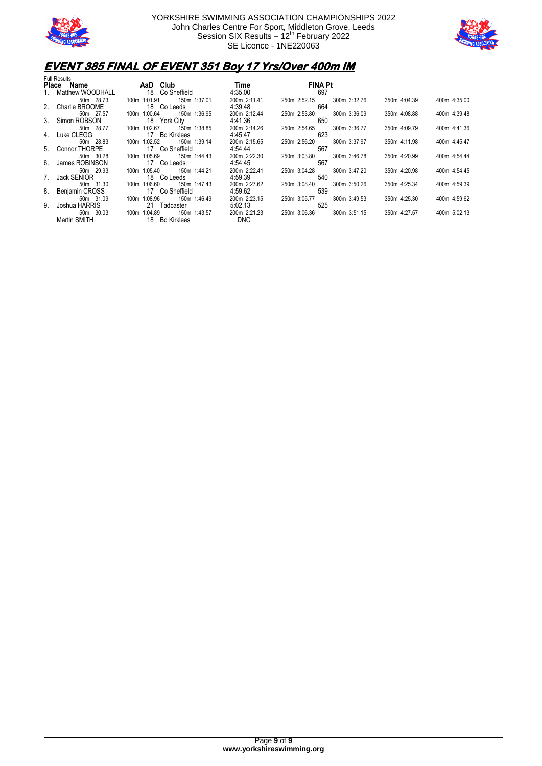YORKSHIRE SWIMMING ASSOCIATION CHAMPIONSHIPS 2022
John Charles Centre For Sport, Middleton Grove, Leeds
Session SIX Results – 12th February 2022
SE Licence - 1NE220063

## EVENT 385 FINAL OF EVENT 351 Boy 17 Yrs/Over 400m IM

Full Results

| Place | Name | AaD | Club | Time | FINA Pt |
|---|---|---|---|---|---|
| 1. | Matthew WOODHALL | 18 | Co Sheffield | 4:35.00 | 697 |
| | 50m 28.73 | 100m 1:01.91 | 150m 1:37.01 | 200m 2:11.41 | 250m 2:52.15 | 300m 3:32.76 | 350m 4:04.39 | 400m 4:35.00 |
| 2. | Charlie BROOME | 18 | Co Leeds | 4:39.48 | 664 |
| | 50m 27.57 | 100m 1:00.64 | 150m 1:36.95 | 200m 2:12.44 | 250m 2:53.80 | 300m 3:36.09 | 350m 4:08.88 | 400m 4:39.48 |
| 3. | Simon ROBSON | 18 | York City | 4:41.36 | 650 |
| | 50m 28.77 | 100m 1:02.67 | 150m 1:38.85 | 200m 2:14.26 | 250m 2:54.65 | 300m 3:36.77 | 350m 4:09.79 | 400m 4:41.36 |
| 4. | Luke CLEGG | 17 | Bo Kirklees | 4:45.47 | 623 |
| | 50m 28.83 | 100m 1:02.52 | 150m 1:39.14 | 200m 2:15.65 | 250m 2:56.20 | 300m 3:37.97 | 350m 4:11.98 | 400m 4:45.47 |
| 5. | Connor THORPE | 17 | Co Sheffield | 4:54.44 | 567 |
| | 50m 30.28 | 100m 1:05.69 | 150m 1:44.43 | 200m 2:22.30 | 250m 3:03.80 | 300m 3:46.78 | 350m 4:20.99 | 400m 4:54.44 |
| 6. | James ROBINSON | 17 | Co Leeds | 4:54.45 | 567 |
| | 50m 29.93 | 100m 1:05.40 | 150m 1:44.21 | 200m 2:22.41 | 250m 3:04.28 | 300m 3:47.20 | 350m 4:20.98 | 400m 4:54.45 |
| 7. | Jack SENIOR | 18 | Co Leeds | 4:59.39 | 540 |
| | 50m 31.30 | 100m 1:06.60 | 150m 1:47.43 | 200m 2:27.62 | 250m 3:08.40 | 300m 3:50.26 | 350m 4:25.34 | 400m 4:59.39 |
| 8. | Benjamin CROSS | 17 | Co Sheffield | 4:59.62 | 539 |
| | 50m 31.09 | 100m 1:08.96 | 150m 1:46.49 | 200m 2:23.15 | 250m 3:05.77 | 300m 3:49.53 | 350m 4:25.30 | 400m 4:59.62 |
| 9. | Joshua HARRIS | 21 | Tadcaster | 5:02.13 | 525 |
| | 50m 30.03 | 100m 1:04.89 | 150m 1:43.57 | 200m 2:21.23 | 250m 3:06.36 | 300m 3:51.15 | 350m 4:27.57 | 400m 5:02.13 |
| | Martin SMITH | 18 | Bo Kirklees | DNC | |

www.yorkshireswimming.org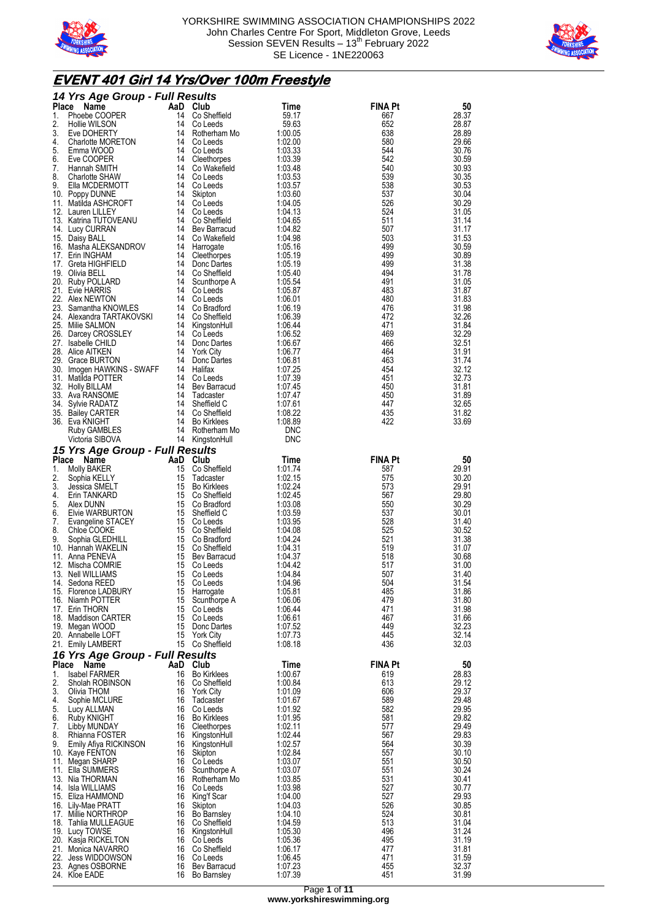YORKSHIRE SWIMMING ASSOCIATION CHAMPIONSHIPS 2022
John Charles Centre For Sport, Middleton Grove, Leeds
Session SEVEN Results – 13th February 2022
SE Licence - 1NE220063

# EVENT 401 Girl 14 Yrs/Over 100m Freestyle

## 14 Yrs Age Group - Full Results

| Place | Name | AaD | Club | Time | FINA Pt | 50 |
|---|---|---|---|---|---|---|
| 1. | Phoebe COOPER | 14 | Co Sheffield | 59.17 | 667 | 28.37 |
| 2. | Hollie WILSON | 14 | Co Leeds | 59.63 | 652 | 28.87 |
| 3. | Eve DOHERTY | 14 | Rotherham Mo | 1:00.05 | 638 | 28.89 |
| 4. | Charlotte MORETON | 14 | Co Leeds | 1:02.00 | 580 | 29.66 |
| 5. | Emma WOOD | 14 | Co Leeds | 1:03.33 | 544 | 30.76 |
| 6. | Eve COOPER | 14 | Cleethorpes | 1:03.39 | 542 | 30.59 |
| 7. | Hannah SMITH | 14 | Co Wakefield | 1:03.48 | 540 | 30.93 |
| 8. | Charlotte SHAW | 14 | Co Leeds | 1:03.53 | 539 | 30.35 |
| 9. | Ella MCDERMOTT | 14 | Co Leeds | 1:03.57 | 538 | 30.53 |
| 10. | Poppy DUNNE | 14 | Skipton | 1:03.60 | 537 | 30.04 |
| 11. | Matilda ASHCROFT | 14 | Co Leeds | 1:04.05 | 526 | 30.29 |
| 12. | Lauren LILLEY | 14 | Co Leeds | 1:04.13 | 524 | 31.05 |
| 13. | Katrina TUTOVEANU | 14 | Co Sheffield | 1:04.65 | 511 | 31.14 |
| 14. | Lucy CURRAN | 14 | Bev Barracud | 1:04.82 | 507 | 31.17 |
| 15. | Daisy BALL | 14 | Co Wakefield | 1:04.98 | 503 | 31.53 |
| 16. | Masha ALEKSANDROV | 14 | Harrogate | 1:05.16 | 499 | 30.59 |
| 17. | Erin INGHAM | 14 | Cleethorpes | 1:05.19 | 499 | 30.89 |
| 17. | Greta HIGHFIELD | 14 | Donc Dartes | 1:05.19 | 499 | 31.38 |
| 19. | Olivia BELL | 14 | Co Sheffield | 1:05.40 | 494 | 31.78 |
| 20. | Ruby POLLARD | 14 | Scunthorpe A | 1:05.54 | 491 | 31.05 |
| 21. | Evie HARRIS | 14 | Co Leeds | 1:05.87 | 483 | 31.87 |
| 22. | Alex NEWTON | 14 | Co Leeds | 1:06.01 | 480 | 31.83 |
| 23. | Samantha KNOWLES | 14 | Co Bradford | 1:06.19 | 476 | 31.98 |
| 24. | Alexandra TARTAKOVSKI | 14 | Co Sheffield | 1:06.39 | 472 | 32.26 |
| 25. | Milie SALMON | 14 | KingstonHull | 1:06.44 | 471 | 31.84 |
| 26. | Darcey CROSSLEY | 14 | Co Leeds | 1:06.52 | 469 | 32.29 |
| 27. | Isabelle CHILD | 14 | Donc Dartes | 1:06.67 | 466 | 32.51 |
| 28. | Alice AITKEN | 14 | York City | 1:06.77 | 464 | 31.91 |
| 29. | Grace BURTON | 14 | Donc Dartes | 1:06.81 | 463 | 31.74 |
| 30. | Imogen HAWKINS - SWAFF | 14 | Halifax | 1:07.25 | 454 | 32.12 |
| 31. | Matilda POTTER | 14 | Co Leeds | 1:07.39 | 451 | 32.73 |
| 32. | Holly BILLAM | 14 | Bev Barracud | 1:07.45 | 450 | 31.81 |
| 33. | Ava RANSOME | 14 | Tadcaster | 1:07.47 | 450 | 31.89 |
| 34. | Sylvie RADATZ | 14 | Sheffield C | 1:07.61 | 447 | 32.65 |
| 35. | Bailey CARTER | 14 | Co Sheffield | 1:08.22 | 435 | 31.82 |
| 36. | Eva KNIGHT | 14 | Bo Kirklees | 1:08.89 | 422 | 33.69 |
| | Ruby GAMBLES | 14 | Rotherham Mo | DNC | | |
| | Victoria SIBOVA | 14 | KingstonHull | DNC | | |

## 15 Yrs Age Group - Full Results

| Place | Name | AaD | Club | Time | FINA Pt | 50 |
|---|---|---|---|---|---|---|
| 1. | Molly BAKER | 15 | Co Sheffield | 1:01.74 | 587 | 29.91 |
| 2. | Sophia KELLY | 15 | Tadcaster | 1:02.15 | 575 | 30.20 |
| 3. | Jessica SMELT | 15 | Bo Kirklees | 1:02.24 | 573 | 29.91 |
| 4. | Erin TANKARD | 15 | Co Sheffield | 1:02.45 | 567 | 29.80 |
| 5. | Alex DUNN | 15 | Co Bradford | 1:03.08 | 550 | 30.29 |
| 6. | Elvie WARBURTON | 15 | Sheffield C | 1:03.59 | 537 | 30.01 |
| 7. | Evangeline STACEY | 15 | Co Leeds | 1:03.95 | 528 | 31.40 |
| 8. | Chloe COOKE | 15 | Co Sheffield | 1:04.08 | 525 | 30.52 |
| 9. | Sophia GLEDHILL | 15 | Co Bradford | 1:04.24 | 521 | 31.38 |
| 10. | Hannah WAKELIN | 15 | Co Sheffield | 1:04.31 | 519 | 31.07 |
| 11. | Anna PENEVA | 15 | Bev Barracud | 1:04.37 | 518 | 30.68 |
| 12. | Mischa COMRIE | 15 | Co Leeds | 1:04.42 | 517 | 31.00 |
| 13. | Nell WILLIAMS | 15 | Co Leeds | 1:04.84 | 507 | 31.40 |
| 14. | Sedona REED | 15 | Co Leeds | 1:04.96 | 504 | 31.54 |
| 15. | Florence LADBURY | 15 | Harrogate | 1:05.81 | 485 | 31.86 |
| 16. | Niamh POTTER | 15 | Scunthorpe A | 1:06.06 | 479 | 31.80 |
| 17. | Erin THORN | 15 | Co Leeds | 1:06.44 | 471 | 31.98 |
| 18. | Maddison CARTER | 15 | Co Leeds | 1:06.61 | 467 | 31.66 |
| 19. | Megan WOOD | 15 | Donc Dartes | 1:07.52 | 449 | 32.23 |
| 20. | Annabelle LOFT | 15 | York City | 1:07.73 | 445 | 32.14 |
| 21. | Emily LAMBERT | 15 | Co Sheffield | 1:08.18 | 436 | 32.03 |

## 16 Yrs Age Group - Full Results

| Place | Name | AaD | Club | Time | FINA Pt | 50 |
|---|---|---|---|---|---|---|
| 1. | Isabel FARMER | 16 | Bo Kirklees | 1:00.67 | 619 | 28.83 |
| 2. | Sholah ROBINSON | 16 | Co Sheffield | 1:00.84 | 613 | 29.12 |
| 3. | Olivia THOM | 16 | York City | 1:01.09 | 606 | 29.37 |
| 4. | Sophie MCLURE | 16 | Tadcaster | 1:01.67 | 589 | 29.48 |
| 5. | Lucy ALLMAN | 16 | Co Leeds | 1:01.92 | 582 | 29.95 |
| 6. | Ruby KNIGHT | 16 | Bo Kirklees | 1:01.95 | 581 | 29.82 |
| 7. | Libby MUNDAY | 16 | Cleethorpes | 1:02.11 | 577 | 29.49 |
| 8. | Rhianna FOSTER | 16 | KingstonHull | 1:02.44 | 567 | 29.83 |
| 9. | Emily Afiya RICKINSON | 16 | KingstonHull | 1:02.57 | 564 | 30.39 |
| 10. | Kaye FENTON | 16 | Skipton | 1:02.84 | 557 | 30.10 |
| 11. | Megan SHARP | 16 | Co Leeds | 1:03.07 | 551 | 30.50 |
| 11. | Ella SUMMERS | 16 | Scunthorpe A | 1:03.07 | 551 | 30.24 |
| 13. | Nia THORMAN | 16 | Rotherham Mo | 1:03.85 | 531 | 30.41 |
| 14. | Isla WILLIAMS | 16 | Co Leeds | 1:03.98 | 527 | 30.77 |
| 15. | Eliza HAMMOND | 16 | King'f Scar | 1:04.00 | 527 | 29.93 |
| 16. | Lily-Mae PRATT | 16 | Skipton | 1:04.03 | 526 | 30.85 |
| 17. | Millie NORTHROP | 16 | Bo Barnsley | 1:04.10 | 524 | 30.81 |
| 18. | Tahlia MULLEAGUE | 16 | Co Sheffield | 1:04.59 | 513 | 31.04 |
| 19. | Lucy TOWSE | 16 | KingstonHull | 1:05.30 | 496 | 31.24 |
| 20. | Kasja RICKELTON | 16 | Co Leeds | 1:05.36 | 495 | 31.19 |
| 21. | Monica NAVARRO | 16 | Co Sheffield | 1:06.17 | 477 | 31.81 |
| 22. | Jess WIDDOWSON | 16 | Co Leeds | 1:06.45 | 471 | 31.59 |
| 23. | Agnes OSBORNE | 16 | Bev Barracud | 1:07.23 | 455 | 32.37 |
| 24. | Kloe EADE | 16 | Bo Barnsley | 1:07.39 | 451 | 31.99 |

www.yorkshireswimming.org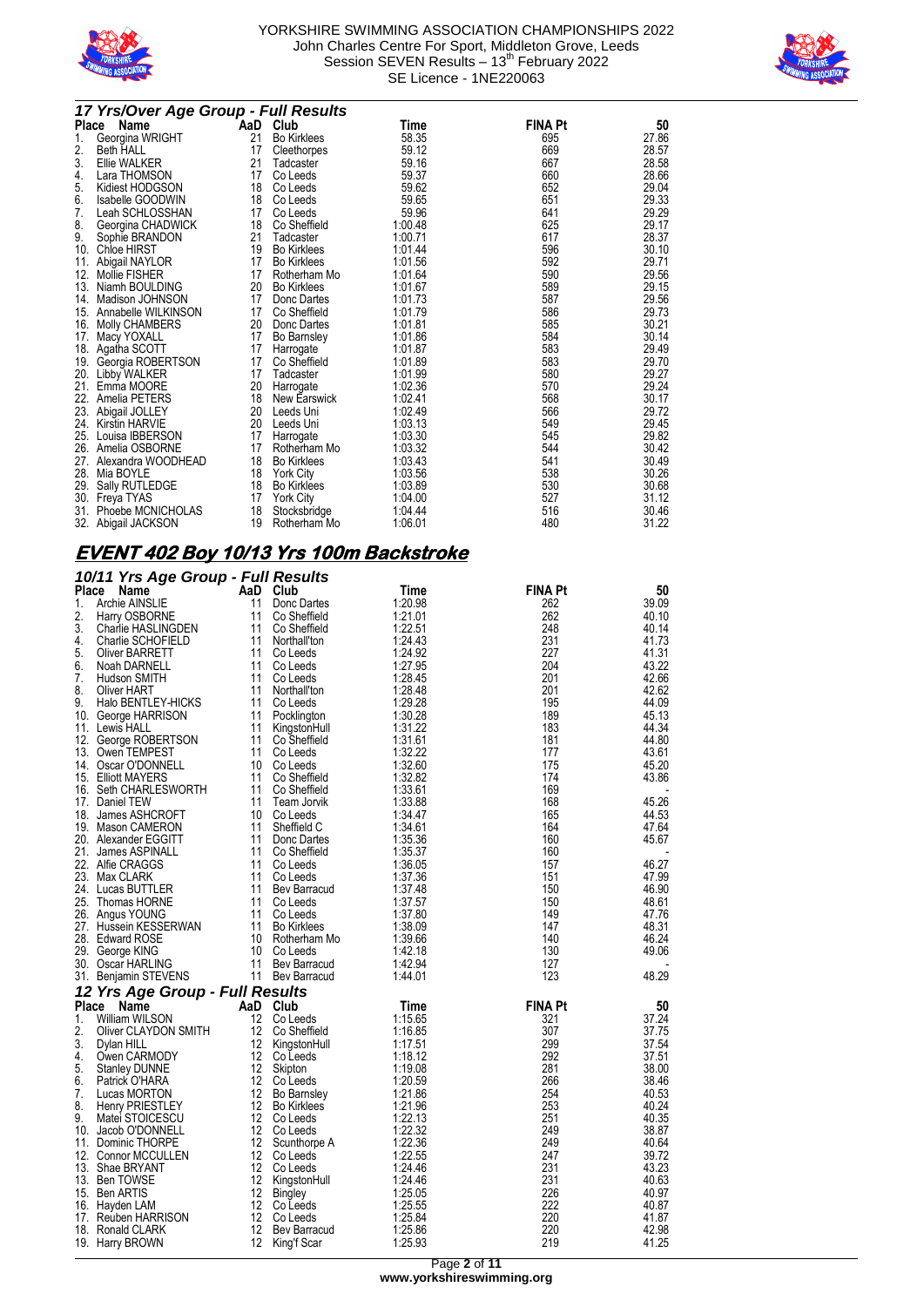YORKSHIRE SWIMMING ASSOCIATION CHAMPIONSHIPS 2022
John Charles Centre For Sport, Middleton Grove, Leeds
Session SEVEN Results – 13th February 2022
SE Licence - 1NE220063

### 17 Yrs/Over Age Group - Full Results

| Place | Name | AaD | Club | Time | FINA Pt | 50 |
|---|---|---|---|---|---|---|
| 1. | Georgina WRIGHT | 21 | Bo Kirklees | 58.35 | 695 | 27.86 |
| 2. | Beth HALL | 17 | Cleethorpes | 59.12 | 669 | 28.57 |
| 3. | Ellie WALKER | 21 | Tadcaster | 59.16 | 667 | 28.58 |
| 4. | Lara THOMSON | 17 | Co Leeds | 59.37 | 660 | 28.66 |
| 5. | Kidiest HODGSON | 18 | Co Leeds | 59.62 | 652 | 29.04 |
| 6. | Isabelle GOODWIN | 18 | Co Leeds | 59.65 | 651 | 29.33 |
| 7. | Leah SCHLOSSHAN | 17 | Co Leeds | 59.96 | 641 | 29.29 |
| 8. | Georgina CHADWICK | 18 | Co Sheffield | 1:00.48 | 625 | 29.17 |
| 9. | Sophie BRANDON | 21 | Tadcaster | 1:00.71 | 617 | 28.37 |
| 10. | Chloe HIRST | 19 | Bo Kirklees | 1:01.44 | 596 | 30.10 |
| 11. | Abigail NAYLOR | 17 | Bo Kirklees | 1:01.56 | 592 | 29.71 |
| 12. | Mollie FISHER | 17 | Rotherham Mo | 1:01.64 | 590 | 29.56 |
| 13. | Niamh BOULDING | 20 | Bo Kirklees | 1:01.67 | 589 | 29.15 |
| 14. | Madison JOHNSON | 17 | Donc Dartes | 1:01.73 | 587 | 29.56 |
| 15. | Annabelle WILKINSON | 17 | Co Sheffield | 1:01.79 | 586 | 29.73 |
| 16. | Molly CHAMBERS | 20 | Donc Dartes | 1:01.81 | 585 | 30.21 |
| 17. | Macy YOXALL | 17 | Bo Barnsley | 1:01.86 | 584 | 30.14 |
| 18. | Agatha SCOTT | 17 | Harrogate | 1:01.87 | 583 | 29.49 |
| 19. | Georgia ROBERTSON | 17 | Co Sheffield | 1:01.89 | 583 | 29.70 |
| 20. | Libby WALKER | 17 | Tadcaster | 1:01.99 | 580 | 29.27 |
| 21. | Emma MOORE | 20 | Harrogate | 1:02.36 | 570 | 29.24 |
| 22. | Amelia PETERS | 18 | New Earswick | 1:02.41 | 568 | 30.17 |
| 23. | Abigail JOLLEY | 20 | Leeds Uni | 1:02.49 | 566 | 29.72 |
| 24. | Kirstin HARVIE | 20 | Leeds Uni | 1:03.13 | 549 | 29.45 |
| 25. | Louisa IBBERSON | 17 | Harrogate | 1:03.30 | 545 | 29.82 |
| 26. | Amelia OSBORNE | 17 | Rotherham Mo | 1:03.32 | 544 | 30.42 |
| 27. | Alexandra WOODHEAD | 18 | Bo Kirklees | 1:03.43 | 541 | 30.49 |
| 28. | Mia BOYLE | 18 | York City | 1:03.56 | 538 | 30.26 |
| 29. | Sally RUTLEDGE | 18 | Bo Kirklees | 1:03.89 | 530 | 30.68 |
| 30. | Freya TYAS | 17 | York City | 1:04.00 | 527 | 31.12 |
| 31. | Phoebe MCNICHOLAS | 18 | Stocksbridge | 1:04.44 | 516 | 30.46 |
| 32. | Abigail JACKSON | 19 | Rotherham Mo | 1:06.01 | 480 | 31.22 |

## EVENT 402 Boy 10/13 Yrs 100m Backstroke

### 10/11 Yrs Age Group - Full Results

| Place | Name | AaD | Club | Time | FINA Pt | 50 |
|---|---|---|---|---|---|---|
| 1. | Archie AINSLIE | 11 | Donc Dartes | 1:20.98 | 262 | 39.09 |
| 2. | Harry OSBORNE | 11 | Co Sheffield | 1:21.01 | 262 | 40.10 |
| 3. | Charlie HASLINGDEN | 11 | Co Sheffield | 1:22.51 | 248 | 40.14 |
| 4. | Charlie SCHOFIELD | 11 | Northall'ton | 1:24.43 | 231 | 41.73 |
| 5. | Oliver BARRETT | 11 | Co Leeds | 1:24.92 | 227 | 41.31 |
| 6. | Noah DARNELL | 11 | Co Leeds | 1:27.95 | 204 | 43.22 |
| 7. | Hudson SMITH | 11 | Co Leeds | 1:28.45 | 201 | 42.66 |
| 8. | Oliver HART | 11 | Northall'ton | 1:28.48 | 201 | 42.62 |
| 9. | Halo BENTLEY-HICKS | 11 | Co Leeds | 1:29.28 | 195 | 44.09 |
| 10. | George HARRISON | 11 | Pocklington | 1:30.28 | 189 | 45.13 |
| 11. | Lewis HALL | 11 | KingstonHull | 1:31.22 | 183 | 44.34 |
| 12. | George ROBERTSON | 11 | Co Sheffield | 1:31.61 | 181 | 44.80 |
| 13. | Owen TEMPEST | 11 | Co Leeds | 1:32.22 | 177 | 43.61 |
| 14. | Oscar O'DONNELL | 10 | Co Leeds | 1:32.60 | 175 | 45.20 |
| 15. | Elliott MAYERS | 11 | Co Sheffield | 1:32.82 | 174 | 43.86 |
| 16. | Seth CHARLESWORTH | 11 | Co Sheffield | 1:33.61 | 169 | - |
| 17. | Daniel TEW | 11 | Team Jorvik | 1:33.88 | 168 | 45.26 |
| 18. | James ASHCROFT | 10 | Co Leeds | 1:34.47 | 165 | 44.53 |
| 19. | Mason CAMERON | 11 | Sheffield C | 1:34.61 | 164 | 47.64 |
| 20. | Alexander EGGITT | 11 | Donc Dartes | 1:35.36 | 160 | 45.67 |
| 21. | James ASPINALL | 11 | Co Sheffield | 1:35.37 | 160 | - |
| 22. | Alfie CRAGGS | 11 | Co Leeds | 1:36.05 | 157 | 46.27 |
| 23. | Max CLARK | 11 | Co Leeds | 1:37.36 | 151 | 47.99 |
| 24. | Lucas BUTTLER | 11 | Bev Barracud | 1:37.48 | 150 | 46.90 |
| 25. | Thomas HORNE | 11 | Co Leeds | 1:37.57 | 150 | 48.61 |
| 26. | Angus YOUNG | 11 | Co Leeds | 1:37.80 | 149 | 47.76 |
| 27. | Hussein KESSERWAN | 11 | Bo Kirklees | 1:38.09 | 147 | 48.31 |
| 28. | Edward ROSE | 10 | Rotherham Mo | 1:39.66 | 140 | 46.24 |
| 29. | George KING | 10 | Co Leeds | 1:42.18 | 130 | 49.06 |
| 30. | Oscar HARLING | 11 | Bev Barracud | 1:42.94 | 127 | - |
| 31. | Benjamin STEVENS | 11 | Bev Barracud | 1:44.01 | 123 | 48.29 |

### 12 Yrs Age Group - Full Results

| Place | Name | AaD | Club | Time | FINA Pt | 50 |
|---|---|---|---|---|---|---|
| 1. | William WILSON | 12 | Co Leeds | 1:15.65 | 321 | 37.24 |
| 2. | Oliver CLAYDON SMITH | 12 | Co Sheffield | 1:16.85 | 307 | 37.75 |
| 3. | Dylan HILL | 12 | KingstonHull | 1:17.51 | 299 | 37.54 |
| 4. | Owen CARMODY | 12 | Co Leeds | 1:18.12 | 292 | 37.51 |
| 5. | Stanley DUNNE | 12 | Skipton | 1:19.08 | 281 | 38.00 |
| 6. | Patrick O'HARA | 12 | Co Leeds | 1:20.59 | 266 | 38.46 |
| 7. | Lucas MORTON | 12 | Bo Barnsley | 1:21.86 | 254 | 40.53 |
| 8. | Henry PRIESTLEY | 12 | Bo Kirklees | 1:21.96 | 253 | 40.24 |
| 9. | Matei STOICESCU | 12 | Co Leeds | 1:22.13 | 251 | 40.35 |
| 10. | Jacob O'DONNELL | 12 | Co Leeds | 1:22.32 | 249 | 38.87 |
| 11. | Dominic THORPE | 12 | Scunthorpe A | 1:22.36 | 249 | 40.64 |
| 12. | Connor MCCULLEN | 12 | Co Leeds | 1:22.55 | 247 | 39.72 |
| 13. | Shae BRYANT | 12 | Co Leeds | 1:24.46 | 231 | 43.23 |
| 13. | Ben TOWSE | 12 | KingstonHull | 1:24.46 | 231 | 40.63 |
| 15. | Ben ARTIS | 12 | Bingley | 1:25.05 | 226 | 40.97 |
| 16. | Hayden LAM | 12 | Co Leeds | 1:25.55 | 222 | 40.87 |
| 17. | Reuben HARRISON | 12 | Co Leeds | 1:25.84 | 220 | 41.87 |
| 18. | Ronald CLARK | 12 | Bev Barracud | 1:25.86 | 220 | 42.98 |
| 19. | Harry BROWN | 12 | King'f Scar | 1:25.93 | 219 | 41.25 |

www.yorkshireswimming.org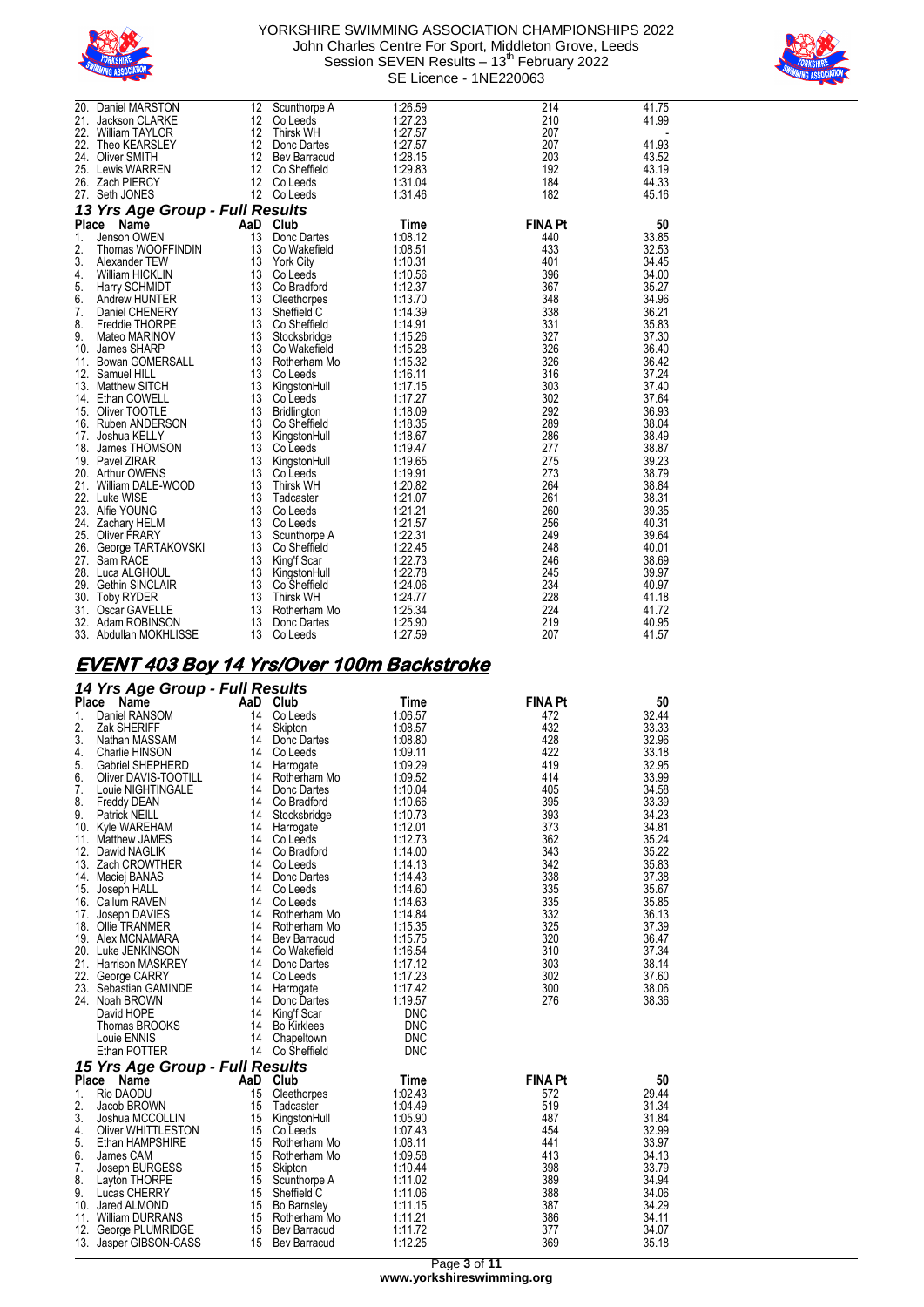| Place | Name | AaD | Club | Time | FINA Pt | 50 |
|---|---|---|---|---|---|---|
| 20. | Daniel MARSTON | 12 | Scunthorpe A | 1:26.59 | 214 | 41.75 |
| 21. | Jackson CLARKE | 12 | Co Leeds | 1:27.23 | 210 | 41.99 |
| 22. | William TAYLOR | 12 | Thirsk WH | 1:27.57 | 207 | - |
| 22. | Theo KEARSLEY | 12 | Donc Dartes | 1:27.57 | 207 | 41.93 |
| 24. | Oliver SMITH | 12 | Bev Barracud | 1:28.15 | 203 | 43.52 |
| 25. | Lewis WARREN | 12 | Co Sheffield | 1:29.83 | 192 | 43.19 |
| 26. | Zach PIERCY | 12 | Co Leeds | 1:31.04 | 184 | 44.33 |
| 27. | Seth JONES | 12 | Co Leeds | 1:31.46 | 182 | 45.16 |

### 13 Yrs Age Group - Full Results

| Place | Name | AaD | Club | Time | FINA Pt | 50 |
|---|---|---|---|---|---|---|
| 1. | Jenson OWEN | 13 | Donc Dartes | 1:08.12 | 440 | 33.85 |
| 2. | Thomas WOOFFINDIN | 13 | Co Wakefield | 1:08.51 | 433 | 32.53 |
| 3. | Alexander TEW | 13 | York City | 1:10.31 | 401 | 34.45 |
| 4. | William HICKLIN | 13 | Co Leeds | 1:10.56 | 396 | 34.00 |
| 5. | Harry SCHMIDT | 13 | Co Bradford | 1:12.37 | 367 | 35.27 |
| 6. | Andrew HUNTER | 13 | Cleethorpes | 1:13.70 | 348 | 34.96 |
| 7. | Daniel CHENERY | 13 | Sheffield C | 1:14.39 | 338 | 36.21 |
| 8. | Freddie THORPE | 13 | Co Sheffield | 1:14.91 | 331 | 35.83 |
| 9. | Mateo MARINOV | 13 | Stocksbridge | 1:15.26 | 327 | 37.30 |
| 10. | James SHARP | 13 | Co Wakefield | 1:15.28 | 326 | 36.40 |
| 11. | Bowan GOMERSALL | 13 | Rotherham Mo | 1:15.32 | 326 | 36.42 |
| 12. | Samuel HILL | 13 | Co Leeds | 1:16.11 | 316 | 37.24 |
| 13. | Matthew SITCH | 13 | KingstonHull | 1:17.15 | 303 | 37.40 |
| 14. | Ethan COWELL | 13 | Co Leeds | 1:17.27 | 302 | 37.64 |
| 15. | Oliver TOOTLE | 13 | Bridlington | 1:18.09 | 292 | 36.93 |
| 16. | Ruben ANDERSON | 13 | Co Sheffield | 1:18.35 | 289 | 38.04 |
| 17. | Joshua KELLY | 13 | KingstonHull | 1:18.67 | 286 | 38.49 |
| 18. | James THOMSON | 13 | Co Leeds | 1:19.47 | 277 | 38.87 |
| 19. | Pavel ZIRAR | 13 | KingstonHull | 1:19.65 | 275 | 39.23 |
| 20. | Arthur OWENS | 13 | Co Leeds | 1:19.91 | 273 | 38.79 |
| 21. | William DALE-WOOD | 13 | Thirsk WH | 1:20.82 | 264 | 38.84 |
| 22. | Luke WISE | 13 | Tadcaster | 1:21.07 | 261 | 38.31 |
| 23. | Alfie YOUNG | 13 | Co Leeds | 1:21.21 | 260 | 39.35 |
| 24. | Zachary HELM | 13 | Co Leeds | 1:21.57 | 256 | 40.31 |
| 25. | Oliver FRARY | 13 | Scunthorpe A | 1:22.31 | 249 | 39.64 |
| 26. | George TARTAKOVSKI | 13 | Co Sheffield | 1:22.45 | 248 | 40.01 |
| 27. | Sam RACE | 13 | King'f Scar | 1:22.73 | 246 | 38.69 |
| 28. | Luca ALGHOUL | 13 | KingstonHull | 1:22.78 | 245 | 39.97 |
| 29. | Gethin SINCLAIR | 13 | Co Sheffield | 1:24.06 | 234 | 40.97 |
| 30. | Toby RYDER | 13 | Thirsk WH | 1:24.77 | 228 | 41.18 |
| 31. | Oscar GAVELLE | 13 | Rotherham Mo | 1:25.34 | 224 | 41.72 |
| 32. | Adam ROBINSON | 13 | Donc Dartes | 1:25.90 | 219 | 40.95 |
| 33. | Abdullah MOKHLISSE | 13 | Co Leeds | 1:27.59 | 207 | 41.57 |

## EVENT 403 Boy 14 Yrs/Over 100m Backstroke

### 14 Yrs Age Group - Full Results

| Place | Name | AaD | Club | Time | FINA Pt | 50 |
|---|---|---|---|---|---|---|
| 1. | Daniel RANSOM | 14 | Co Leeds | 1:06.57 | 472 | 32.44 |
| 2. | Zak SHERIFF | 14 | Skipton | 1:08.57 | 432 | 33.33 |
| 3. | Nathan MASSAM | 14 | Donc Dartes | 1:08.80 | 428 | 32.96 |
| 4. | Charlie HINSON | 14 | Co Leeds | 1:09.11 | 422 | 33.18 |
| 5. | Gabriel SHEPHERD | 14 | Harrogate | 1:09.29 | 419 | 32.95 |
| 6. | Oliver DAVIS-TOOTILL | 14 | Rotherham Mo | 1:09.52 | 414 | 33.99 |
| 7. | Louie NIGHTINGALE | 14 | Donc Dartes | 1:10.04 | 405 | 34.58 |
| 8. | Freddy DEAN | 14 | Co Bradford | 1:10.66 | 395 | 33.39 |
| 9. | Patrick NEILL | 14 | Stocksbridge | 1:10.73 | 393 | 34.23 |
| 10. | Kyle WAREHAM | 14 | Harrogate | 1:12.01 | 373 | 34.81 |
| 11. | Matthew JAMES | 14 | Co Leeds | 1:12.73 | 362 | 35.24 |
| 12. | Dawid NAGLIK | 14 | Co Bradford | 1:14.00 | 343 | 35.22 |
| 13. | Zach CROWTHER | 14 | Co Leeds | 1:14.13 | 342 | 35.83 |
| 14. | Maciej BANAS | 14 | Donc Dartes | 1:14.43 | 338 | 37.38 |
| 15. | Joseph HALL | 14 | Co Leeds | 1:14.60 | 335 | 35.67 |
| 16. | Callum RAVEN | 14 | Co Leeds | 1:14.63 | 335 | 35.85 |
| 17. | Joseph DAVIES | 14 | Rotherham Mo | 1:14.84 | 332 | 36.13 |
| 18. | Ollie TRANMER | 14 | Rotherham Mo | 1:15.35 | 325 | 37.39 |
| 19. | Alex MCNAMARA | 14 | Bev Barracud | 1:15.75 | 320 | 36.47 |
| 20. | Luke JENKINSON | 14 | Co Wakefield | 1:16.54 | 310 | 37.34 |
| 21. | Harrison MASKREY | 14 | Donc Dartes | 1:17.12 | 303 | 38.14 |
| 22. | George CARRY | 14 | Co Leeds | 1:17.23 | 302 | 37.60 |
| 23. | Sebastian GAMINDE | 14 | Harrogate | 1:17.42 | 300 | 38.06 |
| 24. | Noah BROWN | 14 | Donc Dartes | 1:19.57 | 276 | 38.36 |
| | David HOPE | 14 | King'f Scar | DNC | | |
| | Thomas BROOKS | 14 | Bo Kirklees | DNC | | |
| | Louie ENNIS | 14 | Chapeltown | DNC | | |
| | Ethan POTTER | 14 | Co Sheffield | DNC | | |

### 15 Yrs Age Group - Full Results

| Place | Name | AaD | Club | Time | FINA Pt | 50 |
|---|---|---|---|---|---|---|
| 1. | Rio DAODU | 15 | Cleethorpes | 1:02.43 | 572 | 29.44 |
| 2. | Jacob BROWN | 15 | Tadcaster | 1:04.49 | 519 | 31.34 |
| 3. | Joshua MCCOLLIN | 15 | KingstonHull | 1:05.90 | 487 | 31.84 |
| 4. | Oliver WHITTLESTON | 15 | Co Leeds | 1:07.43 | 454 | 32.99 |
| 5. | Ethan HAMPSHIRE | 15 | Rotherham Mo | 1:08.11 | 441 | 33.97 |
| 6. | James CAM | 15 | Rotherham Mo | 1:09.58 | 413 | 34.13 |
| 7. | Joseph BURGESS | 15 | Skipton | 1:10.44 | 398 | 33.79 |
| 8. | Layton THORPE | 15 | Scunthorpe A | 1:11.02 | 389 | 34.94 |
| 9. | Lucas CHERRY | 15 | Sheffield C | 1:11.06 | 388 | 34.06 |
| 10. | Jared ALMOND | 15 | Bo Barnsley | 1:11.15 | 387 | 34.29 |
| 11. | William DURRANS | 15 | Rotherham Mo | 1:11.21 | 386 | 34.11 |
| 12. | George PLUMRIDGE | 15 | Bev Barracud | 1:11.72 | 377 | 34.07 |
| 13. | Jasper GIBSON-CASS | 15 | Bev Barracud | 1:12.25 | 369 | 35.18 |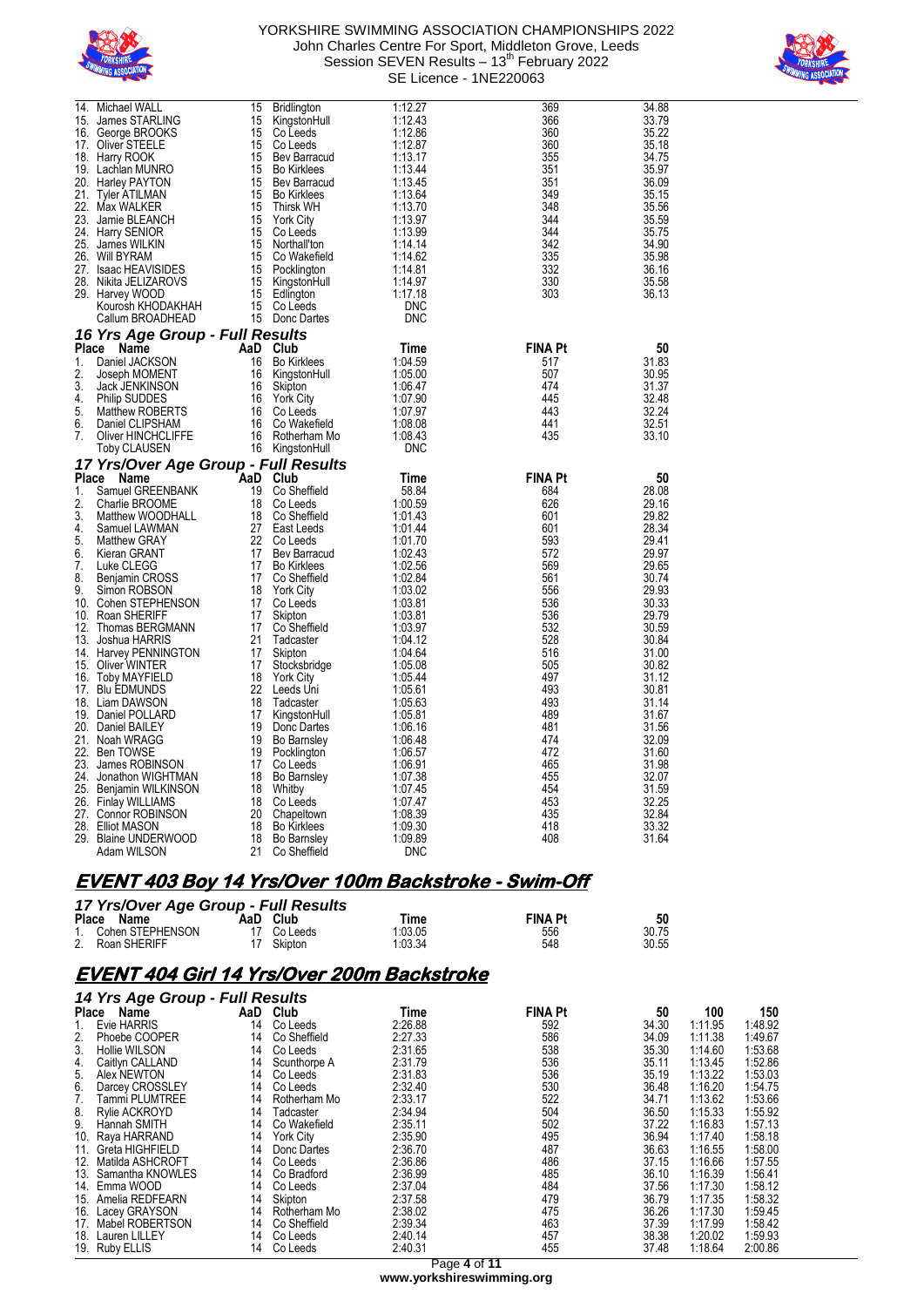| Place | Name | AaD | Club | Time | FINA Pt | 50 |
|---|---|---|---|---|---|---|
| 14. | Michael WALL | 15 | Bridlington | 1:12.27 | 369 | 34.88 |
| 15. | James STARLING | 15 | KingstonHull | 1:12.43 | 366 | 33.79 |
| 16. | George BROOKS | 15 | Co Leeds | 1:12.86 | 360 | 35.22 |
| 17. | Oliver STEELE | 15 | Co Leeds | 1:12.87 | 360 | 35.18 |
| 18. | Harry ROOK | 15 | Bev Barracud | 1:13.17 | 355 | 34.75 |
| 19. | Lachlan MUNRO | 15 | Bo Kirklees | 1:13.44 | 351 | 35.97 |
| 20. | Harley PAYTON | 15 | Bev Barracud | 1:13.45 | 351 | 36.09 |
| 21. | Tyler ATILMAN | 15 | Bo Kirklees | 1:13.64 | 349 | 35.15 |
| 22. | Max WALKER | 15 | Thirsk WH | 1:13.70 | 348 | 35.56 |
| 23. | Jamie BLEANCH | 15 | York City | 1:13.97 | 344 | 35.59 |
| 24. | Harry SENIOR | 15 | Co Leeds | 1:13.99 | 344 | 35.75 |
| 25. | James WILKIN | 15 | Northall'ton | 1:14.14 | 342 | 34.90 |
| 26. | Will BYRAM | 15 | Co Wakefield | 1:14.62 | 335 | 35.98 |
| 27. | Isaac HEAVISIDES | 15 | Pocklington | 1:14.81 | 332 | 36.16 |
| 28. | Nikita JELIZAROVS | 15 | KingstonHull | 1:14.97 | 330 | 35.58 |
| 29. | Harvey WOOD | 15 | Edlington | 1:17.18 | 303 | 36.13 |
| | Kourosh KHODAKHAH | 15 | Co Leeds | DNC | | |
| | Callum BROADHEAD | 15 | Donc Dartes | DNC | | |

### 16 Yrs Age Group - Full Results

| Place | Name | AaD | Club | Time | FINA Pt | 50 |
|---|---|---|---|---|---|---|
| 1. | Daniel JACKSON | 16 | Bo Kirklees | 1:04.59 | 517 | 31.83 |
| 2. | Joseph MOMENT | 16 | KingstonHull | 1:05.00 | 507 | 30.95 |
| 3. | Jack JENKINSON | 16 | Skipton | 1:06.47 | 474 | 31.37 |
| 4. | Philip SUDDES | 16 | York City | 1:07.90 | 445 | 32.48 |
| 5. | Matthew ROBERTS | 16 | Co Leeds | 1:07.97 | 443 | 32.24 |
| 6. | Daniel CLIPSHAM | 16 | Co Wakefield | 1:08.08 | 441 | 32.51 |
| 7. | Oliver HINCHCLIFFE | 16 | Rotherham Mo | 1:08.43 | 435 | 33.10 |
| | Toby CLAUSEN | 16 | KingstonHull | DNC | | |

### 17 Yrs/Over Age Group - Full Results

| Place | Name | AaD | Club | Time | FINA Pt | 50 |
|---|---|---|---|---|---|---|
| 1. | Samuel GREENBANK | 19 | Co Sheffield | 58.84 | 684 | 28.08 |
| 2. | Charlie BROOME | 18 | Co Leeds | 1:00.59 | 626 | 29.16 |
| 3. | Matthew WOODHALL | 18 | Co Sheffield | 1:01.43 | 601 | 29.82 |
| 4. | Samuel LAWMAN | 27 | East Leeds | 1:01.44 | 601 | 28.34 |
| 5. | Matthew GRAY | 22 | Co Leeds | 1:01.70 | 593 | 29.41 |
| 6. | Kieran GRANT | 17 | Bev Barracud | 1:02.43 | 572 | 29.97 |
| 7. | Luke CLEGG | 17 | Bo Kirklees | 1:02.56 | 569 | 29.65 |
| 8. | Benjamin CROSS | 17 | Co Sheffield | 1:02.84 | 561 | 30.74 |
| 9. | Simon ROBSON | 18 | York City | 1:03.02 | 556 | 29.93 |
| 10. | Cohen STEPHENSON | 17 | Co Leeds | 1:03.81 | 536 | 30.33 |
| 10. | Roan SHERIFF | 17 | Skipton | 1:03.81 | 536 | 29.79 |
| 12. | Thomas BERGMANN | 17 | Co Sheffield | 1:03.97 | 532 | 30.59 |
| 13. | Joshua HARRIS | 21 | Tadcaster | 1:04.12 | 528 | 30.84 |
| 14. | Harvey PENNINGTON | 17 | Skipton | 1:04.64 | 516 | 31.00 |
| 15. | Oliver WINTER | 17 | Stocksbridge | 1:05.08 | 505 | 30.82 |
| 16. | Toby MAYFIELD | 18 | York City | 1:05.44 | 497 | 31.12 |
| 17. | Blu EDMUNDS | 22 | Leeds Uni | 1:05.61 | 493 | 30.81 |
| 18. | Liam DAWSON | 18 | Tadcaster | 1:05.63 | 493 | 31.14 |
| 19. | Daniel POLLARD | 17 | KingstonHull | 1:05.81 | 489 | 31.67 |
| 20. | Daniel BAILEY | 19 | Donc Dartes | 1:06.16 | 481 | 31.56 |
| 21. | Noah WRAGG | 19 | Bo Barnsley | 1:06.48 | 474 | 32.09 |
| 22. | Ben TOWSE | 19 | Pocklington | 1:06.57 | 472 | 31.60 |
| 23. | James ROBINSON | 17 | Co Leeds | 1:06.91 | 465 | 31.98 |
| 24. | Jonathon WIGHTMAN | 18 | Bo Barnsley | 1:07.38 | 455 | 32.07 |
| 25. | Benjamin WILKINSON | 18 | Whitby | 1:07.45 | 454 | 31.59 |
| 26. | Finlay WILLIAMS | 18 | Co Leeds | 1:07.47 | 453 | 32.25 |
| 27. | Connor ROBINSON | 20 | Chapeltown | 1:08.39 | 435 | 32.84 |
| 28. | Elliot MASON | 18 | Bo Kirklees | 1:09.30 | 418 | 33.32 |
| 29. | Blaine UNDERWOOD | 18 | Bo Barnsley | 1:09.89 | 408 | 31.64 |
| | Adam WILSON | 21 | Co Sheffield | DNC | | |

## EVENT 403 Boy 14 Yrs/Over 100m Backstroke - Swim-Off

### 17 Yrs/Over Age Group - Full Results

| Place | Name | AaD | Club | Time | FINA Pt | 50 |
|---|---|---|---|---|---|---|
| 1. | Cohen STEPHENSON | 17 | Co Leeds | 1:03.05 | 556 | 30.75 |
| 2. | Roan SHERIFF | 17 | Skipton | 1:03.34 | 548 | 30.55 |

## EVENT 404 Girl 14 Yrs/Over 200m Backstroke

### 14 Yrs Age Group - Full Results

| Place | Name | AaD | Club | Time | FINA Pt | 50 | 100 | 150 |
|---|---|---|---|---|---|---|---|---|
| 1. | Evie HARRIS | 14 | Co Leeds | 2:26.88 | 592 | 34.30 | 1:11.95 | 1:48.92 |
| 2. | Phoebe COOPER | 14 | Co Sheffield | 2:27.33 | 586 | 34.09 | 1:11.38 | 1:49.67 |
| 3. | Hollie WILSON | 14 | Co Leeds | 2:31.65 | 538 | 35.30 | 1:14.60 | 1:53.68 |
| 4. | Caitlyn CALLAND | 14 | Scunthorpe A | 2:31.79 | 536 | 35.11 | 1:13.45 | 1:52.86 |
| 5. | Alex NEWTON | 14 | Co Leeds | 2:31.83 | 536 | 35.19 | 1:13.22 | 1:53.03 |
| 6. | Darcey CROSSLEY | 14 | Co Leeds | 2:32.40 | 530 | 36.48 | 1:16.20 | 1:54.75 |
| 7. | Tammi PLUMTREE | 14 | Rotherham Mo | 2:33.17 | 522 | 34.71 | 1:13.62 | 1:53.66 |
| 8. | Rylie ACKROYD | 14 | Tadcaster | 2:34.94 | 504 | 36.50 | 1:15.33 | 1:55.92 |
| 9. | Hannah SMITH | 14 | Co Wakefield | 2:35.11 | 502 | 37.22 | 1:16.83 | 1:57.13 |
| 10. | Raya HARRAND | 14 | York City | 2:35.90 | 495 | 36.94 | 1:17.40 | 1:58.18 |
| 11. | Greta HIGHFIELD | 14 | Donc Dartes | 2:36.70 | 487 | 36.63 | 1:16.55 | 1:58.00 |
| 12. | Matilda ASHCROFT | 14 | Co Leeds | 2:36.86 | 486 | 37.15 | 1:16.66 | 1:57.55 |
| 13. | Samantha KNOWLES | 14 | Co Bradford | 2:36.99 | 485 | 36.10 | 1:16.39 | 1:56.41 |
| 14. | Emma WOOD | 14 | Co Leeds | 2:37.04 | 484 | 37.56 | 1:17.30 | 1:58.12 |
| 15. | Amelia REDFEARN | 14 | Skipton | 2:37.58 | 479 | 36.79 | 1:17.35 | 1:58.32 |
| 16. | Lacey GRAYSON | 14 | Rotherham Mo | 2:38.02 | 475 | 36.26 | 1:17.30 | 1:59.45 |
| 17. | Mabel ROBERTSON | 14 | Co Sheffield | 2:39.34 | 463 | 37.39 | 1:17.99 | 1:58.42 |
| 18. | Lauren LILLEY | 14 | Co Leeds | 2:40.14 | 457 | 38.38 | 1:20.02 | 1:59.93 |
| 19. | Ruby ELLIS | 14 | Co Leeds | 2:40.31 | 455 | 37.48 | 1:18.64 | 2:00.86 |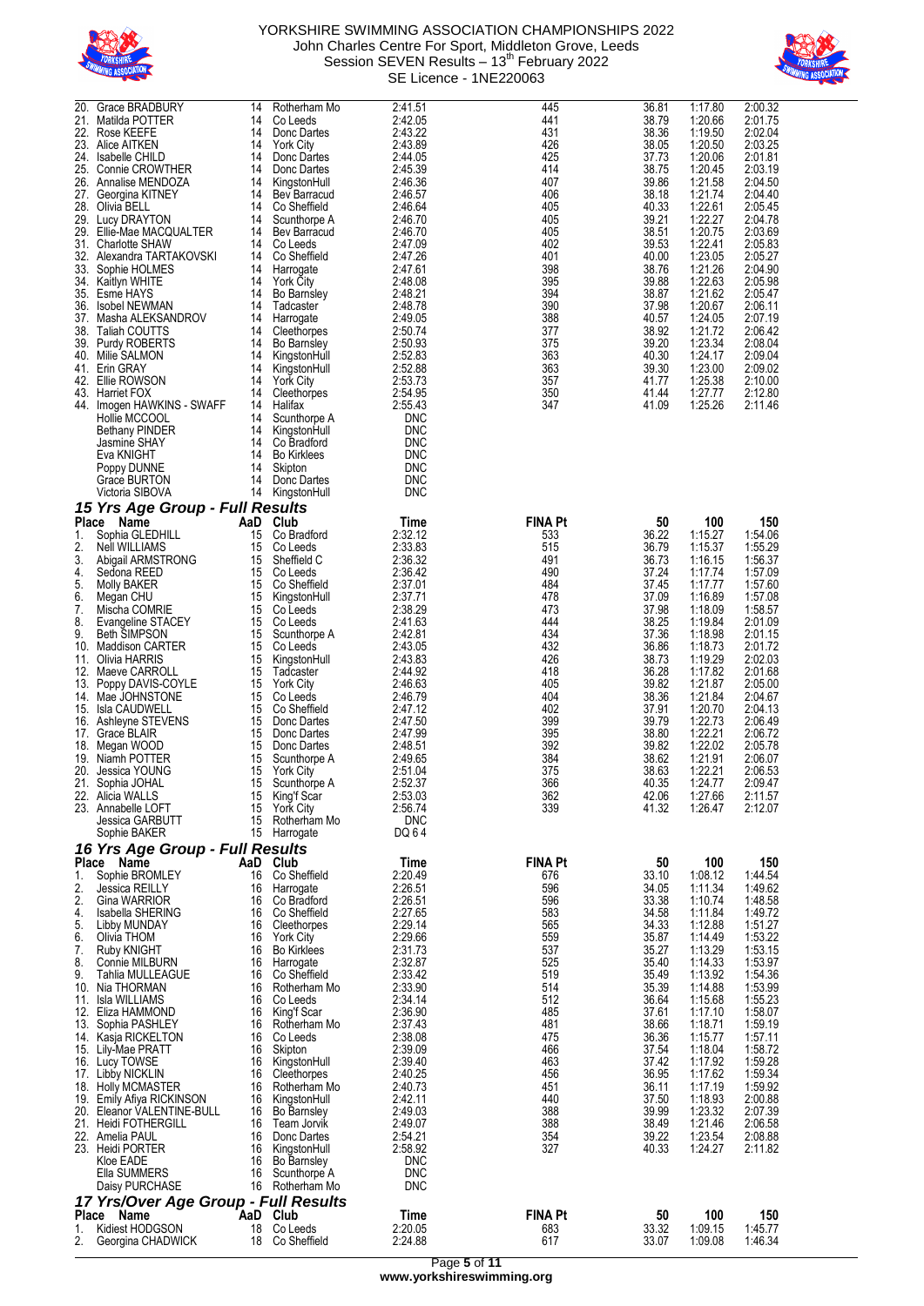| Place | Name | AaD | Club | Time | FINA Pt | 50 | 100 | 150 |
|---|---|---|---|---|---|---|---|---|
| 20. | Grace BRADBURY | 14 | Rotherham Mo | 2:41.51 | 445 | 36.81 | 1:17.80 | 2:00.32 |
| 21. | Matilda POTTER | 14 | Co Leeds | 2:42.05 | 441 | 38.79 | 1:20.66 | 2:01.75 |
| 22. | Rose KEEFE | 14 | Donc Dartes | 2:43.22 | 431 | 38.36 | 1:19.50 | 2:02.04 |
| 23. | Alice AITKEN | 14 | York City | 2:43.89 | 426 | 38.05 | 1:20.50 | 2:03.25 |
| 24. | Isabelle CHILD | 14 | Donc Dartes | 2:44.05 | 425 | 37.73 | 1:20.06 | 2:01.81 |
| 25. | Connie CROWTHER | 14 | Donc Dartes | 2:45.39 | 414 | 38.75 | 1:20.45 | 2:03.19 |
| 26. | Annalise MENDOZA | 14 | KingstonHull | 2:46.36 | 407 | 39.86 | 1:21.58 | 2:04.50 |
| 27. | Georgina KITNEY | 14 | Bev Barracud | 2:46.57 | 406 | 38.18 | 1:21.74 | 2:04.40 |
| 28. | Olivia BELL | 14 | Co Sheffield | 2:46.64 | 405 | 40.33 | 1:22.61 | 2:05.45 |
| 29. | Lucy DRAYTON | 14 | Scunthorpe A | 2:46.70 | 405 | 39.21 | 1:22.27 | 2:04.78 |
| 29. | Ellie-Mae MACQUALTER | 14 | Bev Barracud | 2:46.70 | 405 | 38.51 | 1:20.75 | 2:03.69 |
| 31. | Charlotte SHAW | 14 | Co Leeds | 2:47.09 | 402 | 39.53 | 1:22.41 | 2:05.83 |
| 32. | Alexandra TARTAKOVSKI | 14 | Co Sheffield | 2:47.26 | 401 | 40.00 | 1:23.05 | 2:05.27 |
| 33. | Sophie HOLMES | 14 | Harrogate | 2:47.61 | 398 | 38.76 | 1:21.26 | 2:04.90 |
| 34. | Kaitlyn WHITE | 14 | York City | 2:48.08 | 395 | 39.88 | 1:22.63 | 2:05.98 |
| 35. | Esme HAYS | 14 | Bo Barnsley | 2:48.21 | 394 | 38.87 | 1:21.62 | 2:05.47 |
| 36. | Isobel NEWMAN | 14 | Tadcaster | 2:48.78 | 390 | 37.98 | 1:20.67 | 2:06.11 |
| 37. | Masha ALEKSANDROV | 14 | Harrogate | 2:49.05 | 388 | 40.57 | 1:24.05 | 2:07.19 |
| 38. | Taliah COUTTS | 14 | Cleethorpes | 2:50.74 | 377 | 38.92 | 1:21.72 | 2:06.42 |
| 39. | Purdy ROBERTS | 14 | Bo Barnsley | 2:50.93 | 375 | 39.20 | 1:23.34 | 2:08.04 |
| 40. | Milie SALMON | 14 | KingstonHull | 2:52.83 | 363 | 40.30 | 1:24.17 | 2:09.04 |
| 41. | Erin GRAY | 14 | KingstonHull | 2:52.88 | 363 | 39.30 | 1:23.00 | 2:09.02 |
| 42. | Ellie ROWSON | 14 | York City | 2:53.73 | 357 | 41.77 | 1:25.38 | 2:10.00 |
| 43. | Harriet FOX | 14 | Cleethorpes | 2:54.95 | 350 | 41.44 | 1:27.77 | 2:12.80 |
| 44. | Imogen HAWKINS - SWAFF | 14 | Halifax | 2:55.43 | 347 | 41.09 | 1:25.26 | 2:11.46 |
| | Hollie MCCOOL | 14 | Scunthorpe A | DNC | | | | |
| | Bethany PINDER | 14 | KingstonHull | DNC | | | | |
| | Jasmine SHAY | 14 | Co Bradford | DNC | | | | |
| | Eva KNIGHT | 14 | Bo Kirklees | DNC | | | | |
| | Poppy DUNNE | 14 | Skipton | DNC | | | | |
| | Grace BURTON | 14 | Donc Dartes | DNC | | | | |
| | Victoria SIBOVA | 14 | KingstonHull | DNC | | | | |

### *15 Yrs Age Group - Full Results*

| Place | Name | AaD | Club | Time | FINA Pt | 50 | 100 | 150 |
|---|---|---|---|---|---|---|---|---|
| 1. | Sophia GLEDHILL | 15 | Co Bradford | 2:32.12 | 533 | 36.22 | 1:15.27 | 1:54.06 |
| 2. | Nell WILLIAMS | 15 | Co Leeds | 2:33.83 | 515 | 36.79 | 1:15.37 | 1:55.29 |
| 3. | Abigail ARMSTRONG | 15 | Sheffield C | 2:36.32 | 491 | 36.73 | 1:16.15 | 1:56.37 |
| 4. | Sedona REED | 15 | Co Leeds | 2:36.42 | 490 | 37.24 | 1:17.74 | 1:57.09 |
| 5. | Molly BAKER | 15 | Co Sheffield | 2:37.01 | 484 | 37.45 | 1:17.77 | 1:57.60 |
| 6. | Megan CHU | 15 | KingstonHull | 2:37.71 | 478 | 37.09 | 1:16.89 | 1:57.08 |
| 7. | Mischa COMRIE | 15 | Co Leeds | 2:38.29 | 473 | 37.98 | 1:18.09 | 1:58.57 |
| 8. | Evangeline STACEY | 15 | Co Leeds | 2:41.63 | 444 | 38.25 | 1:19.84 | 2:01.09 |
| 9. | Beth SIMPSON | 15 | Scunthorpe A | 2:42.81 | 434 | 37.36 | 1:18.98 | 2:01.15 |
| 10. | Maddison CARTER | 15 | Co Leeds | 2:43.05 | 432 | 36.86 | 1:18.73 | 2:01.72 |
| 11. | Olivia HARRIS | 15 | KingstonHull | 2:43.83 | 426 | 38.73 | 1:19.29 | 2:02.03 |
| 12. | Maeve CARROLL | 15 | Tadcaster | 2:44.92 | 418 | 36.28 | 1:17.82 | 2:01.68 |
| 13. | Poppy DAVIS-COYLE | 15 | York City | 2:46.63 | 405 | 39.82 | 1:21.87 | 2:05.00 |
| 14. | Mae JOHNSTONE | 15 | Co Leeds | 2:46.79 | 404 | 38.36 | 1:21.84 | 2:04.67 |
| 15. | Isla CAUDWELL | 15 | Co Sheffield | 2:47.12 | 402 | 37.91 | 1:20.70 | 2:04.13 |
| 16. | Ashleyne STEVENS | 15 | Donc Dartes | 2:47.50 | 399 | 39.79 | 1:22.73 | 2:06.49 |
| 17. | Grace BLAIR | 15 | Donc Dartes | 2:47.99 | 395 | 38.80 | 1:22.21 | 2:06.72 |
| 18. | Megan WOOD | 15 | Donc Dartes | 2:48.51 | 392 | 39.82 | 1:22.02 | 2:05.78 |
| 19. | Niamh POTTER | 15 | Scunthorpe A | 2:49.65 | 384 | 38.62 | 1:21.91 | 2:06.07 |
| 20. | Jessica YOUNG | 15 | York City | 2:51.04 | 375 | 38.63 | 1:22.21 | 2:06.53 |
| 21. | Sophia JOHAL | 15 | Scunthorpe A | 2:52.37 | 366 | 40.35 | 1:24.77 | 2:09.47 |
| 22. | Alicia WALLS | 15 | King'f Scar | 2:53.03 | 362 | 42.06 | 1:27.66 | 2:11.57 |
| 23. | Annabelle LOFT | 15 | York City | 2:56.74 | 339 | 41.32 | 1:26.47 | 2:12.07 |
| | Jessica GARBUTT | 15 | Rotherham Mo | DNC | | | | |
| | Sophie BAKER | 15 | Harrogate | DQ 6 4 | | | | |

### *16 Yrs Age Group - Full Results*

| Place | Name | AaD | Club | Time | FINA Pt | 50 | 100 | 150 |
|---|---|---|---|---|---|---|---|---|
| 1. | Sophie BROMLEY | 16 | Co Sheffield | 2:20.49 | 676 | 33.10 | 1:08.12 | 1:44.54 |
| 2. | Jessica REILLY | 16 | Harrogate | 2:26.51 | 596 | 34.05 | 1:11.34 | 1:49.62 |
| 2. | Gina WARRIOR | 16 | Co Bradford | 2:26.51 | 596 | 33.38 | 1:10.74 | 1:48.58 |
| 4. | Isabella SHERING | 16 | Co Sheffield | 2:27.65 | 583 | 34.58 | 1:11.84 | 1:49.72 |
| 5. | Libby MUNDAY | 16 | Cleethorpes | 2:29.14 | 565 | 34.33 | 1:12.88 | 1:51.27 |
| 6. | Olivia THOM | 16 | York City | 2:29.66 | 559 | 35.87 | 1:14.49 | 1:53.22 |
| 7. | Ruby KNIGHT | 16 | Bo Kirklees | 2:31.73 | 537 | 35.27 | 1:13.29 | 1:53.15 |
| 8. | Connie MILBURN | 16 | Harrogate | 2:32.87 | 525 | 35.40 | 1:14.33 | 1:53.97 |
| 9. | Tahlia MULLEAGUE | 16 | Co Sheffield | 2:33.42 | 519 | 35.49 | 1:13.92 | 1:54.36 |
| 10. | Nia THORMAN | 16 | Rotherham Mo | 2:33.90 | 514 | 35.39 | 1:14.88 | 1:53.99 |
| 11. | Isla WILLIAMS | 16 | Co Leeds | 2:34.14 | 512 | 36.64 | 1:15.68 | 1:55.23 |
| 12. | Eliza HAMMOND | 16 | King'f Scar | 2:36.90 | 485 | 37.61 | 1:17.10 | 1:58.07 |
| 13. | Sophia PASHLEY | 16 | Rotherham Mo | 2:37.43 | 481 | 38.66 | 1:18.71 | 1:59.19 |
| 14. | Kasja RICKELTON | 16 | Co Leeds | 2:38.08 | 475 | 36.36 | 1:15.77 | 1:57.11 |
| 15. | Lily-Mae PRATT | 16 | Skipton | 2:39.09 | 466 | 37.54 | 1:18.04 | 1:58.72 |
| 16. | Lucy TOWSE | 16 | KingstonHull | 2:39.40 | 463 | 37.42 | 1:17.92 | 1:59.28 |
| 17. | Libby NICKLIN | 16 | Cleethorpes | 2:40.25 | 456 | 36.95 | 1:17.62 | 1:59.34 |
| 18. | Holly MCMASTER | 16 | Rotherham Mo | 2:40.73 | 451 | 36.11 | 1:17.19 | 1:59.92 |
| 19. | Emily Afiya RICKINSON | 16 | KingstonHull | 2:42.11 | 440 | 37.50 | 1:18.93 | 2:00.88 |
| 20. | Eleanor VALENTINE-BULL | 16 | Bo Barnsley | 2:49.03 | 388 | 39.99 | 1:23.32 | 2:07.39 |
| 21. | Heidi FOTHERGILL | 16 | Team Jorvik | 2:49.07 | 388 | 38.49 | 1:21.46 | 2:06.58 |
| 22. | Amelia PAUL | 16 | Donc Dartes | 2:54.21 | 354 | 39.22 | 1:23.54 | 2:08.88 |
| 23. | Heidi PORTER | 16 | KingstonHull | 2:58.92 | 327 | 40.33 | 1:24.27 | 2:11.82 |
| | Kloe EADE | 16 | Bo Barnsley | DNC | | | | |
| | Ella SUMMERS | 16 | Scunthorpe A | DNC | | | | |
| | Daisy PURCHASE | 16 | Rotherham Mo | DNC | | | | |

### *17 Yrs/Over Age Group - Full Results*

| Place | Name | AaD | Club | Time | FINA Pt | 50 | 100 | 150 |
|---|---|---|---|---|---|---|---|---|
| 1. | Kidiest HODGSON | 18 | Co Leeds | 2:20.05 | 683 | 33.32 | 1:09.15 | 1:45.77 |
| 2. | Georgina CHADWICK | 18 | Co Sheffield | 2:24.88 | 617 | 33.07 | 1:09.08 | 1:46.34 |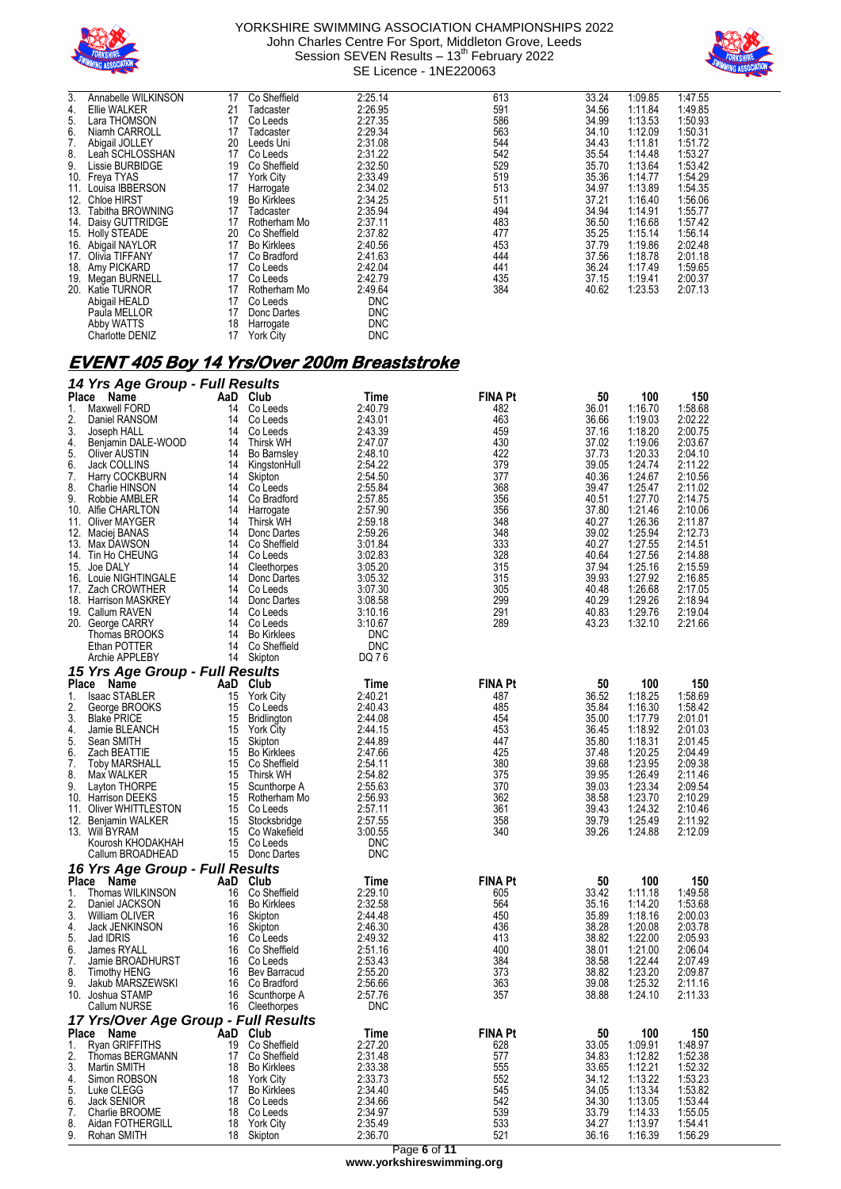| Place | Name | AaD | Club | Time | FINA Pt | 50 | 100 | 150 |
|---|---|---|---|---|---|---|---|---|
| 3. | Annabelle WILKINSON | 17 | Co Sheffield | 2:25.14 | 613 | 33.24 | 1:09.85 | 1:47.55 |
| 4. | Ellie WALKER | 21 | Tadcaster | 2:26.95 | 591 | 34.56 | 1:11.84 | 1:49.85 |
| 5. | Lara THOMSON | 17 | Co Leeds | 2:27.35 | 586 | 34.99 | 1:13.53 | 1:50.93 |
| 6. | Niamh CARROLL | 17 | Tadcaster | 2:29.34 | 563 | 34.10 | 1:12.09 | 1:50.31 |
| 7. | Abigail JOLLEY | 20 | Leeds Uni | 2:31.08 | 544 | 34.43 | 1:11.81 | 1:51.72 |
| 8. | Leah SCHLOSSHAN | 17 | Co Leeds | 2:31.22 | 542 | 35.54 | 1:14.48 | 1:53.27 |
| 9. | Lissie BURBIDGE | 19 | Co Sheffield | 2:32.50 | 529 | 35.70 | 1:13.64 | 1:53.42 |
| 10. | Freya TYAS | 17 | York City | 2:33.49 | 519 | 35.36 | 1:14.77 | 1:54.29 |
| 11. | Louisa IBBERSON | 17 | Harrogate | 2:34.02 | 513 | 34.97 | 1:13.89 | 1:54.35 |
| 12. | Chloe HIRST | 19 | Bo Kirklees | 2:34.25 | 511 | 37.21 | 1:16.40 | 1:56.06 |
| 13. | Tabitha BROWNING | 17 | Tadcaster | 2:35.94 | 494 | 34.94 | 1:14.91 | 1:55.77 |
| 14. | Daisy GUTTRIDGE | 17 | Rotherham Mo | 2:37.11 | 483 | 36.50 | 1:16.68 | 1:57.42 |
| 15. | Holly STEADE | 20 | Co Sheffield | 2:37.82 | 477 | 35.25 | 1:15.14 | 1:56.14 |
| 16. | Abigail NAYLOR | 17 | Bo Kirklees | 2:40.56 | 453 | 37.79 | 1:19.86 | 2:02.48 |
| 17. | Olivia TIFFANY | 17 | Co Bradford | 2:41.63 | 444 | 37.56 | 1:18.78 | 2:01.18 |
| 18. | Amy PICKARD | 17 | Co Leeds | 2:42.04 | 441 | 36.24 | 1:17.49 | 1:59.65 |
| 19. | Megan BURNELL | 17 | Co Leeds | 2:42.79 | 435 | 37.15 | 1:19.41 | 2:00.37 |
| 20. | Katie TURNOR | 17 | Rotherham Mo | 2:49.64 | 384 | 40.62 | 1:23.53 | 2:07.13 |
| | Abigail HEALD | 17 | Co Leeds | DNC | | | | |
| | Paula MELLOR | 17 | Donc Dartes | DNC | | | | |
| | Abby WATTS | 18 | Harrogate | DNC | | | | |
| | Charlotte DENIZ | 17 | York City | DNC | | | | |

## EVENT 405 Boy 14 Yrs/Over 200m Breaststroke

### 14 Yrs Age Group - Full Results

| Place | Name | AaD | Club | Time | FINA Pt | 50 | 100 | 150 |
|---|---|---|---|---|---|---|---|---|
| 1. | Maxwell FORD | 14 | Co Leeds | 2:40.79 | 482 | 36.01 | 1:16.70 | 1:58.68 |
| 2. | Daniel RANSOM | 14 | Co Leeds | 2:43.01 | 463 | 36.66 | 1:19.03 | 2:02.22 |
| 3. | Joseph HALL | 14 | Co Leeds | 2:43.39 | 459 | 37.16 | 1:18.20 | 2:00.75 |
| 4. | Benjamin DALE-WOOD | 14 | Thirsk WH | 2:47.07 | 430 | 37.02 | 1:19.06 | 2:03.67 |
| 5. | Oliver AUSTIN | 14 | Bo Barnsley | 2:48.10 | 422 | 37.73 | 1:20.33 | 2:04.10 |
| 6. | Jack COLLINS | 14 | KingstonHull | 2:54.22 | 379 | 39.05 | 1:24.74 | 2:11.22 |
| 7. | Harry COCKBURN | 14 | Skipton | 2:54.50 | 377 | 40.36 | 1:24.67 | 2:10.56 |
| 8. | Charlie HINSON | 14 | Co Leeds | 2:55.84 | 368 | 39.47 | 1:25.47 | 2:11.02 |
| 9. | Robbie AMBLER | 14 | Co Bradford | 2:57.85 | 356 | 40.51 | 1:27.70 | 2:14.75 |
| 10. | Alfie CHARLTON | 14 | Harrogate | 2:57.90 | 356 | 37.80 | 1:21.46 | 2:10.06 |
| 11. | Oliver MAYGER | 14 | Thirsk WH | 2:59.18 | 348 | 40.27 | 1:26.36 | 2:11.87 |
| 12. | Maciej BANAS | 14 | Donc Dartes | 2:59.26 | 348 | 39.02 | 1:25.94 | 2:12.73 |
| 13. | Max DAWSON | 14 | Co Sheffield | 3:01.84 | 333 | 40.27 | 1:27.55 | 2:14.51 |
| 14. | Tin Ho CHEUNG | 14 | Co Leeds | 3:02.83 | 328 | 40.64 | 1:27.56 | 2:14.88 |
| 15. | Joe DALY | 14 | Cleethorpes | 3:05.20 | 315 | 37.94 | 1:25.16 | 2:15.59 |
| 16. | Louie NIGHTINGALE | 14 | Donc Dartes | 3:05.32 | 315 | 39.93 | 1:27.92 | 2:16.85 |
| 17. | Zach CROWTHER | 14 | Co Leeds | 3:07.30 | 305 | 40.48 | 1:26.68 | 2:17.05 |
| 18. | Harrison MASKREY | 14 | Donc Dartes | 3:08.58 | 299 | 40.29 | 1:29.26 | 2:18.94 |
| 19. | Callum RAVEN | 14 | Co Leeds | 3:10.16 | 291 | 40.83 | 1:29.76 | 2:19.04 |
| 20. | George CARRY | 14 | Co Leeds | 3:10.67 | 289 | 43.23 | 1:32.10 | 2:21.66 |
| | Thomas BROOKS | 14 | Bo Kirklees | DNC | | | | |
| | Ethan POTTER | 14 | Co Sheffield | DNC | | | | |
| | Archie APPLEBY | 14 | Skipton | DQ 7 6 | | | | |

### 15 Yrs Age Group - Full Results

| Place | Name | AaD | Club | Time | FINA Pt | 50 | 100 | 150 |
|---|---|---|---|---|---|---|---|---|
| 1. | Isaac STABLER | 15 | York City | 2:40.21 | 487 | 36.52 | 1:18.25 | 1:58.69 |
| 2. | George BROOKS | 15 | Co Leeds | 2:40.43 | 485 | 35.84 | 1:16.30 | 1:58.42 |
| 3. | Blake PRICE | 15 | Bridlington | 2:44.08 | 454 | 35.00 | 1:17.79 | 2:01.01 |
| 4. | Jamie BLEANCH | 15 | York City | 2:44.15 | 453 | 36.45 | 1:18.92 | 2:01.03 |
| 5. | Sean SMITH | 15 | Skipton | 2:44.89 | 447 | 35.80 | 1:18.31 | 2:01.45 |
| 6. | Zach BEATTIE | 15 | Bo Kirklees | 2:47.66 | 425 | 37.48 | 1:20.25 | 2:04.49 |
| 7. | Toby MARSHALL | 15 | Co Sheffield | 2:54.11 | 380 | 39.68 | 1:23.95 | 2:09.38 |
| 8. | Max WALKER | 15 | Thirsk WH | 2:54.82 | 375 | 39.95 | 1:26.49 | 2:11.46 |
| 9. | Layton THORPE | 15 | Scunthorpe A | 2:55.63 | 370 | 39.03 | 1:23.34 | 2:09.54 |
| 10. | Harrison DEEKS | 15 | Rotherham Mo | 2:56.93 | 362 | 38.58 | 1:23.70 | 2:10.29 |
| 11. | Oliver WHITTLESTON | 15 | Co Leeds | 2:57.11 | 361 | 39.43 | 1:24.32 | 2:10.46 |
| 12. | Benjamin WALKER | 15 | Stocksbridge | 2:57.55 | 358 | 39.79 | 1:25.49 | 2:11.92 |
| 13. | Will BYRAM | 15 | Co Wakefield | 3:00.55 | 340 | 39.26 | 1:24.88 | 2:12.09 |
| | Kourosh KHODAKHAH | 15 | Co Leeds | DNC | | | | |
| | Callum BROADHEAD | 15 | Donc Dartes | DNC | | | | |

### 16 Yrs Age Group - Full Results

| Place | Name | AaD | Club | Time | FINA Pt | 50 | 100 | 150 |
|---|---|---|---|---|---|---|---|---|
| 1. | Thomas WILKINSON | 16 | Co Sheffield | 2:29.10 | 605 | 33.42 | 1:11.18 | 1:49.58 |
| 2. | Daniel JACKSON | 16 | Bo Kirklees | 2:32.58 | 564 | 35.16 | 1:14.20 | 1:53.68 |
| 3. | William OLIVER | 16 | Skipton | 2:44.48 | 450 | 35.89 | 1:18.16 | 2:00.03 |
| 4. | Jack JENKINSON | 16 | Skipton | 2:46.30 | 436 | 38.28 | 1:20.08 | 2:03.78 |
| 5. | Jad IDRIS | 16 | Co Leeds | 2:49.32 | 413 | 38.82 | 1:22.00 | 2:05.93 |
| 6. | James RYALL | 16 | Co Sheffield | 2:51.16 | 400 | 38.01 | 1:21.00 | 2:06.04 |
| 7. | Jamie BROADHURST | 16 | Co Leeds | 2:53.43 | 384 | 38.58 | 1:22.44 | 2:07.49 |
| 8. | Timothy HENG | 16 | Bev Barracud | 2:55.20 | 373 | 38.82 | 1:23.20 | 2:09.87 |
| 9. | Jakub MARSZEWSKI | 16 | Co Bradford | 2:56.66 | 363 | 39.08 | 1:25.32 | 2:11.16 |
| 10. | Joshua STAMP | 16 | Scunthorpe A | 2:57.76 | 357 | 38.88 | 1:24.10 | 2:11.33 |
| | Callum NURSE | 16 | Cleethorpes | DNC | | | | |

### 17 Yrs/Over Age Group - Full Results

| Place | Name | AaD | Club | Time | FINA Pt | 50 | 100 | 150 |
|---|---|---|---|---|---|---|---|---|
| 1. | Ryan GRIFFITHS | 19 | Co Sheffield | 2:27.20 | 628 | 33.05 | 1:09.91 | 1:48.97 |
| 2. | Thomas BERGMANN | 17 | Co Sheffield | 2:31.48 | 577 | 34.83 | 1:12.82 | 1:52.38 |
| 3. | Martin SMITH | 18 | Bo Kirklees | 2:33.38 | 555 | 33.65 | 1:12.21 | 1:52.32 |
| 4. | Simon ROBSON | 18 | York City | 2:33.73 | 552 | 34.12 | 1:13.22 | 1:53.23 |
| 5. | Luke CLEGG | 17 | Bo Kirklees | 2:34.40 | 545 | 34.05 | 1:13.34 | 1:53.82 |
| 6. | Jack SENIOR | 18 | Co Leeds | 2:34.66 | 542 | 34.30 | 1:13.05 | 1:53.44 |
| 7. | Charlie BROOME | 18 | Co Leeds | 2:34.97 | 539 | 33.79 | 1:14.33 | 1:55.05 |
| 8. | Aidan FOTHERGILL | 18 | York City | 2:35.49 | 533 | 34.27 | 1:13.97 | 1:54.41 |
| 9. | Rohan SMITH | 18 | Skipton | 2:36.70 | 521 | 36.16 | 1:16.39 | 1:56.29 |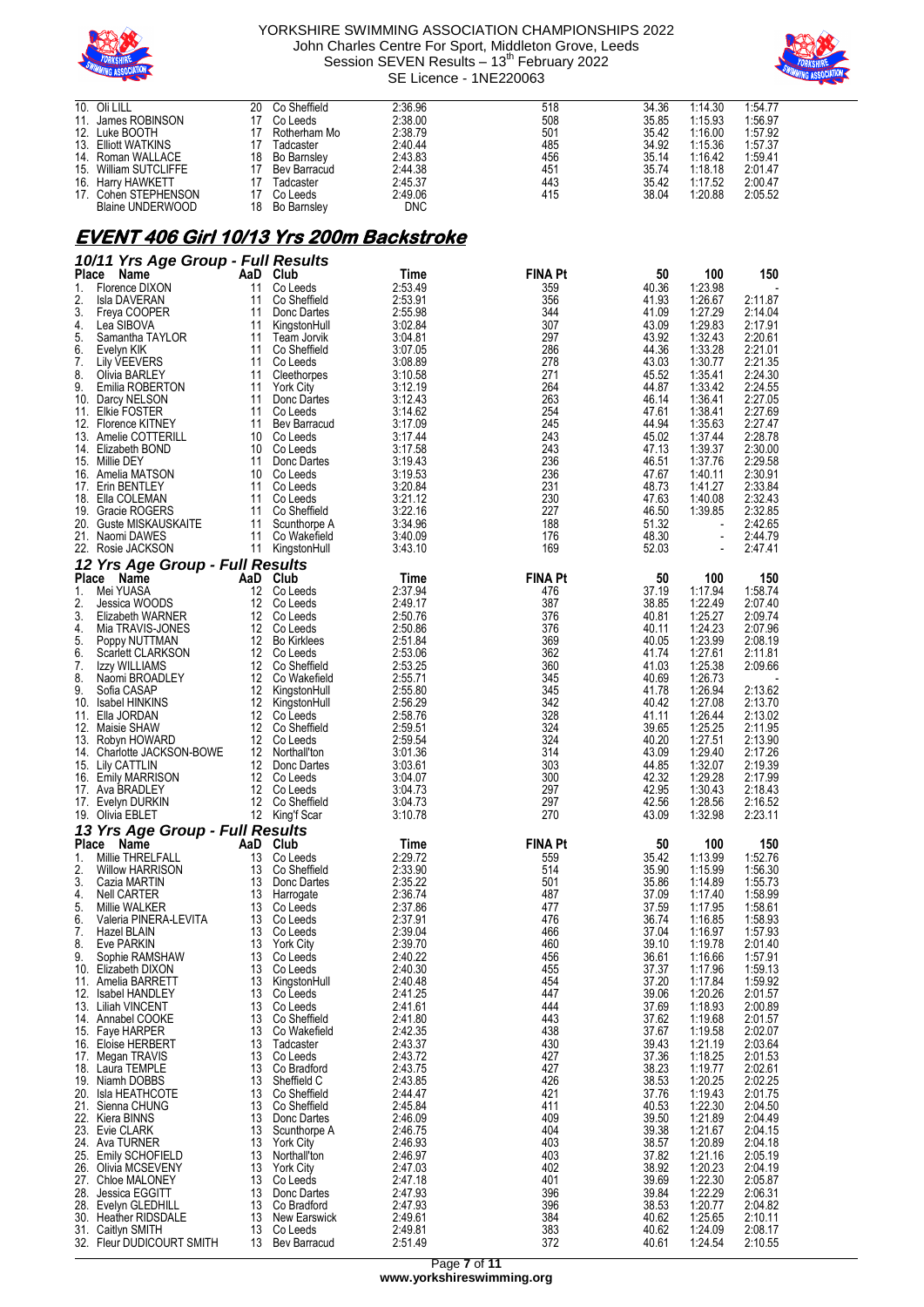| Place | Name | AaD | Club | Time | FINA Pt | 50 | 100 | 150 |
|---|---|---|---|---|---|---|---|---|
| 10. | Oli LILL | 20 | Co Sheffield | 2:36.96 | 518 | 34.36 | 1:14.30 | 1:54.77 |
| 11. | James ROBINSON | 17 | Co Leeds | 2:38.00 | 508 | 35.85 | 1:15.93 | 1:56.97 |
| 12. | Luke BOOTH | 17 | Rotherham Mo | 2:38.79 | 501 | 35.42 | 1:16.00 | 1:57.92 |
| 13. | Elliott WATKINS | 17 | Tadcaster | 2:40.44 | 485 | 34.92 | 1:15.36 | 1:57.37 |
| 14. | Roman WALLACE | 18 | Bo Barnsley | 2:43.83 | 456 | 35.14 | 1:16.42 | 1:59.41 |
| 15. | William SUTCLIFFE | 17 | Bev Barracud | 2:44.38 | 451 | 35.74 | 1:18.18 | 2:01.47 |
| 16. | Harry HAWKETT | 17 | Tadcaster | 2:45.37 | 443 | 35.42 | 1:17.52 | 2:00.47 |
| 17. | Cohen STEPHENSON | 17 | Co Leeds | 2:49.06 | 415 | 38.04 | 1:20.88 | 2:05.52 |
| | Blaine UNDERWOOD | 18 | Bo Barnsley | DNC | | | | |

## EVENT 406 Girl 10/13 Yrs 200m Backstroke

### 10/11 Yrs Age Group - Full Results

| Place | Name | AaD | Club | Time | FINA Pt | 50 | 100 | 150 |
|---|---|---|---|---|---|---|---|---|
| 1. | Florence DIXON | 11 | Co Leeds | 2:53.49 | 359 | 40.36 | 1:23.98 | - |
| 2. | Isla DAVERAN | 11 | Co Sheffield | 2:53.91 | 356 | 41.93 | 1:26.67 | 2:11.87 |
| 3. | Freya COOPER | 11 | Donc Dartes | 2:55.98 | 344 | 41.09 | 1:27.29 | 2:14.04 |
| 4. | Lea SIBOVA | 11 | KingstonHull | 3:02.84 | 307 | 43.09 | 1:29.83 | 2:17.91 |
| 5. | Samantha TAYLOR | 11 | Team Jorvik | 3:04.81 | 297 | 43.92 | 1:32.43 | 2:20.61 |
| 6. | Evelyn KIK | 11 | Co Sheffield | 3:07.05 | 286 | 44.36 | 1:33.28 | 2:21.01 |
| 7. | Lily VEEVERS | 11 | Co Leeds | 3:08.89 | 278 | 43.03 | 1:30.77 | 2:21.35 |
| 8. | Olivia BARLEY | 11 | Cleethorpes | 3:10.58 | 271 | 45.52 | 1:35.41 | 2:24.30 |
| 9. | Emilia ROBERTON | 11 | York City | 3:12.19 | 264 | 44.87 | 1:33.42 | 2:24.55 |
| 10. | Darcy NELSON | 11 | Donc Dartes | 3:12.43 | 263 | 46.14 | 1:36.41 | 2:27.05 |
| 11. | Elkie FOSTER | 11 | Co Leeds | 3:14.62 | 254 | 47.61 | 1:38.41 | 2:27.69 |
| 12. | Florence KITNEY | 11 | Bev Barracud | 3:17.09 | 245 | 44.94 | 1:35.63 | 2:27.47 |
| 13. | Amelie COTTERILL | 10 | Co Leeds | 3:17.44 | 243 | 45.02 | 1:37.44 | 2:28.78 |
| 14. | Elizabeth BOND | 10 | Co Leeds | 3:17.58 | 243 | 47.13 | 1:39.37 | 2:30.00 |
| 15. | Millie DEY | 11 | Donc Dartes | 3:19.43 | 236 | 46.51 | 1:37.76 | 2:29.58 |
| 16. | Amelia MATSON | 10 | Co Leeds | 3:19.53 | 236 | 47.67 | 1:40.11 | 2:30.91 |
| 17. | Erin BENTLEY | 11 | Co Leeds | 3:20.84 | 231 | 48.73 | 1:41.27 | 2:33.84 |
| 18. | Ella COLEMAN | 11 | Co Leeds | 3:21.12 | 230 | 47.63 | 1:40.08 | 2:32.43 |
| 19. | Gracie ROGERS | 11 | Co Sheffield | 3:22.16 | 227 | 46.50 | 1:39.85 | 2:32.85 |
| 20. | Guste MISKAUSKAITE | 11 | Scunthorpe A | 3:34.96 | 188 | 51.32 | - | 2:42.65 |
| 21. | Naomi DAWES | 11 | Co Wakefield | 3:40.09 | 176 | 48.30 | - | 2:44.79 |
| 22. | Rosie JACKSON | 11 | KingstonHull | 3:43.10 | 169 | 52.03 | - | 2:47.41 |

### 12 Yrs Age Group - Full Results

| Place | Name | AaD | Club | Time | FINA Pt | 50 | 100 | 150 |
|---|---|---|---|---|---|---|---|---|
| 1. | Mei YUASA | 12 | Co Leeds | 2:37.94 | 476 | 37.19 | 1:17.94 | 1:58.74 |
| 2. | Jessica WOODS | 12 | Co Leeds | 2:49.17 | 387 | 38.85 | 1:22.49 | 2:07.40 |
| 3. | Elizabeth WARNER | 12 | Co Leeds | 2:50.76 | 376 | 40.81 | 1:25.27 | 2:09.74 |
| 4. | Mia TRAVIS-JONES | 12 | Co Leeds | 2:50.86 | 376 | 40.11 | 1:24.23 | 2:07.96 |
| 5. | Poppy NUTTMAN | 12 | Bo Kirklees | 2:51.84 | 369 | 40.05 | 1:23.99 | 2:08.19 |
| 6. | Scarlett CLARKSON | 12 | Co Leeds | 2:53.06 | 362 | 41.74 | 1:27.61 | 2:11.81 |
| 7. | Izzy WILLIAMS | 12 | Co Sheffield | 2:53.25 | 360 | 41.03 | 1:25.38 | 2:09.66 |
| 8. | Naomi BROADLEY | 12 | Co Wakefield | 2:55.71 | 345 | 40.69 | 1:26.73 | - |
| 9. | Sofia CASAP | 12 | KingstonHull | 2:55.80 | 345 | 41.78 | 1:26.94 | 2:13.62 |
| 10. | Isabel HINKINS | 12 | KingstonHull | 2:56.29 | 342 | 40.42 | 1:27.08 | 2:13.70 |
| 11. | Ella JORDAN | 12 | Co Leeds | 2:58.76 | 328 | 41.11 | 1:26.44 | 2:13.02 |
| 12. | Maisie SHAW | 12 | Co Sheffield | 2:59.51 | 324 | 39.65 | 1:25.25 | 2:11.95 |
| 13. | Robyn HOWARD | 12 | Co Leeds | 2:59.54 | 324 | 40.20 | 1:27.51 | 2:13.90 |
| 14. | Charlotte JACKSON-BOWE | 12 | Northall'ton | 3:01.36 | 314 | 43.09 | 1:29.40 | 2:17.26 |
| 15. | Lily CATTLIN | 12 | Donc Dartes | 3:03.61 | 303 | 44.85 | 1:32.07 | 2:19.39 |
| 16. | Emily MARRISON | 12 | Co Leeds | 3:04.07 | 300 | 42.32 | 1:29.28 | 2:17.99 |
| 17. | Ava BRADLEY | 12 | Co Leeds | 3:04.73 | 297 | 42.95 | 1:30.43 | 2:18.43 |
| 17. | Evelyn DURKIN | 12 | Co Sheffield | 3:04.73 | 297 | 42.56 | 1:28.56 | 2:16.52 |
| 19. | Olivia EBLET | 12 | King'f Scar | 3:10.78 | 270 | 43.09 | 1:32.98 | 2:23.11 |

### 13 Yrs Age Group - Full Results

| Place | Name | AaD | Club | Time | FINA Pt | 50 | 100 | 150 |
|---|---|---|---|---|---|---|---|---|
| 1. | Millie THRELFALL | 13 | Co Leeds | 2:29.72 | 559 | 35.42 | 1:13.99 | 1:52.76 |
| 2. | Willow HARRISON | 13 | Co Sheffield | 2:33.90 | 514 | 35.90 | 1:15.99 | 1:56.30 |
| 3. | Cazia MARTIN | 13 | Donc Dartes | 2:35.22 | 501 | 35.86 | 1:14.89 | 1:55.73 |
| 4. | Nell CARTER | 13 | Harrogate | 2:36.74 | 487 | 37.09 | 1:17.40 | 1:58.99 |
| 5. | Millie WALKER | 13 | Co Leeds | 2:37.86 | 477 | 37.59 | 1:17.95 | 1:58.61 |
| 6. | Valeria PINERA-LEVITA | 13 | Co Leeds | 2:37.91 | 476 | 36.74 | 1:16.85 | 1:58.93 |
| 7. | Hazel BLAIN | 13 | Co Leeds | 2:39.04 | 466 | 37.04 | 1:16.97 | 1:57.93 |
| 8. | Eve PARKIN | 13 | York City | 2:39.70 | 460 | 39.10 | 1:19.78 | 2:01.40 |
| 9. | Sophie RAMSHAW | 13 | Co Leeds | 2:40.22 | 456 | 36.61 | 1:16.66 | 1:57.91 |
| 10. | Elizabeth DIXON | 13 | Co Leeds | 2:40.30 | 455 | 37.37 | 1:17.96 | 1:59.13 |
| 11. | Amelia BARRETT | 13 | KingstonHull | 2:40.48 | 454 | 37.20 | 1:17.84 | 1:59.92 |
| 12. | Isabel HANDLEY | 13 | Co Leeds | 2:41.25 | 447 | 39.06 | 1:20.26 | 2:01.57 |
| 13. | Liliah VINCENT | 13 | Co Leeds | 2:41.61 | 444 | 37.69 | 1:18.93 | 2:00.89 |
| 14. | Annabel COOKE | 13 | Co Sheffield | 2:41.80 | 443 | 37.62 | 1:19.68 | 2:01.57 |
| 15. | Faye HARPER | 13 | Co Wakefield | 2:42.35 | 438 | 37.67 | 1:19.58 | 2:02.07 |
| 16. | Eloise HERBERT | 13 | Tadcaster | 2:43.37 | 430 | 39.43 | 1:21.19 | 2:03.64 |
| 17. | Megan TRAVIS | 13 | Co Leeds | 2:43.72 | 427 | 37.36 | 1:18.25 | 2:01.53 |
| 18. | Laura TEMPLE | 13 | Co Bradford | 2:43.75 | 427 | 38.23 | 1:19.77 | 2:02.61 |
| 19. | Niamh DOBBS | 13 | Sheffield C | 2:43.85 | 426 | 38.53 | 1:20.25 | 2:02.25 |
| 20. | Isla HEATHCOTE | 13 | Co Sheffield | 2:44.47 | 421 | 37.76 | 1:19.43 | 2:01.75 |
| 21. | Sienna CHUNG | 13 | Co Sheffield | 2:45.84 | 411 | 40.53 | 1:22.30 | 2:04.50 |
| 22. | Kiera BINNS | 13 | Donc Dartes | 2:46.09 | 409 | 39.50 | 1:21.89 | 2:04.49 |
| 23. | Evie CLARK | 13 | Scunthorpe A | 2:46.75 | 404 | 39.38 | 1:21.67 | 2:04.15 |
| 24. | Ava TURNER | 13 | York City | 2:46.93 | 403 | 38.57 | 1:20.89 | 2:04.18 |
| 25. | Emily SCHOFIELD | 13 | Northall'ton | 2:46.97 | 403 | 37.82 | 1:21.16 | 2:05.19 |
| 26. | Olivia MCSEVENY | 13 | York City | 2:47.03 | 402 | 38.92 | 1:20.23 | 2:04.19 |
| 27. | Chloe MALONEY | 13 | Co Leeds | 2:47.18 | 401 | 39.69 | 1:22.30 | 2:05.87 |
| 28. | Jessica EGGITT | 13 | Donc Dartes | 2:47.93 | 396 | 39.84 | 1:22.29 | 2:06.31 |
| 28. | Evelyn GLEDHILL | 13 | Co Bradford | 2:47.93 | 396 | 38.53 | 1:20.77 | 2:04.82 |
| 30. | Heather RIDSDALE | 13 | New Earswick | 2:49.61 | 384 | 40.62 | 1:25.65 | 2:10.11 |
| 31. | Caitlyn SMITH | 13 | Co Leeds | 2:49.81 | 383 | 40.62 | 1:24.09 | 2:08.17 |
| 32. | Fleur DUDICOURT SMITH | 13 | Bev Barracud | 2:51.49 | 372 | 40.61 | 1:24.54 | 2:10.55 |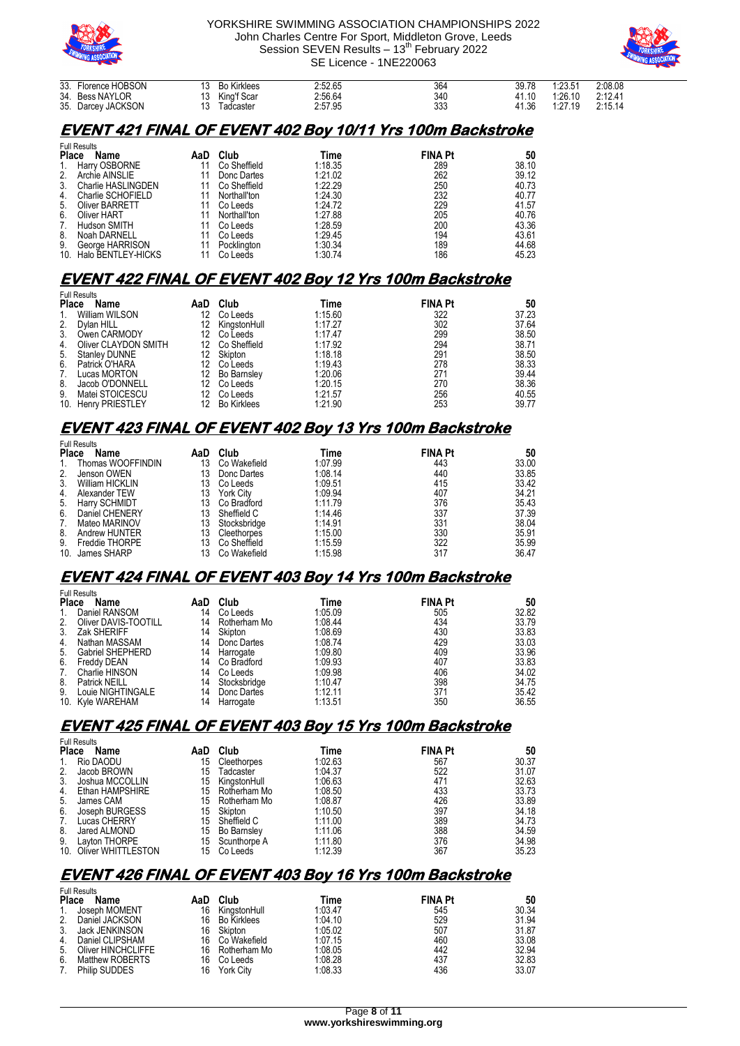| Place | Name | AaD | Club | Time | FINA Pt | 50 | 100 | 150 |
|---|---|---|---|---|---|---|---|---|
| 33. | Florence HOBSON | 13 | Bo Kirklees | 2:52.65 | 364 | 39.78 | 1:23.51 | 2:08.08 |
| 34. | Bess NAYLOR | 13 | King'f Scar | 2:56.64 | 340 | 41.10 | 1:26.10 | 2:12.41 |
| 35. | Darcey JACKSON | 13 | Tadcaster | 2:57.95 | 333 | 41.36 | 1:27.19 | 2:15.14 |

## EVENT 421 FINAL OF EVENT 402 Boy 10/11 Yrs 100m Backstroke

Full Results

| Place | Name | AaD | Club | Time | FINA Pt | 50 |
|---|---|---|---|---|---|---|
| 1. | Harry OSBORNE | 11 | Co Sheffield | 1:18.35 | 289 | 38.10 |
| 2. | Archie AINSLIE | 11 | Donc Dartes | 1:21.02 | 262 | 39.12 |
| 3. | Charlie HASLINGDEN | 11 | Co Sheffield | 1:22.29 | 250 | 40.73 |
| 4. | Charlie SCHOFIELD | 11 | Northall'ton | 1:24.30 | 232 | 40.77 |
| 5. | Oliver BARRETT | 11 | Co Leeds | 1:24.72 | 229 | 41.57 |
| 6. | Oliver HART | 11 | Northall'ton | 1:27.88 | 205 | 40.76 |
| 7. | Hudson SMITH | 11 | Co Leeds | 1:28.59 | 200 | 43.36 |
| 8. | Noah DARNELL | 11 | Co Leeds | 1:29.45 | 194 | 43.61 |
| 9. | George HARRISON | 11 | Pocklington | 1:30.34 | 189 | 44.68 |
| 10. | Halo BENTLEY-HICKS | 11 | Co Leeds | 1:30.74 | 186 | 45.23 |

## EVENT 422 FINAL OF EVENT 402 Boy 12 Yrs 100m Backstroke

Full Results

| Place | Name | AaD | Club | Time | FINA Pt | 50 |
|---|---|---|---|---|---|---|
| 1. | William WILSON | 12 | Co Leeds | 1:15.60 | 322 | 37.23 |
| 2. | Dylan HILL | 12 | KingstonHull | 1:17.27 | 302 | 37.64 |
| 3. | Owen CARMODY | 12 | Co Leeds | 1:17.47 | 299 | 38.50 |
| 4. | Oliver CLAYDON SMITH | 12 | Co Sheffield | 1:17.92 | 294 | 38.71 |
| 5. | Stanley DUNNE | 12 | Skipton | 1:18.18 | 291 | 38.50 |
| 6. | Patrick O'HARA | 12 | Co Leeds | 1:19.43 | 278 | 38.33 |
| 7. | Lucas MORTON | 12 | Bo Barnsley | 1:20.06 | 271 | 39.44 |
| 8. | Jacob O'DONNELL | 12 | Co Leeds | 1:20.15 | 270 | 38.36 |
| 9. | Matei STOICESCU | 12 | Co Leeds | 1:21.57 | 256 | 40.55 |
| 10. | Henry PRIESTLEY | 12 | Bo Kirklees | 1:21.90 | 253 | 39.77 |

## EVENT 423 FINAL OF EVENT 402 Boy 13 Yrs 100m Backstroke

Full Results

| Place | Name | AaD | Club | Time | FINA Pt | 50 |
|---|---|---|---|---|---|---|
| 1. | Thomas WOOFFINDIN | 13 | Co Wakefield | 1:07.99 | 443 | 33.00 |
| 2. | Jenson OWEN | 13 | Donc Dartes | 1:08.14 | 440 | 33.85 |
| 3. | William HICKLIN | 13 | Co Leeds | 1:09.51 | 415 | 33.42 |
| 4. | Alexander TEW | 13 | York City | 1:09.94 | 407 | 34.21 |
| 5. | Harry SCHMIDT | 13 | Co Bradford | 1:11.79 | 376 | 35.43 |
| 6. | Daniel CHENERY | 13 | Sheffield C | 1:14.46 | 337 | 37.39 |
| 7. | Mateo MARINOV | 13 | Stocksbridge | 1:14.91 | 331 | 38.04 |
| 8. | Andrew HUNTER | 13 | Cleethorpes | 1:15.00 | 330 | 35.91 |
| 9. | Freddie THORPE | 13 | Co Sheffield | 1:15.59 | 322 | 35.99 |
| 10. | James SHARP | 13 | Co Wakefield | 1:15.98 | 317 | 36.47 |

## EVENT 424 FINAL OF EVENT 403 Boy 14 Yrs 100m Backstroke

Full Results

| Place | Name | AaD | Club | Time | FINA Pt | 50 |
|---|---|---|---|---|---|---|
| 1. | Daniel RANSOM | 14 | Co Leeds | 1:05.09 | 505 | 32.82 |
| 2. | Oliver DAVIS-TOOTILL | 14 | Rotherham Mo | 1:08.44 | 434 | 33.79 |
| 3. | Zak SHERIFF | 14 | Skipton | 1:08.69 | 430 | 33.83 |
| 4. | Nathan MASSAM | 14 | Donc Dartes | 1:08.74 | 429 | 33.03 |
| 5. | Gabriel SHEPHERD | 14 | Harrogate | 1:09.80 | 409 | 33.96 |
| 6. | Freddy DEAN | 14 | Co Bradford | 1:09.93 | 407 | 33.83 |
| 7. | Charlie HINSON | 14 | Co Leeds | 1:09.98 | 406 | 34.02 |
| 8. | Patrick NEILL | 14 | Stocksbridge | 1:10.47 | 398 | 34.75 |
| 9. | Louie NIGHTINGALE | 14 | Donc Dartes | 1:12.11 | 371 | 35.42 |
| 10. | Kyle WAREHAM | 14 | Harrogate | 1:13.51 | 350 | 36.55 |

## EVENT 425 FINAL OF EVENT 403 Boy 15 Yrs 100m Backstroke

Full Results

| Place | Name | AaD | Club | Time | FINA Pt | 50 |
|---|---|---|---|---|---|---|
| 1. | Rio DAODU | 15 | Cleethorpes | 1:02.63 | 567 | 30.37 |
| 2. | Jacob BROWN | 15 | Tadcaster | 1:04.37 | 522 | 31.07 |
| 3. | Joshua MCCOLLIN | 15 | KingstonHull | 1:06.63 | 471 | 32.63 |
| 4. | Ethan HAMPSHIRE | 15 | Rotherham Mo | 1:08.50 | 433 | 33.73 |
| 5. | James CAM | 15 | Rotherham Mo | 1:08.87 | 426 | 33.89 |
| 6. | Joseph BURGESS | 15 | Skipton | 1:10.50 | 397 | 34.18 |
| 7. | Lucas CHERRY | 15 | Sheffield C | 1:11.00 | 389 | 34.73 |
| 8. | Jared ALMOND | 15 | Bo Barnsley | 1:11.06 | 388 | 34.59 |
| 9. | Layton THORPE | 15 | Scunthorpe A | 1:11.80 | 376 | 34.98 |
| 10. | Oliver WHITTLESTON | 15 | Co Leeds | 1:12.39 | 367 | 35.23 |

## EVENT 426 FINAL OF EVENT 403 Boy 16 Yrs 100m Backstroke

Full Results

| Place | Name | AaD | Club | Time | FINA Pt | 50 |
|---|---|---|---|---|---|---|
| 1. | Joseph MOMENT | 16 | KingstonHull | 1:03.47 | 545 | 30.34 |
| 2. | Daniel JACKSON | 16 | Bo Kirklees | 1:04.10 | 529 | 31.94 |
| 3. | Jack JENKINSON | 16 | Skipton | 1:05.02 | 507 | 31.87 |
| 4. | Daniel CLIPSHAM | 16 | Co Wakefield | 1:07.15 | 460 | 33.08 |
| 5. | Oliver HINCHCLIFFE | 16 | Rotherham Mo | 1:08.05 | 442 | 32.94 |
| 6. | Matthew ROBERTS | 16 | Co Leeds | 1:08.28 | 437 | 32.83 |
| 7. | Philip SUDDES | 16 | York City | 1:08.33 | 436 | 33.07 |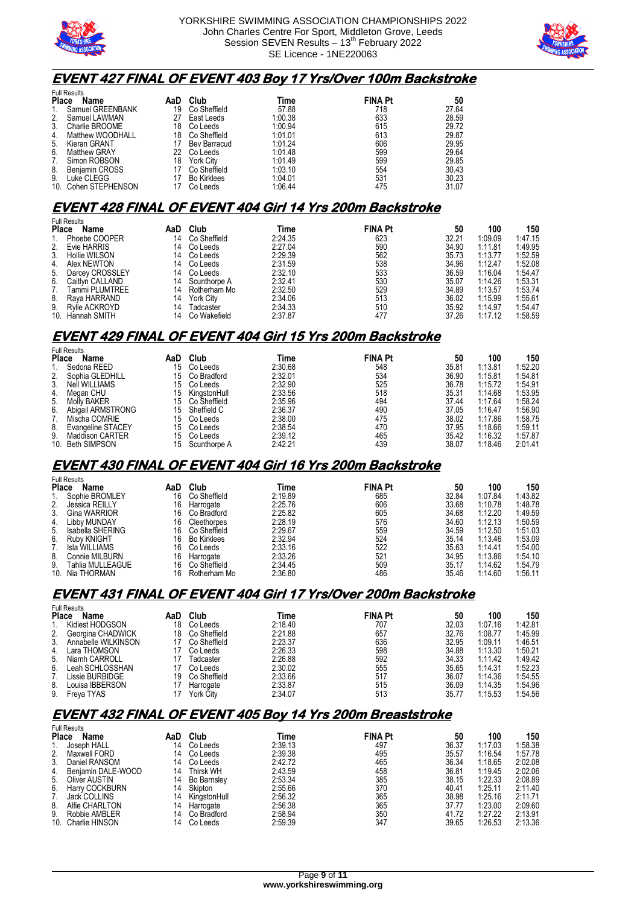## EVENT 427 FINAL OF EVENT 403 Boy 17 Yrs/Over 100m Backstroke

Full Results

| Place | Name | AaD | Club | Time | FINA Pt | 50 |
|---|---|---|---|---|---|---|
| 1. | Samuel GREENBANK | 19 | Co Sheffield | 57.88 | 718 | 27.64 |
| 2. | Samuel LAWMAN | 27 | East Leeds | 1:00.38 | 633 | 28.59 |
| 3. | Charlie BROOME | 18 | Co Leeds | 1:00.94 | 615 | 29.72 |
| 4. | Matthew WOODHALL | 18 | Co Sheffield | 1:01.01 | 613 | 29.87 |
| 5. | Kieran GRANT | 17 | Bev Barracud | 1:01.24 | 606 | 29.95 |
| 6. | Matthew GRAY | 22 | Co Leeds | 1:01.48 | 599 | 29.64 |
| 7. | Simon ROBSON | 18 | York City | 1:01.49 | 599 | 29.85 |
| 8. | Benjamin CROSS | 17 | Co Sheffield | 1:03.10 | 554 | 30.43 |
| 9. | Luke CLEGG | 17 | Bo Kirklees | 1:04.01 | 531 | 30.23 |
| 10. | Cohen STEPHENSON | 17 | Co Leeds | 1:06.44 | 475 | 31.07 |

## EVENT 428 FINAL OF EVENT 404 Girl 14 Yrs 200m Backstroke

Full Results

| Place | Name | AaD | Club | Time | FINA Pt | 50 | 100 | 150 |
|---|---|---|---|---|---|---|---|---|
| 1. | Phoebe COOPER | 14 | Co Sheffield | 2:24.35 | 623 | 32.21 | 1:09.09 | 1:47.15 |
| 2. | Evie HARRIS | 14 | Co Leeds | 2:27.04 | 590 | 34.90 | 1:11.81 | 1:49.95 |
| 3. | Hollie WILSON | 14 | Co Leeds | 2:29.39 | 562 | 35.73 | 1:13.77 | 1:52.59 |
| 4. | Alex NEWTON | 14 | Co Leeds | 2:31.59 | 538 | 34.96 | 1:12.47 | 1:52.08 |
| 5. | Darcey CROSSLEY | 14 | Co Leeds | 2:32.10 | 533 | 36.59 | 1:16.04 | 1:54.47 |
| 6. | Caitlyn CALLAND | 14 | Scunthorpe A | 2:32.41 | 530 | 35.07 | 1:14.26 | 1:53.31 |
| 7. | Tammi PLUMTREE | 14 | Rotherham Mo | 2:32.50 | 529 | 34.89 | 1:13.57 | 1:53.74 |
| 8. | Raya HARRAND | 14 | York City | 2:34.06 | 513 | 36.02 | 1:15.99 | 1:55.61 |
| 9. | Rylie ACKROYD | 14 | Tadcaster | 2:34.33 | 510 | 35.92 | 1:14.97 | 1:54.47 |
| 10. | Hannah SMITH | 14 | Co Wakefield | 2:37.87 | 477 | 37.26 | 1:17.12 | 1:58.59 |

## EVENT 429 FINAL OF EVENT 404 Girl 15 Yrs 200m Backstroke

Full Results

| Place | Name | AaD | Club | Time | FINA Pt | 50 | 100 | 150 |
|---|---|---|---|---|---|---|---|---|
| 1. | Sedona REED | 15 | Co Leeds | 2:30.68 | 548 | 35.81 | 1:13.81 | 1:52.20 |
| 2. | Sophia GLEDHILL | 15 | Co Bradford | 2:32.01 | 534 | 36.90 | 1:15.81 | 1:54.81 |
| 3. | Nell WILLIAMS | 15 | Co Leeds | 2:32.90 | 525 | 36.78 | 1:15.72 | 1:54.91 |
| 4. | Megan CHU | 15 | KingstonHull | 2:33.56 | 518 | 35.31 | 1:14.68 | 1:53.95 |
| 5. | Molly BAKER | 15 | Co Sheffield | 2:35.96 | 494 | 37.44 | 1:17.64 | 1:58.24 |
| 6. | Abigail ARMSTRONG | 15 | Sheffield C | 2:36.37 | 490 | 37.05 | 1:16.47 | 1:56.90 |
| 7. | Mischa COMRIE | 15 | Co Leeds | 2:38.00 | 475 | 38.02 | 1:17.86 | 1:58.75 |
| 8. | Evangeline STACEY | 15 | Co Leeds | 2:38.54 | 470 | 37.95 | 1:18.66 | 1:59.11 |
| 9. | Maddison CARTER | 15 | Co Leeds | 2:39.12 | 465 | 35.42 | 1:16.32 | 1:57.87 |
| 10. | Beth SIMPSON | 15 | Scunthorpe A | 2:42.21 | 439 | 38.07 | 1:18.46 | 2:01.41 |

## EVENT 430 FINAL OF EVENT 404 Girl 16 Yrs 200m Backstroke

Full Results

| Place | Name | AaD | Club | Time | FINA Pt | 50 | 100 | 150 |
|---|---|---|---|---|---|---|---|---|
| 1. | Sophie BROMLEY | 16 | Co Sheffield | 2:19.89 | 685 | 32.84 | 1:07.84 | 1:43.82 |
| 2. | Jessica REILLY | 16 | Harrogate | 2:25.76 | 606 | 33.68 | 1:10.78 | 1:48.78 |
| 3. | Gina WARRIOR | 16 | Co Bradford | 2:25.82 | 605 | 34.68 | 1:12.20 | 1:49.59 |
| 4. | Libby MUNDAY | 16 | Cleethorpes | 2:28.19 | 576 | 34.60 | 1:12.13 | 1:50.59 |
| 5. | Isabella SHERING | 16 | Co Sheffield | 2:29.67 | 559 | 34.59 | 1:12.50 | 1:51.03 |
| 6. | Ruby KNIGHT | 16 | Bo Kirklees | 2:32.94 | 524 | 35.14 | 1:13.46 | 1:53.09 |
| 7. | Isla WILLIAMS | 16 | Co Leeds | 2:33.16 | 522 | 35.63 | 1:14.41 | 1:54.00 |
| 8. | Connie MILBURN | 16 | Harrogate | 2:33.26 | 521 | 34.95 | 1:13.86 | 1:54.10 |
| 9. | Tahlia MULLEAGUE | 16 | Co Sheffield | 2:34.45 | 509 | 35.17 | 1:14.62 | 1:54.79 |
| 10. | Nia THORMAN | 16 | Rotherham Mo | 2:36.80 | 486 | 35.46 | 1:14.60 | 1:56.11 |

## EVENT 431 FINAL OF EVENT 404 Girl 17 Yrs/Over 200m Backstroke

Full Results

| Place | Name | AaD | Club | Time | FINA Pt | 50 | 100 | 150 |
|---|---|---|---|---|---|---|---|---|
| 1. | Kidiest HODGSON | 18 | Co Leeds | 2:18.40 | 707 | 32.03 | 1:07.16 | 1:42.81 |
| 2. | Georgina CHADWICK | 18 | Co Sheffield | 2:21.88 | 657 | 32.76 | 1:08.77 | 1:45.99 |
| 3. | Annabelle WILKINSON | 17 | Co Sheffield | 2:23.37 | 636 | 32.95 | 1:09.11 | 1:46.51 |
| 4. | Lara THOMSON | 17 | Co Leeds | 2:26.33 | 598 | 34.88 | 1:13.30 | 1:50.21 |
| 5. | Niamh CARROLL | 17 | Tadcaster | 2:26.88 | 592 | 34.33 | 1:11.42 | 1:49.42 |
| 6. | Leah SCHLOSSHAN | 17 | Co Leeds | 2:30.02 | 555 | 35.65 | 1:14.31 | 1:52.23 |
| 7. | Lissie BURBIDGE | 19 | Co Sheffield | 2:33.66 | 517 | 36.07 | 1:14.36 | 1:54.55 |
| 8. | Louisa IBBERSON | 17 | Harrogate | 2:33.87 | 515 | 36.09 | 1:14.35 | 1:54.96 |
| 9. | Freya TYAS | 17 | York City | 2:34.07 | 513 | 35.77 | 1:15.53 | 1:54.56 |

## EVENT 432 FINAL OF EVENT 405 Boy 14 Yrs 200m Breaststroke

Full Results

| Place | Name | AaD | Club | Time | FINA Pt | 50 | 100 | 150 |
|---|---|---|---|---|---|---|---|---|
| 1. | Joseph HALL | 14 | Co Leeds | 2:39.13 | 497 | 36.37 | 1:17.03 | 1:58.38 |
| 2. | Maxwell FORD | 14 | Co Leeds | 2:39.38 | 495 | 35.57 | 1:16.54 | 1:57.78 |
| 3. | Daniel RANSOM | 14 | Co Leeds | 2:42.72 | 465 | 36.34 | 1:18.65 | 2:02.08 |
| 4. | Benjamin DALE-WOOD | 14 | Thirsk WH | 2:43.59 | 458 | 36.81 | 1:19.45 | 2:02.06 |
| 5. | Oliver AUSTIN | 14 | Bo Barnsley | 2:53.34 | 385 | 38.15 | 1:22.33 | 2:08.89 |
| 6. | Harry COCKBURN | 14 | Skipton | 2:55.66 | 370 | 40.41 | 1:25.11 | 2:11.40 |
| 7. | Jack COLLINS | 14 | KingstonHull | 2:56.32 | 365 | 38.98 | 1:25.16 | 2:11.71 |
| 8. | Alfie CHARLTON | 14 | Harrogate | 2:56.38 | 365 | 37.77 | 1:23.00 | 2:09.60 |
| 9. | Robbie AMBLER | 14 | Co Bradford | 2:58.94 | 350 | 41.72 | 1:27.22 | 2:13.91 |
| 10. | Charlie HINSON | 14 | Co Leeds | 2:59.39 | 347 | 39.65 | 1:26.53 | 2:13.36 |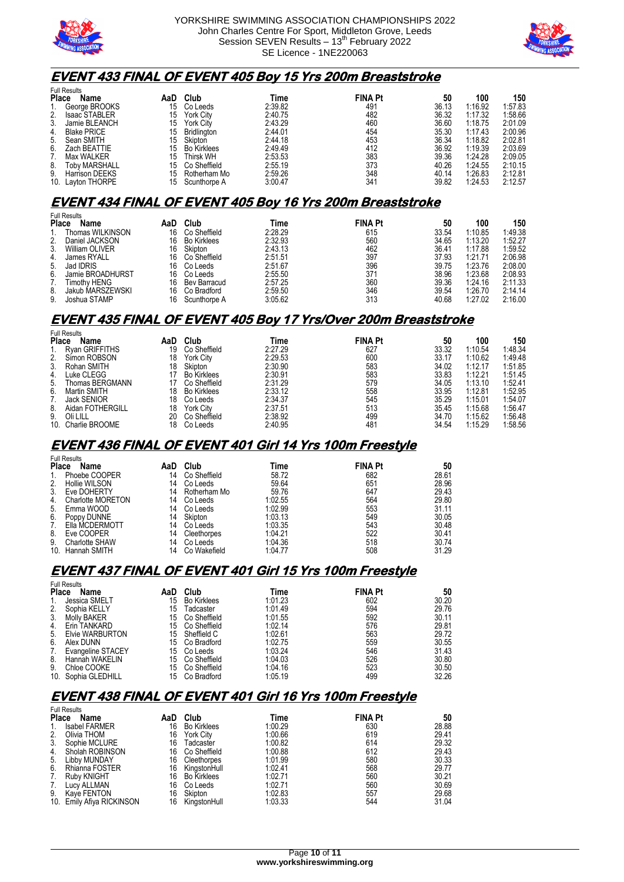## EVENT 433 FINAL OF EVENT 405 Boy 15 Yrs 200m Breaststroke

Full Results

| Place | Name | AaD | Club | Time | FINA Pt | 50 | 100 | 150 |
|---|---|---|---|---|---|---|---|---|
| 1. | George BROOKS | 15 | Co Leeds | 2:39.82 | 491 | 36.13 | 1:16.92 | 1:57.83 |
| 2. | Isaac STABLER | 15 | York City | 2:40.75 | 482 | 36.32 | 1:17.32 | 1:58.66 |
| 3. | Jamie BLEANCH | 15 | York City | 2:43.29 | 460 | 36.60 | 1:18.75 | 2:01.09 |
| 4. | Blake PRICE | 15 | Bridlington | 2:44.01 | 454 | 35.30 | 1:17.43 | 2:00.96 |
| 5. | Sean SMITH | 15 | Skipton | 2:44.18 | 453 | 36.34 | 1:18.82 | 2:02.81 |
| 6. | Zach BEATTIE | 15 | Bo Kirklees | 2:49.49 | 412 | 36.92 | 1:19.39 | 2:03.69 |
| 7. | Max WALKER | 15 | Thirsk WH | 2:53.53 | 383 | 39.36 | 1:24.28 | 2:09.05 |
| 8. | Toby MARSHALL | 15 | Co Sheffield | 2:55.19 | 373 | 40.26 | 1:24.55 | 2:10.15 |
| 9. | Harrison DEEKS | 15 | Rotherham Mo | 2:59.26 | 348 | 40.14 | 1:26.83 | 2:12.81 |
| 10. | Layton THORPE | 15 | Scunthorpe A | 3:00.47 | 341 | 39.82 | 1:24.53 | 2:12.57 |

## EVENT 434 FINAL OF EVENT 405 Boy 16 Yrs 200m Breaststroke

Full Results

| Place | Name | AaD | Club | Time | FINA Pt | 50 | 100 | 150 |
|---|---|---|---|---|---|---|---|---|
| 1. | Thomas WILKINSON | 16 | Co Sheffield | 2:28.29 | 615 | 33.54 | 1:10.85 | 1:49.38 |
| 2. | Daniel JACKSON | 16 | Bo Kirklees | 2:32.93 | 560 | 34.65 | 1:13.20 | 1:52.27 |
| 3. | William OLIVER | 16 | Skipton | 2:43.13 | 462 | 36.41 | 1:17.88 | 1:59.52 |
| 4. | James RYALL | 16 | Co Sheffield | 2:51.51 | 397 | 37.93 | 1:21.71 | 2:06.98 |
| 5. | Jad IDRIS | 16 | Co Leeds | 2:51.67 | 396 | 39.75 | 1:23.76 | 2:08.00 |
| 6. | Jamie BROADHURST | 16 | Co Leeds | 2:55.50 | 371 | 38.96 | 1:23.68 | 2:08.93 |
| 7. | Timothy HENG | 16 | Bev Barracud | 2:57.25 | 360 | 39.36 | 1:24.16 | 2:11.33 |
| 8. | Jakub MARSZEWSKI | 16 | Co Bradford | 2:59.50 | 346 | 39.54 | 1:26.70 | 2:14.14 |
| 9. | Joshua STAMP | 16 | Scunthorpe A | 3:05.62 | 313 | 40.68 | 1:27.02 | 2:16.00 |

## EVENT 435 FINAL OF EVENT 405 Boy 17 Yrs/Over 200m Breaststroke

Full Results

| Place | Name | AaD | Club | Time | FINA Pt | 50 | 100 | 150 |
|---|---|---|---|---|---|---|---|---|
| 1. | Ryan GRIFFITHS | 19 | Co Sheffield | 2:27.29 | 627 | 33.32 | 1:10.54 | 1:48.34 |
| 2. | Simon ROBSON | 18 | York City | 2:29.53 | 600 | 33.17 | 1:10.62 | 1:49.48 |
| 3. | Rohan SMITH | 18 | Skipton | 2:30.90 | 583 | 34.02 | 1:12.17 | 1:51.85 |
| 4. | Luke CLEGG | 17 | Bo Kirklees | 2:30.91 | 583 | 33.83 | 1:12.21 | 1:51.45 |
| 5. | Thomas BERGMANN | 17 | Co Sheffield | 2:31.29 | 579 | 34.05 | 1:13.10 | 1:52.41 |
| 6. | Martin SMITH | 18 | Bo Kirklees | 2:33.12 | 558 | 33.95 | 1:12.81 | 1:52.95 |
| 7. | Jack SENIOR | 18 | Co Leeds | 2:34.37 | 545 | 35.29 | 1:15.01 | 1:54.07 |
| 8. | Aidan FOTHERGILL | 18 | York City | 2:37.51 | 513 | 35.45 | 1:15.68 | 1:56.47 |
| 9. | Oli LILL | 20 | Co Sheffield | 2:38.92 | 499 | 34.70 | 1:15.62 | 1:56.48 |
| 10. | Charlie BROOME | 18 | Co Leeds | 2:40.95 | 481 | 34.54 | 1:15.29 | 1:58.56 |

## EVENT 436 FINAL OF EVENT 401 Girl 14 Yrs 100m Freestyle

Full Results

| Place | Name | AaD | Club | Time | FINA Pt | 50 |
|---|---|---|---|---|---|---|
| 1. | Phoebe COOPER | 14 | Co Sheffield | 58.72 | 682 | 28.61 |
| 2. | Hollie WILSON | 14 | Co Leeds | 59.64 | 651 | 28.96 |
| 3. | Eve DOHERTY | 14 | Rotherham Mo | 59.76 | 647 | 29.43 |
| 4. | Charlotte MORETON | 14 | Co Leeds | 1:02.55 | 564 | 29.80 |
| 5. | Emma WOOD | 14 | Co Leeds | 1:02.99 | 553 | 31.11 |
| 6. | Poppy DUNNE | 14 | Skipton | 1:03.13 | 549 | 30.05 |
| 7. | Ella MCDERMOTT | 14 | Co Leeds | 1:03.35 | 543 | 30.48 |
| 8. | Eve COOPER | 14 | Cleethorpes | 1:04.21 | 522 | 30.41 |
| 9. | Charlotte SHAW | 14 | Co Leeds | 1:04.36 | 518 | 30.74 |
| 10. | Hannah SMITH | 14 | Co Wakefield | 1:04.77 | 508 | 31.29 |

## EVENT 437 FINAL OF EVENT 401 Girl 15 Yrs 100m Freestyle

Full Results

| Place | Name | AaD | Club | Time | FINA Pt | 50 |
|---|---|---|---|---|---|---|
| 1. | Jessica SMELT | 15 | Bo Kirklees | 1:01.23 | 602 | 30.20 |
| 2. | Sophia KELLY | 15 | Tadcaster | 1:01.49 | 594 | 29.76 |
| 3. | Molly BAKER | 15 | Co Sheffield | 1:01.55 | 592 | 30.11 |
| 4. | Erin TANKARD | 15 | Co Sheffield | 1:02.14 | 576 | 29.81 |
| 5. | Elvie WARBURTON | 15 | Sheffield C | 1:02.61 | 563 | 29.72 |
| 6. | Alex DUNN | 15 | Co Bradford | 1:02.75 | 559 | 30.55 |
| 7. | Evangeline STACEY | 15 | Co Leeds | 1:03.24 | 546 | 31.43 |
| 8. | Hannah WAKELIN | 15 | Co Sheffield | 1:04.03 | 526 | 30.80 |
| 9. | Chloe COOKE | 15 | Co Sheffield | 1:04.16 | 523 | 30.50 |
| 10. | Sophia GLEDHILL | 15 | Co Bradford | 1:05.19 | 499 | 32.26 |

## EVENT 438 FINAL OF EVENT 401 Girl 16 Yrs 100m Freestyle

Full Results

| Place | Name | AaD | Club | Time | FINA Pt | 50 |
|---|---|---|---|---|---|---|
| 1. | Isabel FARMER | 16 | Bo Kirklees | 1:00.29 | 630 | 28.88 |
| 2. | Olivia THOM | 16 | York City | 1:00.66 | 619 | 29.41 |
| 3. | Sophie MCLURE | 16 | Tadcaster | 1:00.82 | 614 | 29.32 |
| 4. | Sholah ROBINSON | 16 | Co Sheffield | 1:00.88 | 612 | 29.43 |
| 5. | Libby MUNDAY | 16 | Cleethorpes | 1:01.99 | 580 | 30.33 |
| 6. | Rhianna FOSTER | 16 | KingstonHull | 1:02.41 | 568 | 29.77 |
| 7. | Ruby KNIGHT | 16 | Bo Kirklees | 1:02.71 | 560 | 30.21 |
| 7. | Lucy ALLMAN | 16 | Co Leeds | 1:02.71 | 560 | 30.69 |
| 9. | Kaye FENTON | 16 | Skipton | 1:02.83 | 557 | 29.68 |
| 10. | Emily Afiya RICKINSON | 16 | KingstonHull | 1:03.33 | 544 | 31.04 |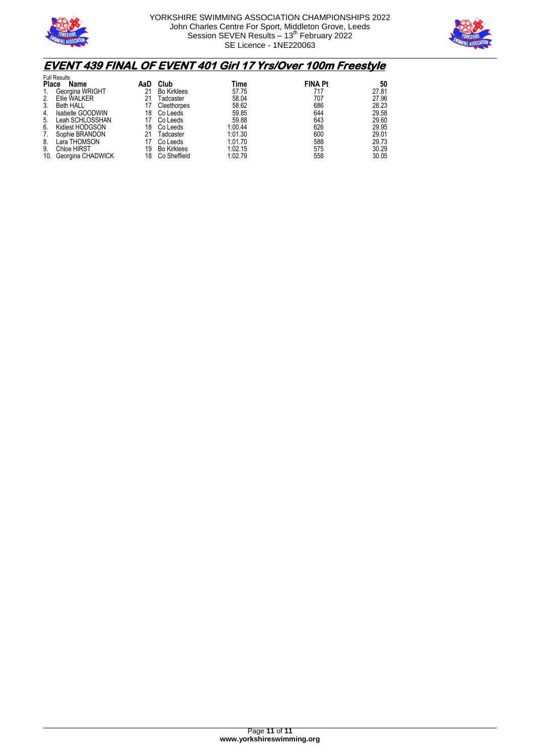## EVENT 439 FINAL OF EVENT 401 Girl 17 Yrs/Over 100m Freestyle

Full Results

| Place | Name | AaD | Club | Time | FINA Pt | 50 |
|---|---|---|---|---|---|---|
| 1. | Georgina WRIGHT | 21 | Bo Kirklees | 57.75 | 717 | 27.81 |
| 2. | Ellie WALKER | 21 | Tadcaster | 58.04 | 707 | 27.96 |
| 3. | Beth HALL | 17 | Cleethorpes | 58.62 | 686 | 28.23 |
| 4. | Isabelle GOODWIN | 18 | Co Leeds | 59.85 | 644 | 29.58 |
| 5. | Leah SCHLOSSHAN | 17 | Co Leeds | 59.88 | 643 | 29.60 |
| 6. | Kidiest HODGSON | 18 | Co Leeds | 1:00.44 | 626 | 29.95 |
| 7. | Sophie BRANDON | 21 | Tadcaster | 1:01.30 | 600 | 29.01 |
| 8. | Lara THOMSON | 17 | Co Leeds | 1:01.70 | 588 | 29.73 |
| 9. | Chloe HIRST | 19 | Bo Kirklees | 1:02.15 | 575 | 30.29 |
| 10. | Georgina CHADWICK | 18 | Co Sheffield | 1:02.79 | 558 | 30.05 |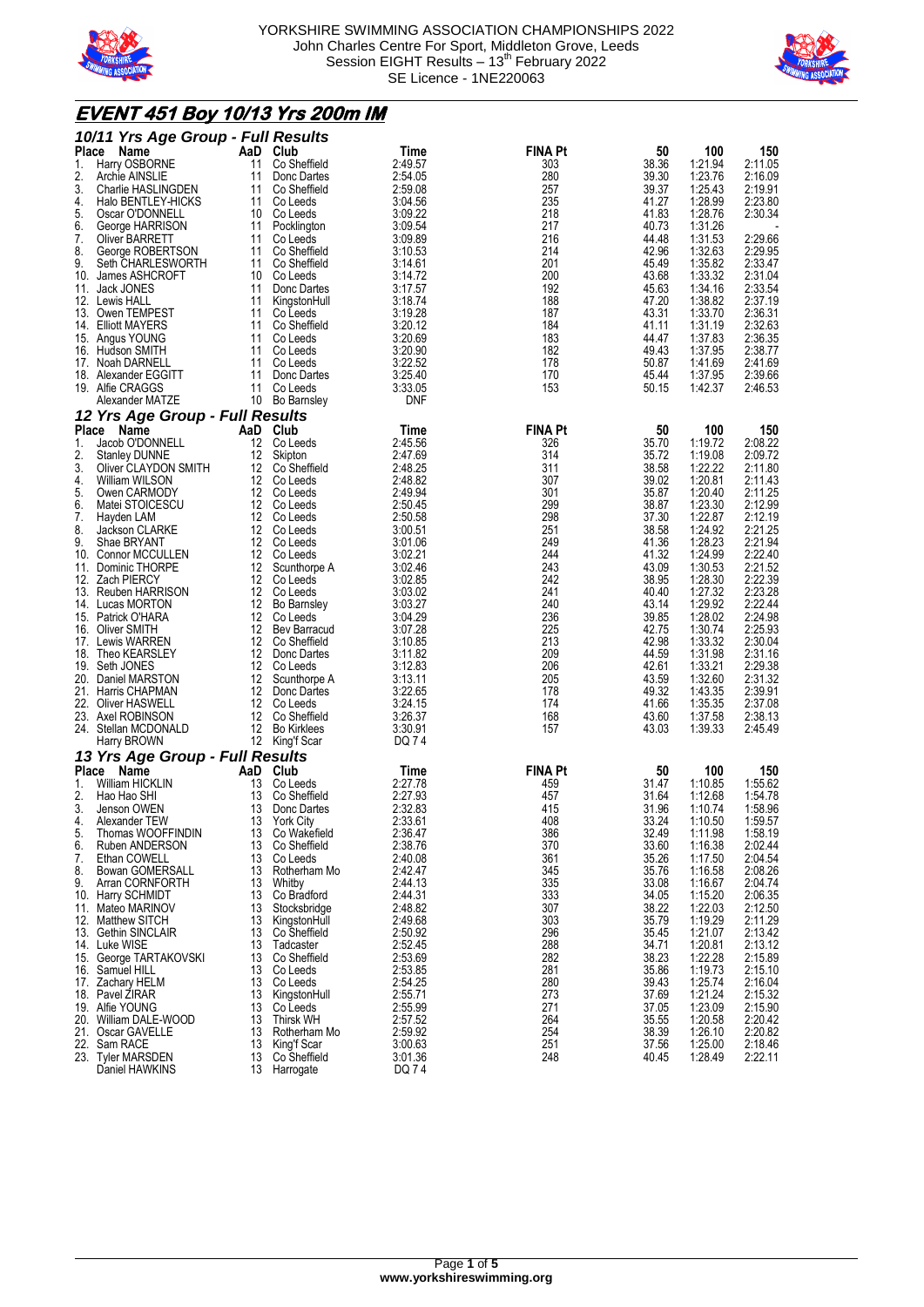YORKSHIRE SWIMMING ASSOCIATION CHAMPIONSHIPS 2022
John Charles Centre For Sport, Middleton Grove, Leeds
Session EIGHT Results – 13th February 2022
SE Licence - 1NE220063

# EVENT 451 Boy 10/13 Yrs 200m IM

## 10/11 Yrs Age Group - Full Results

| Place | Name | AaD | Club | Time | FINA Pt | 50 | 100 | 150 |
|---|---|---|---|---|---|---|---|---|
| 1. | Harry OSBORNE | 11 | Co Sheffield | 2:49.57 | 303 | 38.36 | 1:21.94 | 2:11.05 |
| 2. | Archie AINSLIE | 11 | Donc Dartes | 2:54.05 | 280 | 39.30 | 1:23.76 | 2:16.09 |
| 3. | Charlie HASLINGDEN | 11 | Co Sheffield | 2:59.08 | 257 | 39.37 | 1:25.43 | 2:19.91 |
| 4. | Halo BENTLEY-HICKS | 11 | Co Leeds | 3:04.56 | 235 | 41.27 | 1:28.99 | 2:23.80 |
| 5. | Oscar O'DONNELL | 10 | Co Leeds | 3:09.22 | 218 | 41.83 | 1:28.76 | 2:30.34 |
| 6. | George HARRISON | 11 | Pocklington | 3:09.54 | 217 | 40.73 | 1:31.26 | - |
| 7. | Oliver BARRETT | 11 | Co Leeds | 3:09.89 | 216 | 44.48 | 1:31.53 | 2:29.66 |
| 8. | George ROBERTSON | 11 | Co Sheffield | 3:10.53 | 214 | 42.96 | 1:32.63 | 2:29.95 |
| 9. | Seth CHARLESWORTH | 11 | Co Sheffield | 3:14.61 | 201 | 45.49 | 1:35.82 | 2:33.47 |
| 10. | James ASHCROFT | 10 | Co Leeds | 3:14.72 | 200 | 43.68 | 1:33.32 | 2:31.04 |
| 11. | Jack JONES | 11 | Donc Dartes | 3:17.57 | 192 | 45.63 | 1:34.16 | 2:33.54 |
| 12. | Lewis HALL | 11 | KingstonHull | 3:18.74 | 188 | 47.20 | 1:38.82 | 2:37.19 |
| 13. | Owen TEMPEST | 11 | Co Leeds | 3:19.28 | 187 | 43.31 | 1:33.70 | 2:36.31 |
| 14. | Elliott MAYERS | 11 | Co Sheffield | 3:20.12 | 184 | 41.11 | 1:31.19 | 2:32.63 |
| 15. | Angus YOUNG | 11 | Co Leeds | 3:20.69 | 183 | 44.47 | 1:37.83 | 2:36.35 |
| 16. | Hudson SMITH | 11 | Co Leeds | 3:20.90 | 182 | 49.43 | 1:37.95 | 2:38.77 |
| 17. | Noah DARNELL | 11 | Co Leeds | 3:22.52 | 178 | 50.87 | 1:41.69 | 2:41.69 |
| 18. | Alexander EGGITT | 11 | Donc Dartes | 3:25.40 | 170 | 45.44 | 1:37.95 | 2:39.66 |
| 19. | Alfie CRAGGS | 11 | Co Leeds | 3:33.05 | 153 | 50.15 | 1:42.37 | 2:46.53 |
| | Alexander MATZE | 10 | Bo Barnsley | DNF | | | | |

## 12 Yrs Age Group - Full Results

| Place | Name | AaD | Club | Time | FINA Pt | 50 | 100 | 150 |
|---|---|---|---|---|---|---|---|---|
| 1. | Jacob O'DONNELL | 12 | Co Leeds | 2:45.56 | 326 | 35.70 | 1:19.72 | 2:08.22 |
| 2. | Stanley DUNNE | 12 | Skipton | 2:47.69 | 314 | 35.72 | 1:19.08 | 2:09.72 |
| 3. | Oliver CLAYDON SMITH | 12 | Co Sheffield | 2:48.25 | 311 | 38.58 | 1:22.22 | 2:11.80 |
| 4. | William WILSON | 12 | Co Leeds | 2:48.82 | 307 | 39.02 | 1:20.81 | 2:11.43 |
| 5. | Owen CARMODY | 12 | Co Leeds | 2:49.94 | 301 | 35.87 | 1:20.40 | 2:11.25 |
| 6. | Matei STOICESCU | 12 | Co Leeds | 2:50.45 | 299 | 38.87 | 1:23.30 | 2:12.99 |
| 7. | Hayden LAM | 12 | Co Leeds | 2:50.58 | 298 | 37.30 | 1:22.87 | 2:12.19 |
| 8. | Jackson CLARKE | 12 | Co Leeds | 3:00.51 | 251 | 38.58 | 1:24.92 | 2:21.25 |
| 9. | Shae BRYANT | 12 | Co Leeds | 3:01.06 | 249 | 41.36 | 1:28.23 | 2:21.94 |
| 10. | Connor MCCULLEN | 12 | Co Leeds | 3:02.21 | 244 | 41.32 | 1:24.99 | 2:22.40 |
| 11. | Dominic THORPE | 12 | Scunthorpe A | 3:02.46 | 243 | 43.09 | 1:30.53 | 2:21.52 |
| 12. | Zach PIERCY | 12 | Co Leeds | 3:02.85 | 242 | 38.95 | 1:28.30 | 2:22.39 |
| 13. | Reuben HARRISON | 12 | Co Leeds | 3:03.02 | 241 | 40.40 | 1:27.32 | 2:23.28 |
| 14. | Lucas MORTON | 12 | Bo Barnsley | 3:03.27 | 240 | 43.14 | 1:29.92 | 2:22.44 |
| 15. | Patrick O'HARA | 12 | Co Leeds | 3:04.29 | 236 | 39.85 | 1:28.02 | 2:24.98 |
| 16. | Oliver SMITH | 12 | Bev Barracud | 3:07.28 | 225 | 42.75 | 1:30.74 | 2:25.93 |
| 17. | Lewis WARREN | 12 | Co Sheffield | 3:10.85 | 213 | 42.98 | 1:33.32 | 2:30.04 |
| 18. | Theo KEARSLEY | 12 | Donc Dartes | 3:11.82 | 209 | 44.59 | 1:31.98 | 2:31.16 |
| 19. | Seth JONES | 12 | Co Leeds | 3:12.83 | 206 | 42.61 | 1:33.21 | 2:29.38 |
| 20. | Daniel MARSTON | 12 | Scunthorpe A | 3:13.11 | 205 | 43.59 | 1:32.60 | 2:31.32 |
| 21. | Harris CHAPMAN | 12 | Donc Dartes | 3:22.65 | 178 | 49.32 | 1:43.35 | 2:39.91 |
| 22. | Oliver HASWELL | 12 | Co Leeds | 3:24.15 | 174 | 41.66 | 1:35.35 | 2:37.08 |
| 23. | Axel ROBINSON | 12 | Co Sheffield | 3:26.37 | 168 | 43.60 | 1:37.58 | 2:38.13 |
| 24. | Stellan MCDONALD | 12 | Bo Kirklees | 3:30.91 | 157 | 43.03 | 1:39.33 | 2:45.49 |
| | Harry BROWN | 12 | King'f Scar | DQ 7 4 | | | | |

## 13 Yrs Age Group - Full Results

| Place | Name | AaD | Club | Time | FINA Pt | 50 | 100 | 150 |
|---|---|---|---|---|---|---|---|---|
| 1. | William HICKLIN | 13 | Co Leeds | 2:27.78 | 459 | 31.47 | 1:10.85 | 1:55.62 |
| 2. | Hao Hao SHI | 13 | Co Sheffield | 2:27.93 | 457 | 31.64 | 1:12.68 | 1:54.78 |
| 3. | Jenson OWEN | 13 | Donc Dartes | 2:32.83 | 415 | 31.96 | 1:10.74 | 1:58.96 |
| 4. | Alexander TEW | 13 | York City | 2:33.61 | 408 | 33.24 | 1:10.50 | 1:59.57 |
| 5. | Thomas WOOFFINDIN | 13 | Co Wakefield | 2:36.47 | 386 | 32.49 | 1:11.98 | 1:58.19 |
| 6. | Ruben ANDERSON | 13 | Co Sheffield | 2:38.76 | 370 | 33.60 | 1:16.38 | 2:02.44 |
| 7. | Ethan COWELL | 13 | Co Leeds | 2:40.08 | 361 | 35.26 | 1:17.50 | 2:04.54 |
| 8. | Bowan GOMERSALL | 13 | Rotherham Mo | 2:42.47 | 345 | 35.76 | 1:16.58 | 2:08.26 |
| 9. | Arran CORNFORTH | 13 | Whitby | 2:44.13 | 335 | 33.08 | 1:16.67 | 2:04.74 |
| 10. | Harry SCHMIDT | 13 | Co Bradford | 2:44.31 | 333 | 34.05 | 1:15.20 | 2:06.35 |
| 11. | Mateo MARINOV | 13 | Stocksbridge | 2:48.82 | 307 | 38.22 | 1:22.03 | 2:12.50 |
| 12. | Matthew SITCH | 13 | KingstonHull | 2:49.68 | 303 | 35.79 | 1:19.29 | 2:11.29 |
| 13. | Gethin SINCLAIR | 13 | Co Sheffield | 2:50.92 | 296 | 35.45 | 1:21.07 | 2:13.42 |
| 14. | Luke WISE | 13 | Tadcaster | 2:52.45 | 288 | 34.71 | 1:20.81 | 2:13.12 |
| 15. | George TARTAKOVSKI | 13 | Co Sheffield | 2:53.69 | 282 | 38.23 | 1:22.28 | 2:15.89 |
| 16. | Samuel HILL | 13 | Co Leeds | 2:53.85 | 281 | 35.86 | 1:19.73 | 2:15.10 |
| 17. | Zachary HELM | 13 | Co Leeds | 2:54.25 | 280 | 39.43 | 1:25.74 | 2:16.04 |
| 18. | Pavel ZIRAR | 13 | KingstonHull | 2:55.71 | 273 | 37.69 | 1:21.24 | 2:15.32 |
| 19. | Alfie YOUNG | 13 | Co Leeds | 2:55.99 | 271 | 37.05 | 1:23.09 | 2:15.90 |
| 20. | William DALE-WOOD | 13 | Thirsk WH | 2:57.52 | 264 | 35.55 | 1:20.58 | 2:20.42 |
| 21. | Oscar GAVELLE | 13 | Rotherham Mo | 2:59.92 | 254 | 38.39 | 1:26.10 | 2:20.82 |
| 22. | Sam RACE | 13 | King'f Scar | 3:00.63 | 251 | 37.56 | 1:25.00 | 2:18.46 |
| 23. | Tyler MARSDEN | 13 | Co Sheffield | 3:01.36 | 248 | 40.45 | 1:28.49 | 2:22.11 |
| | Daniel HAWKINS | 13 | Harrogate | DQ 7 4 | | | | |

www.yorkshireswimming.org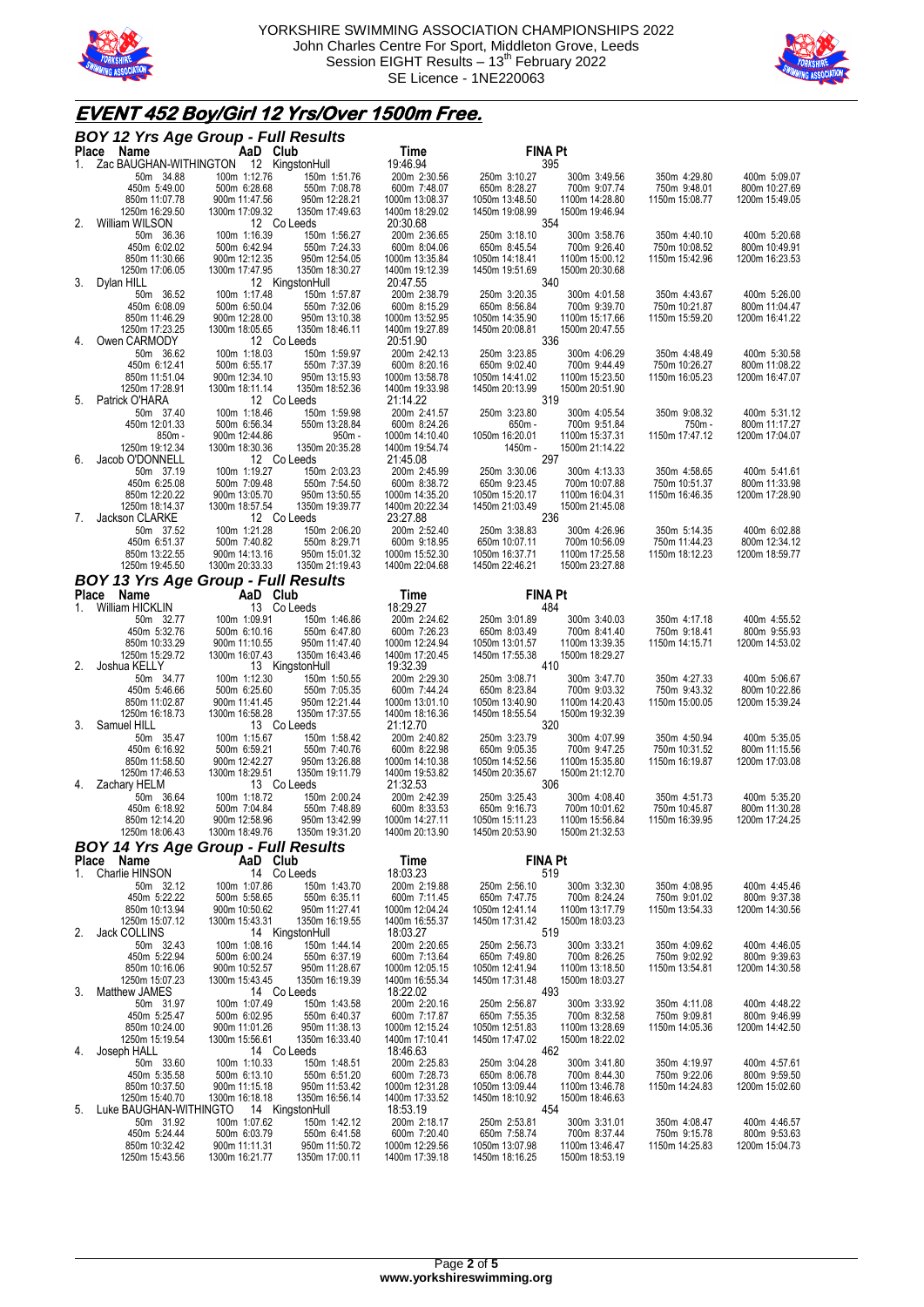YORKSHIRE SWIMMING ASSOCIATION CHAMPIONSHIPS 2022
John Charles Centre For Sport, Middleton Grove, Leeds
Session EIGHT Results – 13th February 2022
SE Licence - 1NE220063

# EVENT 452 Boy/Girl 12 Yrs/Over 1500m Free.

## BOY 12 Yrs Age Group - Full Results

| Place | Name | AaD | Club | Time | FINA Pt |
|---|---|---|---|---|---|
| 1. | Zac BAUGHAN-WITHINGTON | 12 | KingstonHull | 19:46.94 | 395 |

50m 34.88 | 100m 1:12.76 | 150m 1:51.76 | 200m 2:30.56 | 250m 3:10.27 | 300m 3:49.56 | 350m 4:29.80 | 400m 5:09.07
450m 5:49.00 | 500m 6:28.68 | 550m 7:08.78 | 600m 7:48.07 | 650m 8:28.27 | 700m 9:07.74 | 750m 9:48.01 | 800m 10:27.69
850m 11:07.78 | 900m 11:47.56 | 950m 12:28.21 | 1000m 13:08.37 | 1050m 13:48.50 | 1100m 14:28.80 | 1150m 15:08.77 | 1200m 15:49.05
1250m 16:29.50 | 1300m 17:09.32 | 1350m 17:49.63 | 1400m 18:29.02 | 1450m 19:08.99 | 1500m 19:46.94

| Place | Name | AaD | Club | Time | FINA Pt |
|---|---|---|---|---|---|
| 2. | William WILSON | 12 | Co Leeds | 20:30.68 | 354 |

50m 36.36 | 100m 1:16.39 | 150m 1:56.27 | 200m 2:36.65 | 250m 3:18.10 | 300m 3:58.76 | 350m 4:40.10 | 400m 5:20.68
450m 6:02.02 | 500m 6:42.94 | 550m 7:24.33 | 600m 8:04.06 | 650m 8:45.54 | 700m 9:26.40 | 750m 10:08.52 | 800m 10:49.91
850m 11:30.66 | 900m 12:12.35 | 950m 12:54.05 | 1000m 13:35.84 | 1050m 14:18.41 | 1100m 15:00.12 | 1150m 15:42.96 | 1200m 16:23.53
1250m 17:06.05 | 1300m 17:47.95 | 1350m 18:30.27 | 1400m 19:12.39 | 1450m 19:51.69 | 1500m 20:30.68

| Place | Name | AaD | Club | Time | FINA Pt |
|---|---|---|---|---|---|
| 3. | Dylan HILL | 12 | KingstonHull | 20:47.55 | 340 |

50m 36.52 | 100m 1:17.48 | 150m 1:57.87 | 200m 2:38.79 | 250m 3:20.35 | 300m 4:01.58 | 350m 4:43.67 | 400m 5:26.00
450m 6:08.09 | 500m 6:50.04 | 550m 7:32.06 | 600m 8:15.29 | 650m 8:56.84 | 700m 9:39.70 | 750m 10:21.87 | 800m 11:04.47
850m 11:46.29 | 900m 12:28.00 | 950m 13:10.38 | 1000m 13:52.95 | 1050m 14:35.90 | 1100m 15:17.66 | 1150m 15:59.20 | 1200m 16:41.22
1250m 17:23.25 | 1300m 18:05.65 | 1350m 18:46.11 | 1400m 19:27.89 | 1450m 20:08.81 | 1500m 20:47.55

| Place | Name | AaD | Club | Time | FINA Pt |
|---|---|---|---|---|---|
| 4. | Owen CARMODY | 12 | Co Leeds | 20:51.90 | 336 |

50m 36.62 | 100m 1:18.03 | 150m 1:59.97 | 200m 2:42.13 | 250m 3:23.85 | 300m 4:06.29 | 350m 4:48.49 | 400m 5:30.58
450m 6:12.41 | 500m 6:55.17 | 550m 7:37.39 | 600m 8:20.16 | 650m 9:02.40 | 700m 9:44.49 | 750m 10:26.27 | 800m 11:08.22
850m 11:51.04 | 900m 12:34.10 | 950m 13:15.93 | 1000m 13:58.78 | 1050m 14:41.02 | 1100m 15:23.50 | 1150m 16:05.23 | 1200m 16:47.07
1250m 17:28.91 | 1300m 18:11.14 | 1350m 18:52.36 | 1400m 19:33.98 | 1450m 20:13.99 | 1500m 20:51.90

| Place | Name | AaD | Club | Time | FINA Pt |
|---|---|---|---|---|---|
| 5. | Patrick O'HARA | 12 | Co Leeds | 21:14.22 | 319 |

50m 37.40 | 100m 1:18.46 | 150m 1:59.98 | 200m 2:41.57 | 250m 3:23.80 | 300m 4:05.54 | 350m 9:08.32 | 400m 5:31.12
450m 12:01.33 | 500m 6:56.34 | 550m 13:28.84 | 600m 8:24.26 | 650m - | 700m 9:51.84 | 750m - | 800m 11:17.27
850m - | 900m 12:44.86 | 950m - | 1000m 14:10.40 | 1050m 16:20.01 | 1100m 15:37.31 | 1150m 17:47.12 | 1200m 17:04.07
1250m 19:12.34 | 1300m 18:30.36 | 1350m 20:35.28 | 1400m 19:54.74 | 1450m - | 1500m 21:14.22

| Place | Name | AaD | Club | Time | FINA Pt |
|---|---|---|---|---|---|
| 6. | Jacob O'DONNELL | 12 | Co Leeds | 21:45.08 | 297 |

50m 37.19 | 100m 1:19.27 | 150m 2:03.23 | 200m 2:45.99 | 250m 3:30.06 | 300m 4:13.33 | 350m 4:58.65 | 400m 5:41.61
450m 6:25.08 | 500m 7:09.48 | 550m 7:54.50 | 600m 8:38.72 | 650m 9:23.45 | 700m 10:07.88 | 750m 10:51.37 | 800m 11:33.98
850m 12:20.22 | 900m 13:05.70 | 950m 13:50.55 | 1000m 14:35.20 | 1050m 15:20.17 | 1100m 16:04.31 | 1150m 16:46.35 | 1200m 17:28.90
1250m 18:14.37 | 1300m 18:57.54 | 1350m 19:39.77 | 1400m 20:22.34 | 1450m 21:03.49 | 1500m 21:45.08

| Place | Name | AaD | Club | Time | FINA Pt |
|---|---|---|---|---|---|
| 7. | Jackson CLARKE | 12 | Co Leeds | 23:27.88 | 236 |

50m 37.52 | 100m 1:21.28 | 150m 2:06.20 | 200m 2:52.40 | 250m 3:38.83 | 300m 4:26.96 | 350m 5:14.35 | 400m 6:02.88
450m 6:51.37 | 500m 7:40.82 | 550m 8:29.71 | 600m 9:18.95 | 650m 10:07.11 | 700m 10:56.09 | 750m 11:44.23 | 800m 12:34.12
850m 13:22.55 | 900m 14:13.16 | 950m 15:01.32 | 1000m 15:52.30 | 1050m 16:37.71 | 1100m 17:25.58 | 1150m 18:12.23 | 1200m 18:59.77
1250m 19:45.50 | 1300m 20:33.33 | 1350m 21:19.43 | 1400m 22:04.68 | 1450m 22:46.21 | 1500m 23:27.88

## BOY 13 Yrs Age Group - Full Results

| Place | Name | AaD | Club | Time | FINA Pt |
|---|---|---|---|---|---|
| 1. | William HICKLIN | 13 | Co Leeds | 18:29.27 | 484 |

50m 32.77 | 100m 1:09.91 | 150m 1:46.86 | 200m 2:24.62 | 250m 3:01.89 | 300m 3:40.03 | 350m 4:17.18 | 400m 4:55.52
450m 5:32.76 | 500m 6:10.16 | 550m 6:47.80 | 600m 7:26.23 | 650m 8:03.49 | 700m 8:41.40 | 750m 9:18.41 | 800m 9:55.93
850m 10:33.29 | 900m 11:10.55 | 950m 11:47.40 | 1000m 12:24.94 | 1050m 13:01.57 | 1100m 13:39.35 | 1150m 14:15.71 | 1200m 14:53.02
1250m 15:29.72 | 1300m 16:07.43 | 1350m 16:43.46 | 1400m 17:20.45 | 1450m 17:55.38 | 1500m 18:29.27

| Place | Name | AaD | Club | Time | FINA Pt |
|---|---|---|---|---|---|
| 2. | Joshua KELLY | 13 | KingstonHull | 19:32.39 | 410 |

50m 34.77 | 100m 1:12.30 | 150m 1:50.55 | 200m 2:29.30 | 250m 3:08.71 | 300m 3:47.70 | 350m 4:27.33 | 400m 5:06.67
450m 5:46.66 | 500m 6:25.60 | 550m 7:05.35 | 600m 7:44.24 | 650m 8:23.84 | 700m 9:03.32 | 750m 9:43.32 | 800m 10:22.86
850m 11:02.87 | 900m 11:41.45 | 950m 12:21.44 | 1000m 13:01.10 | 1050m 13:40.90 | 1100m 14:20.43 | 1150m 15:00.05 | 1200m 15:39.24
1250m 16:18.73 | 1300m 16:58.28 | 1350m 17:37.55 | 1400m 18:16.36 | 1450m 18:55.54 | 1500m 19:32.39

| Place | Name | AaD | Club | Time | FINA Pt |
|---|---|---|---|---|---|
| 3. | Samuel HILL | 13 | Co Leeds | 21:12.70 | 320 |

50m 35.47 | 100m 1:15.67 | 150m 1:58.42 | 200m 2:40.82 | 250m 3:23.79 | 300m 4:07.99 | 350m 4:50.94 | 400m 5:35.05
450m 6:16.92 | 500m 6:59.21 | 550m 7:40.76 | 600m 8:22.98 | 650m 9:05.35 | 700m 9:47.25 | 750m 10:31.52 | 800m 11:15.56
850m 11:58.50 | 900m 12:42.27 | 950m 13:26.88 | 1000m 14:10.38 | 1050m 14:52.56 | 1100m 15:35.80 | 1150m 16:19.87 | 1200m 17:03.08
1250m 17:46.53 | 1300m 18:29.51 | 1350m 19:11.79 | 1400m 19:53.82 | 1450m 20:35.67 | 1500m 21:12.70

| Place | Name | AaD | Club | Time | FINA Pt |
|---|---|---|---|---|---|
| 4. | Zachary HELM | 13 | Co Leeds | 21:32.53 | 306 |

50m 36.64 | 100m 1:18.72 | 150m 2:00.24 | 200m 2:42.39 | 250m 3:25.43 | 300m 4:08.40 | 350m 4:51.73 | 400m 5:35.20
450m 6:18.92 | 500m 7:04.84 | 550m 7:48.89 | 600m 8:33.53 | 650m 9:16.73 | 700m 10:01.62 | 750m 10:45.87 | 800m 11:30.28
850m 12:14.20 | 900m 12:58.96 | 950m 13:42.99 | 1000m 14:27.11 | 1050m 15:11.23 | 1100m 15:56.84 | 1150m 16:39.95 | 1200m 17:24.25
1250m 18:06.43 | 1300m 18:49.76 | 1350m 19:31.20 | 1400m 20:13.90 | 1450m 20:53.90 | 1500m 21:32.53

## BOY 14 Yrs Age Group - Full Results

| Place | Name | AaD | Club | Time | FINA Pt |
|---|---|---|---|---|---|
| 1. | Charlie HINSON | 14 | Co Leeds | 18:03.23 | 519 |

50m 32.12 | 100m 1:07.86 | 150m 1:43.70 | 200m 2:19.88 | 250m 2:56.10 | 300m 3:32.30 | 350m 4:08.95 | 400m 4:45.46
450m 5:22.22 | 500m 5:58.65 | 550m 6:35.11 | 600m 7:11.45 | 650m 7:47.75 | 700m 8:24.24 | 750m 9:01.02 | 800m 9:37.38
850m 10:13.94 | 900m 10:50.62 | 950m 11:27.41 | 1000m 12:04.24 | 1050m 12:41.14 | 1100m 13:17.79 | 1150m 13:54.33 | 1200m 14:30.56
1250m 15:07.12 | 1300m 15:43.31 | 1350m 16:19.55 | 1400m 16:55.37 | 1450m 17:31.42 | 1500m 18:03.23

| Place | Name | AaD | Club | Time | FINA Pt |
|---|---|---|---|---|---|
| 2. | Jack COLLINS | 14 | KingstonHull | 18:03.27 | 519 |

50m 32.43 | 100m 1:08.16 | 150m 1:44.14 | 200m 2:20.65 | 250m 2:56.73 | 300m 3:33.21 | 350m 4:09.62 | 400m 4:46.05
450m 5:22.94 | 500m 6:00.24 | 550m 6:37.19 | 600m 7:13.64 | 650m 7:49.80 | 700m 8:26.25 | 750m 9:02.92 | 800m 9:39.63
850m 10:16.06 | 900m 10:52.57 | 950m 11:28.67 | 1000m 12:05.15 | 1050m 12:41.94 | 1100m 13:18.50 | 1150m 13:54.81 | 1200m 14:30.58
1250m 15:07.23 | 1300m 15:43.45 | 1350m 16:19.39 | 1400m 16:55.34 | 1450m 17:31.48 | 1500m 18:03.27

| Place | Name | AaD | Club | Time | FINA Pt |
|---|---|---|---|---|---|
| 3. | Matthew JAMES | 14 | Co Leeds | 18:22.02 | 493 |

50m 31.97 | 100m 1:07.49 | 150m 1:43.58 | 200m 2:20.16 | 250m 2:56.87 | 300m 3:33.92 | 350m 4:11.08 | 400m 4:48.22
450m 5:25.47 | 500m 6:02.95 | 550m 6:40.37 | 600m 7:17.87 | 650m 7:55.35 | 700m 8:32.58 | 750m 9:09.81 | 800m 9:46.99
850m 10:24.00 | 900m 11:01.26 | 950m 11:38.13 | 1000m 12:15.24 | 1050m 12:51.83 | 1100m 13:28.69 | 1150m 14:05.36 | 1200m 14:42.50
1250m 15:19.54 | 1300m 15:56.61 | 1350m 16:33.40 | 1400m 17:10.41 | 1450m 17:47.02 | 1500m 18:22.02

| Place | Name | AaD | Club | Time | FINA Pt |
|---|---|---|---|---|---|
| 4. | Joseph HALL | 14 | Co Leeds | 18:46.63 | 462 |

50m 33.60 | 100m 1:10.33 | 150m 1:48.51 | 200m 2:25.83 | 250m 3:04.28 | 300m 3:41.80 | 350m 4:19.97 | 400m 4:57.61
450m 5:35.58 | 500m 6:13.10 | 550m 6:51.20 | 600m 7:28.73 | 650m 8:06.78 | 700m 8:44.30 | 750m 9:22.06 | 800m 9:59.50
850m 10:37.50 | 900m 11:15.18 | 950m 11:53.42 | 1000m 12:31.28 | 1050m 13:09.44 | 1100m 13:46.78 | 1150m 14:24.83 | 1200m 15:02.60
1250m 15:40.70 | 1300m 16:18.18 | 1350m 16:56.14 | 1400m 17:33.52 | 1450m 18:10.92 | 1500m 18:46.63

| Place | Name | AaD | Club | Time | FINA Pt |
|---|---|---|---|---|---|
| 5. | Luke BAUGHAN-WITHINGTO | 14 | KingstonHull | 18:53.19 | 454 |

50m 31.92 | 100m 1:07.62 | 150m 1:42.12 | 200m 2:18.17 | 250m 2:53.81 | 300m 3:31.01 | 350m 4:08.47 | 400m 4:46.57
450m 5:24.44 | 500m 6:03.79 | 550m 6:41.58 | 600m 7:20.40 | 650m 7:58.74 | 700m 8:37.44 | 750m 9:15.78 | 800m 9:53.63
850m 10:32.42 | 900m 11:11.31 | 950m 11:50.72 | 1000m 12:29.56 | 1050m 13:07.98 | 1100m 13:46.47 | 1150m 14:25.83 | 1200m 15:04.73
1250m 15:43.56 | 1300m 16:21.77 | 1350m 17:00.11 | 1400m 17:39.18 | 1450m 18:16.25 | 1500m 18:53.19

www.yorkshireswimming.org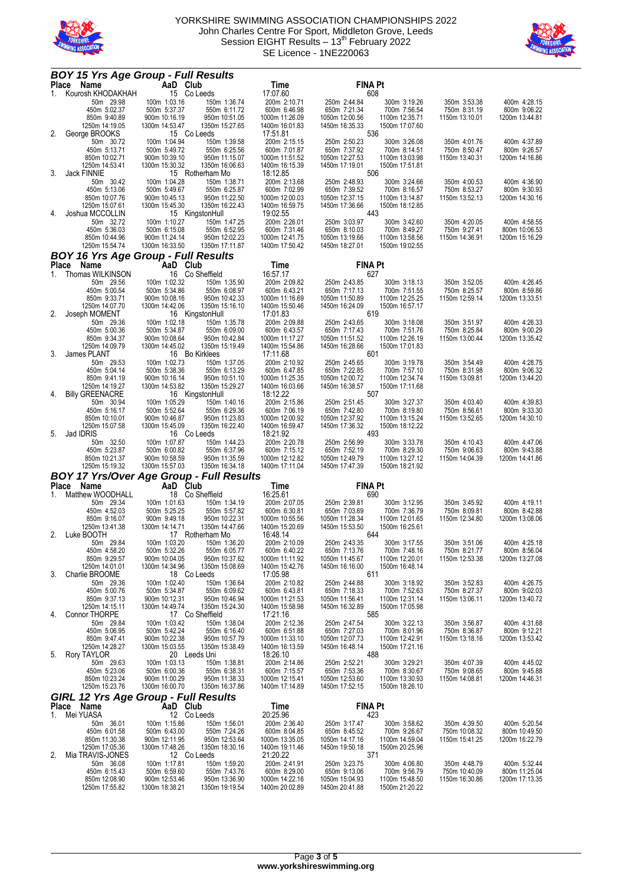YORKSHIRE SWIMMING ASSOCIATION CHAMPIONSHIPS 2022
John Charles Centre For Sport, Middleton Grove, Leeds
Session EIGHT Results – 13th February 2022
SE Licence - 1NE220063

## BOY 15 Yrs Age Group - Full Results

| Place | Name | AaD | Club | Time | FINA Pt |
|---|---|---|---|---|---|
| 1. | Kourosh KHODAKHAH | 15 | Co Leeds | 17:07.60 | 608 |
| | 50m 29.98 | 100m 1:03.16 | 150m 1:36.74 | 200m 2:10.71 | 250m 2:44.84 | 300m 3:19.26 | 350m 3:53.38 | 400m 4:28.15 |
| | 450m 5:02.37 | 500m 5:37.37 | 550m 6:11.72 | 600m 6:46.98 | 650m 7:21.34 | 700m 7:56.54 | 750m 8:31.19 | 800m 9:06.22 |
| | 850m 9:40.89 | 900m 10:16.19 | 950m 10:51.05 | 1000m 11:26.09 | 1050m 12:00.56 | 1100m 12:35.71 | 1150m 13:10.01 | 1200m 13:44.81 |
| | 1250m 14:19.05 | 1300m 14:53.47 | 1350m 15:27.65 | 1400m 16:01.83 | 1450m 16:35.33 | 1500m 17:07.60 | | |
| 2. | George BROOKS | 15 | Co Leeds | 17:51.81 | 536 |
| | 50m 30.72 | 100m 1:04.94 | 150m 1:39.58 | 200m 2:15.15 | 250m 2:50.23 | 300m 3:26.08 | 350m 4:01.76 | 400m 4:37.89 |
| | 450m 5:13.71 | 500m 5:49.72 | 550m 6:25.56 | 600m 7:01.87 | 650m 7:37.92 | 700m 8:14.51 | 750m 8:50.47 | 800m 9:26.57 |
| | 850m 10:02.71 | 900m 10:39.10 | 950m 11:15.07 | 1000m 11:51.52 | 1050m 12:27.53 | 1100m 13:03.98 | 1150m 13:40.31 | 1200m 14:16.86 |
| | 1250m 14:53.41 | 1300m 15:30.32 | 1350m 16:06.63 | 1400m 16:15.39 | 1450m 17:19.01 | 1500m 17:51.81 | | |
| 3. | Jack FINNIE | 15 | Rotherham Mo | 18:12.85 | 506 |
| | 50m 30.42 | 100m 1:04.28 | 150m 1:38.71 | 200m 2:13.68 | 250m 2:48.93 | 300m 3:24.66 | 350m 4:00.53 | 400m 4:36.90 |
| | 450m 5:13.06 | 500m 5:49.67 | 550m 6:25.87 | 600m 7:02.99 | 650m 7:39.52 | 700m 8:16.57 | 750m 8:53.27 | 800m 9:30.93 |
| | 850m 10:07.76 | 900m 10:45.13 | 950m 11:22.50 | 1000m 12:00.03 | 1050m 12:37.15 | 1100m 13:14.87 | 1150m 13:52.13 | 1200m 14:30.16 |
| | 1250m 15:07.61 | 1300m 15:45.30 | 1350m 16:22.43 | 1400m 16:59.75 | 1450m 17:36.66 | 1500m 18:12.85 | | |
| 4. | Joshua MCCOLLIN | 15 | KingstonHull | 19:02.55 | 443 |
| | 50m 32.72 | 100m 1:10.27 | 150m 1:47.25 | 200m 2:26.01 | 250m 3:03.97 | 300m 3:42.60 | 350m 4:20.05 | 400m 4:58.55 |
| | 450m 5:36.03 | 500m 6:15.08 | 550m 6:52.95 | 600m 7:31.46 | 650m 8:10.03 | 700m 8:49.27 | 750m 9:27.41 | 800m 10:06.53 |
| | 850m 10:44.96 | 900m 11:24.14 | 950m 12:02.23 | 1000m 12:41.75 | 1050m 13:19.66 | 1100m 13:58.56 | 1150m 14:36.91 | 1200m 15:16.29 |
| | 1250m 15:54.74 | 1300m 16:33.50 | 1350m 17:11.87 | 1400m 17:50.42 | 1450m 18:27.01 | 1500m 19:02.55 | | |

## BOY 16 Yrs Age Group - Full Results

| Place | Name | AaD | Club | Time | FINA Pt |
|---|---|---|---|---|---|
| 1. | Thomas WILKINSON | 16 | Co Sheffield | 16:57.17 | 627 |
| | 50m 29.56 | 100m 1:02.32 | 150m 1:35.90 | 200m 2:09.82 | 250m 2:43.85 | 300m 3:18.13 | 350m 3:52.05 | 400m 4:26.45 |
| | 450m 5:00.54 | 500m 5:34.86 | 550m 6:08.97 | 600m 6:43.21 | 650m 7:17.13 | 700m 7:51.55 | 750m 8:25.57 | 800m 8:59.86 |
| | 850m 9:33.71 | 900m 10:08.16 | 950m 10:42.33 | 1000m 11:16.69 | 1050m 11:50.89 | 1100m 12:25.25 | 1150m 12:59.14 | 1200m 13:33.51 |
| | 1250m 14:07.70 | 1300m 14:42.06 | 1350m 15:16.10 | 1400m 15:50.46 | 1450m 16:24.09 | 1500m 16:57.17 | | |
| 2. | Joseph MOMENT | 16 | KingstonHull | 17:01.83 | 619 |
| | 50m 29.36 | 100m 1:02.18 | 150m 1:35.78 | 200m 2:09.88 | 250m 2:43.65 | 300m 3:18.08 | 350m 3:51.97 | 400m 4:26.33 |
| | 450m 5:00.36 | 500m 5:34.87 | 550m 6:09.00 | 600m 6:43.57 | 650m 7:17.43 | 700m 7:51.76 | 750m 8:25.84 | 800m 9:00.29 |
| | 850m 9:34.37 | 900m 10:08.64 | 950m 10:42.84 | 1000m 11:17.27 | 1050m 11:51.52 | 1100m 12:26.19 | 1150m 13:00.44 | 1200m 13:35.42 |
| | 1250m 14:09.79 | 1300m 14:45.02 | 1350m 15:19.49 | 1400m 15:54.86 | 1450m 16:28.66 | 1500m 17:01.83 | | |
| 3. | James PLANT | 16 | Bo Kirklees | 17:11.68 | 601 |
| | 50m 29.53 | 100m 1:02.73 | 150m 1:37.05 | 200m 2:10.92 | 250m 2:45.65 | 300m 3:19.78 | 350m 3:54.49 | 400m 4:28.75 |
| | 450m 5:04.14 | 500m 5:38.36 | 550m 6:13.29 | 600m 6:47.85 | 650m 7:22.85 | 700m 7:57.10 | 750m 8:31.98 | 800m 9:06.32 |
| | 850m 9:41.19 | 900m 10:16.14 | 950m 10:51.10 | 1000m 11:25.35 | 1050m 12:00.72 | 1100m 12:34.74 | 1150m 13:09.81 | 1200m 13:44.20 |
| | 1250m 14:19.27 | 1300m 14:53.82 | 1350m 15:29.27 | 1400m 16:03.66 | 1450m 16:38.57 | 1500m 17:11.68 | | |
| 4. | Billy GREENACRE | 16 | KingstonHull | 18:12.22 | 507 |
| | 50m 30.94 | 100m 1:05.29 | 150m 1:40.16 | 200m 2:15.86 | 250m 2:51.45 | 300m 3:27.37 | 350m 4:03.40 | 400m 4:39.83 |
| | 450m 5:16.17 | 500m 5:52.64 | 550m 6:29.36 | 600m 7:06.19 | 650m 7:42.80 | 700m 8:19.80 | 750m 8:56.61 | 800m 9:33.30 |
| | 850m 10:10.01 | 900m 10:46.87 | 950m 11:23.83 | 1000m 12:00.92 | 1050m 12:37.92 | 1100m 13:15.24 | 1150m 13:52.65 | 1200m 14:30.10 |
| | 1250m 15:07.58 | 1300m 15:45.09 | 1350m 16:22.40 | 1400m 16:59.47 | 1450m 17:36.32 | 1500m 18:12.22 | | |
| 5. | Jad IDRIS | 16 | Co Leeds | 18:21.92 | 493 |
| | 50m 32.50 | 100m 1:07.87 | 150m 1:44.23 | 200m 2:20.78 | 250m 2:56.99 | 300m 3:33.78 | 350m 4:10.43 | 400m 4:47.06 |
| | 450m 5:23.87 | 500m 6:00.82 | 550m 6:37.96 | 600m 7:15.12 | 650m 7:52.19 | 700m 8:29.30 | 750m 9:06.63 | 800m 9:43.88 |
| | 850m 10:21.37 | 900m 10:58.59 | 950m 11:35.59 | 1000m 12:12.82 | 1050m 12:49.79 | 1100m 13:27.12 | 1150m 14:04.39 | 1200m 14:41.86 |
| | 1250m 15:19.32 | 1300m 15:57.03 | 1350m 16:34.18 | 1400m 17:11.04 | 1450m 17:47.39 | 1500m 18:21.92 | | |

## BOY 17 Yrs/Over Age Group - Full Results

| Place | Name | AaD | Club | Time | FINA Pt |
|---|---|---|---|---|---|
| 1. | Matthew WOODHALL | 18 | Co Sheffield | 16:25.61 | 690 |
| | 50m 29.34 | 100m 1:01.63 | 150m 1:34.19 | 200m 2:07.05 | 250m 2:39.81 | 300m 3:12.95 | 350m 3:45.92 | 400m 4:19.11 |
| | 450m 4:52.03 | 500m 5:25.25 | 550m 5:57.82 | 600m 6:30.81 | 650m 7:03.69 | 700m 7:36.79 | 750m 8:09.81 | 800m 8:42.88 |
| | 850m 9:16.07 | 900m 9:49.18 | 950m 10:22.31 | 1000m 10:55.56 | 1050m 11:28.34 | 1100m 12:01.65 | 1150m 12:34.80 | 1200m 13:08.06 |
| | 1250m 13:41.38 | 1300m 14:14.71 | 1350m 14:47.66 | 1400m 15:20.69 | 1450m 15:53.50 | 1500m 16:25.61 | | |
| 2. | Luke BOOTH | 17 | Rotherham Mo | 16:48.14 | 644 |
| | 50m 29.84 | 100m 1:03.20 | 150m 1:36.20 | 200m 2:10.09 | 250m 2:43.35 | 300m 3:17.55 | 350m 3:51.06 | 400m 4:25.18 |
| | 450m 4:58.20 | 500m 5:32.26 | 550m 6:05.77 | 600m 6:40.22 | 650m 7:13.76 | 700m 7:48.16 | 750m 8:21.77 | 800m 8:56.04 |
| | 850m 9:29.57 | 900m 10:04.05 | 950m 10:37.62 | 1000m 11:11.92 | 1050m 11:45.67 | 1100m 12:20.01 | 1150m 12:53.38 | 1200m 13:27.08 |
| | 1250m 14:01.01 | 1300m 14:34.96 | 1350m 15:08.69 | 1400m 15:42.76 | 1450m 16:16.00 | 1500m 16:48.14 | | |
| 3. | Charlie BROOME | 18 | Co Leeds | 17:05.98 | 611 |
| | 50m 29.36 | 100m 1:02.40 | 150m 1:36.64 | 200m 2:10.82 | 250m 2:44.88 | 300m 3:18.92 | 350m 3:52.83 | 400m 4:26.75 |
| | 450m 5:00.76 | 500m 5:34.87 | 550m 6:09.62 | 600m 6:43.81 | 650m 7:18.33 | 700m 7:52.63 | 750m 8:27.37 | 800m 9:02.03 |
| | 850m 9:37.13 | 900m 10:12.31 | 950m 10:46.94 | 1000m 11:21.53 | 1050m 11:56.41 | 1100m 12:31.14 | 1150m 13:06.11 | 1200m 13:40.72 |
| | 1250m 14:15.11 | 1300m 14:49.74 | 1350m 15:24.30 | 1400m 15:58.98 | 1450m 16:32.89 | 1500m 17:05.98 | | |
| 4. | Connor THORPE | 17 | Co Sheffield | 17:21.16 | 585 |
| | 50m 29.84 | 100m 1:03.42 | 150m 1:38.04 | 200m 2:12.36 | 250m 2:47.54 | 300m 3:22.13 | 350m 3:56.87 | 400m 4:31.68 |
| | 450m 5:06.95 | 500m 5:42.24 | 550m 6:16.40 | 600m 6:51.88 | 650m 7:27.03 | 700m 8:01.96 | 750m 8:36.87 | 800m 9:12.21 |
| | 850m 9:47.41 | 900m 10:22.38 | 950m 10:57.79 | 1000m 11:33.10 | 1050m 12:07.73 | 1100m 12:42.91 | 1150m 13:18.16 | 1200m 13:53.42 |
| | 1250m 14:28.27 | 1300m 15:03.55 | 1350m 15:38.49 | 1400m 16:13.59 | 1450m 16:48.14 | 1500m 17:21.16 | | |
| 5. | Rory TAYLOR | 20 | Leeds Uni | 18:26.10 | 488 |
| | 50m 29.63 | 100m 1:03.13 | 150m 1:38.81 | 200m 2:14.86 | 250m 2:52.21 | 300m 3:29.21 | 350m 4:07.39 | 400m 4:45.02 |
| | 450m 5:23.06 | 500m 6:00.36 | 550m 6:38.31 | 600m 7:15.57 | 650m 7:53.36 | 700m 8:30.67 | 750m 9:08.65 | 800m 9:45.88 |
| | 850m 10:23.24 | 900m 11:00.29 | 950m 11:38.33 | 1000m 12:15.41 | 1050m 12:53.60 | 1100m 13:30.93 | 1150m 14:08.81 | 1200m 14:46.31 |
| | 1250m 15:23.76 | 1300m 16:00.70 | 1350m 16:37.86 | 1400m 17:14.89 | 1450m 17:52.15 | 1500m 18:26.10 | | |

## GIRL 12 Yrs Age Group - Full Results

| Place | Name | AaD | Club | Time | FINA Pt |
|---|---|---|---|---|---|
| 1. | Mei YUASA | 12 | Co Leeds | 20:25.96 | 423 |
| | 50m 36.01 | 100m 1:15.86 | 150m 1:56.01 | 200m 2:36.40 | 250m 3:17.47 | 300m 3:58.62 | 350m 4:39.50 | 400m 5:20.54 |
| | 450m 6:01.58 | 500m 6:43.00 | 550m 7:24.26 | 600m 8:04.85 | 650m 8:45.52 | 700m 9:26.67 | 750m 10:08.32 | 800m 10:49.50 |
| | 850m 11:30.38 | 900m 12:11.95 | 950m 12:53.64 | 1000m 13:35.05 | 1050m 14:17.16 | 1100m 14:59.04 | 1150m 15:41.25 | 1200m 16:22.79 |
| | 1250m 17:05.36 | 1300m 17:48.26 | 1350m 18:30.16 | 1400m 19:11.46 | 1450m 19:50.18 | 1500m 20:25.96 | | |
| 2. | Mia TRAVIS-JONES | 12 | Co Leeds | 21:20.22 | 371 |
| | 50m 36.08 | 100m 1:17.81 | 150m 1:59.20 | 200m 2:41.91 | 250m 3:23.75 | 300m 4:06.80 | 350m 4:48.79 | 400m 5:32.44 |
| | 450m 6:15.43 | 500m 6:59.60 | 550m 7:43.76 | 600m 8:29.00 | 650m 9:13.06 | 700m 9:56.79 | 750m 10:40.09 | 800m 11:25.04 |
| | 850m 12:08.90 | 900m 12:53.46 | 950m 13:36.90 | 1000m 14:22.16 | 1050m 15:04.93 | 1100m 15:48.50 | 1150m 16:30.86 | 1200m 17:13.35 |
| | 1250m 17:55.82 | 1300m 18:38.21 | 1350m 19:19.54 | 1400m 20:02.89 | 1450m 20:41.88 | 1500m 21:20.22 | | |

www.yorkshireswimming.org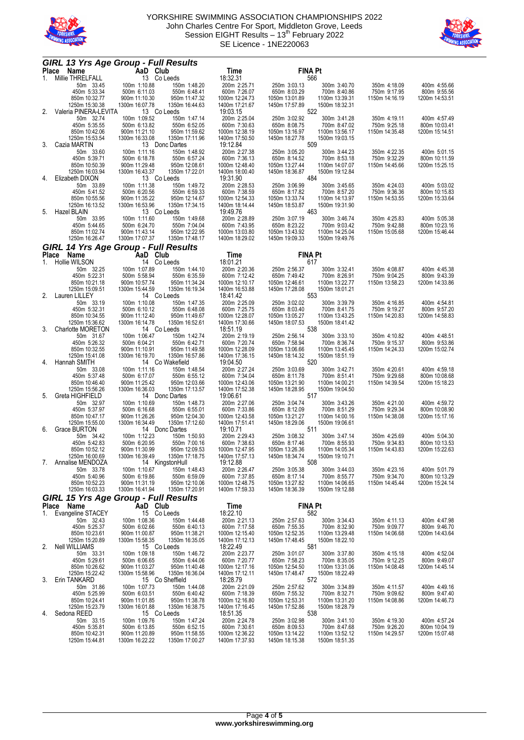YORKSHIRE SWIMMING ASSOCIATION CHAMPIONSHIPS 2022
John Charles Centre For Sport, Middleton Grove, Leeds
Session EIGHT Results – 13th February 2022
SE Licence - 1NE220063

## GIRL 13 Yrs Age Group - Full Results

| Place | Name | AaD | Club | Time | FINA Pt |
|---|---|---|---|---|---|
| 1. | Millie THRELFALL | 13 | Co Leeds | 18:32.31 | 566 |

50m 33.45, 100m 1:10.88, 150m 1:48.20, 200m 2:25.71, 250m 3:03.13, 300m 3:40.70, 350m 4:18.09, 400m 4:55.66, 450m 5:33.34, 500m 6:11.03, 550m 6:48.41, 600m 7:26.07, 650m 8:03.29, 700m 8:40.86, 750m 9:17.95, 800m 9:55.56, 850m 10:32.77, 900m 11:10.30, 950m 11:47.32, 1000m 12:24.73, 1050m 13:01.89, 1100m 13:39.31, 1150m 14:16.19, 1200m 14:53.51, 1250m 15:30.38, 1300m 16:07.78, 1350m 16:44.63, 1400m 17:21.67, 1450m 17:57.89, 1500m 18:32.31

| Place | Name | AaD | Club | Time | FINA Pt |
|---|---|---|---|---|---|
| 2. | Valeria PINERA-LEVITA | 13 | Co Leeds | 19:03.15 | 522 |

50m 32.74, 100m 1:09.52, 150m 1:47.14, 200m 2:25.04, 250m 3:02.92, 300m 3:41.28, 350m 4:19.11, 400m 4:57.49, 450m 5:35.55, 500m 6:13.82, 550m 6:52.05, 600m 7:30.63, 650m 8:08.75, 700m 8:47.02, 750m 9:25.18, 800m 10:03.41, 850m 10:42.06, 900m 11:21.10, 950m 11:59.62, 1000m 12:38.19, 1050m 13:16.97, 1100m 13:56.17, 1150m 14:35.48, 1200m 15:14.51, 1250m 15:53.54, 1300m 16:33.08, 1350m 17:11.96, 1400m 17:50.50, 1450m 18:27.78, 1500m 19:03.15

| Place | Name | AaD | Club | Time | FINA Pt |
|---|---|---|---|---|---|
| 3. | Cazia MARTIN | 13 | Donc Dartes | 19:12.84 | 509 |

50m 33.60, 100m 1:11.16, 150m 1:48.92, 200m 2:27.38, 250m 3:05.20, 300m 3:44.23, 350m 4:22.35, 400m 5:01.15, 450m 5:39.71, 500m 6:18.78, 550m 6:57.24, 600m 7:36.13, 650m 8:14.52, 700m 8:53.18, 750m 9:32.29, 800m 10:11.59, 850m 10:50.39, 900m 11:29.48, 950m 12:08.61, 1000m 12:48.40, 1050m 13:27.44, 1100m 14:07.07, 1150m 14:45.66, 1200m 15:25.15, 1250m 16:03.94, 1300m 16:43.37, 1350m 17:22.01, 1400m 18:00.40, 1450m 18:36.87, 1500m 19:12.84

| Place | Name | AaD | Club | Time | FINA Pt |
|---|---|---|---|---|---|
| 4. | Elizabeth DIXON | 13 | Co Leeds | 19:31.90 | 484 |

50m 33.89, 100m 1:11.38, 150m 1:49.72, 200m 2:28.53, 250m 3:06.99, 300m 3:45.65, 350m 4:24.03, 400m 5:03.02, 450m 5:41.52, 500m 6:20.56, 550m 6:59.33, 600m 7:38.59, 650m 8:17.82, 700m 8:57.20, 750m 9:36.36, 800m 10:15.83, 850m 10:55.56, 900m 11:35.22, 950m 12:14.67, 1000m 12:54.33, 1050m 13:33.74, 1100m 14:13.97, 1150m 14:53.55, 1200m 15:33.64, 1250m 16:13.52, 1300m 16:53.96, 1350m 17:34.15, 1400m 18:14.44, 1450m 18:53.87, 1500m 19:31.90

| Place | Name | AaD | Club | Time | FINA Pt |
|---|---|---|---|---|---|
| 5. | Hazel BLAIN | 13 | Co Leeds | 19:49.76 | 463 |

50m 33.95, 100m 1:11.60, 150m 1:49.68, 200m 2:28.89, 250m 3:07.19, 300m 3:46.74, 350m 4:25.83, 400m 5:05.38, 450m 5:44.65, 500m 6:24.70, 550m 7:04.04, 600m 7:43.95, 650m 8:23.22, 700m 9:03.42, 750m 9:42.88, 800m 10:23.16, 850m 11:02.74, 900m 11:43.14, 950m 12:22.95, 1000m 13:03.80, 1050m 13:43.92, 1100m 14:25.04, 1150m 15:05.68, 1200m 15:46.44, 1250m 16:26.47, 1300m 17:07.37, 1350m 17:48.17, 1400m 18:29.02, 1450m 19:09.33, 1500m 19:49.76

## GIRL 14 Yrs Age Group - Full Results

| Place | Name | AaD | Club | Time | FINA Pt |
|---|---|---|---|---|---|
| 1. | Hollie WILSON | 14 | Co Leeds | 18:01.21 | 617 |

50m 32.25, 100m 1:07.89, 150m 1:44.10, 200m 2:20.36, 250m 2:56.37, 300m 3:32.41, 350m 4:08.87, 400m 4:45.38, 450m 5:22.31, 500m 5:58.94, 550m 6:35.59, 600m 7:12.42, 650m 7:49.42, 700m 8:26.91, 750m 9:04.25, 800m 9:43.39, 850m 10:21.18, 900m 10:57.74, 950m 11:34.24, 1000m 12:10.17, 1050m 12:46.61, 1100m 13:22.77, 1150m 13:58.23, 1200m 14:33.86, 1250m 15:09.51, 1300m 15:44.59, 1350m 16:19.34, 1400m 16:53.88, 1450m 17:28.08, 1500m 18:01.21

| Place | Name | AaD | Club | Time | FINA Pt |
|---|---|---|---|---|---|
| 2. | Lauren LILLEY | 14 | Co Leeds | 18:41.42 | 553 |

50m 33.19, 100m 1:10.08, 150m 1:47.35, 200m 2:25.09, 250m 3:02.02, 300m 3:39.79, 350m 4:16.85, 400m 4:54.81, 450m 5:32.31, 500m 6:10.12, 550m 6:48.08, 600m 7:25.75, 650m 8:03.40, 700m 8:41.75, 750m 9:19.27, 800m 9:57.20, 850m 10:34.55, 900m 11:12.40, 950m 11:49.67, 1000m 12:28.07, 1050m 13:05.27, 1100m 13:43.25, 1150m 14:20.83, 1200m 14:58.83, 1250m 15:36.62, 1300m 16:14.78, 1350m 16:52.61, 1400m 17:30.66, 1450m 18:07.53, 1500m 18:41.42

| Place | Name | AaD | Club | Time | FINA Pt |
|---|---|---|---|---|---|
| 3. | Charlotte MORETON | 14 | Co Leeds | 18:51.19 | 538 |

50m 31.67, 100m 1:06.47, 150m 1:42.74, 200m 2:19.19, 250m 2:56.14, 300m 3:33.10, 350m 4:10.82, 400m 4:48.51, 450m 5:26.32, 500m 6:04.21, 550m 6:42.71, 600m 7:20.74, 650m 7:58.94, 700m 8:36.74, 750m 9:15.37, 800m 9:53.86, 850m 10:32.55, 900m 11:10.91, 950m 11:49.58, 1000m 12:28.09, 1050m 13:06.66, 1100m 13:45.45, 1150m 14:24.33, 1200m 15:02.74, 1250m 15:41.08, 1300m 16:19.70, 1350m 16:57.86, 1400m 17:36.15, 1450m 18:14.32, 1500m 18:51.19

| Place | Name | AaD | Club | Time | FINA Pt |
|---|---|---|---|---|---|
| 4. | Hannah SMITH | 14 | Co Wakefield | 19:04.50 | 520 |

50m 33.08, 100m 1:11.16, 150m 1:48.54, 200m 2:27.24, 250m 3:03.69, 300m 3:42.71, 350m 4:20.61, 400m 4:59.18, 450m 5:37.48, 500m 6:17.07, 550m 6:55.12, 600m 7:34.04, 650m 8:11.78, 700m 8:51.41, 750m 9:29.68, 800m 10:08.68, 850m 10:46.40, 900m 11:25.42, 950m 12:03.66, 1000m 12:43.06, 1050m 13:21.90, 1100m 14:00.21, 1150m 14:39.54, 1200m 15:18.23, 1250m 15:56.26, 1300m 16:36.03, 1350m 17:13.77, 1400m 17:52.38, 1450m 18:28.95, 1500m 19:04.50

| Place | Name | AaD | Club | Time | FINA Pt |
|---|---|---|---|---|---|
| 5. | Greta HIGHFIELD | 14 | Donc Dartes | 19:06.61 | 517 |

50m 32.97, 100m 1:10.69, 150m 1:48.73, 200m 2:27.06, 250m 3:04.74, 300m 3:43.26, 350m 4:21.00, 400m 4:59.72, 450m 5:37.97, 500m 6:16.68, 550m 6:55.01, 600m 7:33.86, 650m 8:12.09, 700m 8:51.29, 750m 9:29.34, 800m 10:08.90, 850m 10:47.17, 900m 11:26.26, 950m 12:04.30, 1000m 12:43.58, 1050m 13:21.27, 1100m 14:00.16, 1150m 14:38.08, 1200m 15:17.16, 1250m 15:55.00, 1300m 16:34.49, 1350m 17:12.60, 1400m 17:51.41, 1450m 18:29.06, 1500m 19:06.61

| Place | Name | AaD | Club | Time | FINA Pt |
|---|---|---|---|---|---|
| 6. | Grace BURTON | 14 | Donc Dartes | 19:10.71 | 511 |

50m 34.42, 100m 1:12.23, 150m 1:50.93, 200m 2:29.43, 250m 3:08.32, 300m 3:47.14, 350m 4:25.69, 400m 5:04.30, 450m 5:42.83, 500m 6:20.95, 550m 7:00.16, 600m 7:38.63, 650m 8:17.46, 700m 8:55.93, 750m 9:34.83, 800m 10:13.53, 850m 10:52.12, 900m 11:30.99, 950m 12:09.53, 1000m 12:47.95, 1050m 13:26.36, 1100m 14:05.34, 1150m 14:43.83, 1200m 15:22.63, 1250m 16:00.69, 1300m 16:39.49, 1350m 17:18.75, 1400m 17:57.13, 1450m 18:34.74, 1500m 19:10.71

| Place | Name | AaD | Club | Time | FINA Pt |
|---|---|---|---|---|---|
| 7. | Annalise MENDOZA | 14 | KingstonHull | 19:12.88 | 508 |

50m 33.78, 100m 1:10.67, 150m 1:48.43, 200m 2:26.47, 250m 3:05.38, 300m 3:44.03, 350m 4:23.16, 400m 5:01.79, 450m 5:40.96, 500m 6:19.86, 550m 6:59.09, 600m 7:37.85, 650m 8:17.14, 700m 8:55.77, 750m 9:34.70, 800m 10:13.29, 850m 10:52.23, 900m 11:31.19, 950m 12:10.06, 1000m 12:48.75, 1050m 13:27.82, 1100m 14:06.65, 1150m 14:45.44, 1200m 15:24.14, 1250m 16:03.33, 1300m 16:41.94, 1350m 17:20.91, 1400m 17:59.33, 1450m 18:36.39, 1500m 19:12.88

## GIRL 15 Yrs Age Group - Full Results

| Place | Name | AaD | Club | Time | FINA Pt |
|---|---|---|---|---|---|
| 1. | Evangeline STACEY | 15 | Co Leeds | 18:22.10 | 582 |

50m 32.43, 100m 1:08.36, 150m 1:44.48, 200m 2:21.13, 250m 2:57.63, 300m 3:34.43, 350m 4:11.13, 400m 4:47.98, 450m 5:25.37, 500m 6:02.66, 550m 6:40.13, 600m 7:17.58, 650m 7:55.35, 700m 8:32.90, 750m 9:09.77, 800m 9:46.70, 850m 10:23.61, 900m 11:00.87, 950m 11:38.21, 1000m 12:15.40, 1050m 12:52.35, 1100m 13:29.48, 1150m 14:06.68, 1200m 14:43.64, 1250m 15:20.89, 1300m 15:58.35, 1350m 16:35.05, 1400m 17:12.73, 1450m 17:48.45, 1500m 18:22.10

| Place | Name | AaD | Club | Time | FINA Pt |
|---|---|---|---|---|---|
| 2. | Nell WILLIAMS | 15 | Co Leeds | 18:22.49 | 581 |

50m 33.31, 100m 1:09.18, 150m 1:46.72, 200m 2:23.77, 250m 3:01.07, 300m 3:37.80, 350m 4:15.18, 400m 4:52.04, 450m 5:29.61, 500m 6:06.65, 550m 6:44.06, 600m 7:20.77, 650m 7:58.23, 700m 8:35.05, 750m 9:12.25, 800m 9:49.07, 850m 10:26.62, 900m 11:03.27, 950m 11:40.48, 1000m 12:17.16, 1050m 12:54.50, 1100m 13:31.06, 1150m 14:08.48, 1200m 14:45.14, 1250m 15:22.42, 1300m 15:58.96, 1350m 16:36.04, 1400m 17:12.11, 1450m 17:48.47, 1500m 18:22.49

| Place | Name | AaD | Club | Time | FINA Pt |
|---|---|---|---|---|---|
| 3. | Erin TANKARD | 15 | Co Sheffield | 18:28.79 | 572 |

50m 31.86, 100m 1:07.73, 150m 1:44.08, 200m 2:21.09, 250m 2:57.62, 300m 3:34.89, 350m 4:11.57, 400m 4:49.16, 450m 5:25.99, 500m 6:03.51, 550m 6:40.42, 600m 7:18.39, 650m 7:55.32, 700m 8:32.71, 750m 9:09.62, 800m 9:47.40, 850m 10:24.41, 900m 11:01.85, 950m 11:38.78, 1000m 12:16.80, 1050m 12:53.31, 1100m 13:31.20, 1150m 14:08.86, 1200m 14:46.73, 1250m 15:23.79, 1300m 16:01.88, 1350m 16:38.75, 1400m 17:16.45, 1450m 17:52.86, 1500m 18:28.79

| Place | Name | AaD | Club | Time | FINA Pt |
|---|---|---|---|---|---|
| 4. | Sedona REED | 15 | Co Leeds | 18:51.35 | 538 |

50m 33.15, 100m 1:09.76, 150m 1:47.24, 200m 2:24.78, 250m 3:02.98, 300m 3:41.10, 350m 4:19.30, 400m 4:57.24, 450m 5:35.81, 500m 6:13.85, 550m 6:52.15, 600m 7:30.61, 650m 8:09.53, 700m 8:47.68, 750m 9:26.20, 800m 10:04.19, 850m 10:42.31, 900m 11:20.89, 950m 11:58.55, 1000m 12:36.22, 1050m 13:14.22, 1100m 13:52.12, 1150m 14:29.57, 1200m 15:07.48, 1250m 15:44.81, 1300m 16:22.22, 1350m 17:00.27, 1400m 17:37.93, 1450m 18:15.38, 1500m 18:51.35

www.yorkshireswimming.org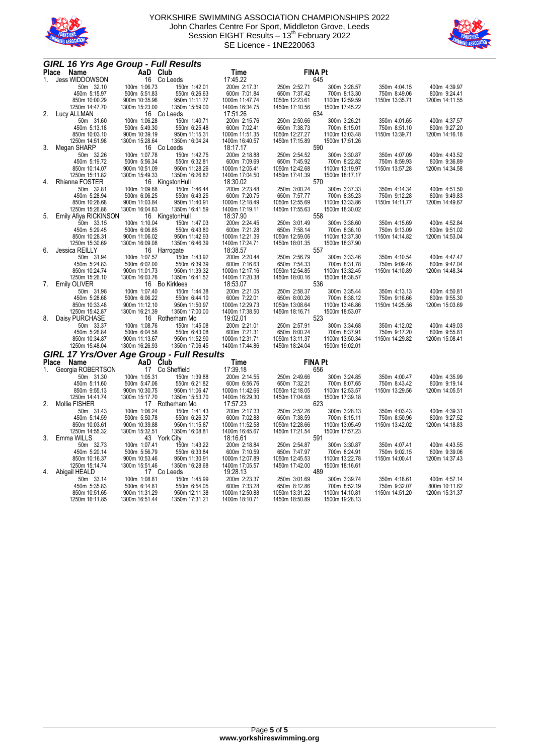# YORKSHIRE SWIMMING ASSOCIATION CHAMPIONSHIPS 2022

John Charles Centre For Sport, Middleton Grove, Leeds
Session EIGHT Results – 13th February 2022
SE Licence - 1NE220063

## GIRL 16 Yrs Age Group - Full Results

| Place | Name | AaD | Club | Time | FINA Pt |
|---|---|---|---|---|---|
| 1. | Jess WIDDOWSON | 16 | Co Leeds | 17:45.22 | 645 |
| 2. | Lucy ALLMAN | 16 | Co Leeds | 17:51.26 | 634 |
| 3. | Megan SHARP | 16 | Co Leeds | 18:17.17 | 590 |
| 4. | Rhianna FOSTER | 16 | KingstonHull | 18:30.02 | 570 |
| 5. | Emily Afiya RICKINSON | 16 | KingstonHull | 18:37.90 | 558 |
| 6. | Jessica REILLY | 16 | Harrogate | 18:38.57 | 557 |
| 7. | Emily OLIVER | 16 | Bo Kirklees | 18:53.07 | 536 |
| 8. | Daisy PURCHASE | 16 | Rotherham Mo | 19:02.01 | 523 |

Splits:

**1. Jess WIDDOWSON**

| | | | | | | | |
|---|---|---|---|---|---|---|---|
| 50m 32.10 | 100m 1:06.73 | 150m 1:42.01 | 200m 2:17.31 | 250m 2:52.71 | 300m 3:28.57 | 350m 4:04.15 | 400m 4:39.97 |
| 450m 5:15.97 | 500m 5:51.83 | 550m 6:26.63 | 600m 7:01.84 | 650m 7:37.42 | 700m 8:13.30 | 750m 8:49.06 | 800m 9:24.41 |
| 850m 10:00.29 | 900m 10:35.96 | 950m 11:11.77 | 1000m 11:47.74 | 1050m 12:23.61 | 1100m 12:59.59 | 1150m 13:35.71 | 1200m 14:11.55 |
| 1250m 14:47.70 | 1300m 15:23.00 | 1350m 15:59.00 | 1400m 16:34.75 | 1450m 17:10.56 | 1500m 17:45.22 | | |

**2. Lucy ALLMAN**

| | | | | | | | |
|---|---|---|---|---|---|---|---|
| 50m 31.60 | 100m 1:06.28 | 150m 1:40.71 | 200m 2:15.76 | 250m 2:50.66 | 300m 3:26.21 | 350m 4:01.65 | 400m 4:37.57 |
| 450m 5:13.18 | 500m 5:49.30 | 550m 6:25.48 | 600m 7:02.41 | 650m 7:38.73 | 700m 8:15.01 | 750m 8:51.10 | 800m 9:27.20 |
| 850m 10:03.10 | 900m 10:39.19 | 950m 11:15.31 | 1000m 11:51.35 | 1050m 12:27.27 | 1100m 13:03.48 | 1150m 13:39.71 | 1200m 14:16.18 |
| 1250m 14:51.98 | 1300m 15:28.64 | 1350m 16:04.24 | 1400m 16:40.57 | 1450m 17:15.89 | 1500m 17:51.26 | | |

**3. Megan SHARP**

| | | | | | | | |
|---|---|---|---|---|---|---|---|
| 50m 32.26 | 100m 1:07.78 | 150m 1:42.75 | 200m 2:18.88 | 250m 2:54.52 | 300m 3:30.87 | 350m 4:07.09 | 400m 4:43.52 |
| 450m 5:19.72 | 500m 5:56.34 | 550m 6:32.81 | 600m 7:09.69 | 650m 7:45.92 | 700m 8:22.82 | 750m 8:59.93 | 800m 9:36.89 |
| 850m 10:14.07 | 900m 10:51.09 | 950m 11:28.26 | 1000m 12:05.41 | 1050m 12:42.68 | 1100m 13:19.97 | 1150m 13:57.28 | 1200m 14:34.58 |
| 1250m 15:11.82 | 1300m 15:49.33 | 1350m 16:26.82 | 1400m 17:04.50 | 1450m 17:41.39 | 1500m 18:17.17 | | |

**4. Rhianna FOSTER**

| | | | | | | | |
|---|---|---|---|---|---|---|---|
| 50m 32.81 | 100m 1:09.68 | 150m 1:46.44 | 200m 2:23.48 | 250m 3:00.24 | 300m 3:37.33 | 350m 4:14.34 | 400m 4:51.50 |
| 450m 5:28.94 | 500m 6:06.25 | 550m 6:43.25 | 600m 7:20.75 | 650m 7:57.77 | 700m 8:35.23 | 750m 9:12.28 | 800m 9:49.83 |
| 850m 10:26.68 | 900m 11:03.84 | 950m 11:40.91 | 1000m 12:18.49 | 1050m 12:55.69 | 1100m 13:33.86 | 1150m 14:11.77 | 1200m 14:49.67 |
| 1250m 15:26.86 | 1300m 16:04.63 | 1350m 16:41.59 | 1400m 17:19.11 | 1450m 17:55.63 | 1500m 18:30.02 | | |

**5. Emily Afiya RICKINSON**

| | | | | | | | |
|---|---|---|---|---|---|---|---|
| 50m 33.15 | 100m 1:10.04 | 150m 1:47.03 | 200m 2:24.45 | 250m 3:01.49 | 300m 3:38.60 | 350m 4:15.69 | 400m 4:52.84 |
| 450m 5:29.45 | 500m 6:06.85 | 550m 6:43.80 | 600m 7:21.28 | 650m 7:58.14 | 700m 8:36.10 | 750m 9:13.09 | 800m 9:51.02 |
| 850m 10:28.31 | 900m 11:06.02 | 950m 11:42.93 | 1000m 12:21.39 | 1050m 12:59.06 | 1100m 13:37.30 | 1150m 14:14.82 | 1200m 14:53.04 |
| 1250m 15:30.69 | 1300m 16:09.08 | 1350m 16:46.39 | 1400m 17:24.71 | 1450m 18:01.35 | 1500m 18:37.90 | | |

**6. Jessica REILLY**

| | | | | | | | |
|---|---|---|---|---|---|---|---|
| 50m 31.94 | 100m 1:07.57 | 150m 1:43.92 | 200m 2:20.44 | 250m 2:56.79 | 300m 3:33.46 | 350m 4:10.54 | 400m 4:47.47 |
| 450m 5:24.83 | 500m 6:02.00 | 550m 6:39.39 | 600m 7:16.63 | 650m 7:54.33 | 700m 8:31.78 | 750m 9:09.46 | 800m 9:47.04 |
| 850m 10:24.74 | 900m 11:01.73 | 950m 11:39.32 | 1000m 12:17.16 | 1050m 12:54.85 | 1100m 13:32.45 | 1150m 14:10.89 | 1200m 14:48.34 |
| 1250m 15:26.10 | 1300m 16:03.76 | 1350m 16:41.52 | 1400m 17:20.38 | 1450m 18:00.16 | 1500m 18:38.57 | | |

**7. Emily OLIVER**

| | | | | | | | |
|---|---|---|---|---|---|---|---|
| 50m 31.98 | 100m 1:07.40 | 150m 1:44.38 | 200m 2:21.05 | 250m 2:58.37 | 300m 3:35.44 | 350m 4:13.13 | 400m 4:50.81 |
| 450m 5:28.68 | 500m 6:06.22 | 550m 6:44.10 | 600m 7:22.01 | 650m 8:00.26 | 700m 8:38.12 | 750m 9:16.66 | 800m 9:55.30 |
| 850m 10:33.48 | 900m 11:12.10 | 950m 11:50.97 | 1000m 12:29.73 | 1050m 13:08.64 | 1100m 13:46.86 | 1150m 14:25.56 | 1200m 15:03.69 |
| 1250m 15:42.87 | 1300m 16:21.39 | 1350m 17:00.00 | 1400m 17:38.50 | 1450m 18:16.71 | 1500m 18:53.07 | | |

**8. Daisy PURCHASE**

| | | | | | | | |
|---|---|---|---|---|---|---|---|
| 50m 33.37 | 100m 1:08.76 | 150m 1:45.08 | 200m 2:21.01 | 250m 2:57.91 | 300m 3:34.68 | 350m 4:12.02 | 400m 4:49.03 |
| 450m 5:26.84 | 500m 6:04.58 | 550m 6:43.08 | 600m 7:21.31 | 650m 8:00.24 | 700m 8:37.91 | 750m 9:17.20 | 800m 9:55.81 |
| 850m 10:34.87 | 900m 11:13.67 | 950m 11:52.90 | 1000m 12:31.71 | 1050m 13:11.37 | 1100m 13:50.34 | 1150m 14:29.82 | 1200m 15:08.41 |
| 1250m 15:48.04 | 1300m 16:26.93 | 1350m 17:06.45 | 1400m 17:44.86 | 1450m 18:24.04 | 1500m 19:02.01 | | |

## GIRL 17 Yrs/Over Age Group - Full Results

| Place | Name | AaD | Club | Time | FINA Pt |
|---|---|---|---|---|---|
| 1. | Georgia ROBERTSON | 17 | Co Sheffield | 17:39.18 | 656 |
| 2. | Mollie FISHER | 17 | Rotherham Mo | 17:57.23 | 623 |
| 3. | Emma WILLS | 43 | York City | 18:16.61 | 591 |
| 4. | Abigail HEALD | 17 | Co Leeds | 19:28.13 | 489 |

Splits:

**1. Georgia ROBERTSON**

| | | | | | | | |
|---|---|---|---|---|---|---|---|
| 50m 31.30 | 100m 1:05.31 | 150m 1:39.88 | 200m 2:14.55 | 250m 2:49.66 | 300m 3:24.85 | 350m 4:00.47 | 400m 4:35.99 |
| 450m 5:11.60 | 500m 5:47.06 | 550m 6:21.82 | 600m 6:56.76 | 650m 7:32.21 | 700m 8:07.65 | 750m 8:43.42 | 800m 9:19.14 |
| 850m 9:55.13 | 900m 10:30.75 | 950m 11:06.47 | 1000m 11:42.66 | 1050m 12:18.05 | 1100m 12:53.57 | 1150m 13:29.56 | 1200m 14:05.51 |
| 1250m 14:41.74 | 1300m 15:17.70 | 1350m 15:53.70 | 1400m 16:29.30 | 1450m 17:04.68 | 1500m 17:39.18 | | |

**2. Mollie FISHER**

| | | | | | | | |
|---|---|---|---|---|---|---|---|
| 50m 31.43 | 100m 1:06.24 | 150m 1:41.43 | 200m 2:17.33 | 250m 2:52.26 | 300m 3:28.13 | 350m 4:03.43 | 400m 4:39.31 |
| 450m 5:14.59 | 500m 5:50.78 | 550m 6:26.37 | 600m 7:02.88 | 650m 7:38.59 | 700m 8:15.11 | 750m 8:50.96 | 800m 9:27.52 |
| 850m 10:03.61 | 900m 10:39.88 | 950m 11:15.87 | 1000m 11:52.58 | 1050m 12:28.66 | 1100m 13:05.49 | 1150m 13:42.02 | 1200m 14:18.83 |
| 1250m 14:55.32 | 1300m 15:32.51 | 1350m 16:08.81 | 1400m 16:45.67 | 1450m 17:21.54 | 1500m 17:57.23 | | |

**3. Emma WILLS**

| | | | | | | | |
|---|---|---|---|---|---|---|---|
| 50m 32.73 | 100m 1:07.41 | 150m 1:43.22 | 200m 2:18.84 | 250m 2:54.87 | 300m 3:30.87 | 350m 4:07.41 | 400m 4:43.55 |
| 450m 5:20.14 | 500m 5:56.79 | 550m 6:33.84 | 600m 7:10.59 | 650m 7:47.97 | 700m 8:24.91 | 750m 9:02.15 | 800m 9:39.06 |
| 850m 10:16.37 | 900m 10:53.46 | 950m 11:30.91 | 1000m 12:07.89 | 1050m 12:45.53 | 1100m 13:22.78 | 1150m 14:00.41 | 1200m 14:37.43 |
| 1250m 15:14.74 | 1300m 15:51.46 | 1350m 16:28.68 | 1400m 17:05.57 | 1450m 17:42.00 | 1500m 18:16.61 | | |

**4. Abigail HEALD**

| | | | | | | | |
|---|---|---|---|---|---|---|---|
| 50m 33.14 | 100m 1:08.81 | 150m 1:45.99 | 200m 2:23.37 | 250m 3:01.69 | 300m 3:39.74 | 350m 4:18.61 | 400m 4:57.14 |
| 450m 5:35.83 | 500m 6:14.81 | 550m 6:54.05 | 600m 7:33.28 | 650m 8:12.86 | 700m 8:52.19 | 750m 9:32.07 | 800m 10:11.62 |
| 850m 10:51.65 | 900m 11:31.29 | 950m 12:11.38 | 1000m 12:50.88 | 1050m 13:31.22 | 1100m 14:10.81 | 1150m 14:51.20 | 1200m 15:31.37 |
| 1250m 16:11.85 | 1300m 16:51.44 | 1350m 17:31.21 | 1400m 18:10.71 | 1450m 18:50.89 | 1500m 19:28.13 | | |

www.yorkshireswimming.org